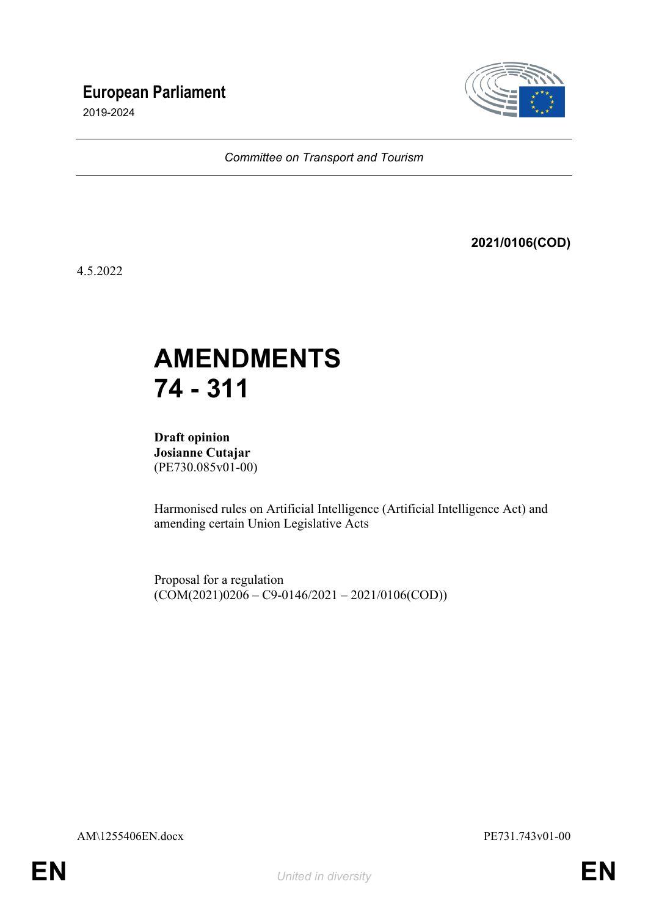# European Parliament

2019-2024

*Committee on Transport and Tourism*

**2021/0106(COD)**

4.5.2022

# AMENDMENTS
# 74 - 311

**Draft opinion**
**Josianne Cutajar**
(PE730.085v01-00)

Harmonised rules on Artificial Intelligence (Artificial Intelligence Act) and amending certain Union Legislative Acts

Proposal for a regulation
(COM(2021)0206 – C9-0146/2021 – 2021/0106(COD))

AM\1255406EN.docx PE731.743v01-00

EN *United in diversity* EN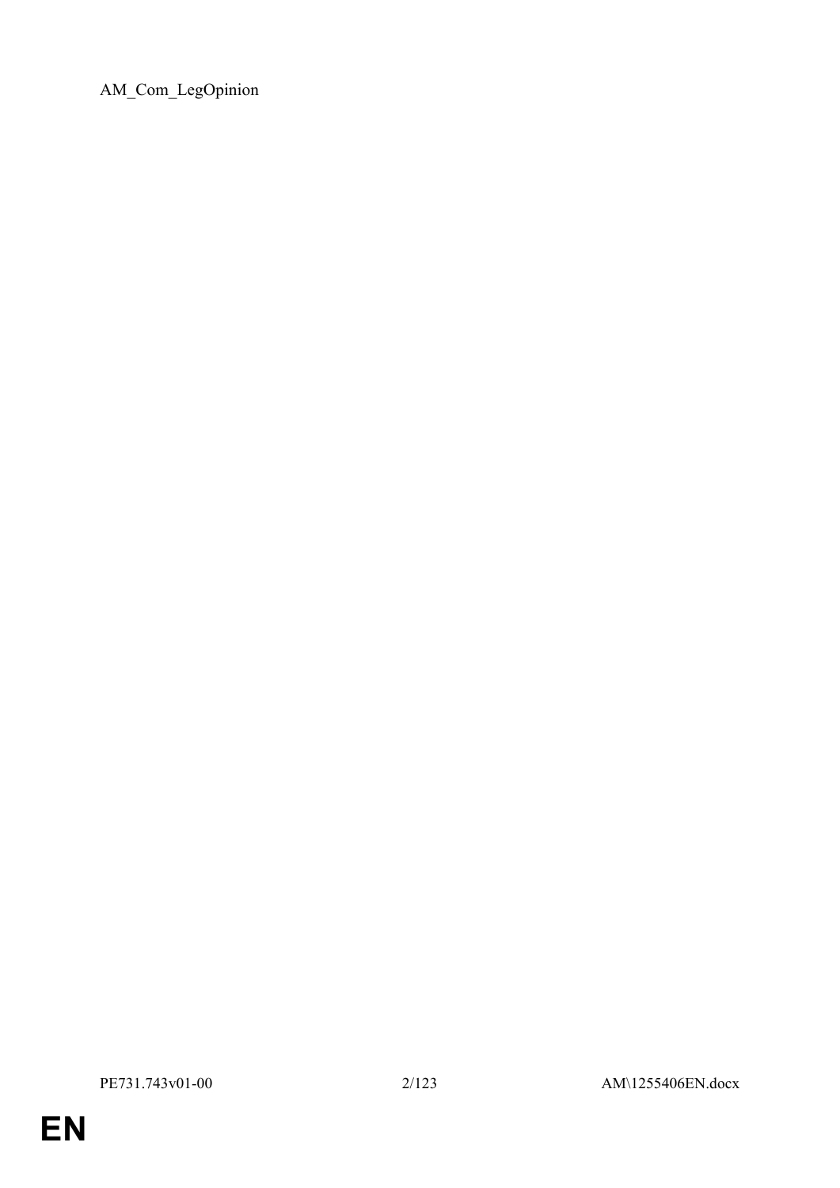AM_Com_LegOpinion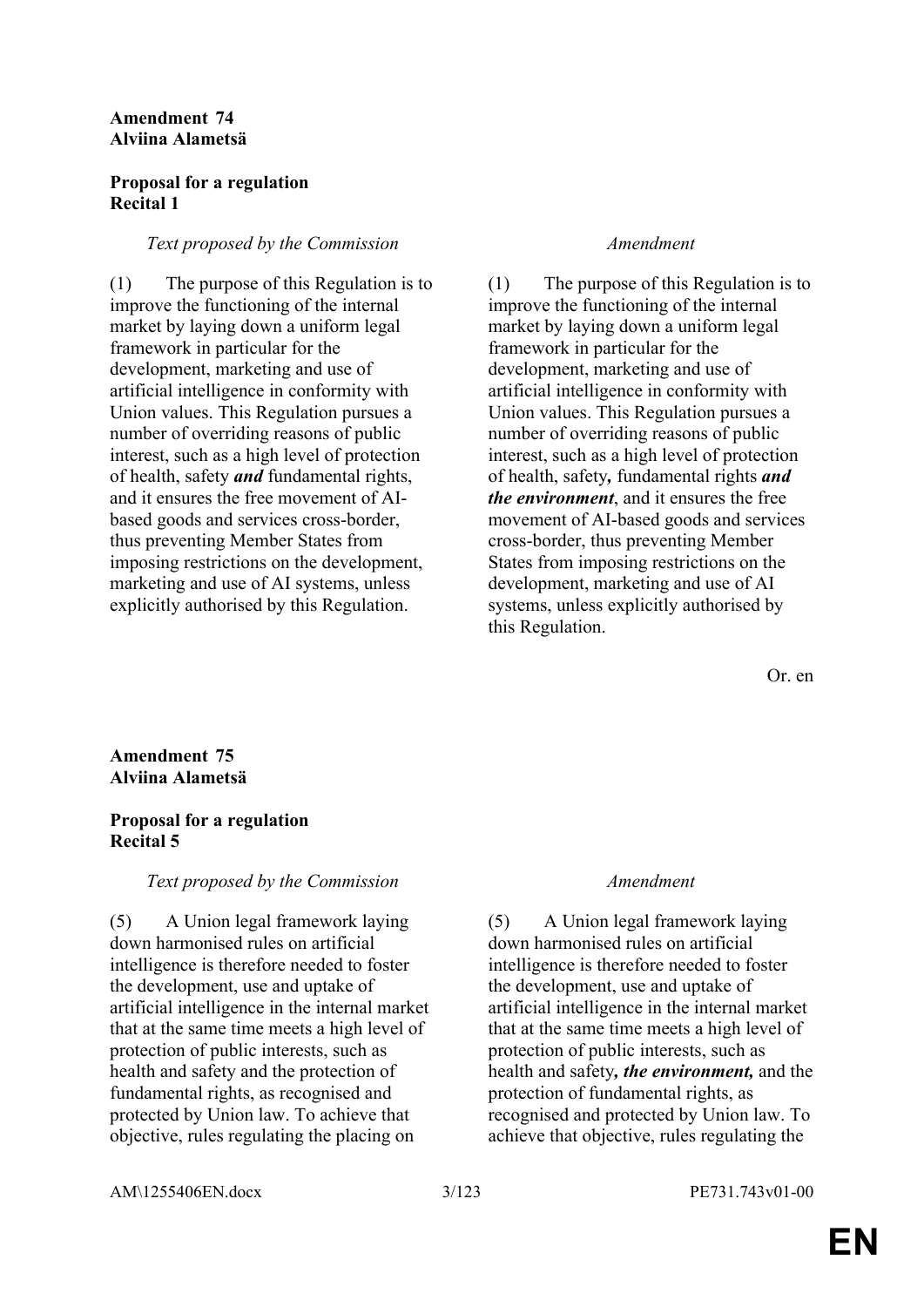**Amendment 74**
**Alviina Alametsä**

**Proposal for a regulation**
**Recital 1**

| *Text proposed by the Commission* | *Amendment* |
|---|---|
| (1) The purpose of this Regulation is to improve the functioning of the internal market by laying down a uniform legal framework in particular for the development, marketing and use of artificial intelligence in conformity with Union values. This Regulation pursues a number of overriding reasons of public interest, such as a high level of protection of health, safety ***and*** fundamental rights, and it ensures the free movement of AI-based goods and services cross-border, thus preventing Member States from imposing restrictions on the development, marketing and use of AI systems, unless explicitly authorised by this Regulation. | (1) The purpose of this Regulation is to improve the functioning of the internal market by laying down a uniform legal framework in particular for the development, marketing and use of artificial intelligence in conformity with Union values. This Regulation pursues a number of overriding reasons of public interest, such as a high level of protection of health, safety***,*** fundamental rights ***and the environment***, and it ensures the free movement of AI-based goods and services cross-border, thus preventing Member States from imposing restrictions on the development, marketing and use of AI systems, unless explicitly authorised by this Regulation. |

Or. en

**Amendment 75**
**Alviina Alametsä**

**Proposal for a regulation**
**Recital 5**

| *Text proposed by the Commission* | *Amendment* |
|---|---|
| (5) A Union legal framework laying down harmonised rules on artificial intelligence is therefore needed to foster the development, use and uptake of artificial intelligence in the internal market that at the same time meets a high level of protection of public interests, such as health and safety and the protection of fundamental rights, as recognised and protected by Union law. To achieve that objective, rules regulating the placing on | (5) A Union legal framework laying down harmonised rules on artificial intelligence is therefore needed to foster the development, use and uptake of artificial intelligence in the internal market that at the same time meets a high level of protection of public interests, such as health and safety***, the environment,*** and the protection of fundamental rights, as recognised and protected by Union law. To achieve that objective, rules regulating the |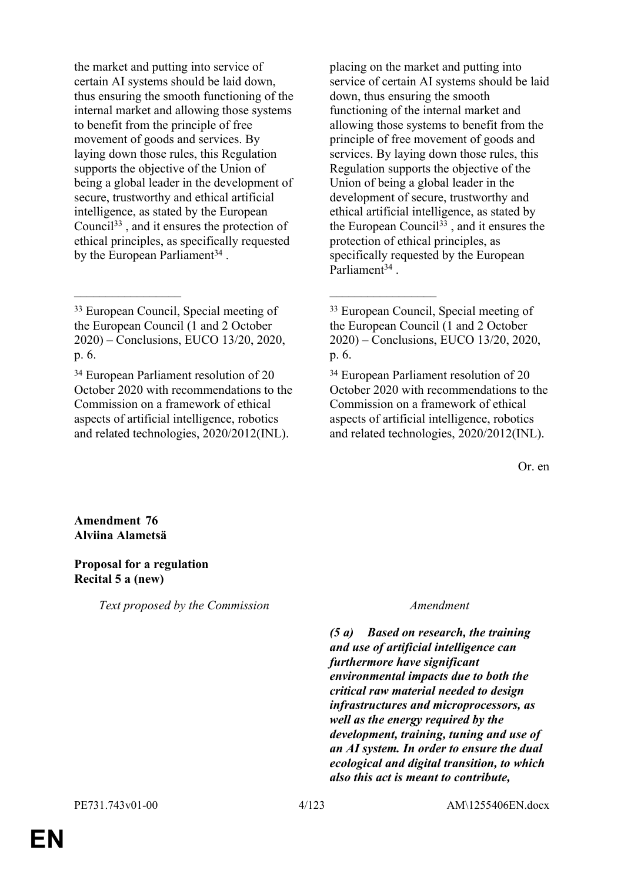| | |
|---|---|
| the market and putting into service of certain AI systems should be laid down, thus ensuring the smooth functioning of the internal market and allowing those systems to benefit from the principle of free movement of goods and services. By laying down those rules, this Regulation supports the objective of the Union of being a global leader in the development of secure, trustworthy and ethical artificial intelligence, as stated by the European Council[33] , and it ensures the protection of ethical principles, as specifically requested by the European Parliament[34] . | placing on the market and putting into service of certain AI systems should be laid down, thus ensuring the smooth functioning of the internal market and allowing those systems to benefit from the principle of free movement of goods and services. By laying down those rules, this Regulation supports the objective of the Union of being a global leader in the development of secure, trustworthy and ethical artificial intelligence, as stated by the European Council[33] , and it ensures the protection of ethical principles, as specifically requested by the European Parliament[34] . |
| _________________ | _________________ |
| [33] European Council, Special meeting of the European Council (1 and 2 October 2020) – Conclusions, EUCO 13/20, 2020, p. 6. | [33] European Council, Special meeting of the European Council (1 and 2 October 2020) – Conclusions, EUCO 13/20, 2020, p. 6. |
| [34] European Parliament resolution of 20 October 2020 with recommendations to the Commission on a framework of ethical aspects of artificial intelligence, robotics and related technologies, 2020/2012(INL). | [34] European Parliament resolution of 20 October 2020 with recommendations to the Commission on a framework of ethical aspects of artificial intelligence, robotics and related technologies, 2020/2012(INL). |

Or. en

**Amendment 76**
**Alviina Alametsä**

**Proposal for a regulation**
**Recital 5 a (new)**

| *Text proposed by the Commission* | *Amendment* |
|---|---|
| | ***(5 a) Based on research, the training and use of artificial intelligence can furthermore have significant environmental impacts due to both the critical raw material needed to design infrastructures and microprocessors, as well as the energy required by the development, training, tuning and use of an AI system. In order to ensure the dual ecological and digital transition, to which also this act is meant to contribute,*** |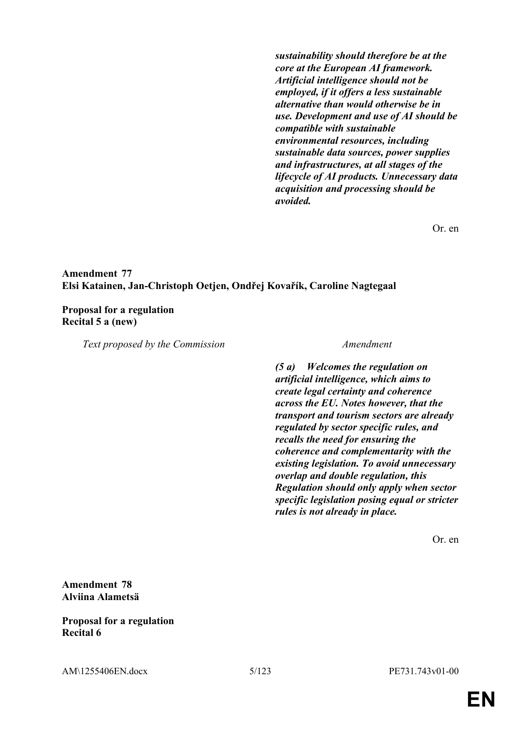| | |
|---|---|
| | ***sustainability should therefore be at the core at the European AI framework. Artificial intelligence should not be employed, if it offers a less sustainable alternative than would otherwise be in use. Development and use of AI should be compatible with sustainable environmental resources, including sustainable data sources, power supplies and infrastructures, at all stages of the lifecycle of AI products. Unnecessary data acquisition and processing should be avoided.*** |

Or. en

**Amendment 77**
**Elsi Katainen, Jan-Christoph Oetjen, Ondřej Kovařík, Caroline Nagtegaal**

**Proposal for a regulation**
**Recital 5 a (new)**

| *Text proposed by the Commission* | *Amendment* |
|---|---|
| | ***(5 a) Welcomes the regulation on artificial intelligence, which aims to create legal certainty and coherence across the EU. Notes however, that the transport and tourism sectors are already regulated by sector specific rules, and recalls the need for ensuring the coherence and complementarity with the existing legislation. To avoid unnecessary overlap and double regulation, this Regulation should only apply when sector specific legislation posing equal or stricter rules is not already in place.*** |

Or. en

**Amendment 78**
**Alviina Alametsä**

**Proposal for a regulation**
**Recital 6**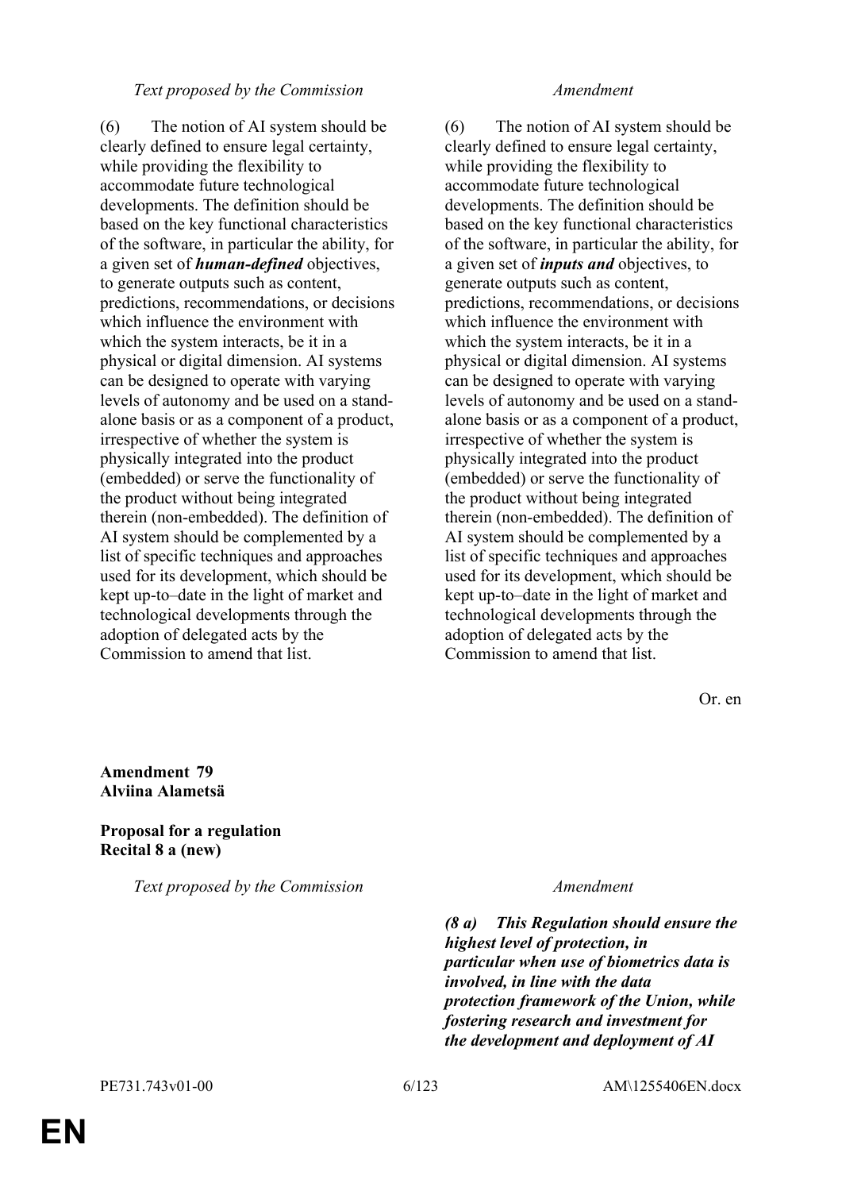| Text proposed by the Commission | Amendment |
| --- | --- |
| (6) The notion of AI system should be clearly defined to ensure legal certainty, while providing the flexibility to accommodate future technological developments. The definition should be based on the key functional characteristics of the software, in particular the ability, for a given set of ***human-defined*** objectives, to generate outputs such as content, predictions, recommendations, or decisions which influence the environment with which the system interacts, be it in a physical or digital dimension. AI systems can be designed to operate with varying levels of autonomy and be used on a stand-alone basis or as a component of a product, irrespective of whether the system is physically integrated into the product (embedded) or serve the functionality of the product without being integrated therein (non-embedded). The definition of AI system should be complemented by a list of specific techniques and approaches used for its development, which should be kept up-to–date in the light of market and technological developments through the adoption of delegated acts by the Commission to amend that list. | (6) The notion of AI system should be clearly defined to ensure legal certainty, while providing the flexibility to accommodate future technological developments. The definition should be based on the key functional characteristics of the software, in particular the ability, for a given set of ***inputs and*** objectives, to generate outputs such as content, predictions, recommendations, or decisions which influence the environment with which the system interacts, be it in a physical or digital dimension. AI systems can be designed to operate with varying levels of autonomy and be used on a stand-alone basis or as a component of a product, irrespective of whether the system is physically integrated into the product (embedded) or serve the functionality of the product without being integrated therein (non-embedded). The definition of AI system should be complemented by a list of specific techniques and approaches used for its development, which should be kept up-to–date in the light of market and technological developments through the adoption of delegated acts by the Commission to amend that list. |

Or. en

**Amendment 79**
**Alviina Alametsä**

**Proposal for a regulation**
**Recital 8 a (new)**

| Text proposed by the Commission | Amendment |
| --- | --- |
| | ***(8 a) This Regulation should ensure the highest level of protection, in particular when use of biometrics data is involved, in line with the data protection framework of the Union, while fostering research and investment for the development and deployment of AI*** |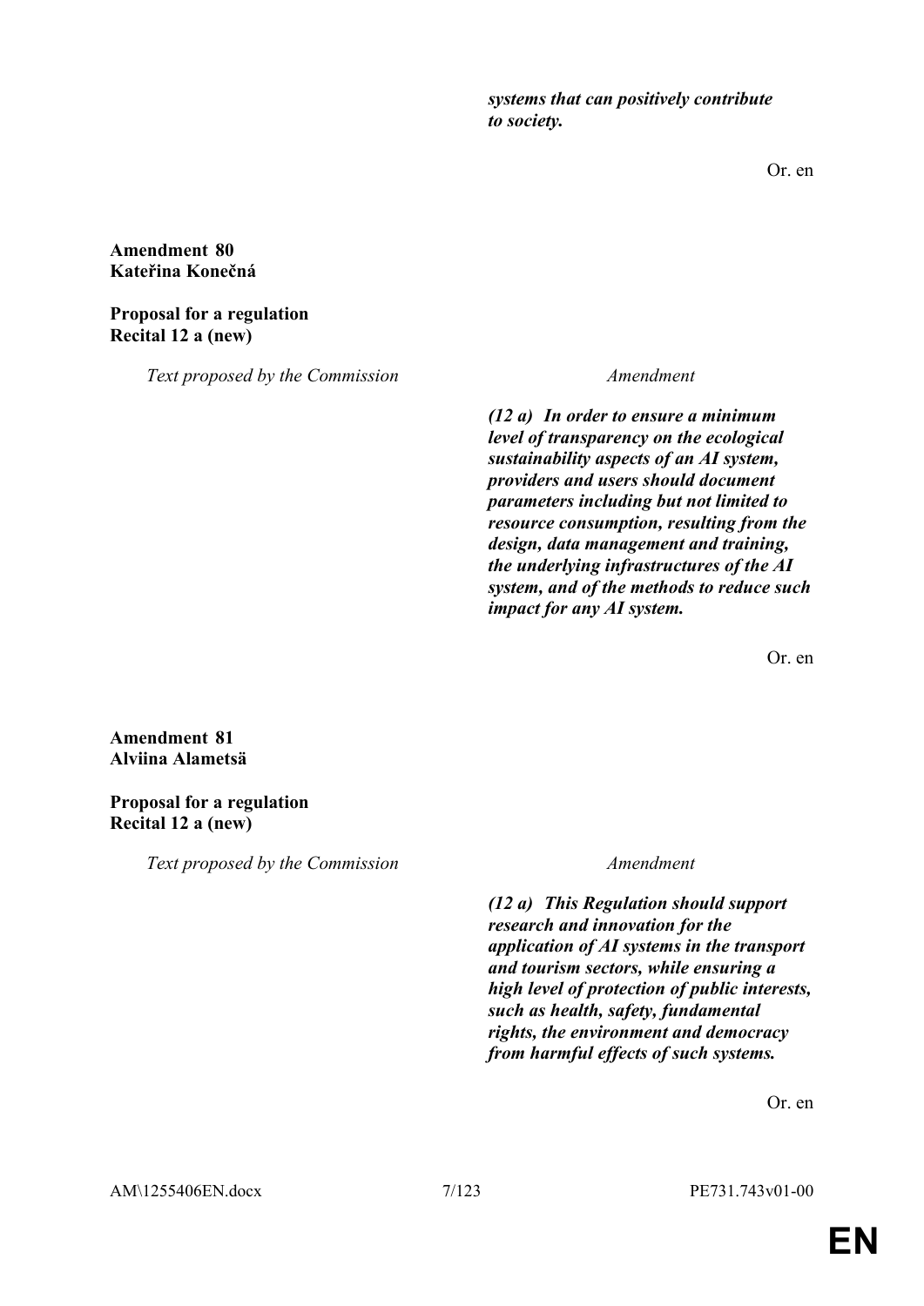*systems that can positively contribute to society.*

Or. en

**Amendment 80**
**Kateřina Konečná**

**Proposal for a regulation**
**Recital 12 a (new)**

| *Text proposed by the Commission* | *Amendment* |
|---|---|
| | ***(12 a) In order to ensure a minimum level of transparency on the ecological sustainability aspects of an AI system, providers and users should document parameters including but not limited to resource consumption, resulting from the design, data management and training, the underlying infrastructures of the AI system, and of the methods to reduce such impact for any AI system.*** |

Or. en

**Amendment 81**
**Alviina Alametsä**

**Proposal for a regulation**
**Recital 12 a (new)**

| *Text proposed by the Commission* | *Amendment* |
|---|---|
| | ***(12 a) This Regulation should support research and innovation for the application of AI systems in the transport and tourism sectors, while ensuring a high level of protection of public interests, such as health, safety, fundamental rights, the environment and democracy from harmful effects of such systems.*** |

Or. en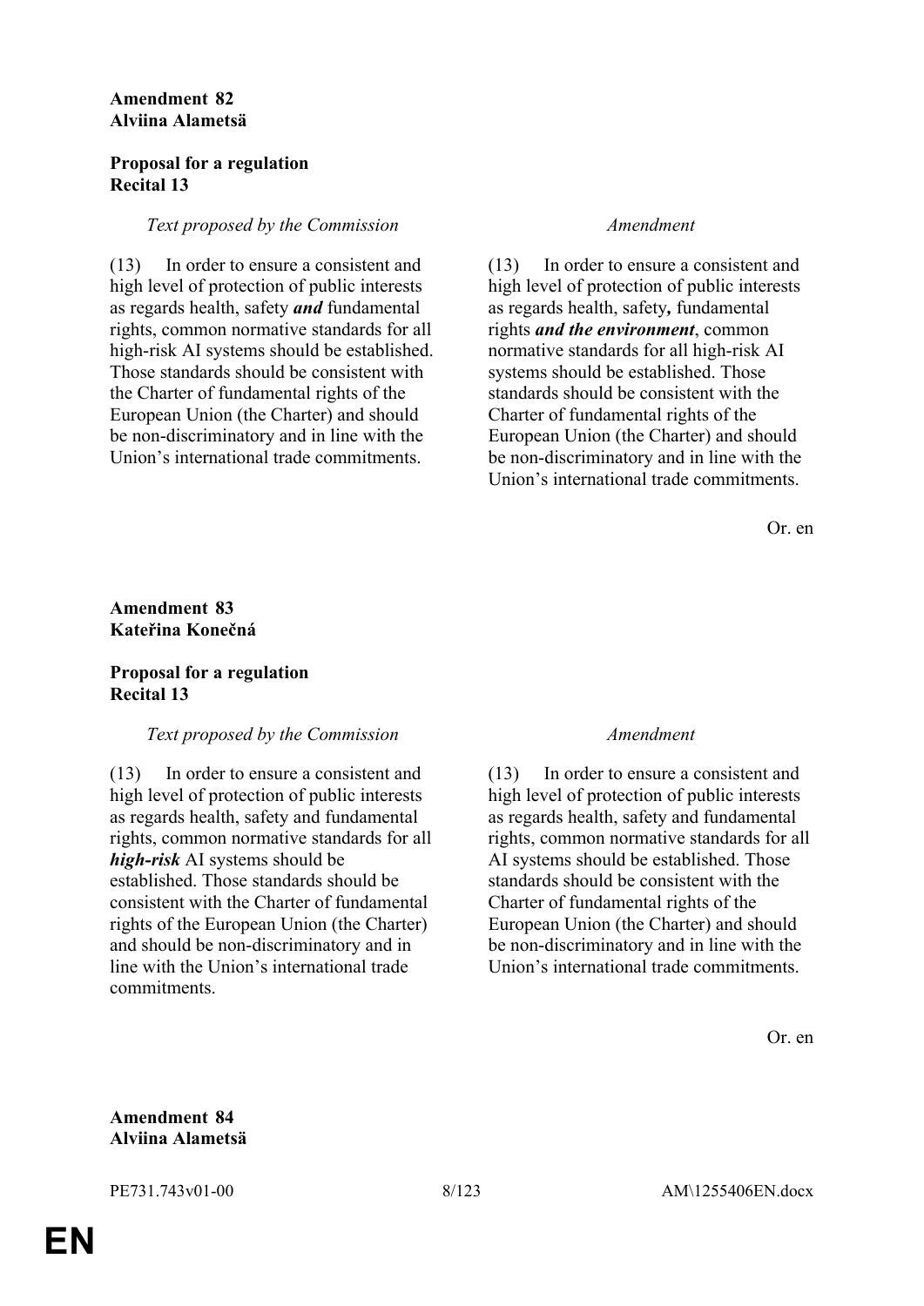**Amendment 82**
**Alviina Alametsä**

**Proposal for a regulation**
**Recital 13**

| *Text proposed by the Commission* | *Amendment* |
| --- | --- |
| (13) In order to ensure a consistent and high level of protection of public interests as regards health, safety ***and*** fundamental rights, common normative standards for all high-risk AI systems should be established. Those standards should be consistent with the Charter of fundamental rights of the European Union (the Charter) and should be non-discriminatory and in line with the Union's international trade commitments. | (13) In order to ensure a consistent and high level of protection of public interests as regards health, safety***,*** fundamental rights ***and the environment***, common normative standards for all high-risk AI systems should be established. Those standards should be consistent with the Charter of fundamental rights of the European Union (the Charter) and should be non-discriminatory and in line with the Union's international trade commitments. |

Or. en

**Amendment 83**
**Kateřina Konečná**

**Proposal for a regulation**
**Recital 13**

| *Text proposed by the Commission* | *Amendment* |
| --- | --- |
| (13) In order to ensure a consistent and high level of protection of public interests as regards health, safety and fundamental rights, common normative standards for all ***high-risk*** AI systems should be established. Those standards should be consistent with the Charter of fundamental rights of the European Union (the Charter) and should be non-discriminatory and in line with the Union's international trade commitments. | (13) In order to ensure a consistent and high level of protection of public interests as regards health, safety and fundamental rights, common normative standards for all AI systems should be established. Those standards should be consistent with the Charter of fundamental rights of the European Union (the Charter) and should be non-discriminatory and in line with the Union's international trade commitments. |

Or. en

**Amendment 84**
**Alviina Alametsä**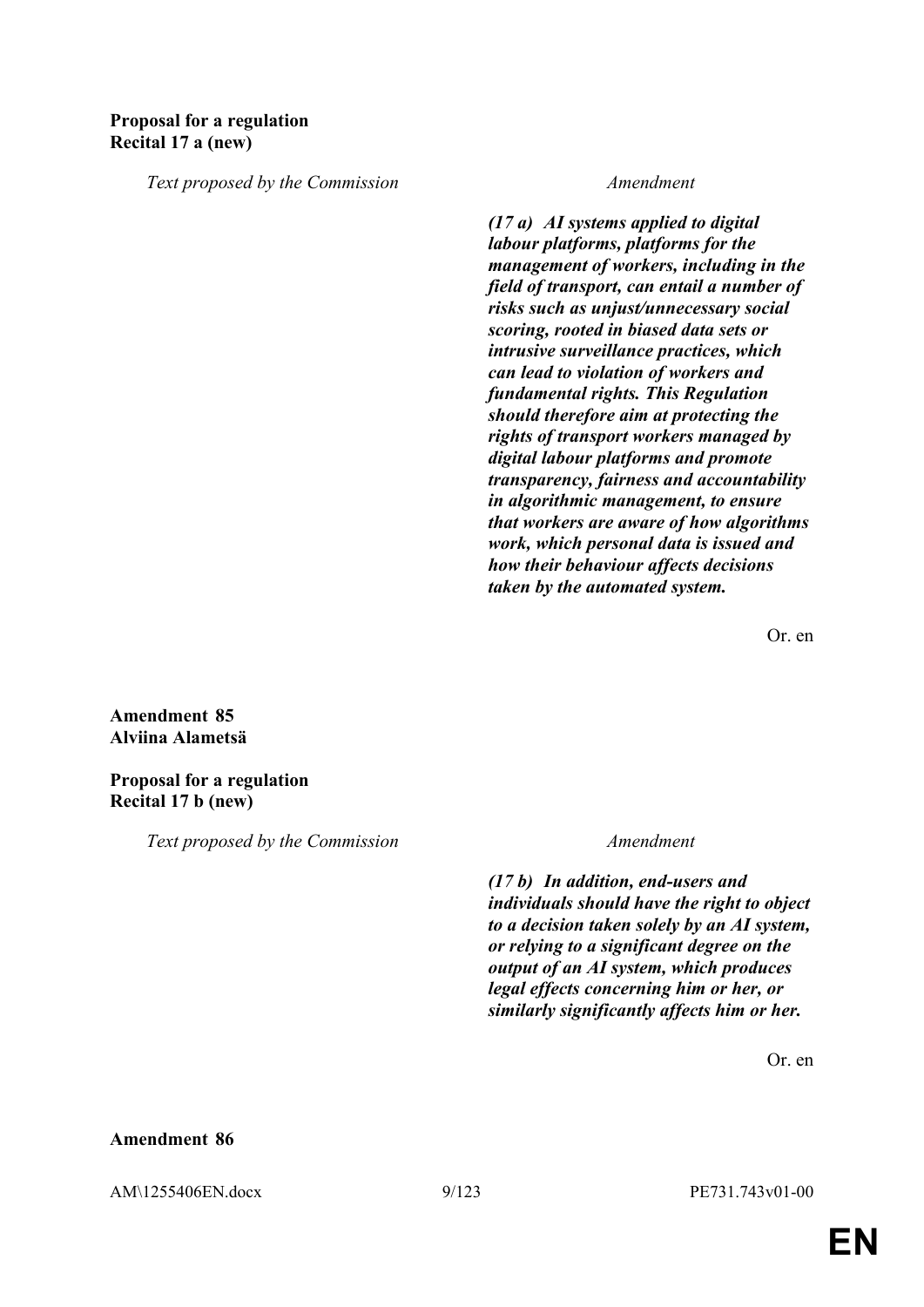**Proposal for a regulation**
**Recital 17 a (new)**

| *Text proposed by the Commission* | *Amendment* |
|---|---|
| | ***(17 a) AI systems applied to digital labour platforms, platforms for the management of workers, including in the field of transport, can entail a number of risks such as unjust/unnecessary social scoring, rooted in biased data sets or intrusive surveillance practices, which can lead to violation of workers and fundamental rights. This Regulation should therefore aim at protecting the rights of transport workers managed by digital labour platforms and promote transparency, fairness and accountability in algorithmic management, to ensure that workers are aware of how algorithms work, which personal data is issued and how their behaviour affects decisions taken by the automated system.*** |

Or. en

**Amendment 85**
**Alviina Alametsä**

**Proposal for a regulation**
**Recital 17 b (new)**

| *Text proposed by the Commission* | *Amendment* |
|---|---|
| | ***(17 b) In addition, end-users and individuals should have the right to object to a decision taken solely by an AI system, or relying to a significant degree on the output of an AI system, which produces legal effects concerning him or her, or similarly significantly affects him or her.*** |

Or. en

**Amendment 86**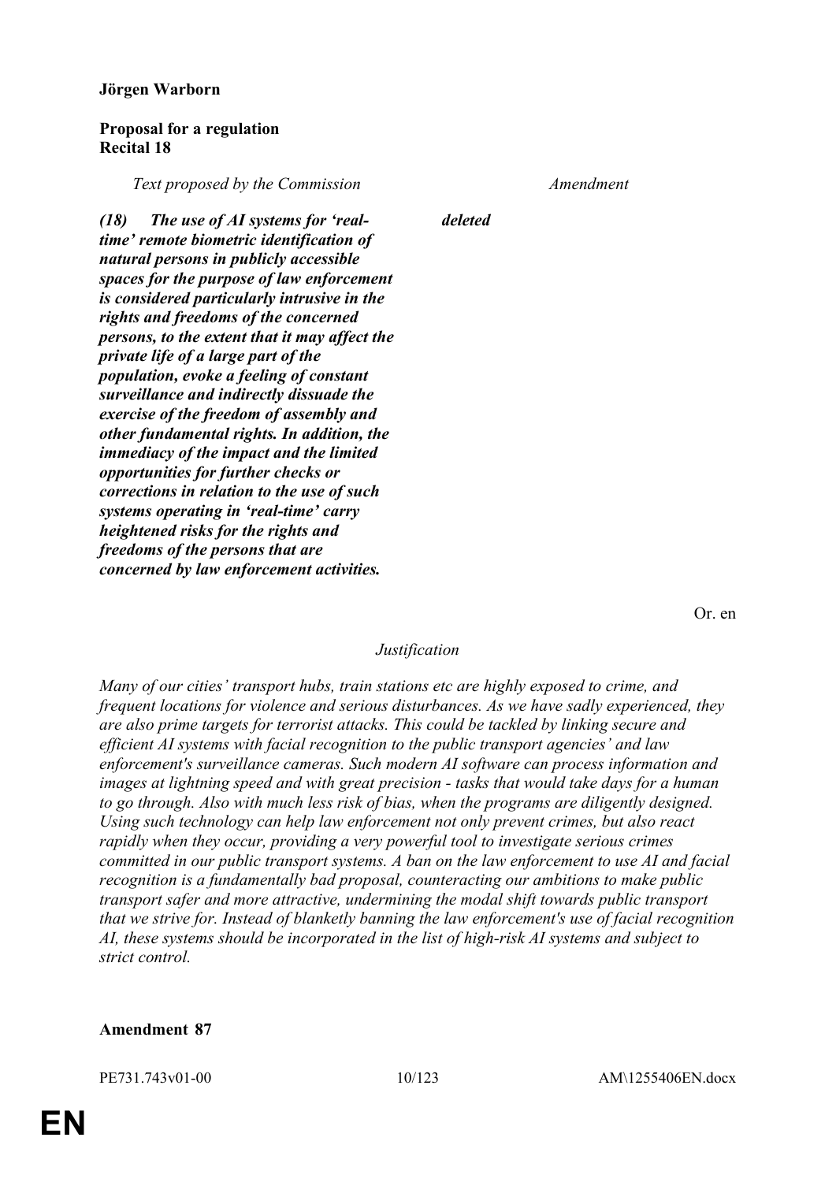**Jörgen Warborn**

**Proposal for a regulation**
**Recital 18**

| *Text proposed by the Commission* | *Amendment* |
|---|---|
| ***(18) The use of AI systems for 'real-time' remote biometric identification of natural persons in publicly accessible spaces for the purpose of law enforcement is considered particularly intrusive in the rights and freedoms of the concerned persons, to the extent that it may affect the private life of a large part of the population, evoke a feeling of constant surveillance and indirectly dissuade the exercise of the freedom of assembly and other fundamental rights. In addition, the immediacy of the impact and the limited opportunities for further checks or corrections in relation to the use of such systems operating in 'real-time' carry heightened risks for the rights and freedoms of the persons that are concerned by law enforcement activities.*** | ***deleted*** |

Or. en

*Justification*

*Many of our cities' transport hubs, train stations etc are highly exposed to crime, and frequent locations for violence and serious disturbances. As we have sadly experienced, they are also prime targets for terrorist attacks. This could be tackled by linking secure and efficient AI systems with facial recognition to the public transport agencies' and law enforcement's surveillance cameras. Such modern AI software can process information and images at lightning speed and with great precision - tasks that would take days for a human to go through. Also with much less risk of bias, when the programs are diligently designed. Using such technology can help law enforcement not only prevent crimes, but also react rapidly when they occur, providing a very powerful tool to investigate serious crimes committed in our public transport systems. A ban on the law enforcement to use AI and facial recognition is a fundamentally bad proposal, counteracting our ambitions to make public transport safer and more attractive, undermining the modal shift towards public transport that we strive for. Instead of blanketly banning the law enforcement's use of facial recognition AI, these systems should be incorporated in the list of high-risk AI systems and subject to strict control.*

**Amendment 87**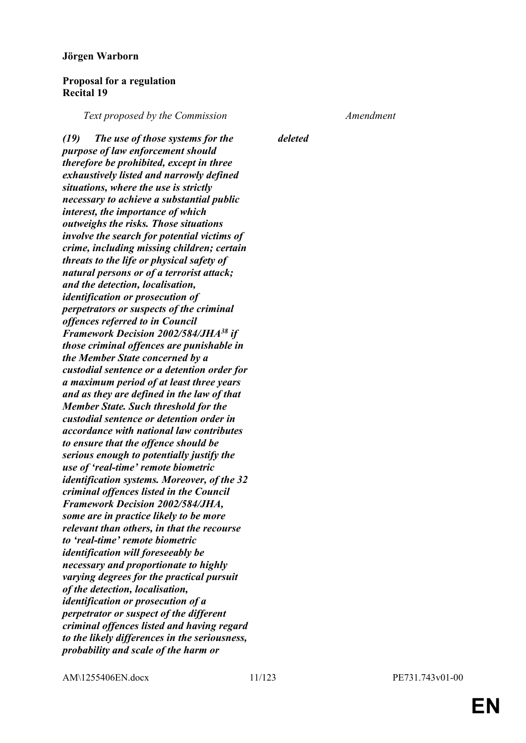**Jörgen Warborn**

**Proposal for a regulation**
**Recital 19**

| *Text proposed by the Commission* | *Amendment* |
|---|---|
| ***(19) The use of those systems for the purpose of law enforcement should therefore be prohibited, except in three exhaustively listed and narrowly defined situations, where the use is strictly necessary to achieve a substantial public interest, the importance of which outweighs the risks. Those situations involve the search for potential victims of crime, including missing children; certain threats to the life or physical safety of natural persons or of a terrorist attack; and the detection, localisation, identification or prosecution of perpetrators or suspects of the criminal offences referred to in Council Framework Decision 2002/584/JHA[38] if those criminal offences are punishable in the Member State concerned by a custodial sentence or a detention order for a maximum period of at least three years and as they are defined in the law of that Member State. Such threshold for the custodial sentence or detention order in accordance with national law contributes to ensure that the offence should be serious enough to potentially justify the use of 'real-time' remote biometric identification systems. Moreover, of the 32 criminal offences listed in the Council Framework Decision 2002/584/JHA, some are in practice likely to be more relevant than others, in that the recourse to 'real-time' remote biometric identification will foreseeably be necessary and proportionate to highly varying degrees for the practical pursuit of the detection, localisation, identification or prosecution of a perpetrator or suspect of the different criminal offences listed and having regard to the likely differences in the seriousness, probability and scale of the harm or*** | ***deleted*** |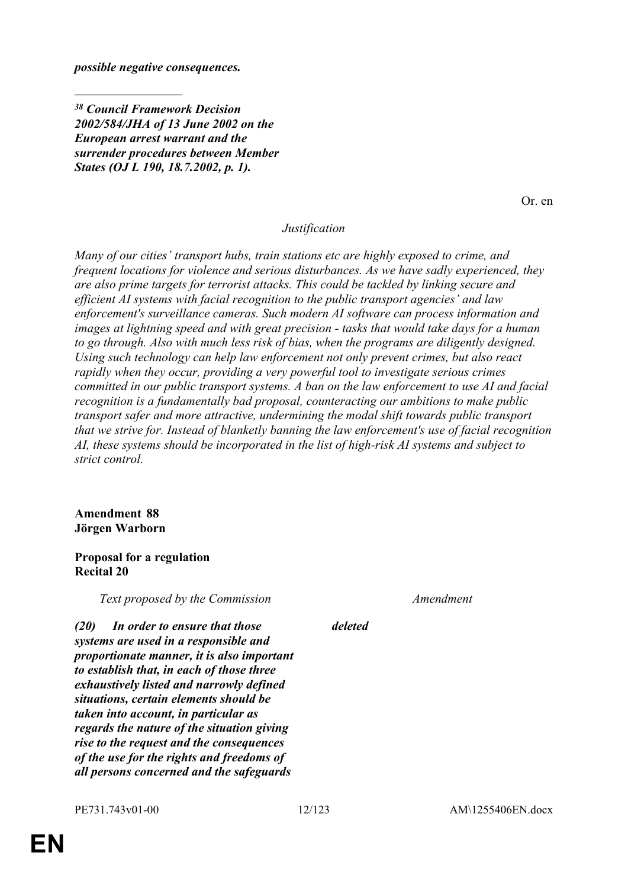*possible negative consequences.*

_________________

***[38] Council Framework Decision 2002/584/JHA of 13 June 2002 on the European arrest warrant and the surrender procedures between Member States (OJ L 190, 18.7.2002, p. 1).***

Or. en

*Justification*

*Many of our cities' transport hubs, train stations etc are highly exposed to crime, and frequent locations for violence and serious disturbances. As we have sadly experienced, they are also prime targets for terrorist attacks. This could be tackled by linking secure and efficient AI systems with facial recognition to the public transport agencies' and law enforcement's surveillance cameras. Such modern AI software can process information and images at lightning speed and with great precision - tasks that would take days for a human to go through. Also with much less risk of bias, when the programs are diligently designed. Using such technology can help law enforcement not only prevent crimes, but also react rapidly when they occur, providing a very powerful tool to investigate serious crimes committed in our public transport systems. A ban on the law enforcement to use AI and facial recognition is a fundamentally bad proposal, counteracting our ambitions to make public transport safer and more attractive, undermining the modal shift towards public transport that we strive for. Instead of blanketly banning the law enforcement's use of facial recognition AI, these systems should be incorporated in the list of high-risk AI systems and subject to strict control.*

**Amendment 88**
**Jörgen Warborn**

**Proposal for a regulation**
**Recital 20**

| *Text proposed by the Commission* | *Amendment* |
|---|---|
| ***(20) In order to ensure that those systems are used in a responsible and proportionate manner, it is also important to establish that, in each of those three exhaustively listed and narrowly defined situations, certain elements should be taken into account, in particular as regards the nature of the situation giving rise to the request and the consequences of the use for the rights and freedoms of all persons concerned and the safeguards*** | ***deleted*** |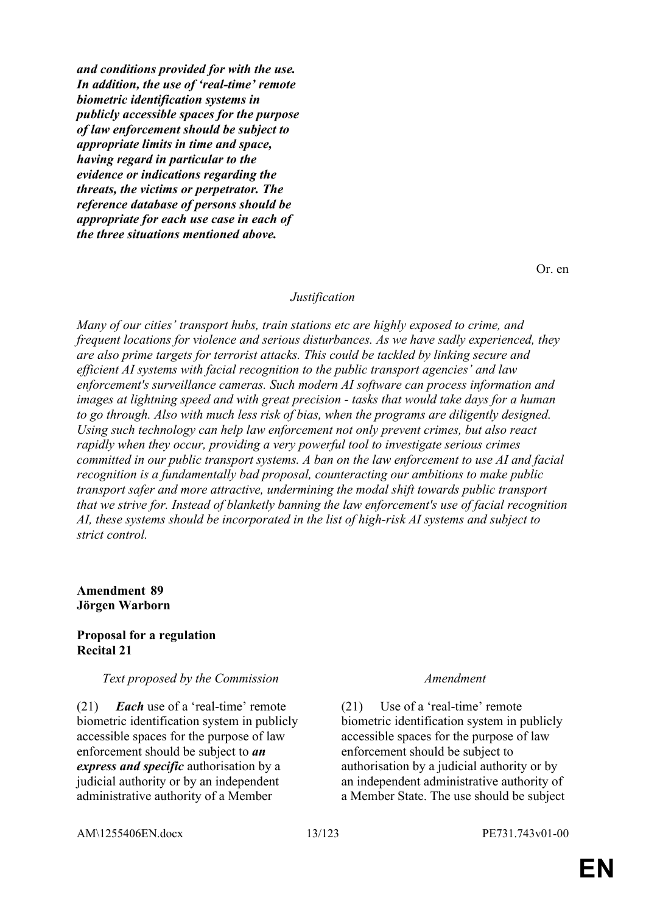***and conditions provided for with the use. In addition, the use of 'real-time' remote biometric identification systems in publicly accessible spaces for the purpose of law enforcement should be subject to appropriate limits in time and space, having regard in particular to the evidence or indications regarding the threats, the victims or perpetrator. The reference database of persons should be appropriate for each use case in each of the three situations mentioned above.***

Or. en

*Justification*

*Many of our cities' transport hubs, train stations etc are highly exposed to crime, and frequent locations for violence and serious disturbances. As we have sadly experienced, they are also prime targets for terrorist attacks. This could be tackled by linking secure and efficient AI systems with facial recognition to the public transport agencies' and law enforcement's surveillance cameras. Such modern AI software can process information and images at lightning speed and with great precision - tasks that would take days for a human to go through. Also with much less risk of bias, when the programs are diligently designed. Using such technology can help law enforcement not only prevent crimes, but also react rapidly when they occur, providing a very powerful tool to investigate serious crimes committed in our public transport systems. A ban on the law enforcement to use AI and facial recognition is a fundamentally bad proposal, counteracting our ambitions to make public transport safer and more attractive, undermining the modal shift towards public transport that we strive for. Instead of blanketly banning the law enforcement's use of facial recognition AI, these systems should be incorporated in the list of high-risk AI systems and subject to strict control.*

**Amendment 89**
**Jörgen Warborn**

**Proposal for a regulation**
**Recital 21**

| *Text proposed by the Commission* | *Amendment* |
|---|---|
| (21) ***Each*** use of a 'real-time' remote biometric identification system in publicly accessible spaces for the purpose of law enforcement should be subject to ***an express and specific*** authorisation by a judicial authority or by an independent administrative authority of a Member | (21) Use of a 'real-time' remote biometric identification system in publicly accessible spaces for the purpose of law enforcement should be subject to authorisation by a judicial authority or by an independent administrative authority of a Member State. The use should be subject |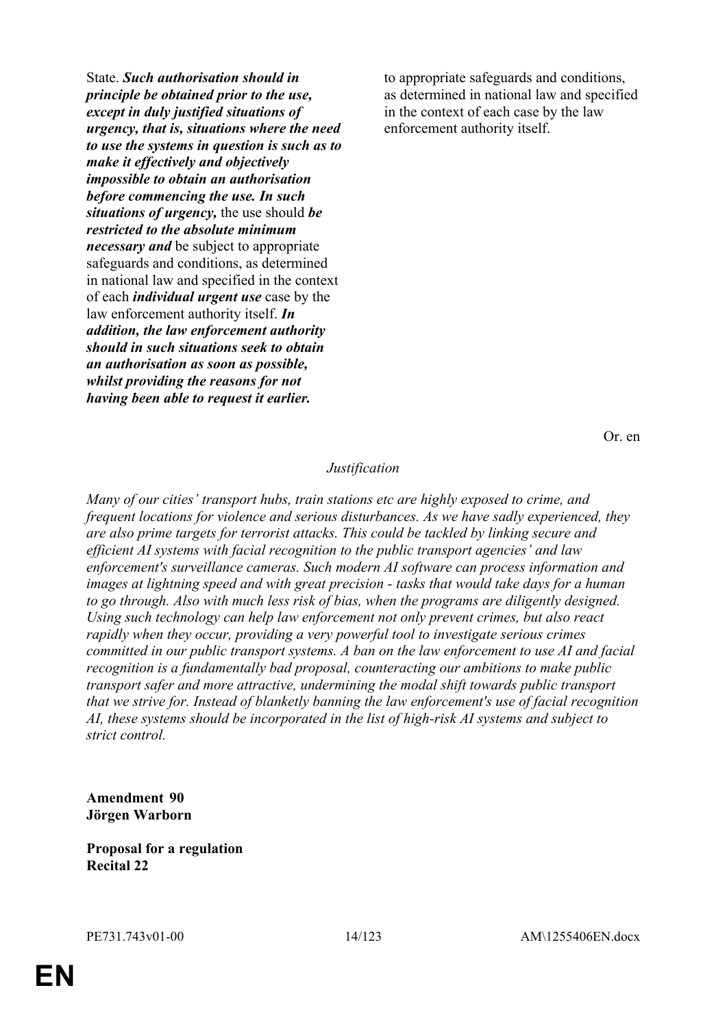| | |
|---|---|
| to appropriate safeguards and conditions, as determined in national law and specified in the context of each case by the law enforcement authority itself. | State. ***Such authorisation should in principle be obtained prior to the use, except in duly justified situations of urgency, that is, situations where the need to use the systems in question is such as to make it effectively and objectively impossible to obtain an authorisation before commencing the use. In such situations of urgency,*** the use should ***be restricted to the absolute minimum necessary and*** be subject to appropriate safeguards and conditions, as determined in national law and specified in the context of each ***individual urgent use*** case by the law enforcement authority itself. ***In addition, the law enforcement authority should in such situations seek to obtain an authorisation as soon as possible, whilst providing the reasons for not having been able to request it earlier.*** |

Or. en

*Justification*

*Many of our cities' transport hubs, train stations etc are highly exposed to crime, and frequent locations for violence and serious disturbances. As we have sadly experienced, they are also prime targets for terrorist attacks. This could be tackled by linking secure and efficient AI systems with facial recognition to the public transport agencies' and law enforcement's surveillance cameras. Such modern AI software can process information and images at lightning speed and with great precision - tasks that would take days for a human to go through. Also with much less risk of bias, when the programs are diligently designed. Using such technology can help law enforcement not only prevent crimes, but also react rapidly when they occur, providing a very powerful tool to investigate serious crimes committed in our public transport systems. A ban on the law enforcement to use AI and facial recognition is a fundamentally bad proposal, counteracting our ambitions to make public transport safer and more attractive, undermining the modal shift towards public transport that we strive for. Instead of blanketly banning the law enforcement's use of facial recognition AI, these systems should be incorporated in the list of high-risk AI systems and subject to strict control.*

**Amendment 90**
**Jörgen Warborn**

**Proposal for a regulation**
**Recital 22**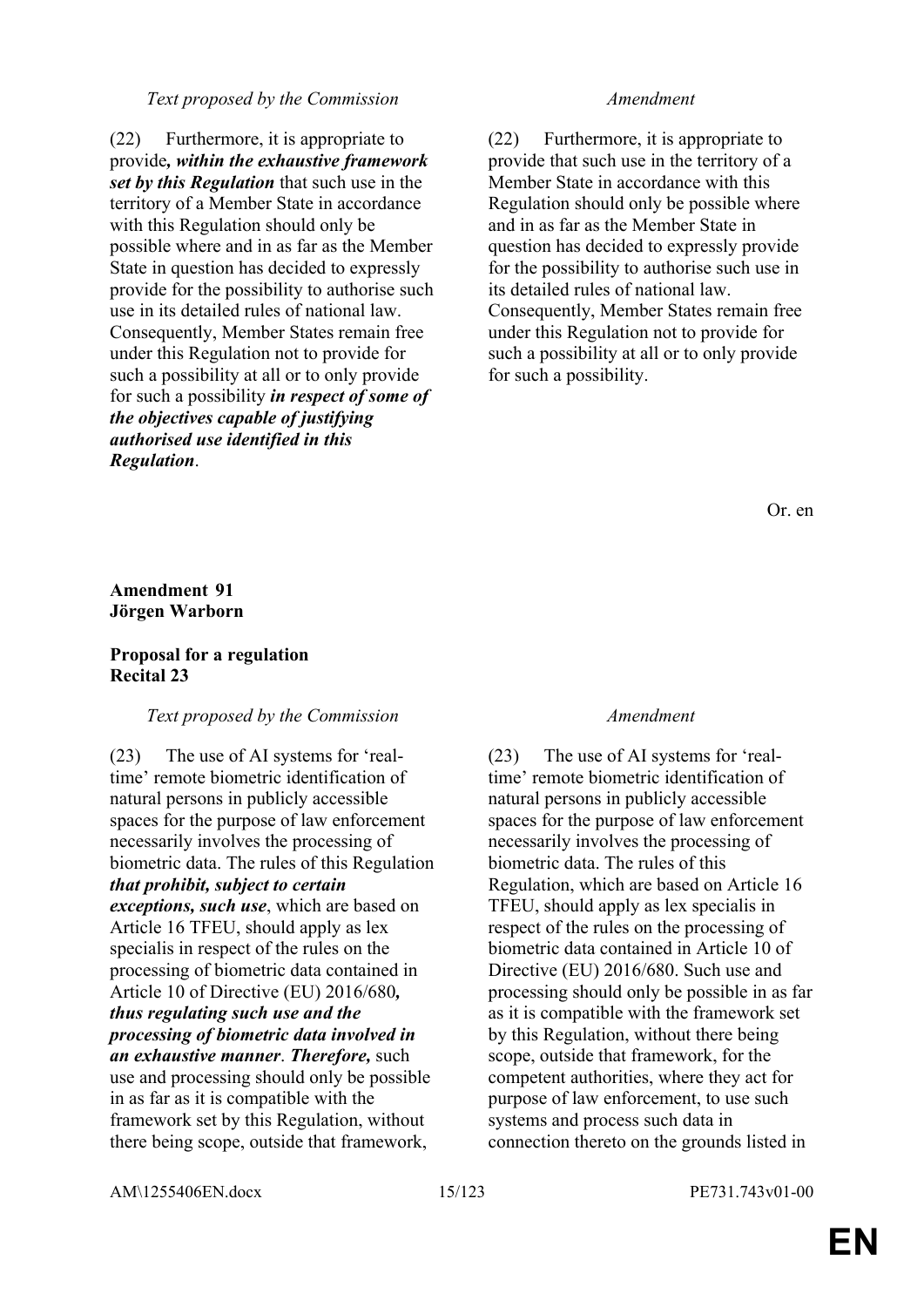| *Text proposed by the Commission* | *Amendment* |
|---|---|
| (22) Furthermore, it is appropriate to provide***, within the exhaustive framework set by this Regulation*** that such use in the territory of a Member State in accordance with this Regulation should only be possible where and in as far as the Member State in question has decided to expressly provide for the possibility to authorise such use in its detailed rules of national law. Consequently, Member States remain free under this Regulation not to provide for such a possibility at all or to only provide for such a possibility ***in respect of some of the objectives capable of justifying authorised use identified in this Regulation***. | (22) Furthermore, it is appropriate to provide that such use in the territory of a Member State in accordance with this Regulation should only be possible where and in as far as the Member State in question has decided to expressly provide for the possibility to authorise such use in its detailed rules of national law. Consequently, Member States remain free under this Regulation not to provide for such a possibility at all or to only provide for such a possibility. |

Or. en

**Amendment 91**
**Jörgen Warborn**

**Proposal for a regulation**
**Recital 23**

| *Text proposed by the Commission* | *Amendment* |
|---|---|
| (23) The use of AI systems for 'real-time' remote biometric identification of natural persons in publicly accessible spaces for the purpose of law enforcement necessarily involves the processing of biometric data. The rules of this Regulation ***that prohibit, subject to certain exceptions, such use***, which are based on Article 16 TFEU, should apply as lex specialis in respect of the rules on the processing of biometric data contained in Article 10 of Directive (EU) 2016/680***, thus regulating such use and the processing of biometric data involved in an exhaustive manner***. ***Therefore,*** such use and processing should only be possible in as far as it is compatible with the framework set by this Regulation, without there being scope, outside that framework, | (23) The use of AI systems for 'real-time' remote biometric identification of natural persons in publicly accessible spaces for the purpose of law enforcement necessarily involves the processing of biometric data. The rules of this Regulation, which are based on Article 16 TFEU, should apply as lex specialis in respect of the rules on the processing of biometric data contained in Article 10 of Directive (EU) 2016/680. Such use and processing should only be possible in as far as it is compatible with the framework set by this Regulation, without there being scope, outside that framework, for the competent authorities, where they act for purpose of law enforcement, to use such systems and process such data in connection thereto on the grounds listed in |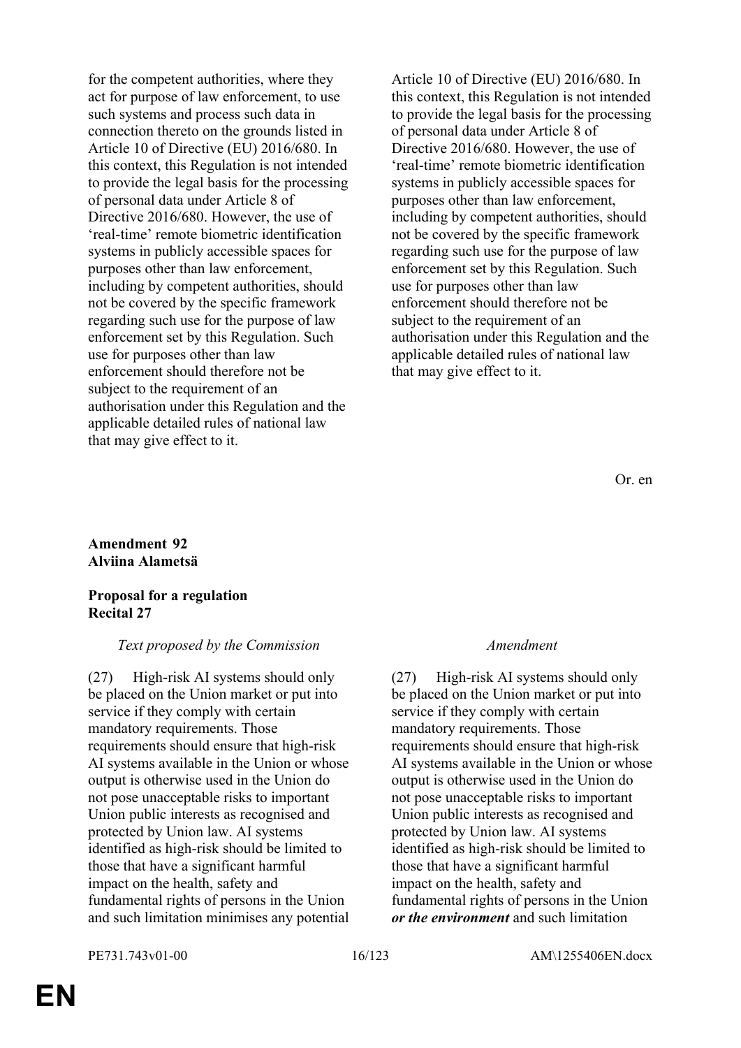| | |
|---|---|
| for the competent authorities, where they act for purpose of law enforcement, to use such systems and process such data in connection thereto on the grounds listed in Article 10 of Directive (EU) 2016/680. In this context, this Regulation is not intended to provide the legal basis for the processing of personal data under Article 8 of Directive 2016/680. However, the use of 'real-time' remote biometric identification systems in publicly accessible spaces for purposes other than law enforcement, including by competent authorities, should not be covered by the specific framework regarding such use for the purpose of law enforcement set by this Regulation. Such use for purposes other than law enforcement should therefore not be subject to the requirement of an authorisation under this Regulation and the applicable detailed rules of national law that may give effect to it. | Article 10 of Directive (EU) 2016/680. In this context, this Regulation is not intended to provide the legal basis for the processing of personal data under Article 8 of Directive 2016/680. However, the use of 'real-time' remote biometric identification systems in publicly accessible spaces for purposes other than law enforcement, including by competent authorities, should not be covered by the specific framework regarding such use for the purpose of law enforcement set by this Regulation. Such use for purposes other than law enforcement should therefore not be subject to the requirement of an authorisation under this Regulation and the applicable detailed rules of national law that may give effect to it. |

Or. en

**Amendment 92**
**Alviina Alametsä**

**Proposal for a regulation**
**Recital 27**

| *Text proposed by the Commission* | *Amendment* |
|---|---|
| (27) High-risk AI systems should only be placed on the Union market or put into service if they comply with certain mandatory requirements. Those requirements should ensure that high-risk AI systems available in the Union or whose output is otherwise used in the Union do not pose unacceptable risks to important Union public interests as recognised and protected by Union law. AI systems identified as high-risk should be limited to those that have a significant harmful impact on the health, safety and fundamental rights of persons in the Union and such limitation minimises any potential | (27) High-risk AI systems should only be placed on the Union market or put into service if they comply with certain mandatory requirements. Those requirements should ensure that high-risk AI systems available in the Union or whose output is otherwise used in the Union do not pose unacceptable risks to important Union public interests as recognised and protected by Union law. AI systems identified as high-risk should be limited to those that have a significant harmful impact on the health, safety and fundamental rights of persons in the Union ***or the environment*** and such limitation |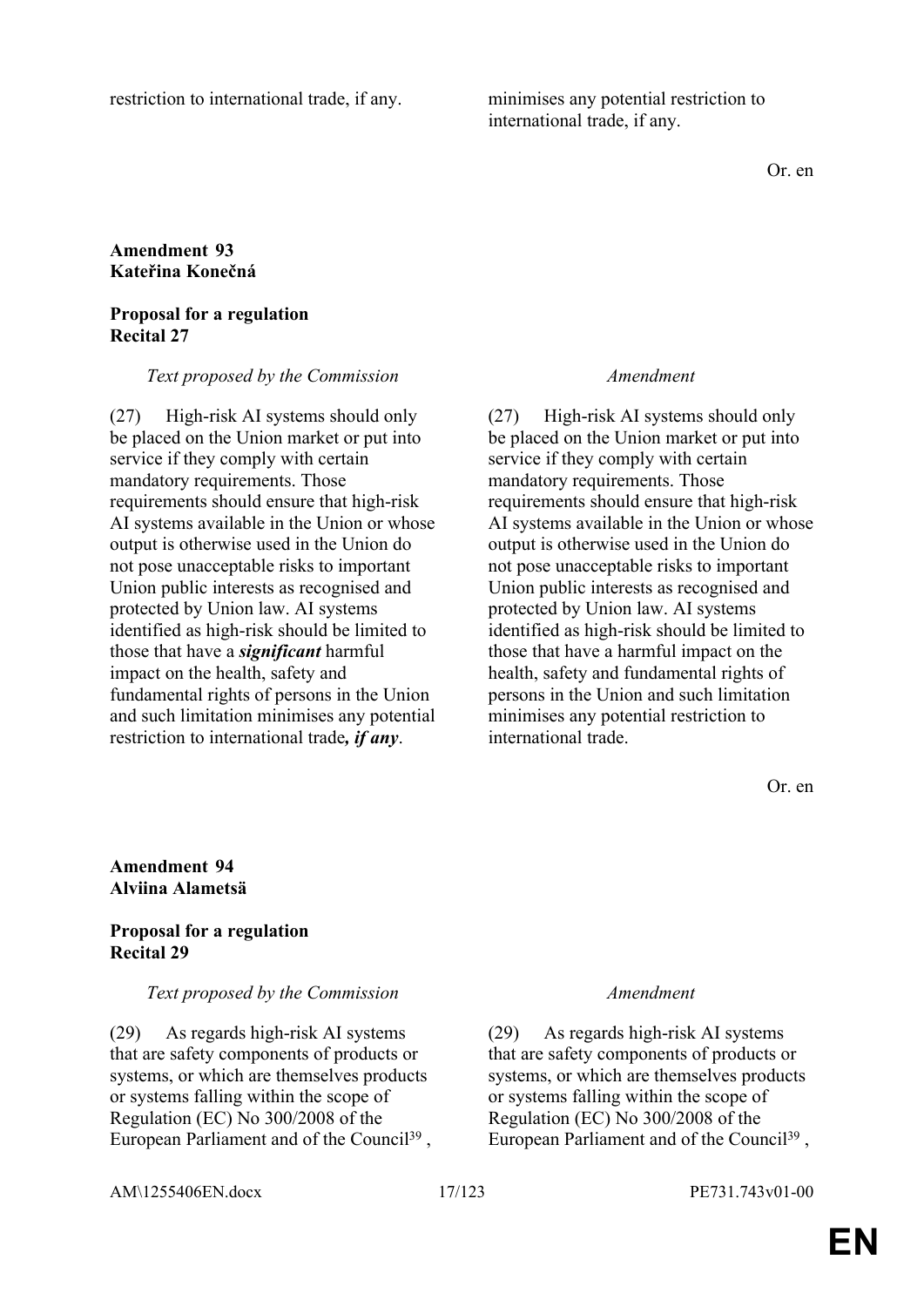| | |
|---|---|
| restriction to international trade, if any. | minimises any potential restriction to international trade, if any. |

Or. en

**Amendment 93**
**Kateřina Konečná**

**Proposal for a regulation**
**Recital 27**

| *Text proposed by the Commission* | *Amendment* |
|---|---|
| (27) High-risk AI systems should only be placed on the Union market or put into service if they comply with certain mandatory requirements. Those requirements should ensure that high-risk AI systems available in the Union or whose output is otherwise used in the Union do not pose unacceptable risks to important Union public interests as recognised and protected by Union law. AI systems identified as high-risk should be limited to those that have a ***significant*** harmful impact on the health, safety and fundamental rights of persons in the Union and such limitation minimises any potential restriction to international trade***, if any***. | (27) High-risk AI systems should only be placed on the Union market or put into service if they comply with certain mandatory requirements. Those requirements should ensure that high-risk AI systems available in the Union or whose output is otherwise used in the Union do not pose unacceptable risks to important Union public interests as recognised and protected by Union law. AI systems identified as high-risk should be limited to those that have a harmful impact on the health, safety and fundamental rights of persons in the Union and such limitation minimises any potential restriction to international trade. |

Or. en

**Amendment 94**
**Alviina Alametsä**

**Proposal for a regulation**
**Recital 29**

| *Text proposed by the Commission* | *Amendment* |
|---|---|
| (29) As regards high-risk AI systems that are safety components of products or systems, or which are themselves products or systems falling within the scope of Regulation (EC) No 300/2008 of the European Parliament and of the Council[39] , | (29) As regards high-risk AI systems that are safety components of products or systems, or which are themselves products or systems falling within the scope of Regulation (EC) No 300/2008 of the European Parliament and of the Council[39] , |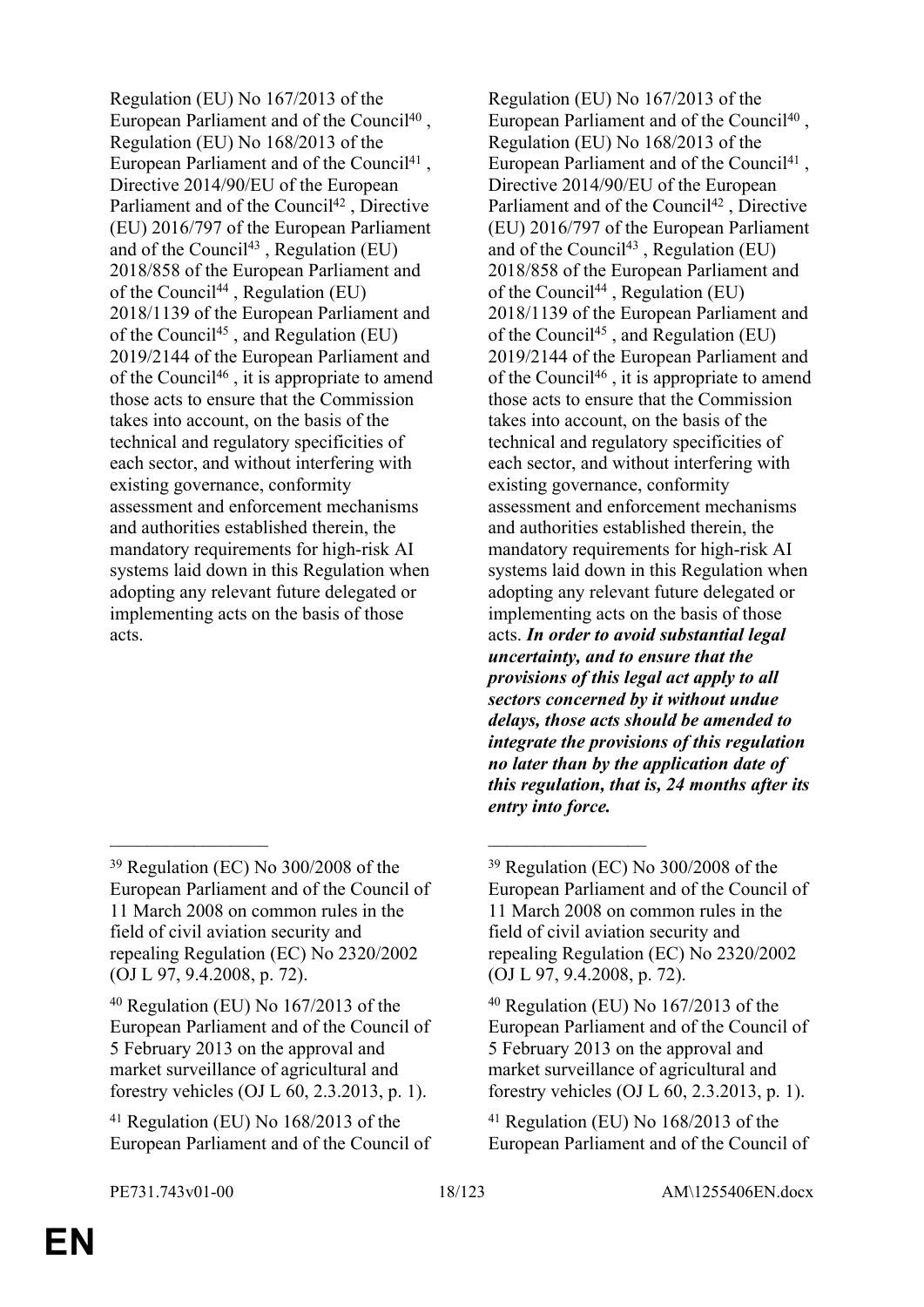| | |
|---|---|
| Regulation (EU) No 167/2013 of the European Parliament and of the Council[40] , Regulation (EU) No 168/2013 of the European Parliament and of the Council[41] , Directive 2014/90/EU of the European Parliament and of the Council[42] , Directive (EU) 2016/797 of the European Parliament and of the Council[43] , Regulation (EU) 2018/858 of the European Parliament and of the Council[44] , Regulation (EU) 2018/1139 of the European Parliament and of the Council[45] , and Regulation (EU) 2019/2144 of the European Parliament and of the Council[46] , it is appropriate to amend those acts to ensure that the Commission takes into account, on the basis of the technical and regulatory specificities of each sector, and without interfering with existing governance, conformity assessment and enforcement mechanisms and authorities established therein, the mandatory requirements for high-risk AI systems laid down in this Regulation when adopting any relevant future delegated or implementing acts on the basis of those acts. | Regulation (EU) No 167/2013 of the European Parliament and of the Council[40] , Regulation (EU) No 168/2013 of the European Parliament and of the Council[41] , Directive 2014/90/EU of the European Parliament and of the Council[42] , Directive (EU) 2016/797 of the European Parliament and of the Council[43] , Regulation (EU) 2018/858 of the European Parliament and of the Council[44] , Regulation (EU) 2018/1139 of the European Parliament and of the Council[45] , and Regulation (EU) 2019/2144 of the European Parliament and of the Council[46] , it is appropriate to amend those acts to ensure that the Commission takes into account, on the basis of the technical and regulatory specificities of each sector, and without interfering with existing governance, conformity assessment and enforcement mechanisms and authorities established therein, the mandatory requirements for high-risk AI systems laid down in this Regulation when adopting any relevant future delegated or implementing acts on the basis of those acts. ***In order to avoid substantial legal uncertainty, and to ensure that the provisions of this legal act apply to all sectors concerned by it without undue delays, those acts should be amended to integrate the provisions of this regulation no later than by the application date of this regulation, that is, 24 months after its entry into force.*** |
| _________________ | _________________ |
| [39] Regulation (EC) No 300/2008 of the European Parliament and of the Council of 11 March 2008 on common rules in the field of civil aviation security and repealing Regulation (EC) No 2320/2002 (OJ L 97, 9.4.2008, p. 72). | [39] Regulation (EC) No 300/2008 of the European Parliament and of the Council of 11 March 2008 on common rules in the field of civil aviation security and repealing Regulation (EC) No 2320/2002 (OJ L 97, 9.4.2008, p. 72). |
| [40] Regulation (EU) No 167/2013 of the European Parliament and of the Council of 5 February 2013 on the approval and market surveillance of agricultural and forestry vehicles (OJ L 60, 2.3.2013, p. 1). | [40] Regulation (EU) No 167/2013 of the European Parliament and of the Council of 5 February 2013 on the approval and market surveillance of agricultural and forestry vehicles (OJ L 60, 2.3.2013, p. 1). |
| [41] Regulation (EU) No 168/2013 of the European Parliament and of the Council of | [41] Regulation (EU) No 168/2013 of the European Parliament and of the Council of |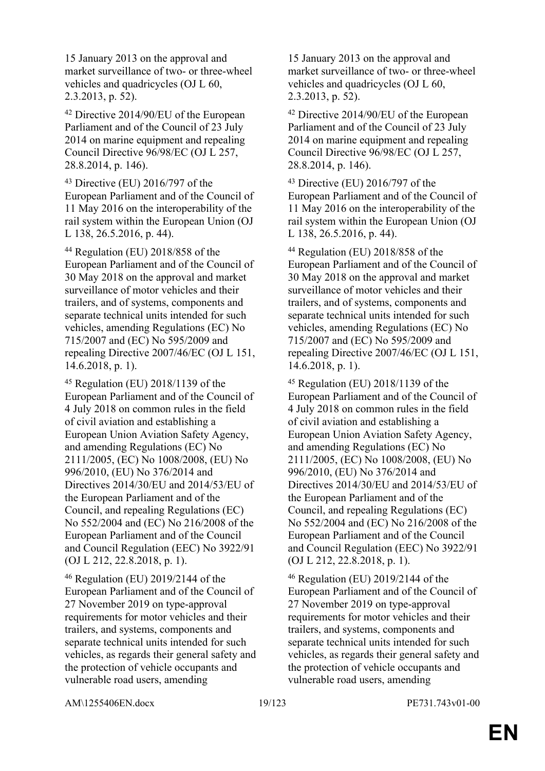| | |
|---|---|
| 15 January 2013 on the approval and market surveillance of two- or three-wheel vehicles and quadricycles (OJ L 60, 2.3.2013, p. 52). | 15 January 2013 on the approval and market surveillance of two- or three-wheel vehicles and quadricycles (OJ L 60, 2.3.2013, p. 52). |
| [42] Directive 2014/90/EU of the European Parliament and of the Council of 23 July 2014 on marine equipment and repealing Council Directive 96/98/EC (OJ L 257, 28.8.2014, p. 146). | [42] Directive 2014/90/EU of the European Parliament and of the Council of 23 July 2014 on marine equipment and repealing Council Directive 96/98/EC (OJ L 257, 28.8.2014, p. 146). |
| [43] Directive (EU) 2016/797 of the European Parliament and of the Council of 11 May 2016 on the interoperability of the rail system within the European Union (OJ L 138, 26.5.2016, p. 44). | [43] Directive (EU) 2016/797 of the European Parliament and of the Council of 11 May 2016 on the interoperability of the rail system within the European Union (OJ L 138, 26.5.2016, p. 44). |
| [44] Regulation (EU) 2018/858 of the European Parliament and of the Council of 30 May 2018 on the approval and market surveillance of motor vehicles and their trailers, and of systems, components and separate technical units intended for such vehicles, amending Regulations (EC) No 715/2007 and (EC) No 595/2009 and repealing Directive 2007/46/EC (OJ L 151, 14.6.2018, p. 1). | [44] Regulation (EU) 2018/858 of the European Parliament and of the Council of 30 May 2018 on the approval and market surveillance of motor vehicles and their trailers, and of systems, components and separate technical units intended for such vehicles, amending Regulations (EC) No 715/2007 and (EC) No 595/2009 and repealing Directive 2007/46/EC (OJ L 151, 14.6.2018, p. 1). |
| [45] Regulation (EU) 2018/1139 of the European Parliament and of the Council of 4 July 2018 on common rules in the field of civil aviation and establishing a European Union Aviation Safety Agency, and amending Regulations (EC) No 2111/2005, (EC) No 1008/2008, (EU) No 996/2010, (EU) No 376/2014 and Directives 2014/30/EU and 2014/53/EU of the European Parliament and of the Council, and repealing Regulations (EC) No 552/2004 and (EC) No 216/2008 of the European Parliament and of the Council and Council Regulation (EEC) No 3922/91 (OJ L 212, 22.8.2018, p. 1). | [45] Regulation (EU) 2018/1139 of the European Parliament and of the Council of 4 July 2018 on common rules in the field of civil aviation and establishing a European Union Aviation Safety Agency, and amending Regulations (EC) No 2111/2005, (EC) No 1008/2008, (EU) No 996/2010, (EU) No 376/2014 and Directives 2014/30/EU and 2014/53/EU of the European Parliament and of the Council, and repealing Regulations (EC) No 552/2004 and (EC) No 216/2008 of the European Parliament and of the Council and Council Regulation (EEC) No 3922/91 (OJ L 212, 22.8.2018, p. 1). |
| [46] Regulation (EU) 2019/2144 of the European Parliament and of the Council of 27 November 2019 on type-approval requirements for motor vehicles and their trailers, and systems, components and separate technical units intended for such vehicles, as regards their general safety and the protection of vehicle occupants and vulnerable road users, amending | [46] Regulation (EU) 2019/2144 of the European Parliament and of the Council of 27 November 2019 on type-approval requirements for motor vehicles and their trailers, and systems, components and separate technical units intended for such vehicles, as regards their general safety and the protection of vehicle occupants and vulnerable road users, amending |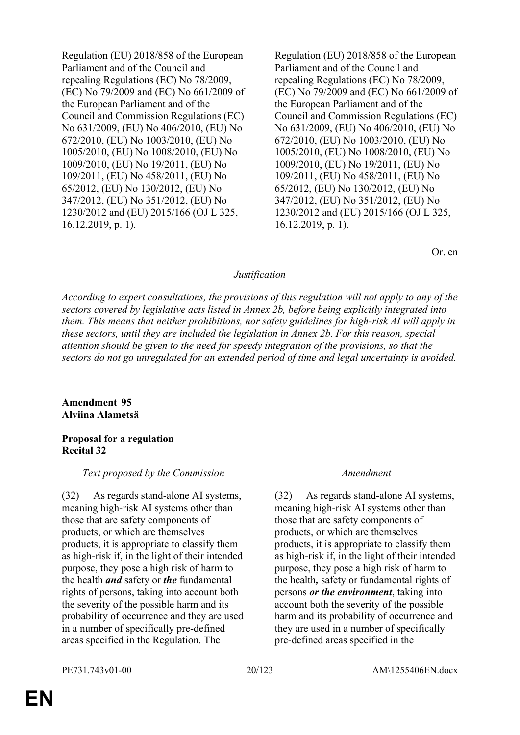| | |
|---|---|
| Regulation (EU) 2018/858 of the European Parliament and of the Council and repealing Regulations (EC) No 78/2009, (EC) No 79/2009 and (EC) No 661/2009 of the European Parliament and of the Council and Commission Regulations (EC) No 631/2009, (EU) No 406/2010, (EU) No 672/2010, (EU) No 1003/2010, (EU) No 1005/2010, (EU) No 1008/2010, (EU) No 1009/2010, (EU) No 19/2011, (EU) No 109/2011, (EU) No 458/2011, (EU) No 65/2012, (EU) No 130/2012, (EU) No 347/2012, (EU) No 351/2012, (EU) No 1230/2012 and (EU) 2015/166 (OJ L 325, 16.12.2019, p. 1). | Regulation (EU) 2018/858 of the European Parliament and of the Council and repealing Regulations (EC) No 78/2009, (EC) No 79/2009 and (EC) No 661/2009 of the European Parliament and of the Council and Commission Regulations (EC) No 631/2009, (EU) No 406/2010, (EU) No 672/2010, (EU) No 1003/2010, (EU) No 1005/2010, (EU) No 1008/2010, (EU) No 1009/2010, (EU) No 19/2011, (EU) No 109/2011, (EU) No 458/2011, (EU) No 65/2012, (EU) No 130/2012, (EU) No 347/2012, (EU) No 351/2012, (EU) No 1230/2012 and (EU) 2015/166 (OJ L 325, 16.12.2019, p. 1). |

Or. en

*Justification*

*According to expert consultations, the provisions of this regulation will not apply to any of the sectors covered by legislative acts listed in Annex 2b, before being explicitly integrated into them. This means that neither prohibitions, nor safety guidelines for high-risk AI will apply in these sectors, until they are included the legislation in Annex 2b. For this reason, special attention should be given to the need for speedy integration of the provisions, so that the sectors do not go unregulated for an extended period of time and legal uncertainty is avoided.*

**Amendment 95**
**Alviina Alametsä**

**Proposal for a regulation**
**Recital 32**

| *Text proposed by the Commission* | *Amendment* |
|---|---|
| (32) As regards stand-alone AI systems, meaning high-risk AI systems other than those that are safety components of products, or which are themselves products, it is appropriate to classify them as high-risk if, in the light of their intended purpose, they pose a high risk of harm to the health ***and*** safety or ***the*** fundamental rights of persons, taking into account both the severity of the possible harm and its probability of occurrence and they are used in a number of specifically pre-defined areas specified in the Regulation. The | (32) As regards stand-alone AI systems, meaning high-risk AI systems other than those that are safety components of products, or which are themselves products, it is appropriate to classify them as high-risk if, in the light of their intended purpose, they pose a high risk of harm to the health**,** safety or fundamental rights of persons ***or the environment***, taking into account both the severity of the possible harm and its probability of occurrence and they are used in a number of specifically pre-defined areas specified in the |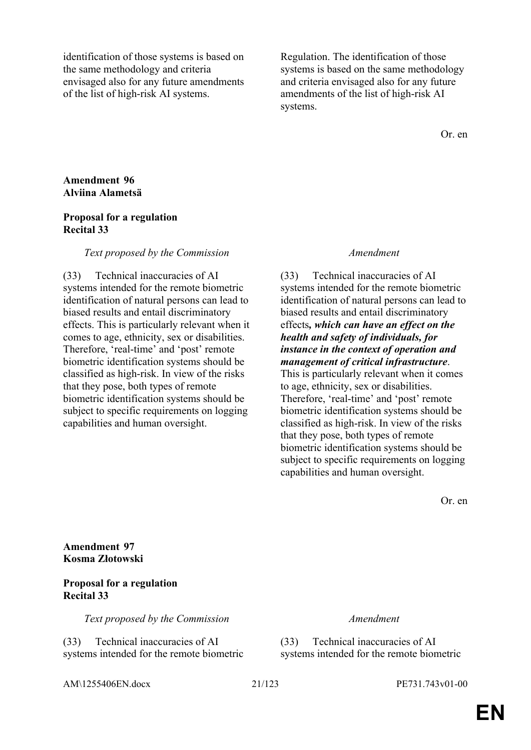| | |
|---|---|
| identification of those systems is based on the same methodology and criteria envisaged also for any future amendments of the list of high-risk AI systems. | Regulation. The identification of those systems is based on the same methodology and criteria envisaged also for any future amendments of the list of high-risk AI systems. |

Or. en

**Amendment 96**
**Alviina Alametsä**

**Proposal for a regulation**
**Recital 33**

| *Text proposed by the Commission* | *Amendment* |
|---|---|
| (33) Technical inaccuracies of AI systems intended for the remote biometric identification of natural persons can lead to biased results and entail discriminatory effects. This is particularly relevant when it comes to age, ethnicity, sex or disabilities. Therefore, 'real-time' and 'post' remote biometric identification systems should be classified as high-risk. In view of the risks that they pose, both types of remote biometric identification systems should be subject to specific requirements on logging capabilities and human oversight. | (33) Technical inaccuracies of AI systems intended for the remote biometric identification of natural persons can lead to biased results and entail discriminatory effects***, which can have an effect on the health and safety of individuals, for instance in the context of operation and management of critical infrastructure***. This is particularly relevant when it comes to age, ethnicity, sex or disabilities. Therefore, 'real-time' and 'post' remote biometric identification systems should be classified as high-risk. In view of the risks that they pose, both types of remote biometric identification systems should be subject to specific requirements on logging capabilities and human oversight. |

Or. en

**Amendment 97**
**Kosma Złotowski**

**Proposal for a regulation**
**Recital 33**

| *Text proposed by the Commission* | *Amendment* |
|---|---|
| (33) Technical inaccuracies of AI systems intended for the remote biometric | (33) Technical inaccuracies of AI systems intended for the remote biometric |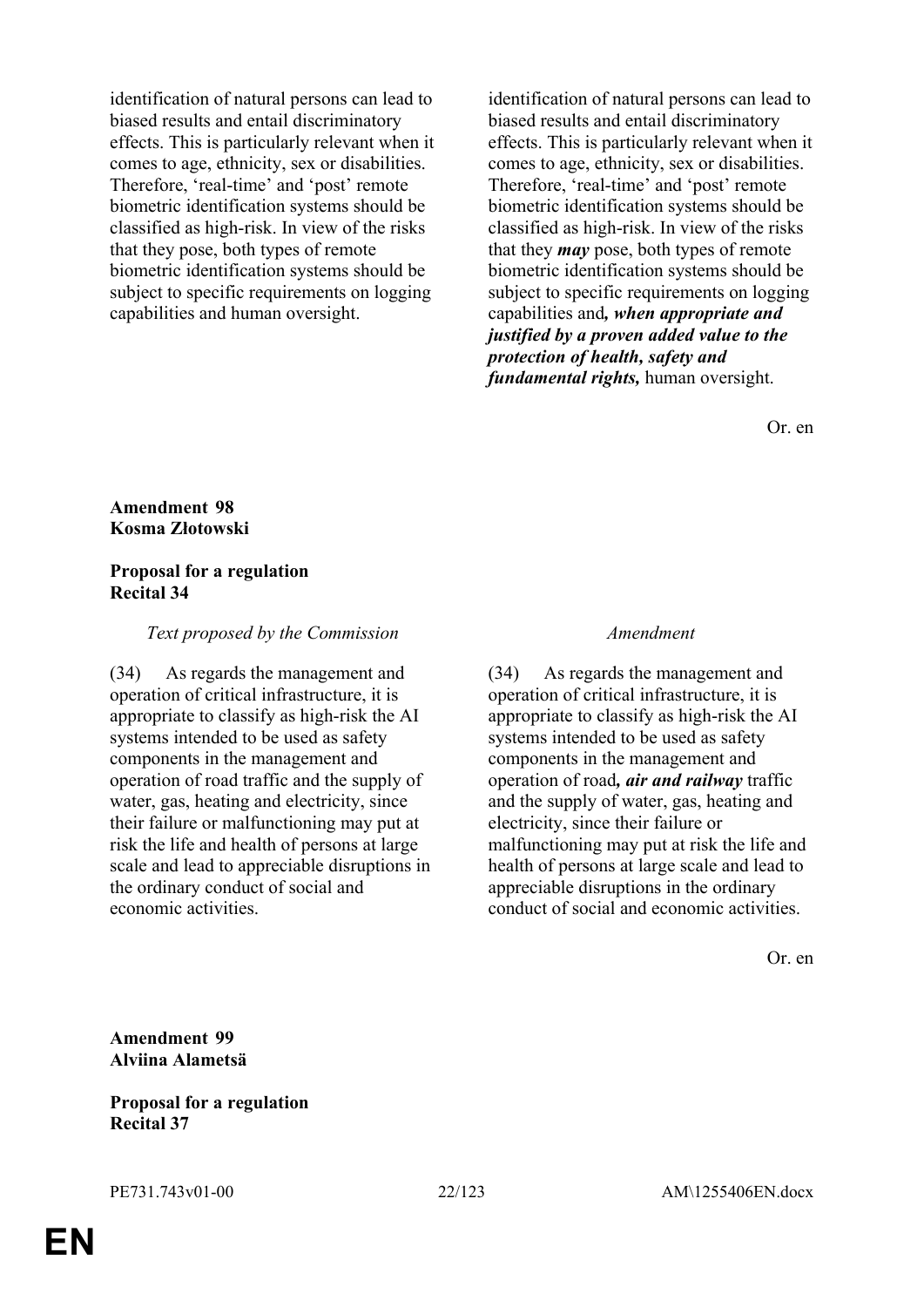| | |
|---|---|
| identification of natural persons can lead to biased results and entail discriminatory effects. This is particularly relevant when it comes to age, ethnicity, sex or disabilities. Therefore, 'real-time' and 'post' remote biometric identification systems should be classified as high-risk. In view of the risks that they pose, both types of remote biometric identification systems should be subject to specific requirements on logging capabilities and human oversight. | identification of natural persons can lead to biased results and entail discriminatory effects. This is particularly relevant when it comes to age, ethnicity, sex or disabilities. Therefore, 'real-time' and 'post' remote biometric identification systems should be classified as high-risk. In view of the risks that they ***may*** pose, both types of remote biometric identification systems should be subject to specific requirements on logging capabilities and***, when appropriate and justified by a proven added value to the protection of health, safety and fundamental rights,*** human oversight. |

Or. en

**Amendment 98**
**Kosma Złotowski**

**Proposal for a regulation**
**Recital 34**

| *Text proposed by the Commission* | *Amendment* |
|---|---|
| (34) As regards the management and operation of critical infrastructure, it is appropriate to classify as high-risk the AI systems intended to be used as safety components in the management and operation of road traffic and the supply of water, gas, heating and electricity, since their failure or malfunctioning may put at risk the life and health of persons at large scale and lead to appreciable disruptions in the ordinary conduct of social and economic activities. | (34) As regards the management and operation of critical infrastructure, it is appropriate to classify as high-risk the AI systems intended to be used as safety components in the management and operation of road***, air and railway*** traffic and the supply of water, gas, heating and electricity, since their failure or malfunctioning may put at risk the life and health of persons at large scale and lead to appreciable disruptions in the ordinary conduct of social and economic activities. |

Or. en

**Amendment 99**
**Alviina Alametsä**

**Proposal for a regulation**
**Recital 37**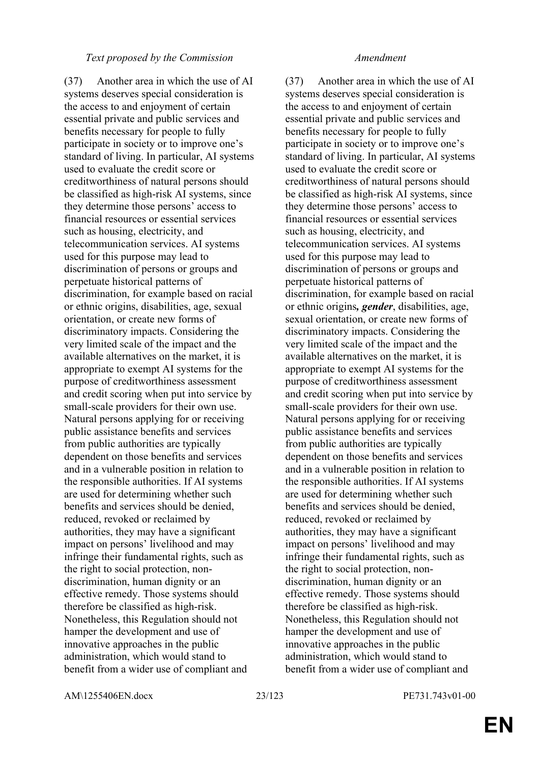| *Text proposed by the Commission* | *Amendment* |
| --- | --- |
| (37) Another area in which the use of AI systems deserves special consideration is the access to and enjoyment of certain essential private and public services and benefits necessary for people to fully participate in society or to improve one's standard of living. In particular, AI systems used to evaluate the credit score or creditworthiness of natural persons should be classified as high-risk AI systems, since they determine those persons' access to financial resources or essential services such as housing, electricity, and telecommunication services. AI systems used for this purpose may lead to discrimination of persons or groups and perpetuate historical patterns of discrimination, for example based on racial or ethnic origins, disabilities, age, sexual orientation, or create new forms of discriminatory impacts. Considering the very limited scale of the impact and the available alternatives on the market, it is appropriate to exempt AI systems for the purpose of creditworthiness assessment and credit scoring when put into service by small-scale providers for their own use. Natural persons applying for or receiving public assistance benefits and services from public authorities are typically dependent on those benefits and services and in a vulnerable position in relation to the responsible authorities. If AI systems are used for determining whether such benefits and services should be denied, reduced, revoked or reclaimed by authorities, they may have a significant impact on persons' livelihood and may infringe their fundamental rights, such as the right to social protection, non-discrimination, human dignity or an effective remedy. Those systems should therefore be classified as high-risk. Nonetheless, this Regulation should not hamper the development and use of innovative approaches in the public administration, which would stand to benefit from a wider use of compliant and | (37) Another area in which the use of AI systems deserves special consideration is the access to and enjoyment of certain essential private and public services and benefits necessary for people to fully participate in society or to improve one's standard of living. In particular, AI systems used to evaluate the credit score or creditworthiness of natural persons should be classified as high-risk AI systems, since they determine those persons' access to financial resources or essential services such as housing, electricity, and telecommunication services. AI systems used for this purpose may lead to discrimination of persons or groups and perpetuate historical patterns of discrimination, for example based on racial or ethnic origins***, gender***, disabilities, age, sexual orientation, or create new forms of discriminatory impacts. Considering the very limited scale of the impact and the available alternatives on the market, it is appropriate to exempt AI systems for the purpose of creditworthiness assessment and credit scoring when put into service by small-scale providers for their own use. Natural persons applying for or receiving public assistance benefits and services from public authorities are typically dependent on those benefits and services and in a vulnerable position in relation to the responsible authorities. If AI systems are used for determining whether such benefits and services should be denied, reduced, revoked or reclaimed by authorities, they may have a significant impact on persons' livelihood and may infringe their fundamental rights, such as the right to social protection, non-discrimination, human dignity or an effective remedy. Those systems should therefore be classified as high-risk. Nonetheless, this Regulation should not hamper the development and use of innovative approaches in the public administration, which would stand to benefit from a wider use of compliant and |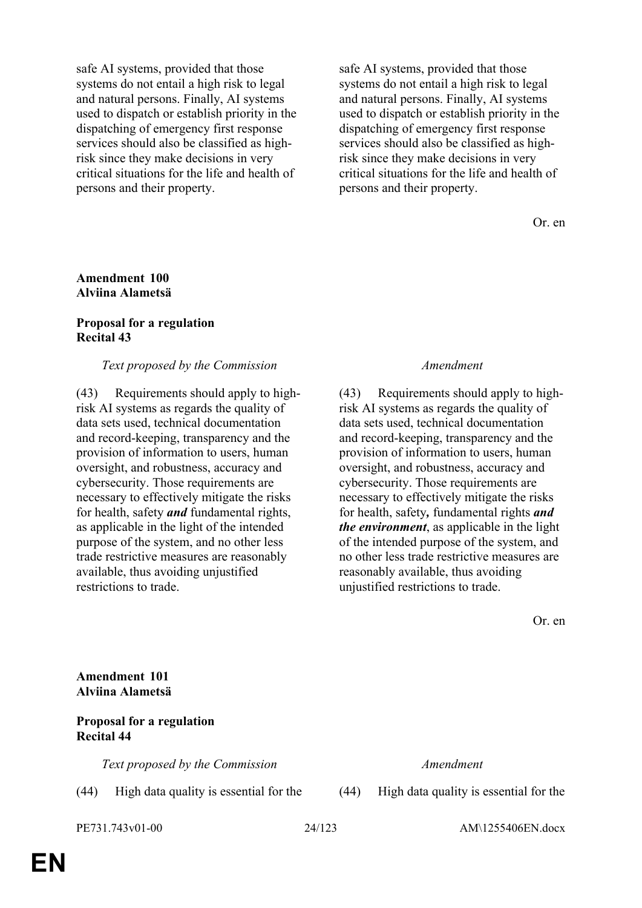| | |
|---|---|
| safe AI systems, provided that those systems do not entail a high risk to legal and natural persons. Finally, AI systems used to dispatch or establish priority in the dispatching of emergency first response services should also be classified as high-risk since they make decisions in very critical situations for the life and health of persons and their property. | safe AI systems, provided that those systems do not entail a high risk to legal and natural persons. Finally, AI systems used to dispatch or establish priority in the dispatching of emergency first response services should also be classified as high-risk since they make decisions in very critical situations for the life and health of persons and their property. |

Or. en

**Amendment 100**
**Alviina Alametsä**

**Proposal for a regulation**
**Recital 43**

| *Text proposed by the Commission* | *Amendment* |
|---|---|
| (43) Requirements should apply to high-risk AI systems as regards the quality of data sets used, technical documentation and record-keeping, transparency and the provision of information to users, human oversight, and robustness, accuracy and cybersecurity. Those requirements are necessary to effectively mitigate the risks for health, safety ***and*** fundamental rights, as applicable in the light of the intended purpose of the system, and no other less trade restrictive measures are reasonably available, thus avoiding unjustified restrictions to trade. | (43) Requirements should apply to high-risk AI systems as regards the quality of data sets used, technical documentation and record-keeping, transparency and the provision of information to users, human oversight, and robustness, accuracy and cybersecurity. Those requirements are necessary to effectively mitigate the risks for health, safety***,*** fundamental rights ***and the environment***, as applicable in the light of the intended purpose of the system, and no other less trade restrictive measures are reasonably available, thus avoiding unjustified restrictions to trade. |

Or. en

**Amendment 101**
**Alviina Alametsä**

**Proposal for a regulation**
**Recital 44**

| *Text proposed by the Commission* | *Amendment* |
|---|---|
| (44) High data quality is essential for the | (44) High data quality is essential for the |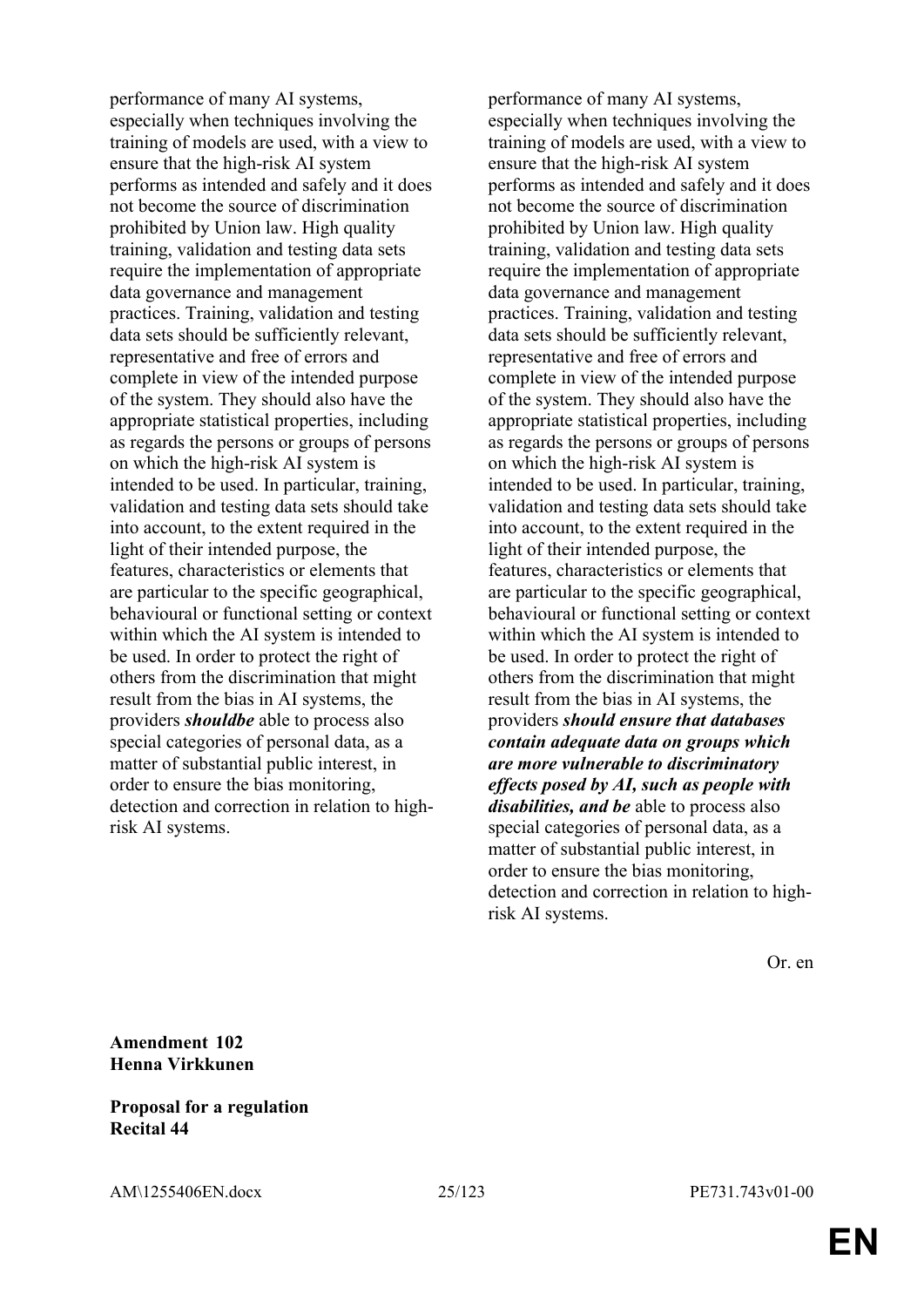| | |
|---|---|
| performance of many AI systems, especially when techniques involving the training of models are used, with a view to ensure that the high-risk AI system performs as intended and safely and it does not become the source of discrimination prohibited by Union law. High quality training, validation and testing data sets require the implementation of appropriate data governance and management practices. Training, validation and testing data sets should be sufficiently relevant, representative and free of errors and complete in view of the intended purpose of the system. They should also have the appropriate statistical properties, including as regards the persons or groups of persons on which the high-risk AI system is intended to be used. In particular, training, validation and testing data sets should take into account, to the extent required in the light of their intended purpose, the features, characteristics or elements that are particular to the specific geographical, behavioural or functional setting or context within which the AI system is intended to be used. In order to protect the right of others from the discrimination that might result from the bias in AI systems, the providers ***shouldbe*** able to process also special categories of personal data, as a matter of substantial public interest, in order to ensure the bias monitoring, detection and correction in relation to high-risk AI systems. | performance of many AI systems, especially when techniques involving the training of models are used, with a view to ensure that the high-risk AI system performs as intended and safely and it does not become the source of discrimination prohibited by Union law. High quality training, validation and testing data sets require the implementation of appropriate data governance and management practices. Training, validation and testing data sets should be sufficiently relevant, representative and free of errors and complete in view of the intended purpose of the system. They should also have the appropriate statistical properties, including as regards the persons or groups of persons on which the high-risk AI system is intended to be used. In particular, training, validation and testing data sets should take into account, to the extent required in the light of their intended purpose, the features, characteristics or elements that are particular to the specific geographical, behavioural or functional setting or context within which the AI system is intended to be used. In order to protect the right of others from the discrimination that might result from the bias in AI systems, the providers ***should ensure that databases contain adequate data on groups which are more vulnerable to discriminatory effects posed by AI, such as people with disabilities, and be*** able to process also special categories of personal data, as a matter of substantial public interest, in order to ensure the bias monitoring, detection and correction in relation to high-risk AI systems. |

Or. en

**Amendment 102**
**Henna Virkkunen**

**Proposal for a regulation**
**Recital 44**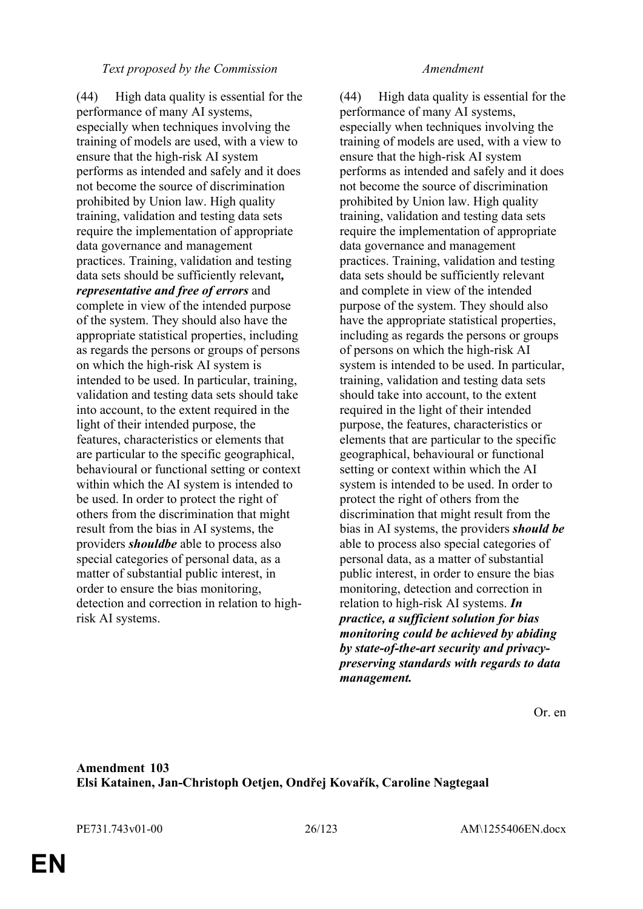| *Text proposed by the Commission* | *Amendment* |
|---|---|
| (44) High data quality is essential for the performance of many AI systems, especially when techniques involving the training of models are used, with a view to ensure that the high-risk AI system performs as intended and safely and it does not become the source of discrimination prohibited by Union law. High quality training, validation and testing data sets require the implementation of appropriate data governance and management practices. Training, validation and testing data sets should be sufficiently relevant***, representative and free of errors*** and complete in view of the intended purpose of the system. They should also have the appropriate statistical properties, including as regards the persons or groups of persons on which the high-risk AI system is intended to be used. In particular, training, validation and testing data sets should take into account, to the extent required in the light of their intended purpose, the features, characteristics or elements that are particular to the specific geographical, behavioural or functional setting or context within which the AI system is intended to be used. In order to protect the right of others from the discrimination that might result from the bias in AI systems, the providers ***shouldbe*** able to process also special categories of personal data, as a matter of substantial public interest, in order to ensure the bias monitoring, detection and correction in relation to high-risk AI systems. | (44) High data quality is essential for the performance of many AI systems, especially when techniques involving the training of models are used, with a view to ensure that the high-risk AI system performs as intended and safely and it does not become the source of discrimination prohibited by Union law. High quality training, validation and testing data sets require the implementation of appropriate data governance and management practices. Training, validation and testing data sets should be sufficiently relevant and complete in view of the intended purpose of the system. They should also have the appropriate statistical properties, including as regards the persons or groups of persons on which the high-risk AI system is intended to be used. In particular, training, validation and testing data sets should take into account, to the extent required in the light of their intended purpose, the features, characteristics or elements that are particular to the specific geographical, behavioural or functional setting or context within which the AI system is intended to be used. In order to protect the right of others from the discrimination that might result from the bias in AI systems, the providers ***should be*** able to process also special categories of personal data, as a matter of substantial public interest, in order to ensure the bias monitoring, detection and correction in relation to high-risk AI systems. ***In practice, a sufficient solution for bias monitoring could be achieved by abiding by state-of-the-art security and privacy-preserving standards with regards to data management.*** |

Or. en

**Amendment 103**
**Elsi Katainen, Jan-Christoph Oetjen, Ondřej Kovařík, Caroline Nagtegaal**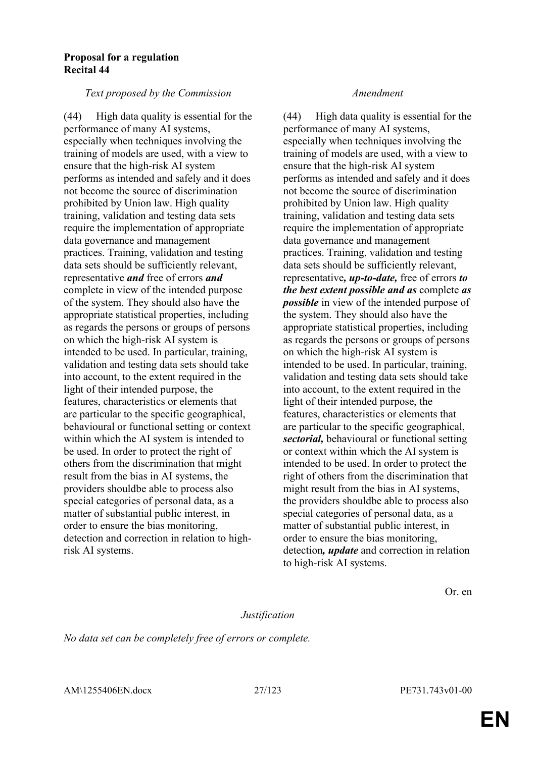**Proposal for a regulation**
**Recital 44**

| *Text proposed by the Commission* | *Amendment* |
| --- | --- |
| (44) High data quality is essential for the performance of many AI systems, especially when techniques involving the training of models are used, with a view to ensure that the high-risk AI system performs as intended and safely and it does not become the source of discrimination prohibited by Union law. High quality training, validation and testing data sets require the implementation of appropriate data governance and management practices. Training, validation and testing data sets should be sufficiently relevant, representative ***and*** free of errors ***and*** complete in view of the intended purpose of the system. They should also have the appropriate statistical properties, including as regards the persons or groups of persons on which the high-risk AI system is intended to be used. In particular, training, validation and testing data sets should take into account, to the extent required in the light of their intended purpose, the features, characteristics or elements that are particular to the specific geographical, behavioural or functional setting or context within which the AI system is intended to be used. In order to protect the right of others from the discrimination that might result from the bias in AI systems, the providers shouldbe able to process also special categories of personal data, as a matter of substantial public interest, in order to ensure the bias monitoring, detection and correction in relation to high-risk AI systems. | (44) High data quality is essential for the performance of many AI systems, especially when techniques involving the training of models are used, with a view to ensure that the high-risk AI system performs as intended and safely and it does not become the source of discrimination prohibited by Union law. High quality training, validation and testing data sets require the implementation of appropriate data governance and management practices. Training, validation and testing data sets should be sufficiently relevant, representative***, up-to-date,*** free of errors ***to the best extent possible and as*** complete ***as possible*** in view of the intended purpose of the system. They should also have the appropriate statistical properties, including as regards the persons or groups of persons on which the high-risk AI system is intended to be used. In particular, training, validation and testing data sets should take into account, to the extent required in the light of their intended purpose, the features, characteristics or elements that are particular to the specific geographical, ***sectorial,*** behavioural or functional setting or context within which the AI system is intended to be used. In order to protect the right of others from the discrimination that might result from the bias in AI systems, the providers shouldbe able to process also special categories of personal data, as a matter of substantial public interest, in order to ensure the bias monitoring, detection***, update*** and correction in relation to high-risk AI systems. |

Or. en

*Justification*

*No data set can be completely free of errors or complete.*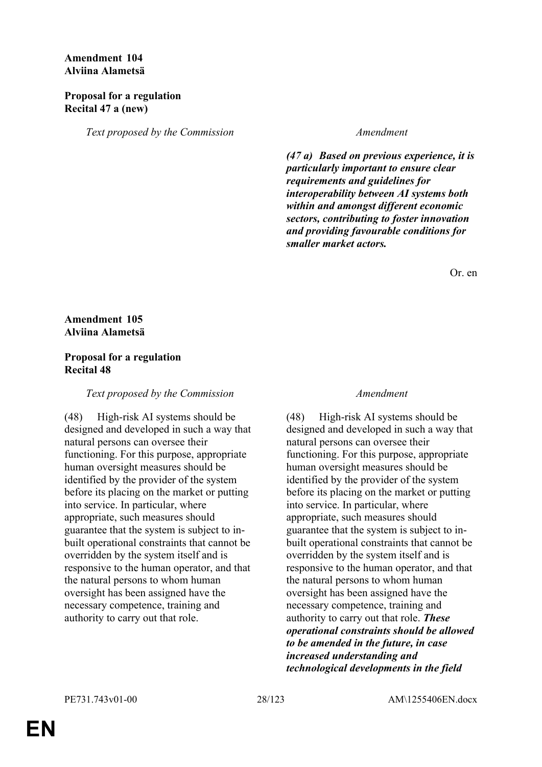**Amendment 104**
**Alviina Alametsä**

**Proposal for a regulation**
**Recital 47 a (new)**

| *Text proposed by the Commission* | *Amendment* |
|---|---|
| | ***(47 a) Based on previous experience, it is particularly important to ensure clear requirements and guidelines for interoperability between AI systems both within and amongst different economic sectors, contributing to foster innovation and providing favourable conditions for smaller market actors.*** |

Or. en

**Amendment 105**
**Alviina Alametsä**

**Proposal for a regulation**
**Recital 48**

| *Text proposed by the Commission* | *Amendment* |
|---|---|
| (48) High-risk AI systems should be designed and developed in such a way that natural persons can oversee their functioning. For this purpose, appropriate human oversight measures should be identified by the provider of the system before its placing on the market or putting into service. In particular, where appropriate, such measures should guarantee that the system is subject to in-built operational constraints that cannot be overridden by the system itself and is responsive to the human operator, and that the natural persons to whom human oversight has been assigned have the necessary competence, training and authority to carry out that role. | (48) High-risk AI systems should be designed and developed in such a way that natural persons can oversee their functioning. For this purpose, appropriate human oversight measures should be identified by the provider of the system before its placing on the market or putting into service. In particular, where appropriate, such measures should guarantee that the system is subject to in-built operational constraints that cannot be overridden by the system itself and is responsive to the human operator, and that the natural persons to whom human oversight has been assigned have the necessary competence, training and authority to carry out that role. ***These operational constraints should be allowed to be amended in the future, in case increased understanding and technological developments in the field*** |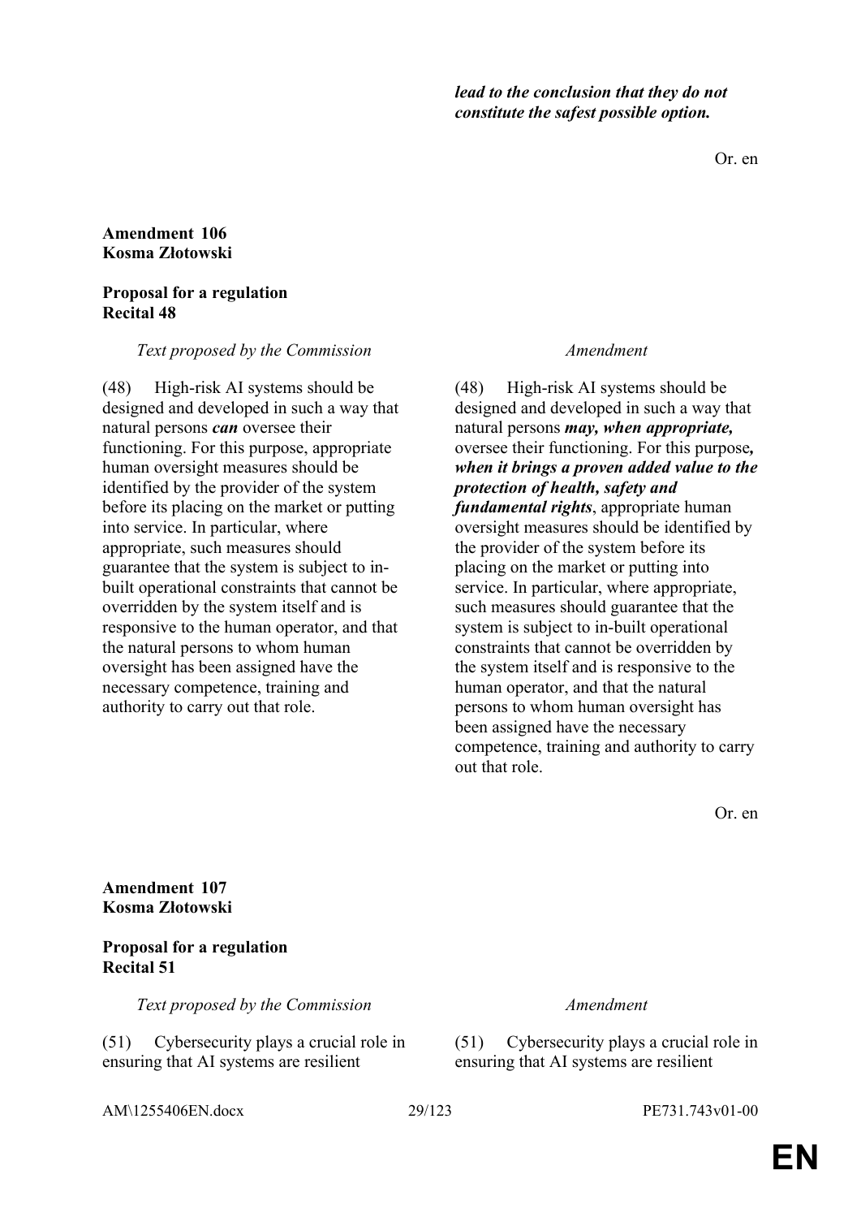*lead to the conclusion that they do not constitute the safest possible option.*

Or. en

**Amendment 106**
**Kosma Złotowski**

**Proposal for a regulation**
**Recital 48**

| *Text proposed by the Commission* | *Amendment* |
|---|---|
| (48) High-risk AI systems should be designed and developed in such a way that natural persons ***can*** oversee their functioning. For this purpose, appropriate human oversight measures should be identified by the provider of the system before its placing on the market or putting into service. In particular, where appropriate, such measures should guarantee that the system is subject to in-built operational constraints that cannot be overridden by the system itself and is responsive to the human operator, and that the natural persons to whom human oversight has been assigned have the necessary competence, training and authority to carry out that role. | (48) High-risk AI systems should be designed and developed in such a way that natural persons ***may, when appropriate,*** oversee their functioning. For this purpose***, when it brings a proven added value to the protection of health, safety and fundamental rights***, appropriate human oversight measures should be identified by the provider of the system before its placing on the market or putting into service. In particular, where appropriate, such measures should guarantee that the system is subject to in-built operational constraints that cannot be overridden by the system itself and is responsive to the human operator, and that the natural persons to whom human oversight has been assigned have the necessary competence, training and authority to carry out that role. |

Or. en

**Amendment 107**
**Kosma Złotowski**

**Proposal for a regulation**
**Recital 51**

| *Text proposed by the Commission* | *Amendment* |
|---|---|
| (51) Cybersecurity plays a crucial role in ensuring that AI systems are resilient | (51) Cybersecurity plays a crucial role in ensuring that AI systems are resilient |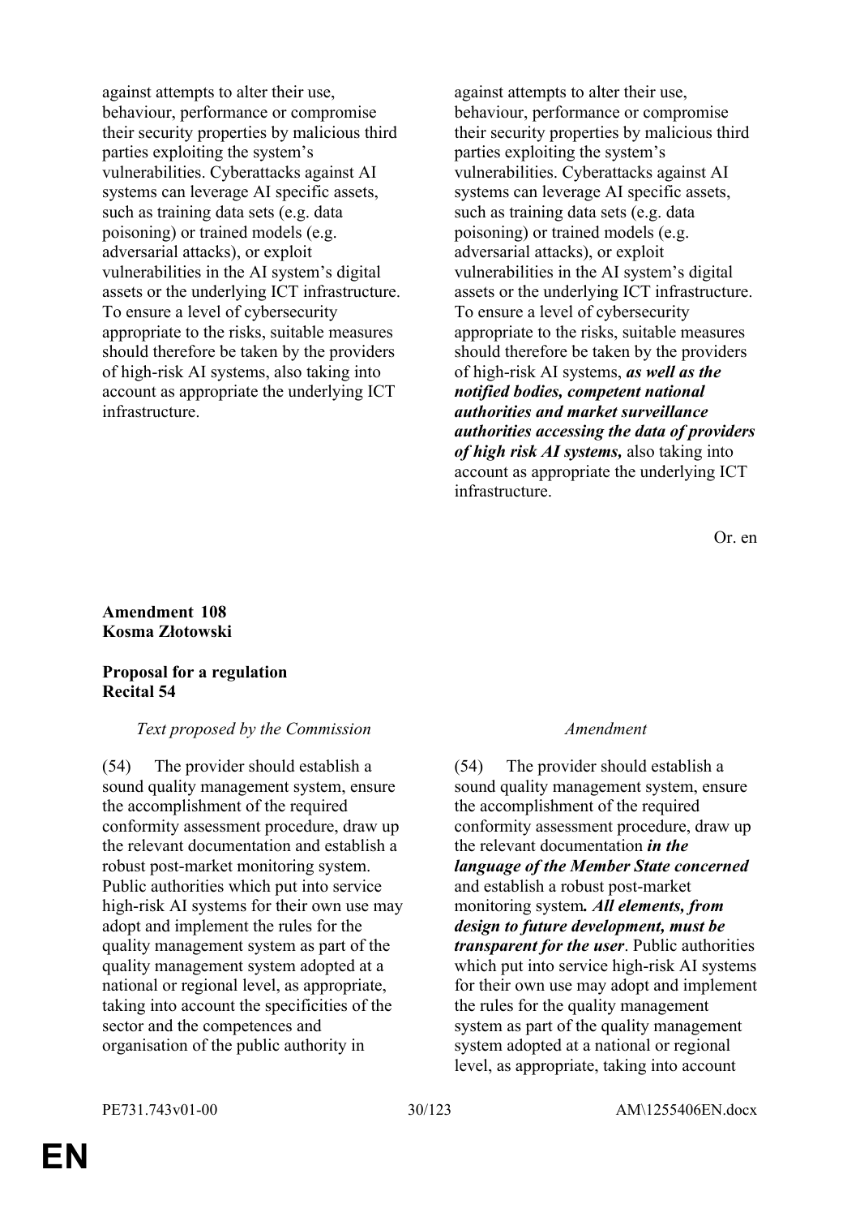| | |
|---|---|
| against attempts to alter their use, behaviour, performance or compromise their security properties by malicious third parties exploiting the system's vulnerabilities. Cyberattacks against AI systems can leverage AI specific assets, such as training data sets (e.g. data poisoning) or trained models (e.g. adversarial attacks), or exploit vulnerabilities in the AI system's digital assets or the underlying ICT infrastructure. To ensure a level of cybersecurity appropriate to the risks, suitable measures should therefore be taken by the providers of high-risk AI systems, also taking into account as appropriate the underlying ICT infrastructure. | against attempts to alter their use, behaviour, performance or compromise their security properties by malicious third parties exploiting the system's vulnerabilities. Cyberattacks against AI systems can leverage AI specific assets, such as training data sets (e.g. data poisoning) or trained models (e.g. adversarial attacks), or exploit vulnerabilities in the AI system's digital assets or the underlying ICT infrastructure. To ensure a level of cybersecurity appropriate to the risks, suitable measures should therefore be taken by the providers of high-risk AI systems, ***as well as the notified bodies, competent national authorities and market surveillance authorities accessing the data of providers of high risk AI systems,*** also taking into account as appropriate the underlying ICT infrastructure. |

Or. en

**Amendment 108**
**Kosma Złotowski**

**Proposal for a regulation**
**Recital 54**

| *Text proposed by the Commission* | *Amendment* |
|---|---|
| (54) The provider should establish a sound quality management system, ensure the accomplishment of the required conformity assessment procedure, draw up the relevant documentation and establish a robust post-market monitoring system. Public authorities which put into service high-risk AI systems for their own use may adopt and implement the rules for the quality management system as part of the quality management system adopted at a national or regional level, as appropriate, taking into account the specificities of the sector and the competences and organisation of the public authority in | (54) The provider should establish a sound quality management system, ensure the accomplishment of the required conformity assessment procedure, draw up the relevant documentation ***in the language of the Member State concerned*** and establish a robust post-market monitoring system***. All elements, from design to future development, must be transparent for the user***. Public authorities which put into service high-risk AI systems for their own use may adopt and implement the rules for the quality management system as part of the quality management system adopted at a national or regional level, as appropriate, taking into account |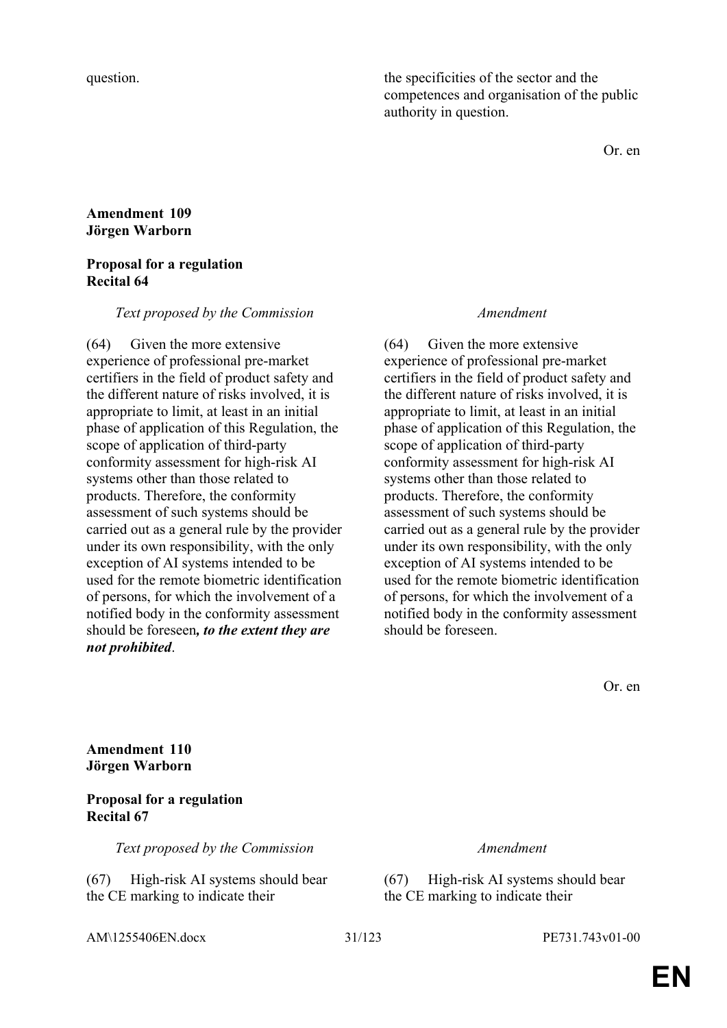| | |
|---|---|
| question. | the specificities of the sector and the competences and organisation of the public authority in question. |

Or. en

**Amendment 109**
**Jörgen Warborn**

**Proposal for a regulation**
**Recital 64**

| *Text proposed by the Commission* | *Amendment* |
|---|---|
| (64) Given the more extensive experience of professional pre-market certifiers in the field of product safety and the different nature of risks involved, it is appropriate to limit, at least in an initial phase of application of this Regulation, the scope of application of third-party conformity assessment for high-risk AI systems other than those related to products. Therefore, the conformity assessment of such systems should be carried out as a general rule by the provider under its own responsibility, with the only exception of AI systems intended to be used for the remote biometric identification of persons, for which the involvement of a notified body in the conformity assessment should be foreseen***, to the extent they are not prohibited***. | (64) Given the more extensive experience of professional pre-market certifiers in the field of product safety and the different nature of risks involved, it is appropriate to limit, at least in an initial phase of application of this Regulation, the scope of application of third-party conformity assessment for high-risk AI systems other than those related to products. Therefore, the conformity assessment of such systems should be carried out as a general rule by the provider under its own responsibility, with the only exception of AI systems intended to be used for the remote biometric identification of persons, for which the involvement of a notified body in the conformity assessment should be foreseen. |

Or. en

**Amendment 110**
**Jörgen Warborn**

**Proposal for a regulation**
**Recital 67**

| *Text proposed by the Commission* | *Amendment* |
|---|---|
| (67) High-risk AI systems should bear the CE marking to indicate their | (67) High-risk AI systems should bear the CE marking to indicate their |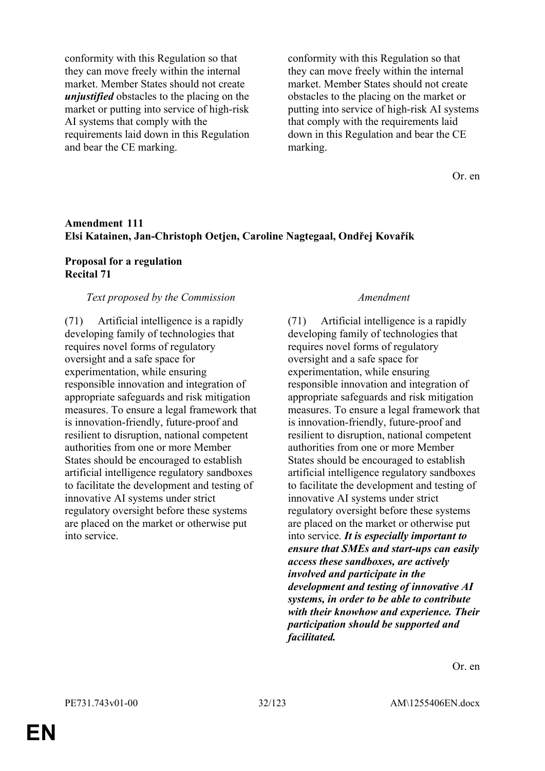| | |
|---|---|
| conformity with this Regulation so that they can move freely within the internal market. Member States should not create ***unjustified*** obstacles to the placing on the market or putting into service of high-risk AI systems that comply with the requirements laid down in this Regulation and bear the CE marking. | conformity with this Regulation so that they can move freely within the internal market. Member States should not create obstacles to the placing on the market or putting into service of high-risk AI systems that comply with the requirements laid down in this Regulation and bear the CE marking. |

Or. en

**Amendment 111**
**Elsi Katainen, Jan-Christoph Oetjen, Caroline Nagtegaal, Ondřej Kovařík**

**Proposal for a regulation**
**Recital 71**

| *Text proposed by the Commission* | *Amendment* |
|---|---|
| (71) Artificial intelligence is a rapidly developing family of technologies that requires novel forms of regulatory oversight and a safe space for experimentation, while ensuring responsible innovation and integration of appropriate safeguards and risk mitigation measures. To ensure a legal framework that is innovation-friendly, future-proof and resilient to disruption, national competent authorities from one or more Member States should be encouraged to establish artificial intelligence regulatory sandboxes to facilitate the development and testing of innovative AI systems under strict regulatory oversight before these systems are placed on the market or otherwise put into service. | (71) Artificial intelligence is a rapidly developing family of technologies that requires novel forms of regulatory oversight and a safe space for experimentation, while ensuring responsible innovation and integration of appropriate safeguards and risk mitigation measures. To ensure a legal framework that is innovation-friendly, future-proof and resilient to disruption, national competent authorities from one or more Member States should be encouraged to establish artificial intelligence regulatory sandboxes to facilitate the development and testing of innovative AI systems under strict regulatory oversight before these systems are placed on the market or otherwise put into service. ***It is especially important to ensure that SMEs and start-ups can easily access these sandboxes, are actively involved and participate in the development and testing of innovative AI systems, in order to be able to contribute with their knowhow and experience. Their participation should be supported and facilitated.*** |

Or. en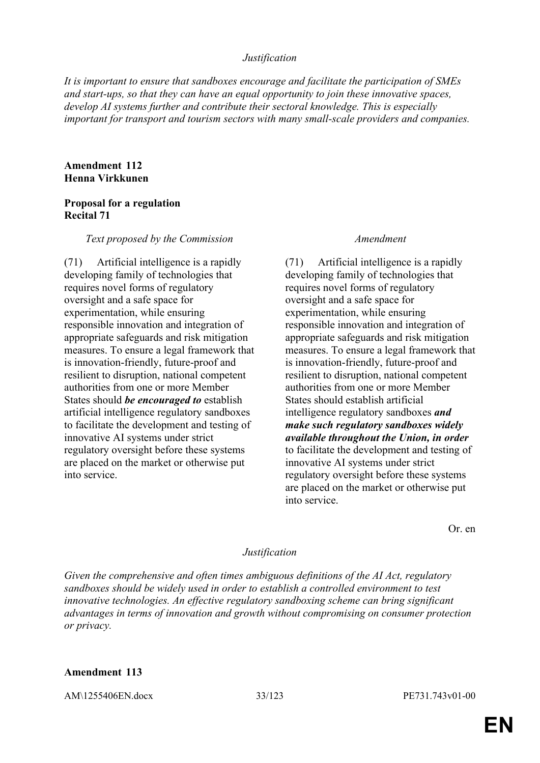*Justification*

*It is important to ensure that sandboxes encourage and facilitate the participation of SMEs and start-ups, so that they can have an equal opportunity to join these innovative spaces, develop AI systems further and contribute their sectoral knowledge. This is especially important for transport and tourism sectors with many small-scale providers and companies.*

**Amendment 112**
**Henna Virkkunen**

**Proposal for a regulation**
**Recital 71**

| *Text proposed by the Commission* | *Amendment* |
| --- | --- |
| (71) Artificial intelligence is a rapidly developing family of technologies that requires novel forms of regulatory oversight and a safe space for experimentation, while ensuring responsible innovation and integration of appropriate safeguards and risk mitigation measures. To ensure a legal framework that is innovation-friendly, future-proof and resilient to disruption, national competent authorities from one or more Member States should ***be encouraged to*** establish artificial intelligence regulatory sandboxes to facilitate the development and testing of innovative AI systems under strict regulatory oversight before these systems are placed on the market or otherwise put into service. | (71) Artificial intelligence is a rapidly developing family of technologies that requires novel forms of regulatory oversight and a safe space for experimentation, while ensuring responsible innovation and integration of appropriate safeguards and risk mitigation measures. To ensure a legal framework that is innovation-friendly, future-proof and resilient to disruption, national competent authorities from one or more Member States should establish artificial intelligence regulatory sandboxes ***and make such regulatory sandboxes widely available throughout the Union, in order*** to facilitate the development and testing of innovative AI systems under strict regulatory oversight before these systems are placed on the market or otherwise put into service. |

Or. en

*Justification*

*Given the comprehensive and often times ambiguous definitions of the AI Act, regulatory sandboxes should be widely used in order to establish a controlled environment to test innovative technologies. An effective regulatory sandboxing scheme can bring significant advantages in terms of innovation and growth without compromising on consumer protection or privacy.*

**Amendment 113**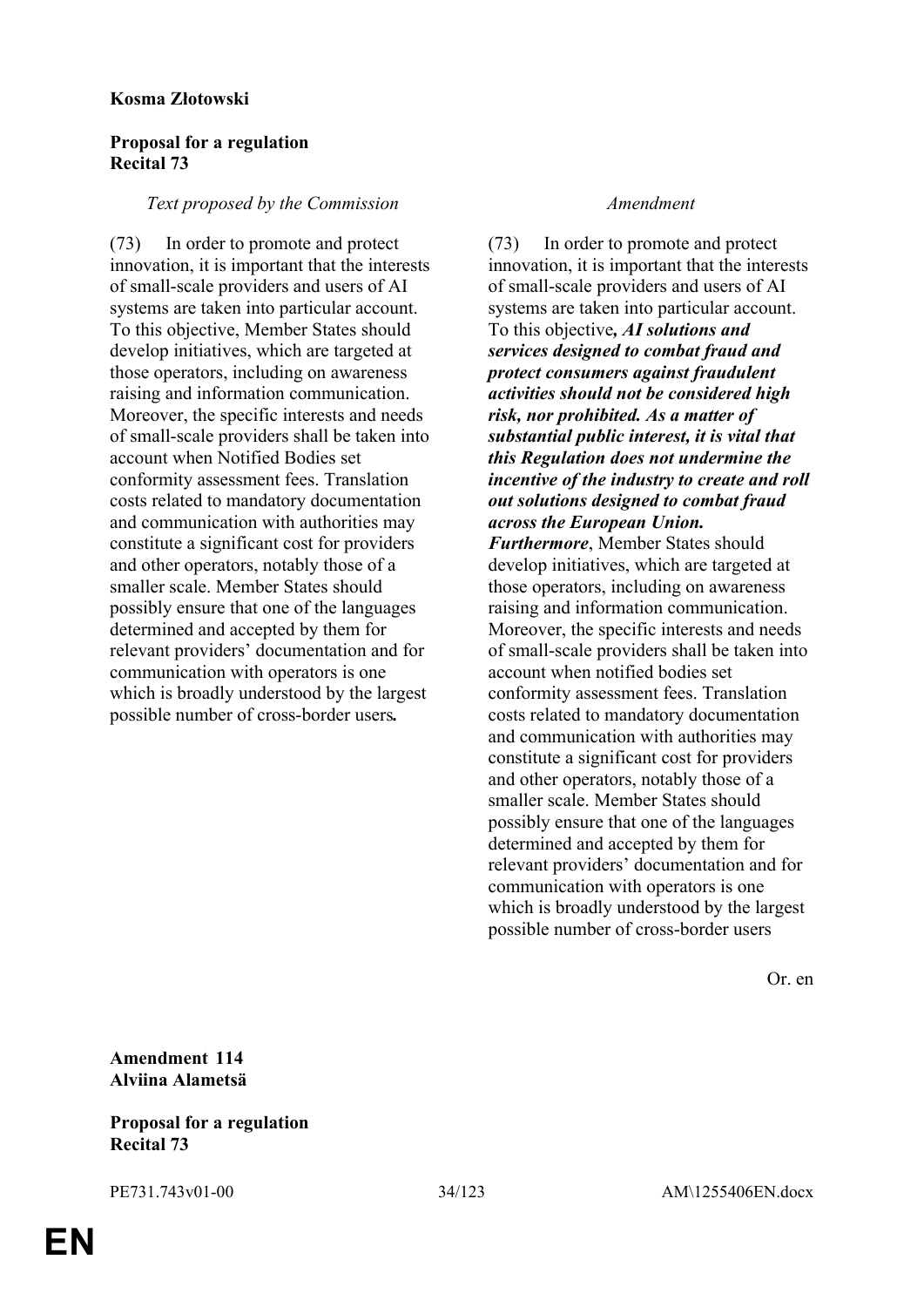**Kosma Złotowski**

**Proposal for a regulation**
**Recital 73**

| *Text proposed by the Commission* | *Amendment* |
|---|---|
| (73) In order to promote and protect innovation, it is important that the interests of small-scale providers and users of AI systems are taken into particular account. To this objective, Member States should develop initiatives, which are targeted at those operators, including on awareness raising and information communication. Moreover, the specific interests and needs of small-scale providers shall be taken into account when Notified Bodies set conformity assessment fees. Translation costs related to mandatory documentation and communication with authorities may constitute a significant cost for providers and other operators, notably those of a smaller scale. Member States should possibly ensure that one of the languages determined and accepted by them for relevant providers' documentation and for communication with operators is one which is broadly understood by the largest possible number of cross-border users***.*** | (73) In order to promote and protect innovation, it is important that the interests of small-scale providers and users of AI systems are taken into particular account. To this objective***, AI solutions and services designed to combat fraud and protect consumers against fraudulent activities should not be considered high risk, nor prohibited. As a matter of substantial public interest, it is vital that this Regulation does not undermine the incentive of the industry to create and roll out solutions designed to combat fraud across the European Union. Furthermore***, Member States should develop initiatives, which are targeted at those operators, including on awareness raising and information communication. Moreover, the specific interests and needs of small-scale providers shall be taken into account when notified bodies set conformity assessment fees. Translation costs related to mandatory documentation and communication with authorities may constitute a significant cost for providers and other operators, notably those of a smaller scale. Member States should possibly ensure that one of the languages determined and accepted by them for relevant providers' documentation and for communication with operators is one which is broadly understood by the largest possible number of cross-border users |

Or. en

**Amendment 114**
**Alviina Alametsä**

**Proposal for a regulation**
**Recital 73**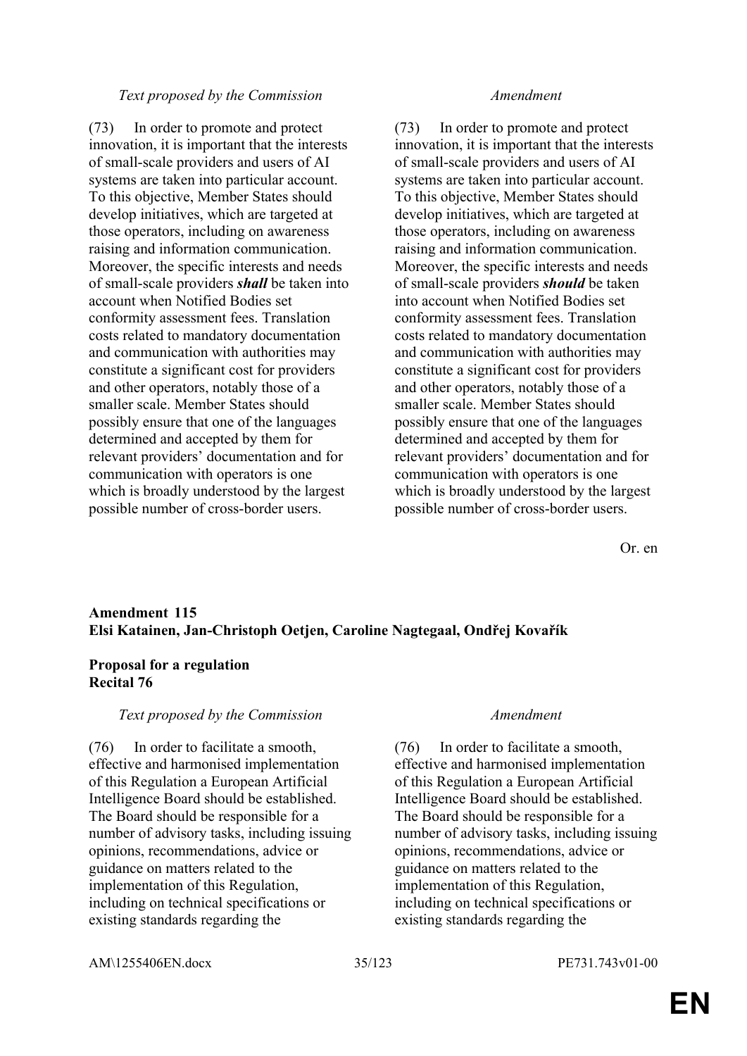| *Text proposed by the Commission* | *Amendment* |
|---|---|
| (73) In order to promote and protect innovation, it is important that the interests of small-scale providers and users of AI systems are taken into particular account. To this objective, Member States should develop initiatives, which are targeted at those operators, including on awareness raising and information communication. Moreover, the specific interests and needs of small-scale providers ***shall*** be taken into account when Notified Bodies set conformity assessment fees. Translation costs related to mandatory documentation and communication with authorities may constitute a significant cost for providers and other operators, notably those of a smaller scale. Member States should possibly ensure that one of the languages determined and accepted by them for relevant providers' documentation and for communication with operators is one which is broadly understood by the largest possible number of cross-border users. | (73) In order to promote and protect innovation, it is important that the interests of small-scale providers and users of AI systems are taken into particular account. To this objective, Member States should develop initiatives, which are targeted at those operators, including on awareness raising and information communication. Moreover, the specific interests and needs of small-scale providers ***should*** be taken into account when Notified Bodies set conformity assessment fees. Translation costs related to mandatory documentation and communication with authorities may constitute a significant cost for providers and other operators, notably those of a smaller scale. Member States should possibly ensure that one of the languages determined and accepted by them for relevant providers' documentation and for communication with operators is one which is broadly understood by the largest possible number of cross-border users. |

Or. en

**Amendment 115**
**Elsi Katainen, Jan-Christoph Oetjen, Caroline Nagtegaal, Ondřej Kovařík**

**Proposal for a regulation**
**Recital 76**

| *Text proposed by the Commission* | *Amendment* |
|---|---|
| (76) In order to facilitate a smooth, effective and harmonised implementation of this Regulation a European Artificial Intelligence Board should be established. The Board should be responsible for a number of advisory tasks, including issuing opinions, recommendations, advice or guidance on matters related to the implementation of this Regulation, including on technical specifications or existing standards regarding the | (76) In order to facilitate a smooth, effective and harmonised implementation of this Regulation a European Artificial Intelligence Board should be established. The Board should be responsible for a number of advisory tasks, including issuing opinions, recommendations, advice or guidance on matters related to the implementation of this Regulation, including on technical specifications or existing standards regarding the |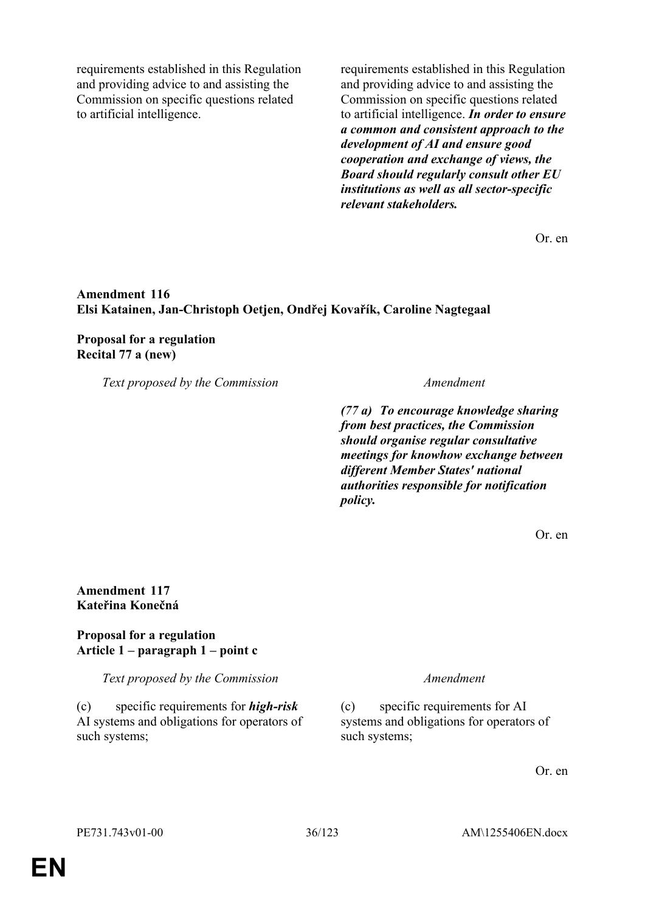| | |
|---|---|
| requirements established in this Regulation and providing advice to and assisting the Commission on specific questions related to artificial intelligence. | requirements established in this Regulation and providing advice to and assisting the Commission on specific questions related to artificial intelligence. ***In order to ensure a common and consistent approach to the development of AI and ensure good cooperation and exchange of views, the Board should regularly consult other EU institutions as well as all sector-specific relevant stakeholders.*** |

Or. en

**Amendment 116**
**Elsi Katainen, Jan-Christoph Oetjen, Ondřej Kovařík, Caroline Nagtegaal**

**Proposal for a regulation**
**Recital 77 a (new)**

| *Text proposed by the Commission* | *Amendment* |
|---|---|
| | ***(77 a) To encourage knowledge sharing from best practices, the Commission should organise regular consultative meetings for knowhow exchange between different Member States' national authorities responsible for notification policy.*** |

Or. en

**Amendment 117**
**Kateřina Konečná**

**Proposal for a regulation**
**Article 1 – paragraph 1 – point c**

| *Text proposed by the Commission* | *Amendment* |
|---|---|
| (c) specific requirements for ***high-risk*** AI systems and obligations for operators of such systems; | (c) specific requirements for AI systems and obligations for operators of such systems; |

Or. en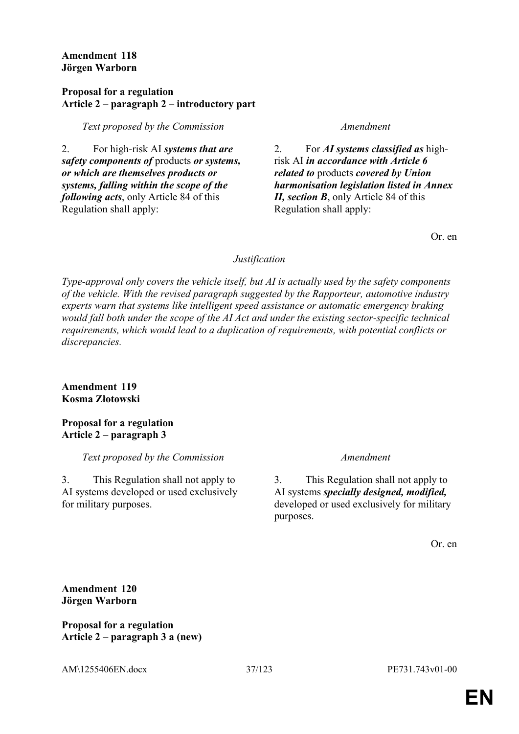**Amendment 118**
**Jörgen Warborn**

**Proposal for a regulation**
**Article 2 – paragraph 2 – introductory part**

| *Text proposed by the Commission* | *Amendment* |
|---|---|
| 2. For high-risk AI ***systems that are safety components of*** products ***or systems, or which are themselves products or systems, falling within the scope of the following acts***, only Article 84 of this Regulation shall apply: | 2. For ***AI systems classified as*** high-risk AI ***in accordance with Article 6 related to*** products ***covered by Union harmonisation legislation listed in Annex II, section B***, only Article 84 of this Regulation shall apply: |

Or. en

*Justification*

*Type-approval only covers the vehicle itself, but AI is actually used by the safety components of the vehicle. With the revised paragraph suggested by the Rapporteur, automotive industry experts warn that systems like intelligent speed assistance or automatic emergency braking would fall both under the scope of the AI Act and under the existing sector-specific technical requirements, which would lead to a duplication of requirements, with potential conflicts or discrepancies.*

**Amendment 119**
**Kosma Złotowski**

**Proposal for a regulation**
**Article 2 – paragraph 3**

| *Text proposed by the Commission* | *Amendment* |
|---|---|
| 3. This Regulation shall not apply to AI systems developed or used exclusively for military purposes. | 3. This Regulation shall not apply to AI systems ***specially designed, modified,*** developed or used exclusively for military purposes. |

Or. en

**Amendment 120**
**Jörgen Warborn**

**Proposal for a regulation**
**Article 2 – paragraph 3 a (new)**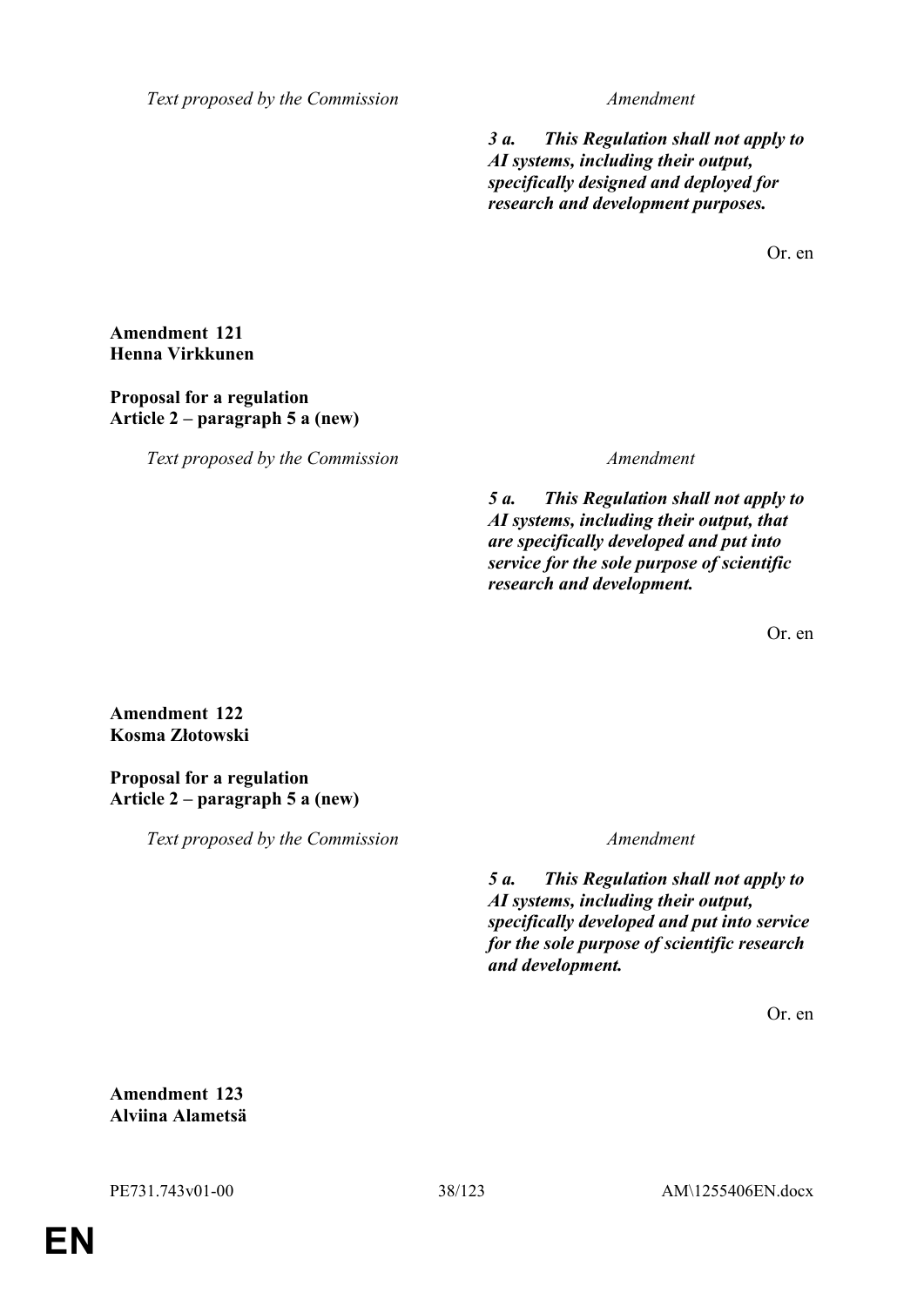| Text proposed by the Commission | Amendment |
|---|---|
| | ***3 a. This Regulation shall not apply to AI systems, including their output, specifically designed and deployed for research and development purposes.*** |

Or. en

**Amendment 121**
**Henna Virkkunen**

**Proposal for a regulation**
**Article 2 – paragraph 5 a (new)**

| Text proposed by the Commission | Amendment |
|---|---|
| | ***5 a. This Regulation shall not apply to AI systems, including their output, that are specifically developed and put into service for the sole purpose of scientific research and development.*** |

Or. en

**Amendment 122**
**Kosma Złotowski**

**Proposal for a regulation**
**Article 2 – paragraph 5 a (new)**

| Text proposed by the Commission | Amendment |
|---|---|
| | ***5 a. This Regulation shall not apply to AI systems, including their output, specifically developed and put into service for the sole purpose of scientific research and development.*** |

Or. en

**Amendment 123**
**Alviina Alametsä**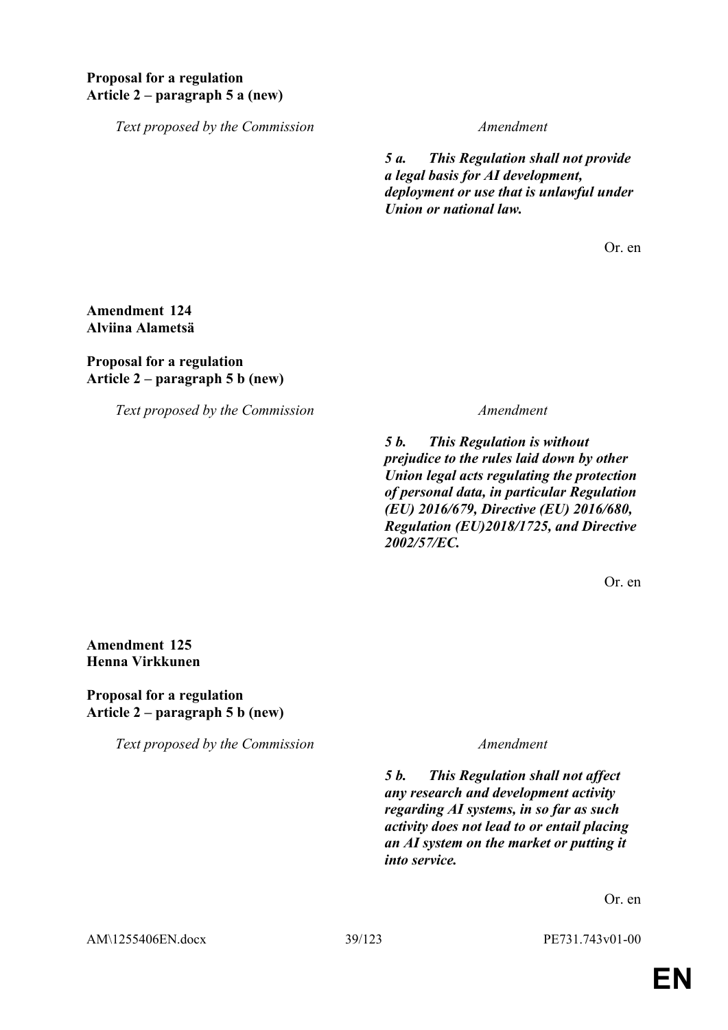**Proposal for a regulation**
**Article 2 – paragraph 5 a (new)**

| *Text proposed by the Commission* | *Amendment* |
|---|---|
| | ***5 a. This Regulation shall not provide a legal basis for AI development, deployment or use that is unlawful under Union or national law.*** |

Or. en

**Amendment 124**
**Alviina Alametsä**

**Proposal for a regulation**
**Article 2 – paragraph 5 b (new)**

| *Text proposed by the Commission* | *Amendment* |
|---|---|
| | ***5 b. This Regulation is without prejudice to the rules laid down by other Union legal acts regulating the protection of personal data, in particular Regulation (EU) 2016/679, Directive (EU) 2016/680, Regulation (EU)2018/1725, and Directive 2002/57/EC.*** |

Or. en

**Amendment 125**
**Henna Virkkunen**

**Proposal for a regulation**
**Article 2 – paragraph 5 b (new)**

| *Text proposed by the Commission* | *Amendment* |
|---|---|
| | ***5 b. This Regulation shall not affect any research and development activity regarding AI systems, in so far as such activity does not lead to or entail placing an AI system on the market or putting it into service.*** |

Or. en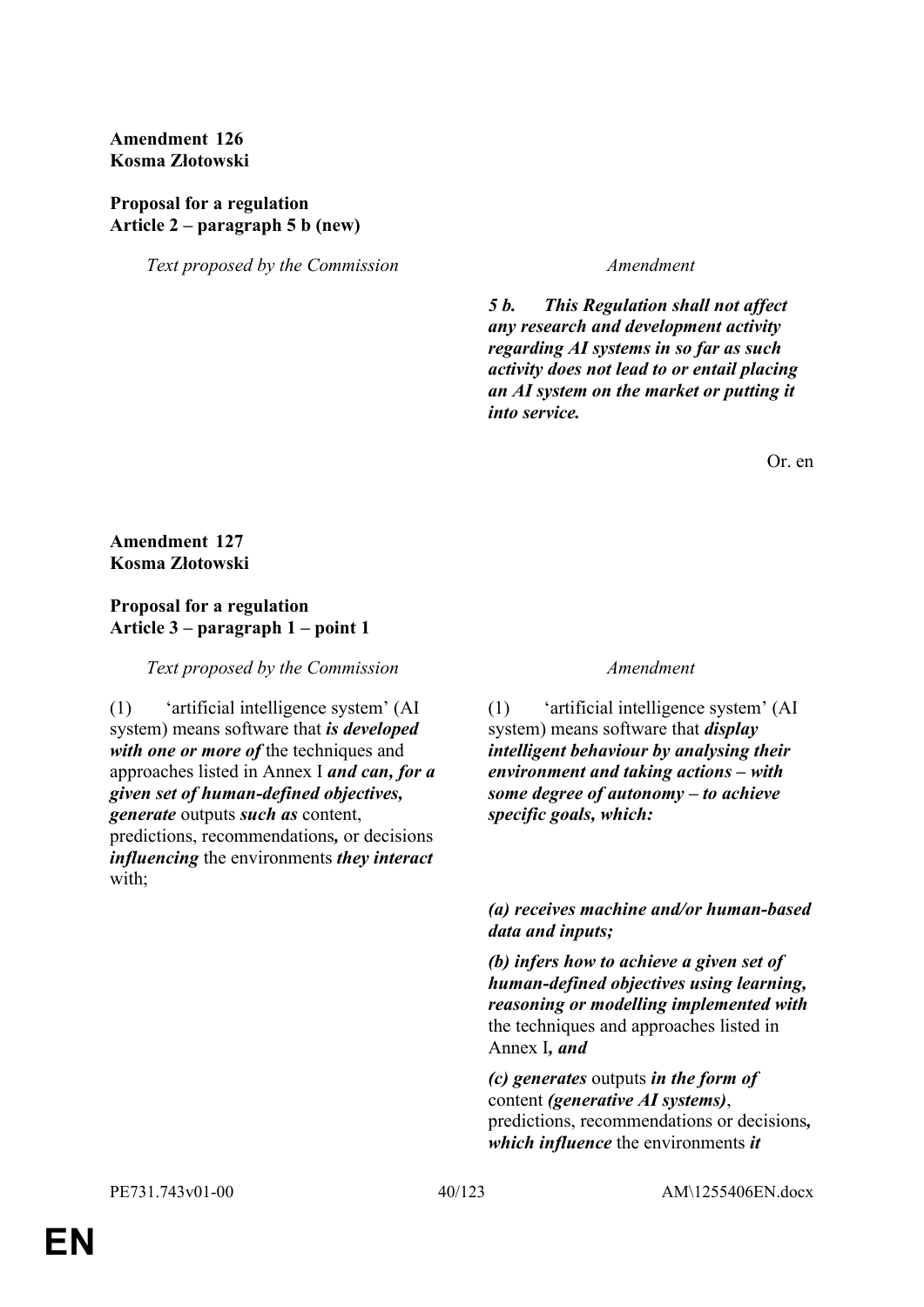**Amendment 126**
**Kosma Złotowski**

**Proposal for a regulation**
**Article 2 – paragraph 5 b (new)**

| *Text proposed by the Commission* | *Amendment* |
|---|---|
| | ***5 b. This Regulation shall not affect any research and development activity regarding AI systems in so far as such activity does not lead to or entail placing an AI system on the market or putting it into service.*** |

Or. en

**Amendment 127**
**Kosma Złotowski**

**Proposal for a regulation**
**Article 3 – paragraph 1 – point 1**

| *Text proposed by the Commission* | *Amendment* |
|---|---|
| (1) 'artificial intelligence system' (AI system) means software that ***is developed with one or more of*** the techniques and approaches listed in Annex I ***and can, for a given set of human-defined objectives, generate*** outputs ***such as*** content, predictions, recommendations***,*** or decisions ***influencing*** the environments ***they interact*** with; | (1) 'artificial intelligence system' (AI system) means software that ***display intelligent behaviour by analysing their environment and taking actions – with some degree of autonomy – to achieve specific goals, which:*** |
| | ***(a) receives machine and/or human-based data and inputs;*** |
| | ***(b) infers how to achieve a given set of human-defined objectives using learning, reasoning or modelling implemented with*** the techniques and approaches listed in Annex I***, and*** |
| | ***(c) generates*** outputs ***in the form of*** content ***(generative AI systems)***, predictions, recommendations or decisions***, which influence*** the environments ***it*** |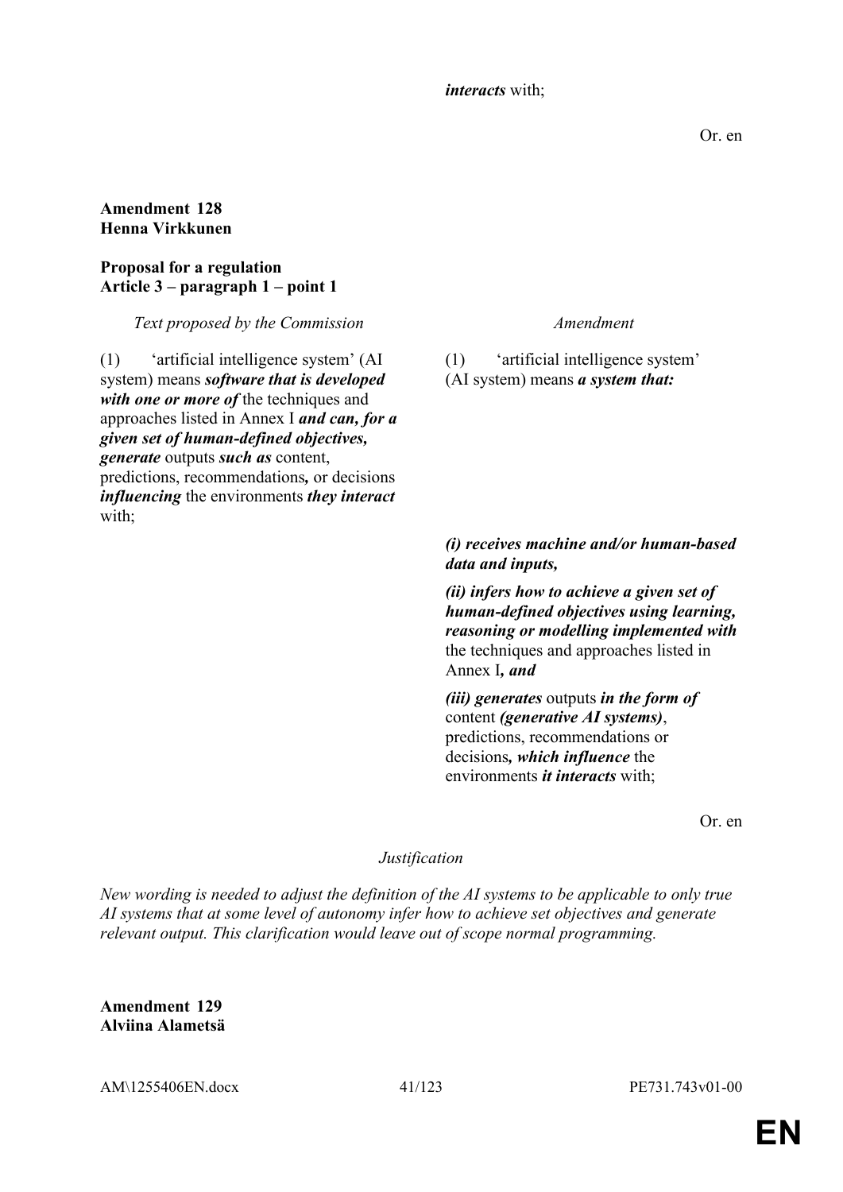*interacts* with;

Or. en

**Amendment 128**
**Henna Virkkunen**

**Proposal for a regulation**
**Article 3 – paragraph 1 – point 1**

| *Text proposed by the Commission* | *Amendment* |
|---|---|
| (1) 'artificial intelligence system' (AI system) means ***software that is developed with one or more of*** the techniques and approaches listed in Annex I ***and can, for a given set of human-defined objectives, generate*** outputs ***such as*** content, predictions, recommendations***,*** or decisions ***influencing*** the environments ***they interact*** with; | (1) 'artificial intelligence system' (AI system) means ***a system that:*** |
| | ***(i) receives machine and/or human-based data and inputs,*** |
| | ***(ii) infers how to achieve a given set of human-defined objectives using learning, reasoning or modelling implemented with*** the techniques and approaches listed in Annex I***, and*** |
| | ***(iii) generates*** outputs ***in the form of*** content ***(generative AI systems)***, predictions, recommendations or decisions***, which influence*** the environments ***it interacts*** with; |

Or. en

*Justification*

*New wording is needed to adjust the definition of the AI systems to be applicable to only true AI systems that at some level of autonomy infer how to achieve set objectives and generate relevant output. This clarification would leave out of scope normal programming.*

**Amendment 129**
**Alviina Alametsä**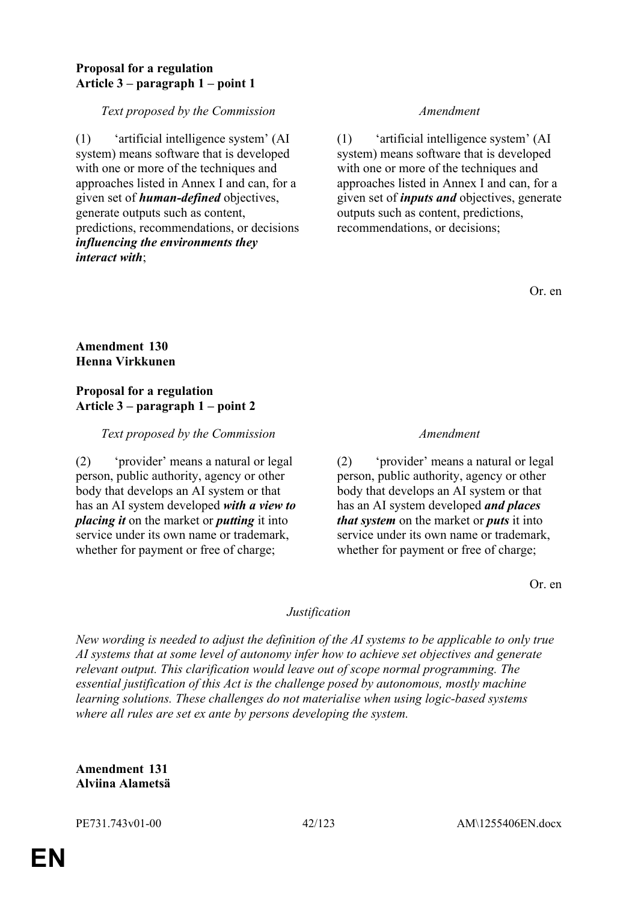**Proposal for a regulation**
**Article 3 – paragraph 1 – point 1**

| *Text proposed by the Commission* | *Amendment* |
|---|---|
| (1) 'artificial intelligence system' (AI system) means software that is developed with one or more of the techniques and approaches listed in Annex I and can, for a given set of ***human-defined*** objectives, generate outputs such as content, predictions, recommendations, or decisions ***influencing the environments they interact with***; | (1) 'artificial intelligence system' (AI system) means software that is developed with one or more of the techniques and approaches listed in Annex I and can, for a given set of ***inputs and*** objectives, generate outputs such as content, predictions, recommendations, or decisions; |

Or. en

**Amendment 130**
**Henna Virkkunen**

**Proposal for a regulation**
**Article 3 – paragraph 1 – point 2**

| *Text proposed by the Commission* | *Amendment* |
|---|---|
| (2) 'provider' means a natural or legal person, public authority, agency or other body that develops an AI system or that has an AI system developed ***with a view to placing it*** on the market or ***putting*** it into service under its own name or trademark, whether for payment or free of charge; | (2) 'provider' means a natural or legal person, public authority, agency or other body that develops an AI system or that has an AI system developed ***and places that system*** on the market or ***puts*** it into service under its own name or trademark, whether for payment or free of charge; |

Or. en

*Justification*

*New wording is needed to adjust the definition of the AI systems to be applicable to only true AI systems that at some level of autonomy infer how to achieve set objectives and generate relevant output. This clarification would leave out of scope normal programming. The essential justification of this Act is the challenge posed by autonomous, mostly machine learning solutions. These challenges do not materialise when using logic-based systems where all rules are set ex ante by persons developing the system.*

**Amendment 131**
**Alviina Alametsä**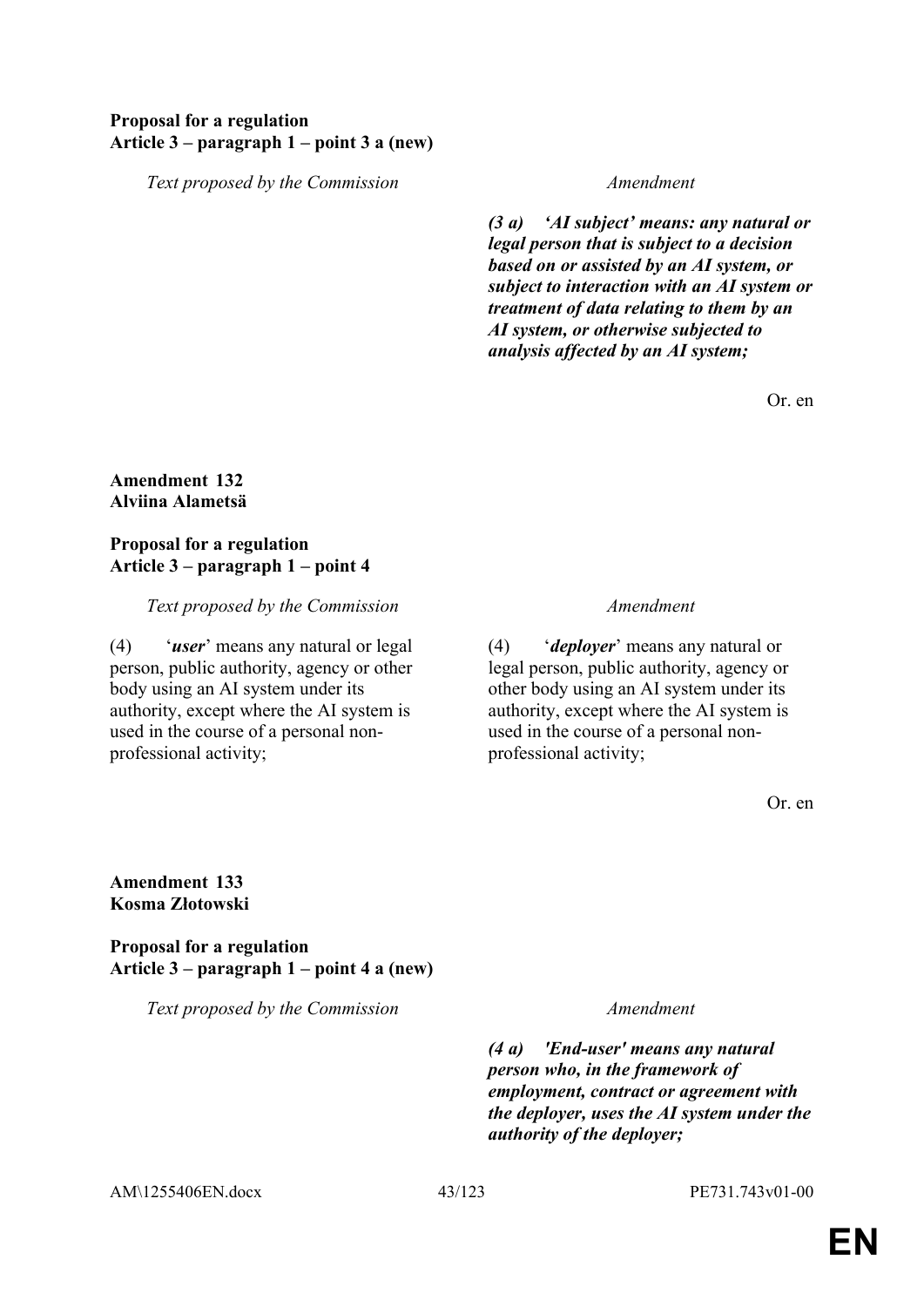**Proposal for a regulation**
**Article 3 – paragraph 1 – point 3 a (new)**

| Text proposed by the Commission | Amendment |
|---|---|
| | ***(3 a) 'AI subject' means: any natural or legal person that is subject to a decision based on or assisted by an AI system, or subject to interaction with an AI system or treatment of data relating to them by an AI system, or otherwise subjected to analysis affected by an AI system;*** |

Or. en

**Amendment 132**
**Alviina Alametsä**

**Proposal for a regulation**
**Article 3 – paragraph 1 – point 4**

| Text proposed by the Commission | Amendment |
|---|---|
| (4) '***user***' means any natural or legal person, public authority, agency or other body using an AI system under its authority, except where the AI system is used in the course of a personal non-professional activity; | (4) '***deployer***' means any natural or legal person, public authority, agency or other body using an AI system under its authority, except where the AI system is used in the course of a personal non-professional activity; |

Or. en

**Amendment 133**
**Kosma Złotowski**

**Proposal for a regulation**
**Article 3 – paragraph 1 – point 4 a (new)**

| Text proposed by the Commission | Amendment |
|---|---|
| | ***(4 a) 'End-user' means any natural person who, in the framework of employment, contract or agreement with the deployer, uses the AI system under the authority of the deployer;*** |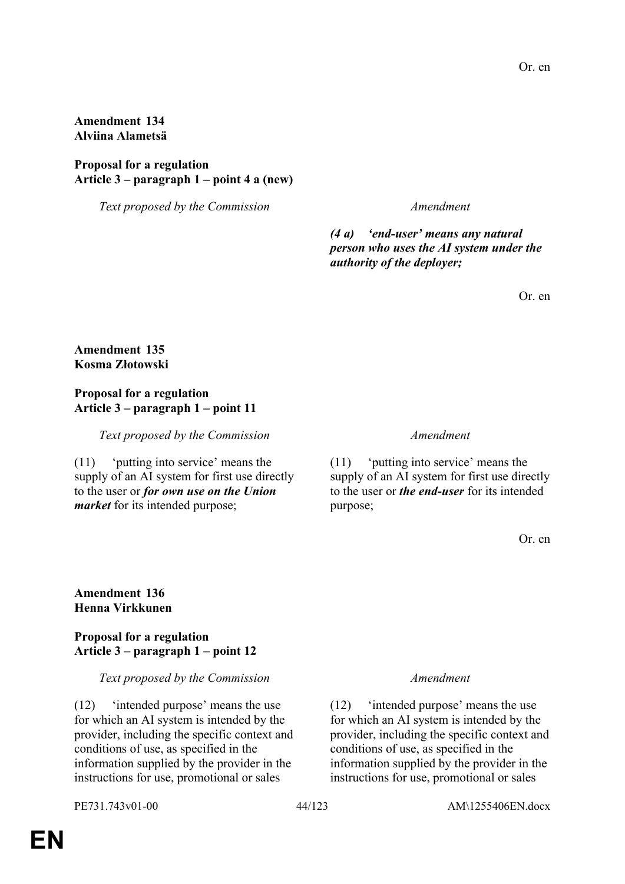Or. en

**Amendment 134**
**Alviina Alametsä**

**Proposal for a regulation**
**Article 3 – paragraph 1 – point 4 a (new)**

| *Text proposed by the Commission* | *Amendment* |
|---|---|
| | ***(4 a) 'end-user' means any natural person who uses the AI system under the authority of the deployer;*** |

Or. en

**Amendment 135**
**Kosma Złotowski**

**Proposal for a regulation**
**Article 3 – paragraph 1 – point 11**

| *Text proposed by the Commission* | *Amendment* |
|---|---|
| (11) 'putting into service' means the supply of an AI system for first use directly to the user or ***for own use on the Union market*** for its intended purpose; | (11) 'putting into service' means the supply of an AI system for first use directly to the user or ***the end-user*** for its intended purpose; |

Or. en

**Amendment 136**
**Henna Virkkunen**

**Proposal for a regulation**
**Article 3 – paragraph 1 – point 12**

| *Text proposed by the Commission* | *Amendment* |
|---|---|
| (12) 'intended purpose' means the use for which an AI system is intended by the provider, including the specific context and conditions of use, as specified in the information supplied by the provider in the instructions for use, promotional or sales | (12) 'intended purpose' means the use for which an AI system is intended by the provider, including the specific context and conditions of use, as specified in the information supplied by the provider in the instructions for use, promotional or sales |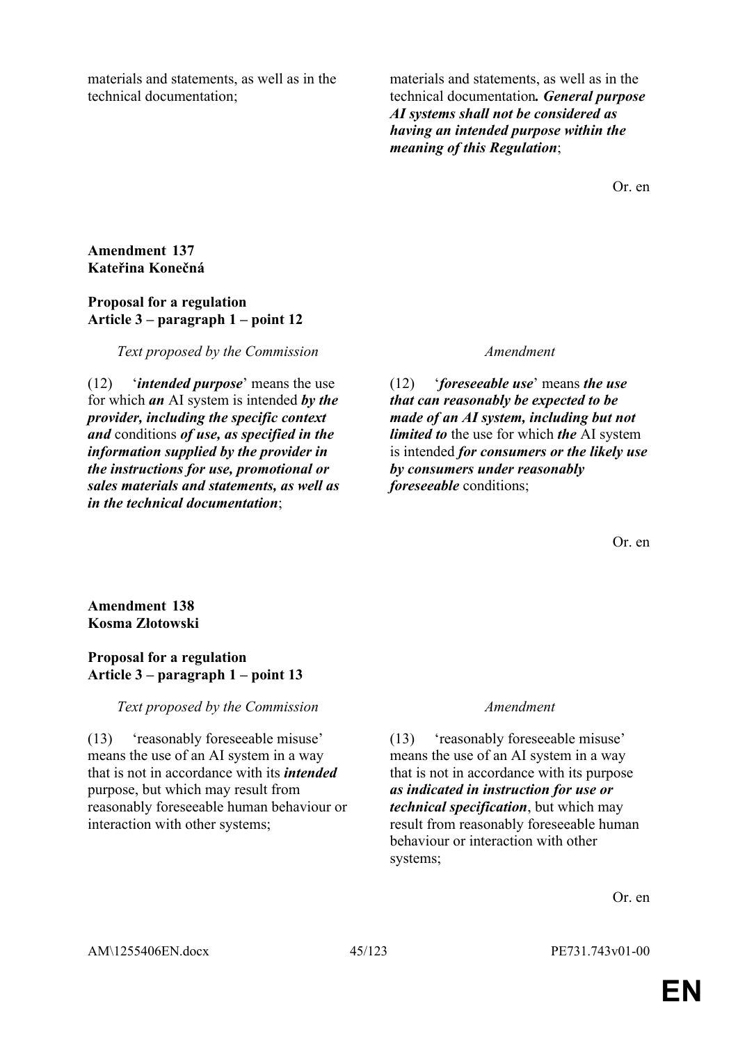| | |
|---|---|
| materials and statements, as well as in the technical documentation; | materials and statements, as well as in the technical documentation***. General purpose AI systems shall not be considered as having an intended purpose within the meaning of this Regulation***; |

Or. en

**Amendment 137**
**Kateřina Konečná**

**Proposal for a regulation**
**Article 3 – paragraph 1 – point 12**

| *Text proposed by the Commission* | *Amendment* |
|---|---|
| (12) '***intended purpose***' means the use for which ***an*** AI system is intended ***by the provider, including the specific context and*** conditions ***of use, as specified in the information supplied by the provider in the instructions for use, promotional or sales materials and statements, as well as in the technical documentation***; | (12) '***foreseeable use***' means ***the use that can reasonably be expected to be made of an AI system, including but not limited to*** the use for which ***the*** AI system is intended ***for consumers or the likely use by consumers under reasonably foreseeable*** conditions; |

Or. en

**Amendment 138**
**Kosma Złotowski**

**Proposal for a regulation**
**Article 3 – paragraph 1 – point 13**

| *Text proposed by the Commission* | *Amendment* |
|---|---|
| (13) 'reasonably foreseeable misuse' means the use of an AI system in a way that is not in accordance with its ***intended*** purpose, but which may result from reasonably foreseeable human behaviour or interaction with other systems; | (13) 'reasonably foreseeable misuse' means the use of an AI system in a way that is not in accordance with its purpose ***as indicated in instruction for use or technical specification***, but which may result from reasonably foreseeable human behaviour or interaction with other systems; |

Or. en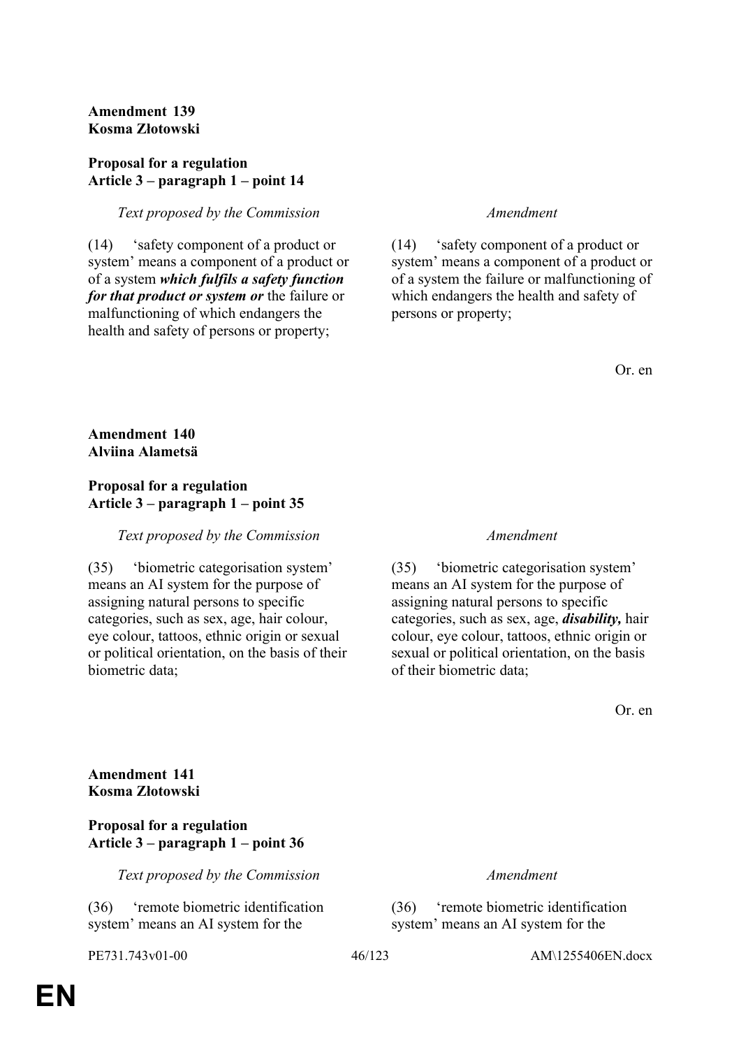**Amendment 139**
**Kosma Złotowski**

**Proposal for a regulation**
**Article 3 – paragraph 1 – point 14**

| *Text proposed by the Commission* | *Amendment* |
|---|---|
| (14) 'safety component of a product or system' means a component of a product or of a system ***which fulfils a safety function for that product or system or*** the failure or malfunctioning of which endangers the health and safety of persons or property; | (14) 'safety component of a product or system' means a component of a product or of a system the failure or malfunctioning of which endangers the health and safety of persons or property; |

Or. en

**Amendment 140**
**Alviina Alametsä**

**Proposal for a regulation**
**Article 3 – paragraph 1 – point 35**

| *Text proposed by the Commission* | *Amendment* |
|---|---|
| (35) 'biometric categorisation system' means an AI system for the purpose of assigning natural persons to specific categories, such as sex, age, hair colour, eye colour, tattoos, ethnic origin or sexual or political orientation, on the basis of their biometric data; | (35) 'biometric categorisation system' means an AI system for the purpose of assigning natural persons to specific categories, such as sex, age, ***disability,*** hair colour, eye colour, tattoos, ethnic origin or sexual or political orientation, on the basis of their biometric data; |

Or. en

**Amendment 141**
**Kosma Złotowski**

**Proposal for a regulation**
**Article 3 – paragraph 1 – point 36**

| *Text proposed by the Commission* | *Amendment* |
|---|---|
| (36) 'remote biometric identification system' means an AI system for the | (36) 'remote biometric identification system' means an AI system for the |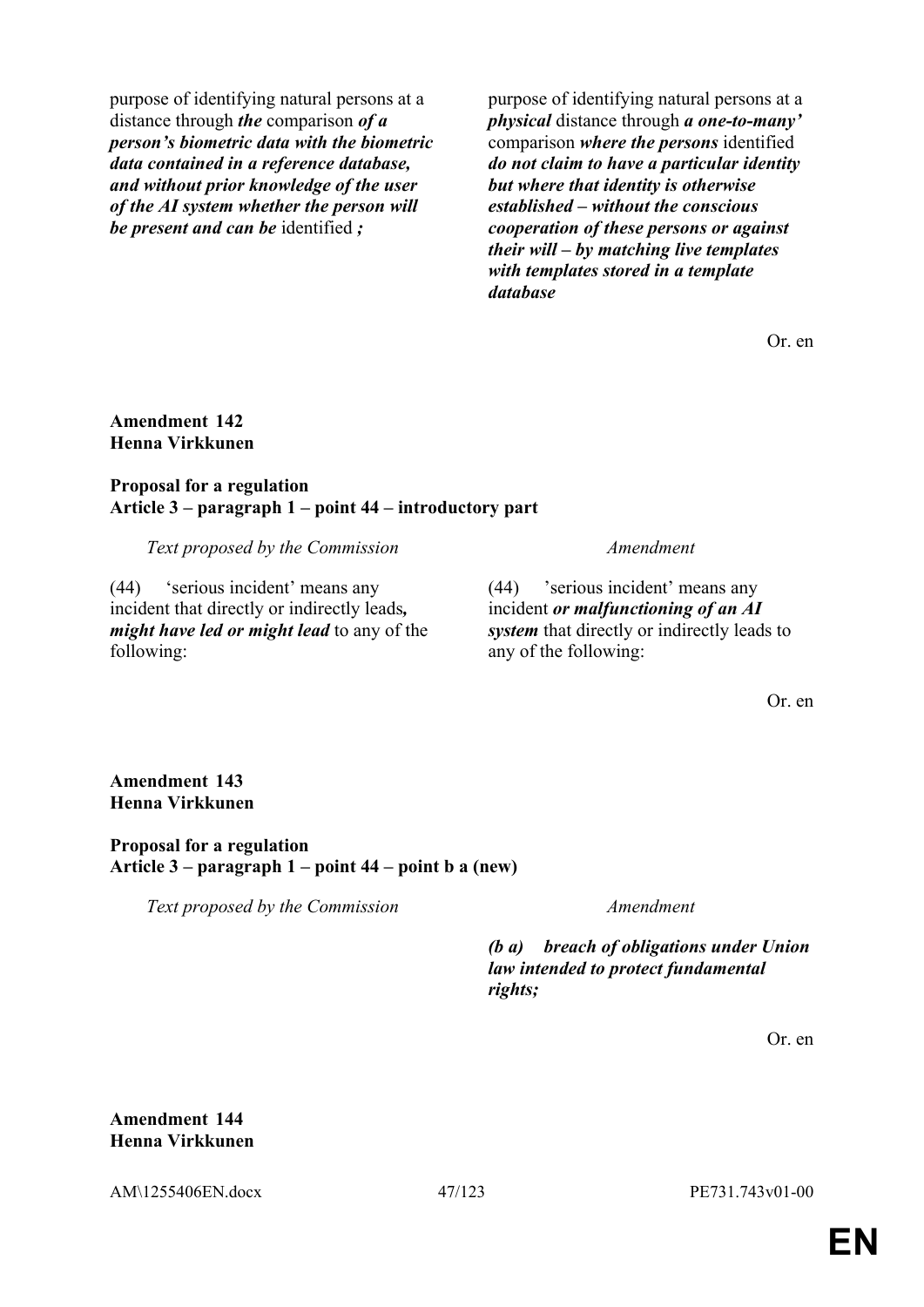| | |
|---|---|
| purpose of identifying natural persons at a distance through ***the*** comparison ***of a person's biometric data with the biometric data contained in a reference database, and without prior knowledge of the user of the AI system whether the person will be present and can be*** identified ***;*** | purpose of identifying natural persons at a ***physical*** distance through ***a one-to-many'*** comparison ***where the persons*** identified ***do not claim to have a particular identity but where that identity is otherwise established – without the conscious cooperation of these persons or against their will – by matching live templates with templates stored in a template database*** |

Or. en

**Amendment 142**
**Henna Virkkunen**

**Proposal for a regulation**
**Article 3 – paragraph 1 – point 44 – introductory part**

| *Text proposed by the Commission* | *Amendment* |
|---|---|
| (44) 'serious incident' means any incident that directly or indirectly leads***, might have led or might lead*** to any of the following: | (44) 'serious incident' means any incident ***or malfunctioning of an AI system*** that directly or indirectly leads to any of the following: |

Or. en

**Amendment 143**
**Henna Virkkunen**

**Proposal for a regulation**
**Article 3 – paragraph 1 – point 44 – point b a (new)**

| *Text proposed by the Commission* | *Amendment* |
|---|---|
| | ***(b a) breach of obligations under Union law intended to protect fundamental rights;*** |

Or. en

**Amendment 144**
**Henna Virkkunen**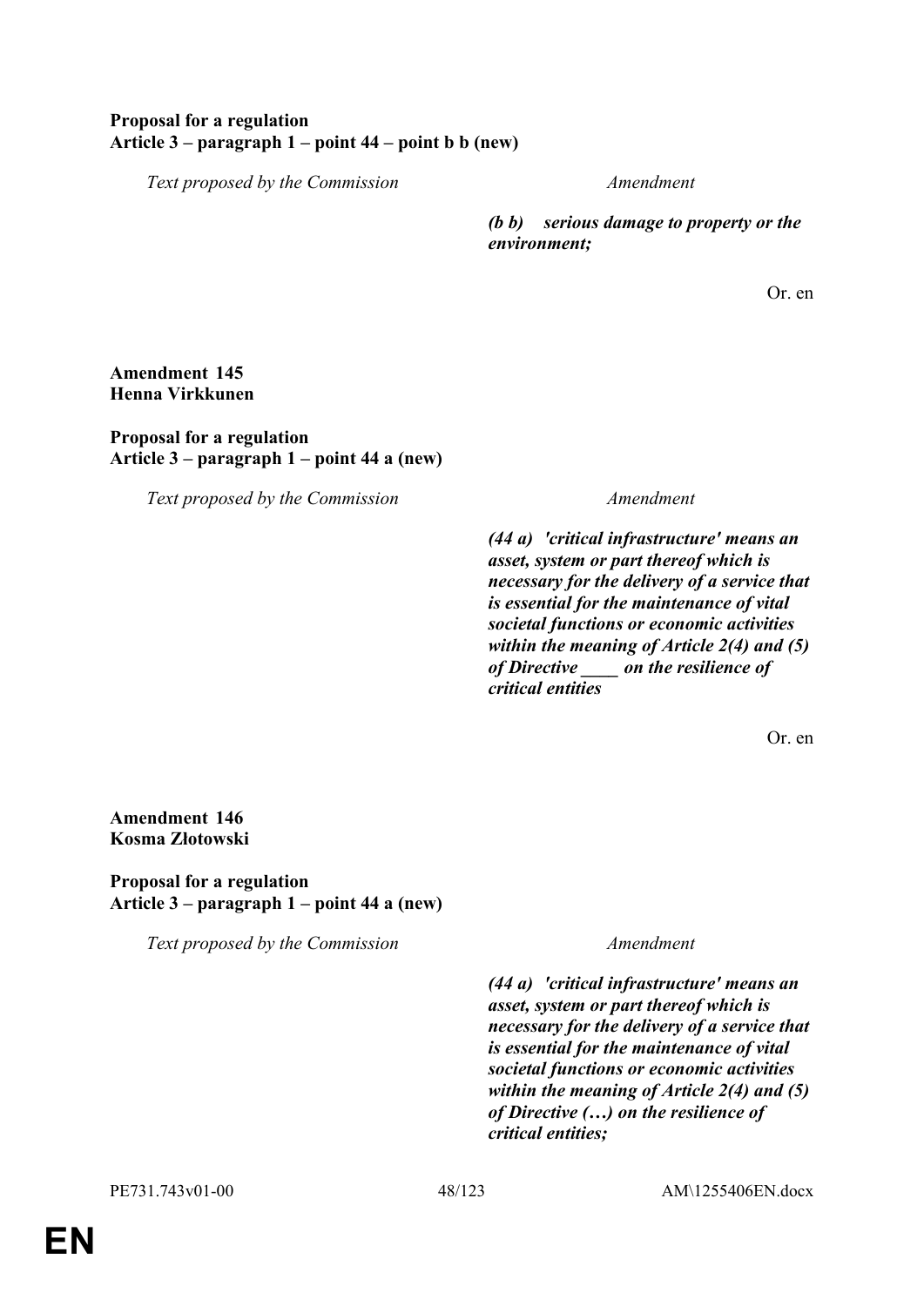**Proposal for a regulation**
**Article 3 – paragraph 1 – point 44 – point b b (new)**

| *Text proposed by the Commission* | *Amendment* |
|---|---|
| | ***(b b) serious damage to property or the environment;*** |

Or. en

**Amendment 145**
**Henna Virkkunen**

**Proposal for a regulation**
**Article 3 – paragraph 1 – point 44 a (new)**

| *Text proposed by the Commission* | *Amendment* |
|---|---|
| | ***(44 a) 'critical infrastructure' means an asset, system or part thereof which is necessary for the delivery of a service that is essential for the maintenance of vital societal functions or economic activities within the meaning of Article 2(4) and (5) of Directive ____ on the resilience of critical entities*** |

Or. en

**Amendment 146**
**Kosma Złotowski**

**Proposal for a regulation**
**Article 3 – paragraph 1 – point 44 a (new)**

| *Text proposed by the Commission* | *Amendment* |
|---|---|
| | ***(44 a) 'critical infrastructure' means an asset, system or part thereof which is necessary for the delivery of a service that is essential for the maintenance of vital societal functions or economic activities within the meaning of Article 2(4) and (5) of Directive (…) on the resilience of critical entities;*** |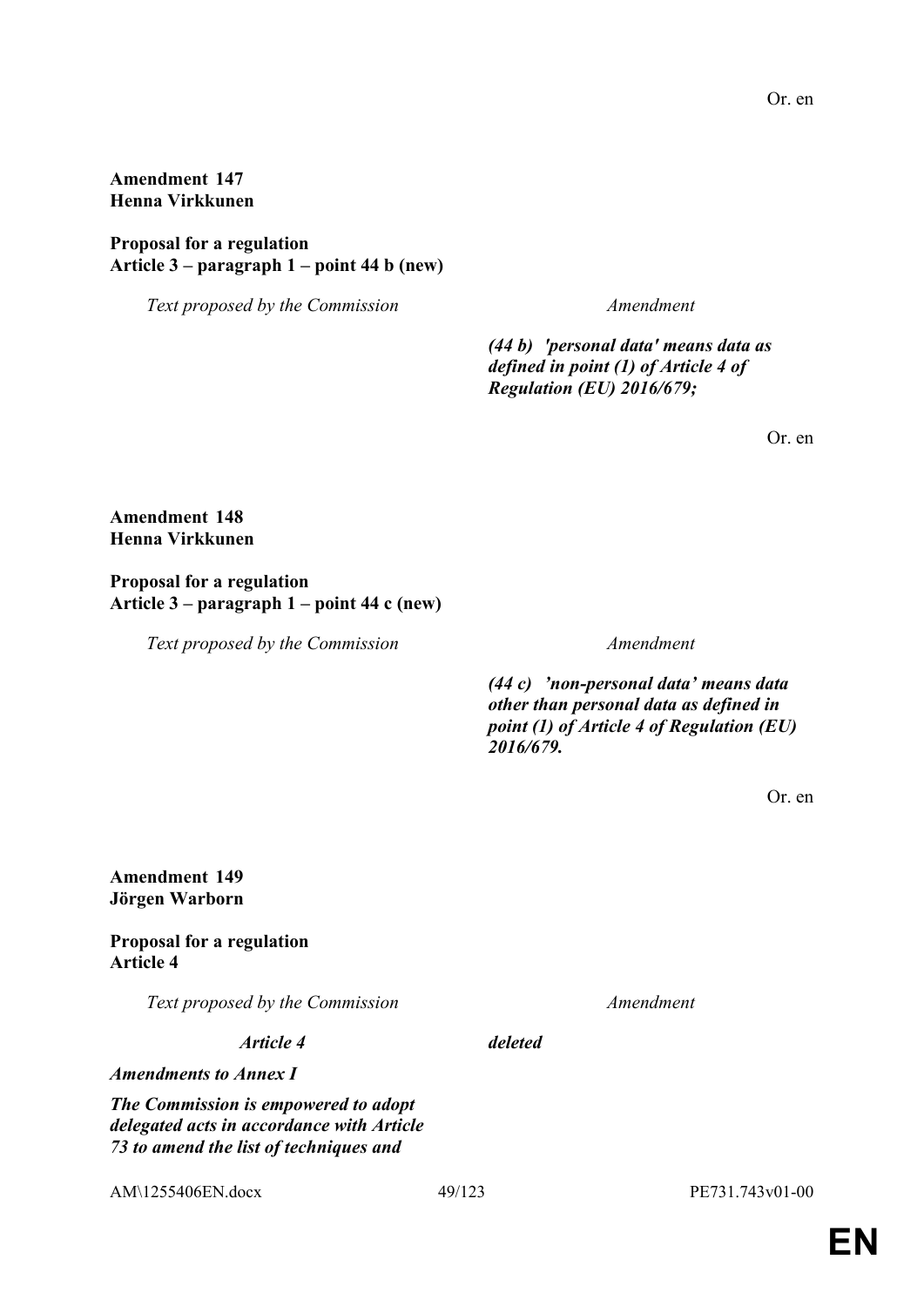Or. en

**Amendment 147**
**Henna Virkkunen**

**Proposal for a regulation**
**Article 3 – paragraph 1 – point 44 b (new)**

| *Text proposed by the Commission* | *Amendment* |
| --- | --- |
| | ***(44 b) 'personal data' means data as defined in point (1) of Article 4 of Regulation (EU) 2016/679;*** |

Or. en

**Amendment 148**
**Henna Virkkunen**

**Proposal for a regulation**
**Article 3 – paragraph 1 – point 44 c (new)**

| *Text proposed by the Commission* | *Amendment* |
| --- | --- |
| | ***(44 c) 'non-personal data' means data other than personal data as defined in point (1) of Article 4 of Regulation (EU) 2016/679.*** |

Or. en

**Amendment 149**
**Jörgen Warborn**

**Proposal for a regulation**
**Article 4**

| *Text proposed by the Commission* | *Amendment* |
| --- | --- |
| ***Article 4*** | ***deleted*** |
| ***Amendments to Annex I*** | |
| ***The Commission is empowered to adopt delegated acts in accordance with Article 73 to amend the list of techniques and*** | |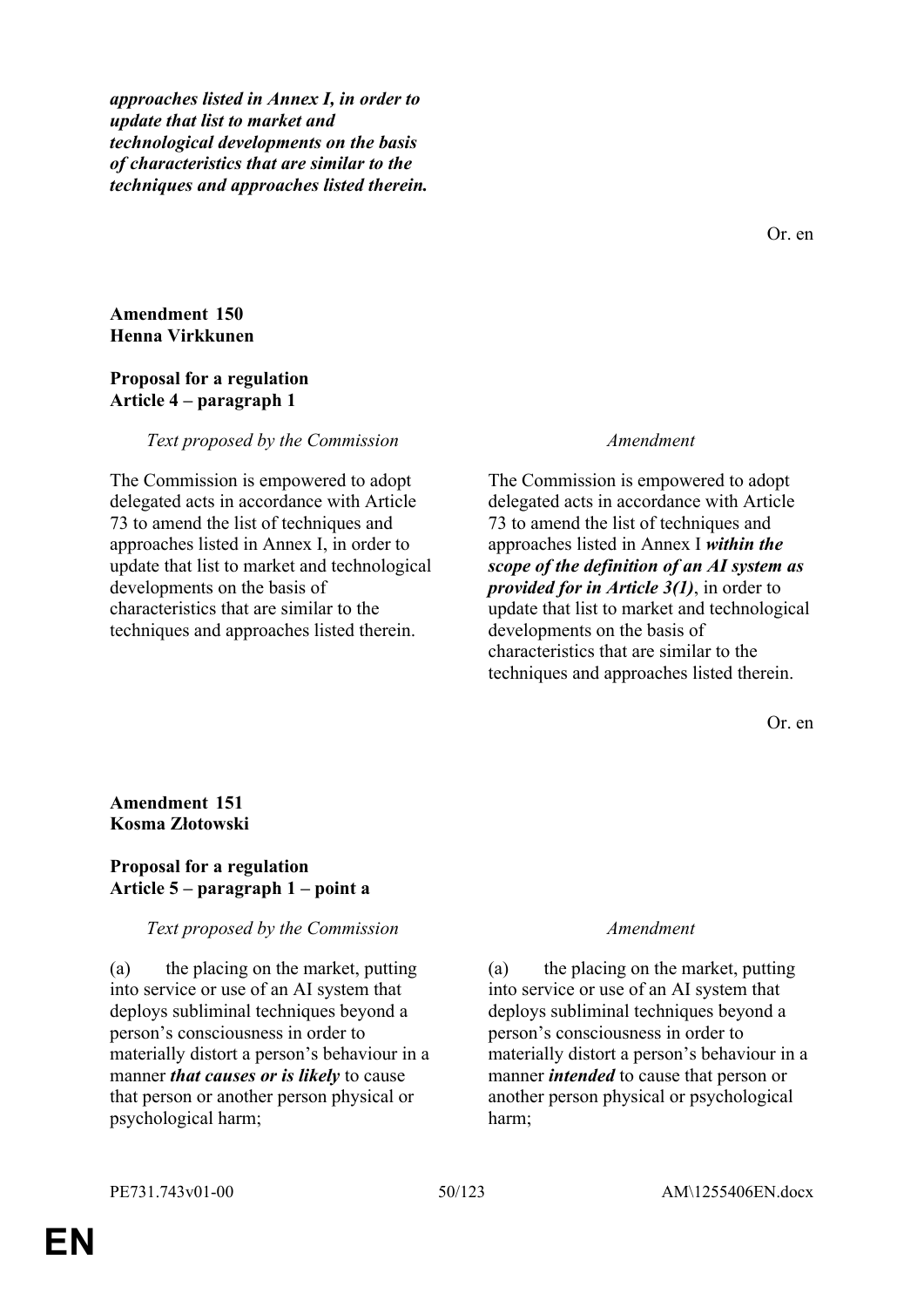***approaches listed in Annex I, in order to update that list to market and technological developments on the basis of characteristics that are similar to the techniques and approaches listed therein.***

Or. en

**Amendment 150**
**Henna Virkkunen**

**Proposal for a regulation**
**Article 4 – paragraph 1**

| *Text proposed by the Commission* | *Amendment* |
|---|---|
| The Commission is empowered to adopt delegated acts in accordance with Article 73 to amend the list of techniques and approaches listed in Annex I, in order to update that list to market and technological developments on the basis of characteristics that are similar to the techniques and approaches listed therein. | The Commission is empowered to adopt delegated acts in accordance with Article 73 to amend the list of techniques and approaches listed in Annex I ***within the scope of the definition of an AI system as provided for in Article 3(1)***, in order to update that list to market and technological developments on the basis of characteristics that are similar to the techniques and approaches listed therein. |

Or. en

**Amendment 151**
**Kosma Złotowski**

**Proposal for a regulation**
**Article 5 – paragraph 1 – point a**

| *Text proposed by the Commission* | *Amendment* |
|---|---|
| (a) the placing on the market, putting into service or use of an AI system that deploys subliminal techniques beyond a person's consciousness in order to materially distort a person's behaviour in a manner ***that causes or is likely*** to cause that person or another person physical or psychological harm; | (a) the placing on the market, putting into service or use of an AI system that deploys subliminal techniques beyond a person's consciousness in order to materially distort a person's behaviour in a manner ***intended*** to cause that person or another person physical or psychological harm; |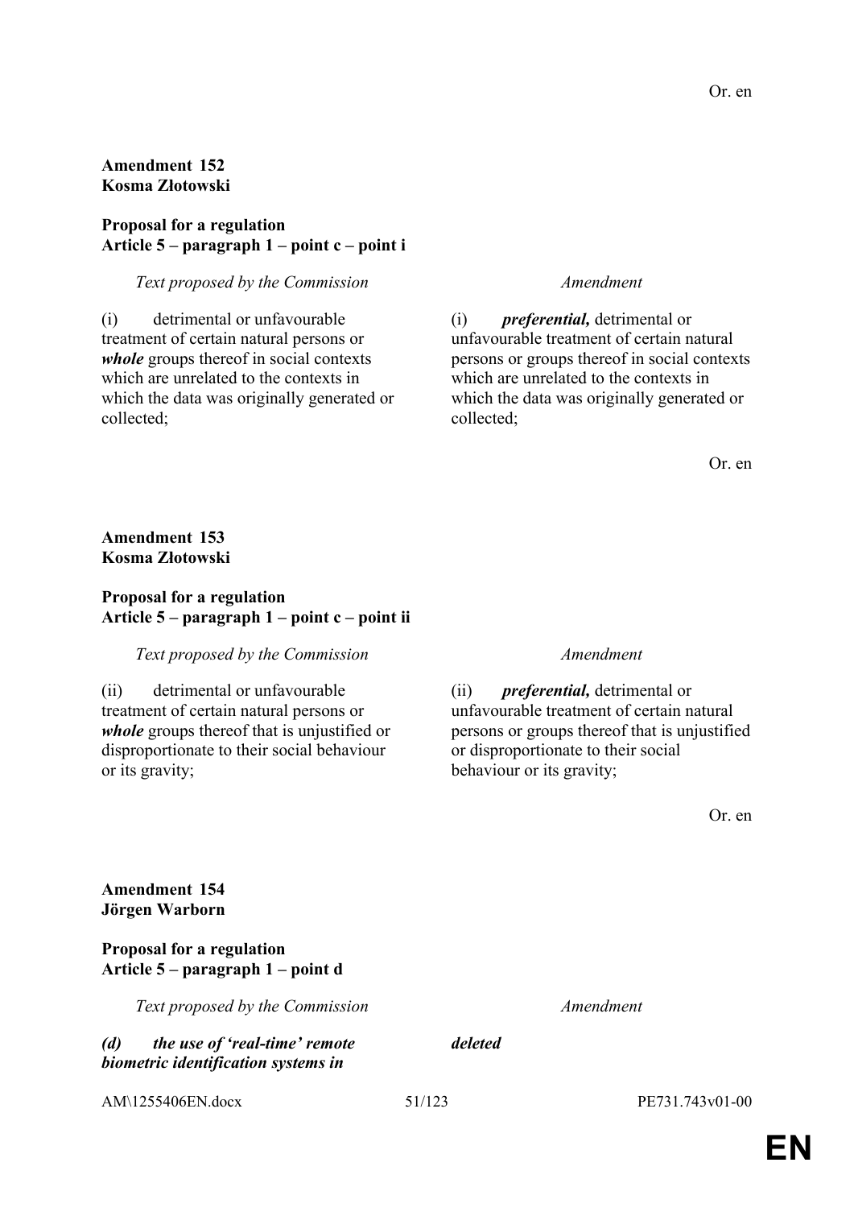Or. en

**Amendment 152**
**Kosma Złotowski**

**Proposal for a regulation**
**Article 5 – paragraph 1 – point c – point i**

| *Text proposed by the Commission* | *Amendment* |
| --- | --- |
| (i) detrimental or unfavourable treatment of certain natural persons or ***whole*** groups thereof in social contexts which are unrelated to the contexts in which the data was originally generated or collected; | (i) ***preferential,*** detrimental or unfavourable treatment of certain natural persons or groups thereof in social contexts which are unrelated to the contexts in which the data was originally generated or collected; |

Or. en

**Amendment 153**
**Kosma Złotowski**

**Proposal for a regulation**
**Article 5 – paragraph 1 – point c – point ii**

| *Text proposed by the Commission* | *Amendment* |
| --- | --- |
| (ii) detrimental or unfavourable treatment of certain natural persons or ***whole*** groups thereof that is unjustified or disproportionate to their social behaviour or its gravity; | (ii) ***preferential,*** detrimental or unfavourable treatment of certain natural persons or groups thereof that is unjustified or disproportionate to their social behaviour or its gravity; |

Or. en

**Amendment 154**
**Jörgen Warborn**

**Proposal for a regulation**
**Article 5 – paragraph 1 – point d**

| *Text proposed by the Commission* | *Amendment* |
| --- | --- |
| ***(d) the use of 'real-time' remote biometric identification systems in*** | ***deleted*** |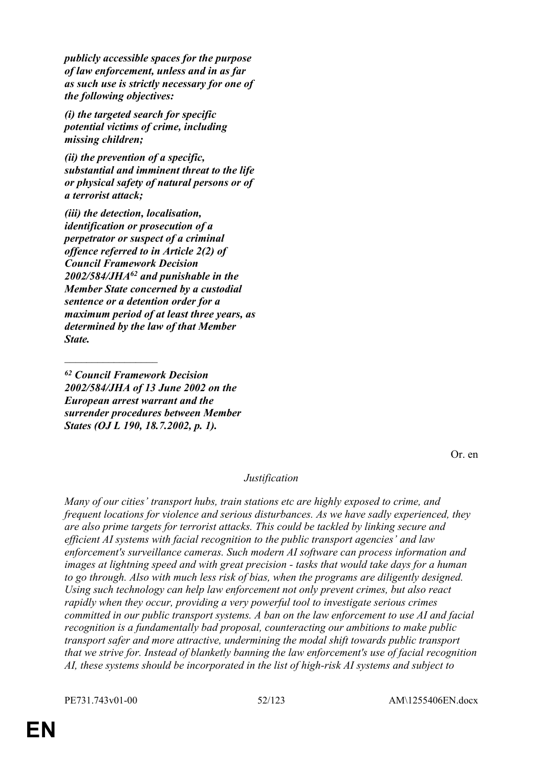***publicly accessible spaces for the purpose of law enforcement, unless and in as far as such use is strictly necessary for one of the following objectives:***

***(i) the targeted search for specific potential victims of crime, including missing children;***

***(ii) the prevention of a specific, substantial and imminent threat to the life or physical safety of natural persons or of a terrorist attack;***

***(iii) the detection, localisation, identification or prosecution of a perpetrator or suspect of a criminal offence referred to in Article 2(2) of Council Framework Decision 2002/584/JHA[62] and punishable in the Member State concerned by a custodial sentence or a detention order for a maximum period of at least three years, as determined by the law of that Member State.***

_________________

***[62] Council Framework Decision 2002/584/JHA of 13 June 2002 on the European arrest warrant and the surrender procedures between Member States (OJ L 190, 18.7.2002, p. 1).***

Or. en

*Justification*

*Many of our cities' transport hubs, train stations etc are highly exposed to crime, and frequent locations for violence and serious disturbances. As we have sadly experienced, they are also prime targets for terrorist attacks. This could be tackled by linking secure and efficient AI systems with facial recognition to the public transport agencies' and law enforcement's surveillance cameras. Such modern AI software can process information and images at lightning speed and with great precision - tasks that would take days for a human to go through. Also with much less risk of bias, when the programs are diligently designed. Using such technology can help law enforcement not only prevent crimes, but also react rapidly when they occur, providing a very powerful tool to investigate serious crimes committed in our public transport systems. A ban on the law enforcement to use AI and facial recognition is a fundamentally bad proposal, counteracting our ambitions to make public transport safer and more attractive, undermining the modal shift towards public transport that we strive for. Instead of blanketly banning the law enforcement's use of facial recognition AI, these systems should be incorporated in the list of high-risk AI systems and subject to*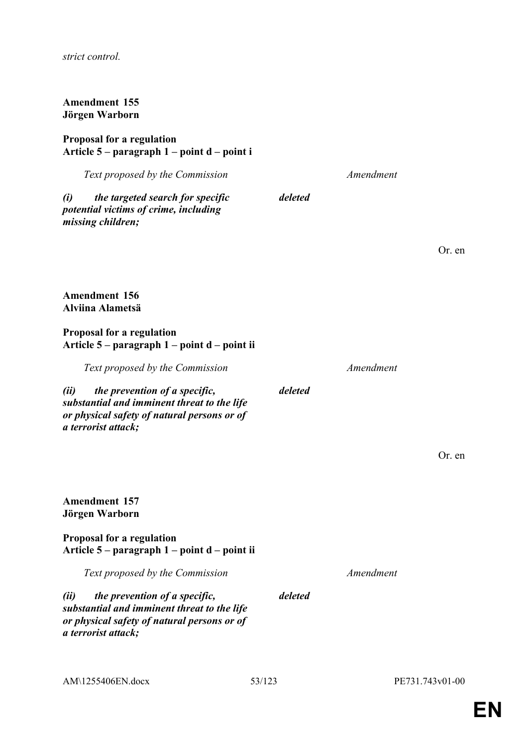*strict control.*

**Amendment 155**
**Jörgen Warborn**

**Proposal for a regulation**
**Article 5 – paragraph 1 – point d – point i**

| *Text proposed by the Commission* | *Amendment* |
|---|---|
| ***(i) the targeted search for specific potential victims of crime, including missing children;*** | ***deleted*** |

Or. en

**Amendment 156**
**Alviina Alametsä**

**Proposal for a regulation**
**Article 5 – paragraph 1 – point d – point ii**

| *Text proposed by the Commission* | *Amendment* |
|---|---|
| ***(ii) the prevention of a specific, substantial and imminent threat to the life or physical safety of natural persons or of a terrorist attack;*** | ***deleted*** |

Or. en

**Amendment 157**
**Jörgen Warborn**

**Proposal for a regulation**
**Article 5 – paragraph 1 – point d – point ii**

| *Text proposed by the Commission* | *Amendment* |
|---|---|
| ***(ii) the prevention of a specific, substantial and imminent threat to the life or physical safety of natural persons or of a terrorist attack;*** | ***deleted*** |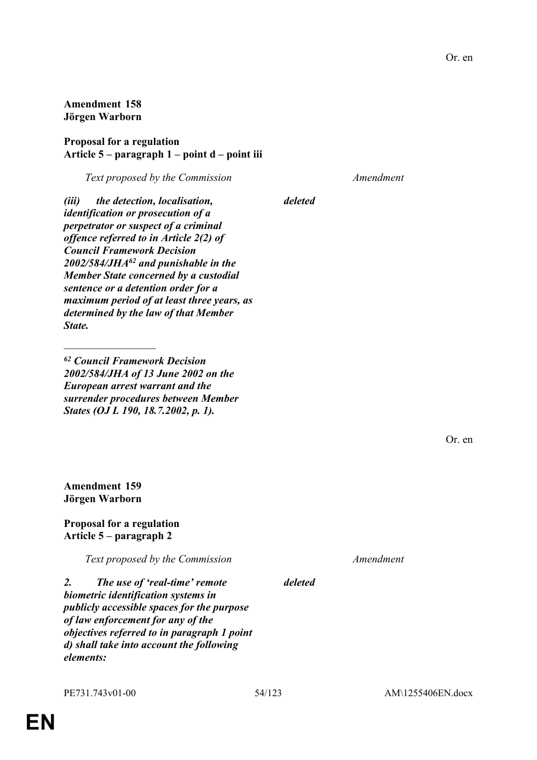Or. en

**Amendment 158**
**Jörgen Warborn**

**Proposal for a regulation**
**Article 5 – paragraph 1 – point d – point iii**

| *Text proposed by the Commission* | *Amendment* |
|---|---|
| ***(iii) the detection, localisation, identification or prosecution of a perpetrator or suspect of a criminal offence referred to in Article 2(2) of Council Framework Decision 2002/584/JHA[62] and punishable in the Member State concerned by a custodial sentence or a detention order for a maximum period of at least three years, as determined by the law of that Member State.*** | ***deleted*** |

_________________

***[62] Council Framework Decision 2002/584/JHA of 13 June 2002 on the European arrest warrant and the surrender procedures between Member States (OJ L 190, 18.7.2002, p. 1).***

Or. en

**Amendment 159**
**Jörgen Warborn**

**Proposal for a regulation**
**Article 5 – paragraph 2**

| *Text proposed by the Commission* | *Amendment* |
|---|---|
| ***2. The use of 'real-time' remote biometric identification systems in publicly accessible spaces for the purpose of law enforcement for any of the objectives referred to in paragraph 1 point d) shall take into account the following elements:*** | ***deleted*** |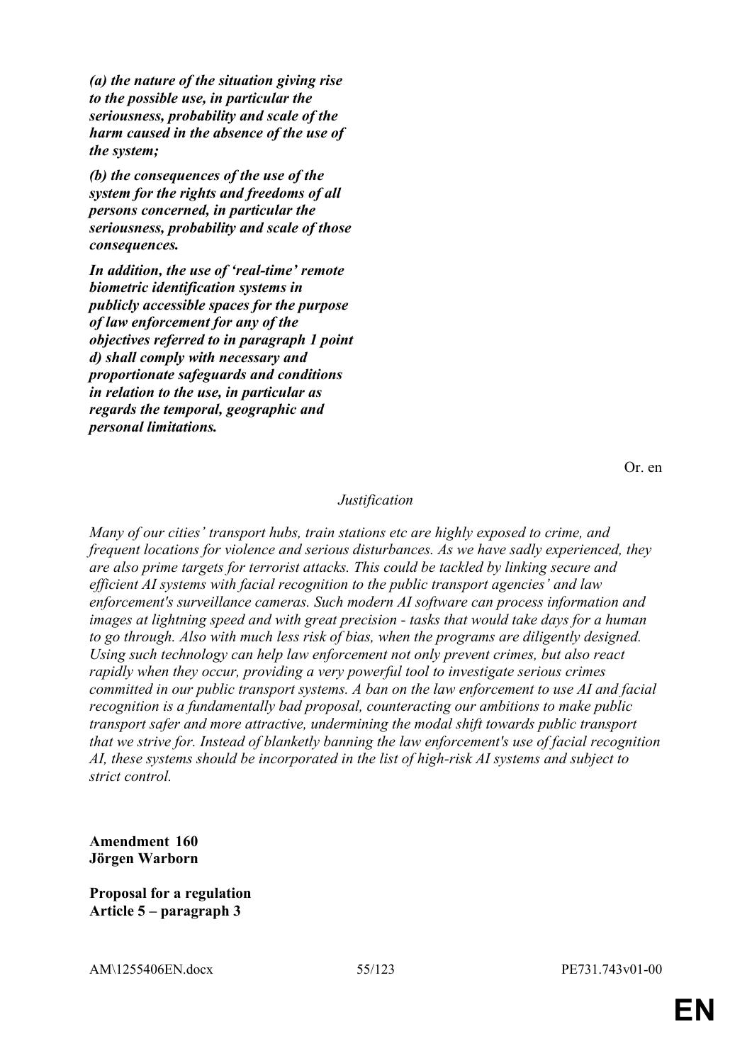***(a) the nature of the situation giving rise to the possible use, in particular the seriousness, probability and scale of the harm caused in the absence of the use of the system;***

***(b) the consequences of the use of the system for the rights and freedoms of all persons concerned, in particular the seriousness, probability and scale of those consequences.***

***In addition, the use of 'real-time' remote biometric identification systems in publicly accessible spaces for the purpose of law enforcement for any of the objectives referred to in paragraph 1 point d) shall comply with necessary and proportionate safeguards and conditions in relation to the use, in particular as regards the temporal, geographic and personal limitations.***

Or. en

*Justification*

*Many of our cities' transport hubs, train stations etc are highly exposed to crime, and frequent locations for violence and serious disturbances. As we have sadly experienced, they are also prime targets for terrorist attacks. This could be tackled by linking secure and efficient AI systems with facial recognition to the public transport agencies' and law enforcement's surveillance cameras. Such modern AI software can process information and images at lightning speed and with great precision - tasks that would take days for a human to go through. Also with much less risk of bias, when the programs are diligently designed. Using such technology can help law enforcement not only prevent crimes, but also react rapidly when they occur, providing a very powerful tool to investigate serious crimes committed in our public transport systems. A ban on the law enforcement to use AI and facial recognition is a fundamentally bad proposal, counteracting our ambitions to make public transport safer and more attractive, undermining the modal shift towards public transport that we strive for. Instead of blanketly banning the law enforcement's use of facial recognition AI, these systems should be incorporated in the list of high-risk AI systems and subject to strict control.*

**Amendment 160**
**Jörgen Warborn**

**Proposal for a regulation**
**Article 5 – paragraph 3**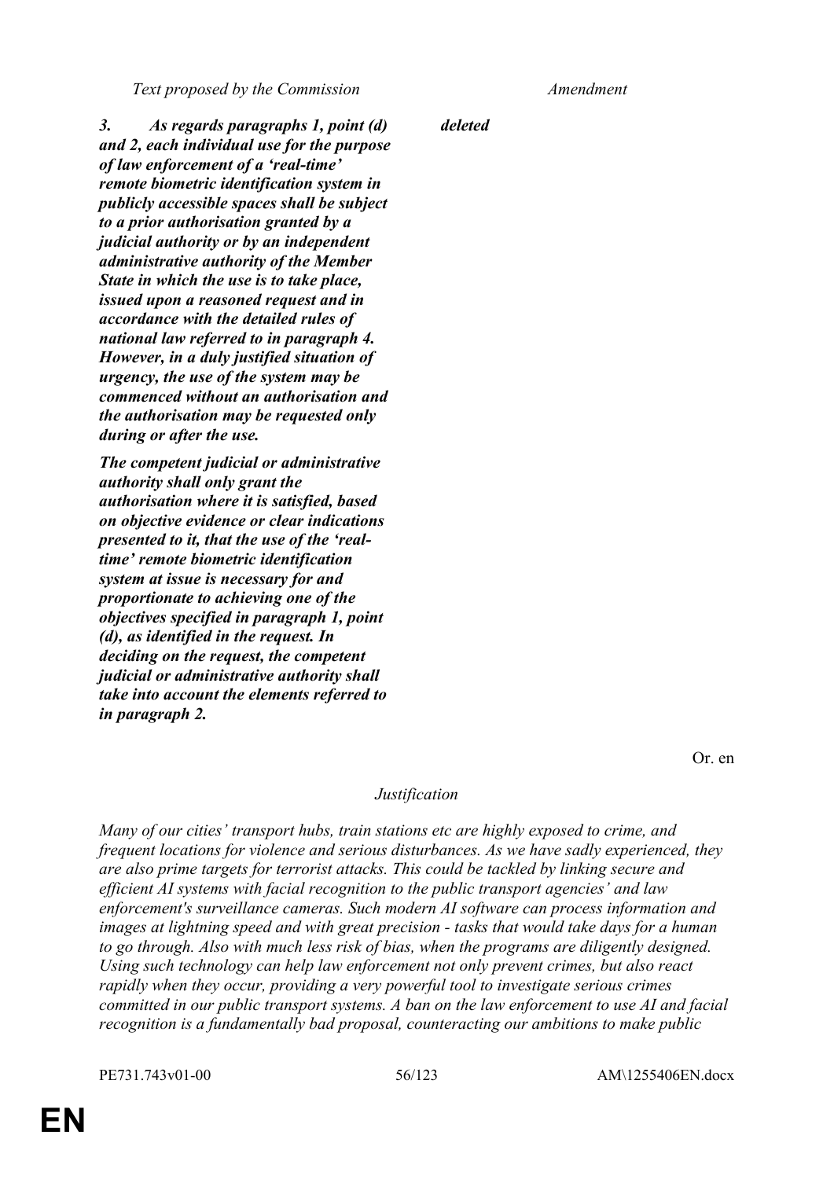| *Text proposed by the Commission* | *Amendment* |
| --- | --- |
| ***3. As regards paragraphs 1, point (d) and 2, each individual use for the purpose of law enforcement of a 'real-time' remote biometric identification system in publicly accessible spaces shall be subject to a prior authorisation granted by a judicial authority or by an independent administrative authority of the Member State in which the use is to take place, issued upon a reasoned request and in accordance with the detailed rules of national law referred to in paragraph 4. However, in a duly justified situation of urgency, the use of the system may be commenced without an authorisation and the authorisation may be requested only during or after the use.*** | ***deleted*** |
| ***The competent judicial or administrative authority shall only grant the authorisation where it is satisfied, based on objective evidence or clear indications presented to it, that the use of the 'real-time' remote biometric identification system at issue is necessary for and proportionate to achieving one of the objectives specified in paragraph 1, point (d), as identified in the request. In deciding on the request, the competent judicial or administrative authority shall take into account the elements referred to in paragraph 2.*** | |

Or. en

*Justification*

*Many of our cities' transport hubs, train stations etc are highly exposed to crime, and frequent locations for violence and serious disturbances. As we have sadly experienced, they are also prime targets for terrorist attacks. This could be tackled by linking secure and efficient AI systems with facial recognition to the public transport agencies' and law enforcement's surveillance cameras. Such modern AI software can process information and images at lightning speed and with great precision - tasks that would take days for a human to go through. Also with much less risk of bias, when the programs are diligently designed. Using such technology can help law enforcement not only prevent crimes, but also react rapidly when they occur, providing a very powerful tool to investigate serious crimes committed in our public transport systems. A ban on the law enforcement to use AI and facial recognition is a fundamentally bad proposal, counteracting our ambitions to make public*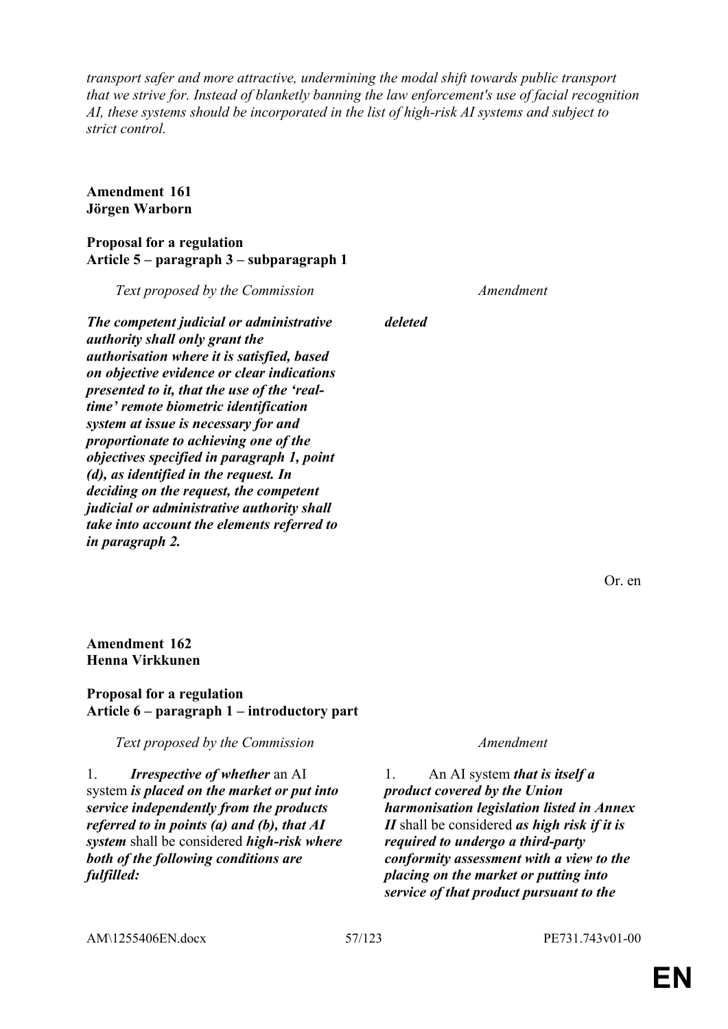*transport safer and more attractive, undermining the modal shift towards public transport that we strive for. Instead of blanketly banning the law enforcement's use of facial recognition AI, these systems should be incorporated in the list of high-risk AI systems and subject to strict control.*

**Amendment 161**
**Jörgen Warborn**

**Proposal for a regulation**
**Article 5 – paragraph 3 – subparagraph 1**

| *Text proposed by the Commission* | *Amendment* |
|---|---|
| ***The competent judicial or administrative authority shall only grant the authorisation where it is satisfied, based on objective evidence or clear indications presented to it, that the use of the 'real-time' remote biometric identification system at issue is necessary for and proportionate to achieving one of the objectives specified in paragraph 1, point (d), as identified in the request. In deciding on the request, the competent judicial or administrative authority shall take into account the elements referred to in paragraph 2.*** | ***deleted*** |

Or. en

**Amendment 162**
**Henna Virkkunen**

**Proposal for a regulation**
**Article 6 – paragraph 1 – introductory part**

| *Text proposed by the Commission* | *Amendment* |
|---|---|
| 1. ***Irrespective of whether*** an AI system ***is placed on the market or put into service independently from the products referred to in points (a) and (b), that AI system*** shall be considered ***high-risk where both of the following conditions are fulfilled:*** | 1. An AI system ***that is itself a product covered by the Union harmonisation legislation listed in Annex II*** shall be considered ***as high risk if it is required to undergo a third-party conformity assessment with a view to the placing on the market or putting into service of that product pursuant to the*** |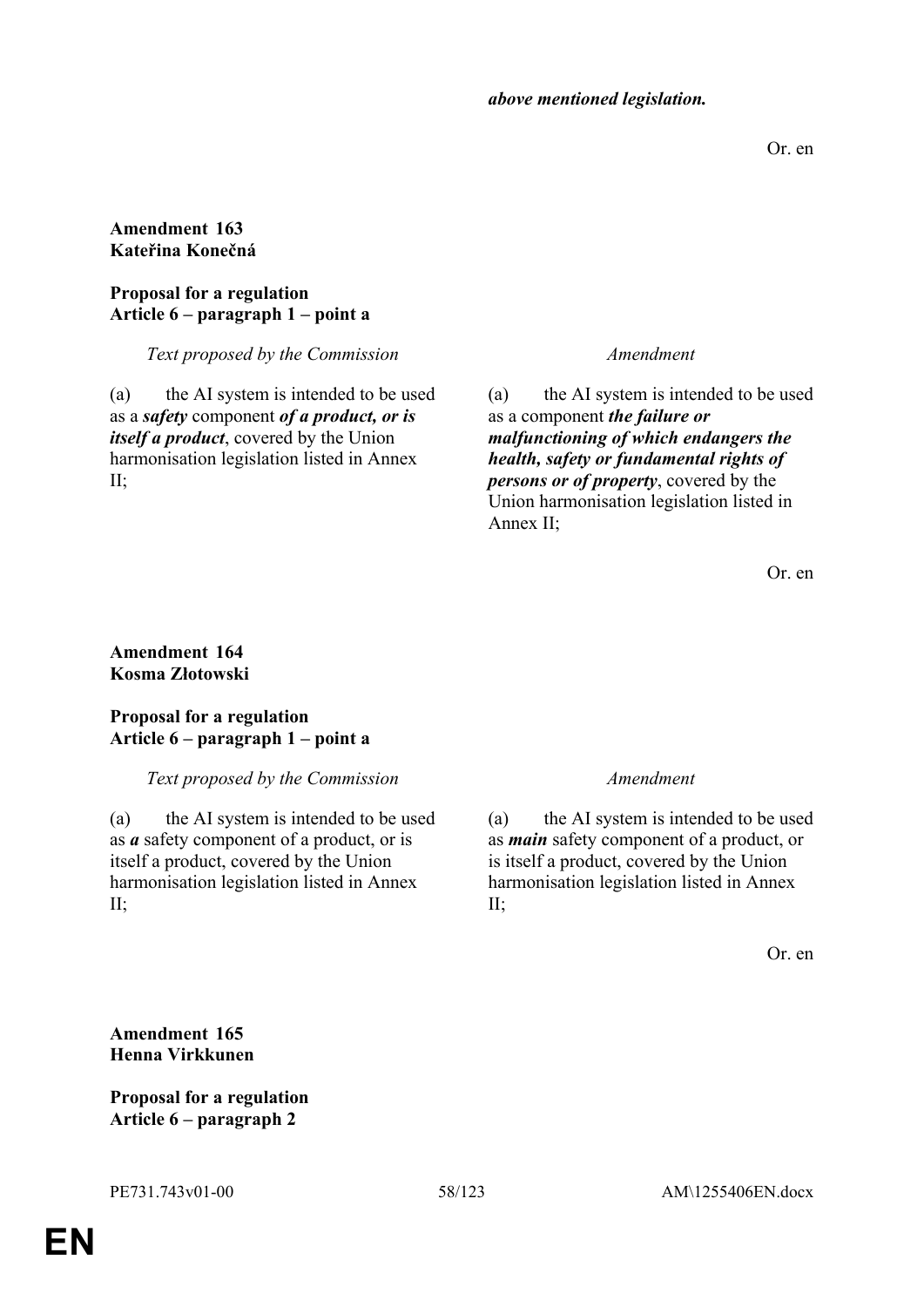***above mentioned legislation.***

Or. en

**Amendment 163**
**Kateřina Konečná**

**Proposal for a regulation**
**Article 6 – paragraph 1 – point a**

| *Text proposed by the Commission* | *Amendment* |
| --- | --- |
| (a) the AI system is intended to be used as a ***safety*** component ***of a product, or is itself a product***, covered by the Union harmonisation legislation listed in Annex II; | (a) the AI system is intended to be used as a component ***the failure or malfunctioning of which endangers the health, safety or fundamental rights of persons or of property***, covered by the Union harmonisation legislation listed in Annex II; |

Or. en

**Amendment 164**
**Kosma Złotowski**

**Proposal for a regulation**
**Article 6 – paragraph 1 – point a**

| *Text proposed by the Commission* | *Amendment* |
| --- | --- |
| (a) the AI system is intended to be used as ***a*** safety component of a product, or is itself a product, covered by the Union harmonisation legislation listed in Annex II; | (a) the AI system is intended to be used as ***main*** safety component of a product, or is itself a product, covered by the Union harmonisation legislation listed in Annex II; |

Or. en

**Amendment 165**
**Henna Virkkunen**

**Proposal for a regulation**
**Article 6 – paragraph 2**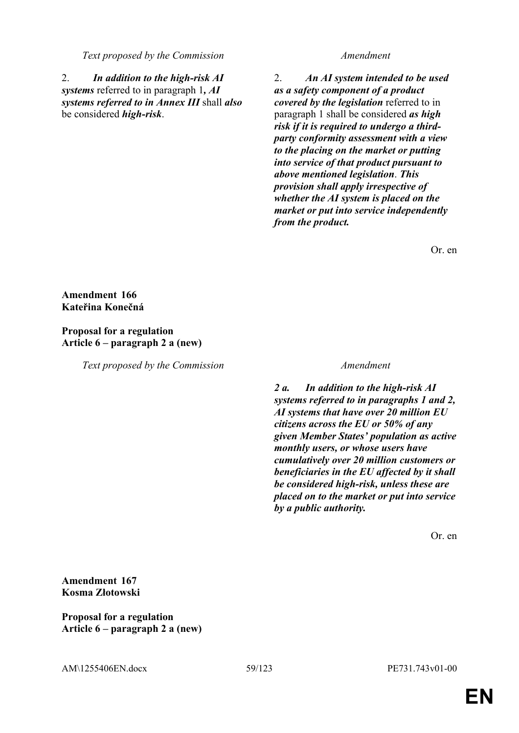| *Text proposed by the Commission* | *Amendment* |
|---|---|
| 2. ***In addition to the high-risk AI systems*** referred to in paragraph 1***, AI systems referred to in Annex III*** shall ***also*** be considered ***high-risk***. | 2. ***An AI system intended to be used as a safety component of a product covered by the legislation*** referred to in paragraph 1 shall be considered ***as high risk if it is required to undergo a third-party conformity assessment with a view to the placing on the market or putting into service of that product pursuant to above mentioned legislation***. ***This provision shall apply irrespective of whether the AI system is placed on the market or put into service independently from the product.*** |

Or. en

**Amendment 166**
**Kateřina Konečná**

**Proposal for a regulation**
**Article 6 – paragraph 2 a (new)**

| *Text proposed by the Commission* | *Amendment* |
|---|---|
| | ***2 a. In addition to the high-risk AI systems referred to in paragraphs 1 and 2, AI systems that have over 20 million EU citizens across the EU or 50% of any given Member States' population as active monthly users, or whose users have cumulatively over 20 million customers or beneficiaries in the EU affected by it shall be considered high-risk, unless these are placed on to the market or put into service by a public authority.*** |

Or. en

**Amendment 167**
**Kosma Złotowski**

**Proposal for a regulation**
**Article 6 – paragraph 2 a (new)**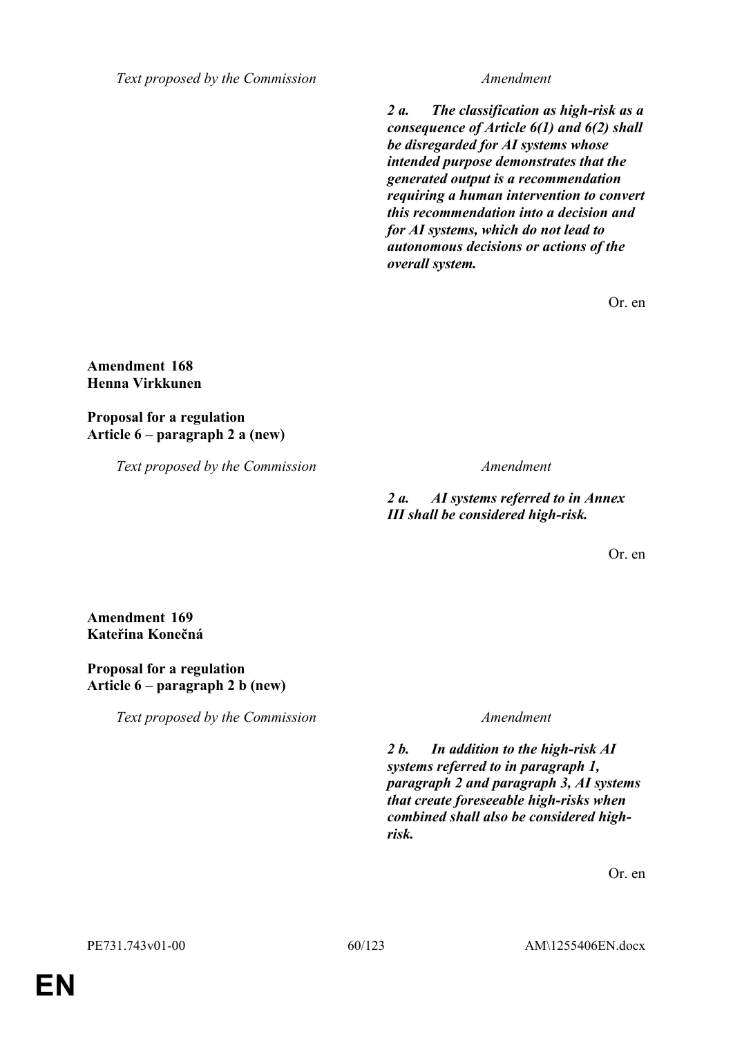| Text proposed by the Commission | Amendment |
|---|---|
| | ***2 a. The classification as high-risk as a consequence of Article 6(1) and 6(2) shall be disregarded for AI systems whose intended purpose demonstrates that the generated output is a recommendation requiring a human intervention to convert this recommendation into a decision and for AI systems, which do not lead to autonomous decisions or actions of the overall system.*** |

Or. en

**Amendment 168**
**Henna Virkkunen**

**Proposal for a regulation**
**Article 6 – paragraph 2 a (new)**

| Text proposed by the Commission | Amendment |
|---|---|
| | ***2 a. AI systems referred to in Annex III shall be considered high-risk.*** |

Or. en

**Amendment 169**
**Kateřina Konečná**

**Proposal for a regulation**
**Article 6 – paragraph 2 b (new)**

| Text proposed by the Commission | Amendment |
|---|---|
| | ***2 b. In addition to the high-risk AI systems referred to in paragraph 1, paragraph 2 and paragraph 3, AI systems that create foreseeable high-risks when combined shall also be considered high-risk.*** |

Or. en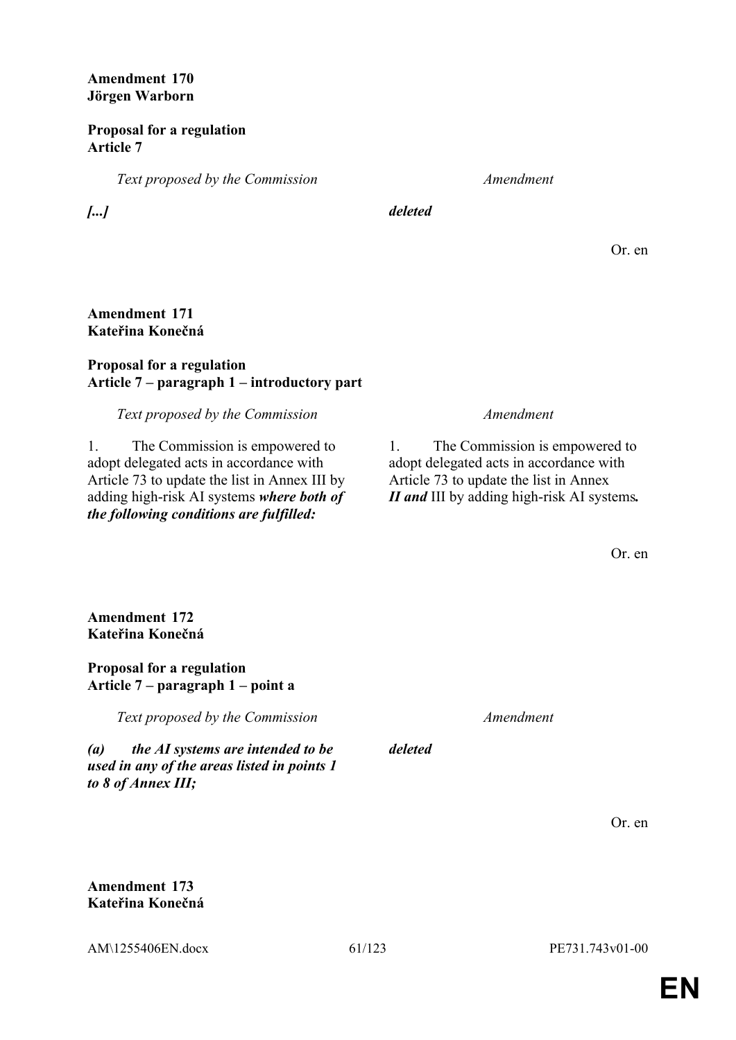**Amendment 170**
**Jörgen Warborn**

**Proposal for a regulation**
**Article 7**

| *Text proposed by the Commission* | *Amendment* |
|---|---|
| ***[...]*** | ***deleted*** |

Or. en

**Amendment 171**
**Kateřina Konečná**

**Proposal for a regulation**
**Article 7 – paragraph 1 – introductory part**

| *Text proposed by the Commission* | *Amendment* |
|---|---|
| 1. The Commission is empowered to adopt delegated acts in accordance with Article 73 to update the list in Annex III by adding high-risk AI systems ***where both of the following conditions are fulfilled:*** | 1. The Commission is empowered to adopt delegated acts in accordance with Article 73 to update the list in Annex ***II and*** III by adding high-risk AI systems***.*** |

Or. en

**Amendment 172**
**Kateřina Konečná**

**Proposal for a regulation**
**Article 7 – paragraph 1 – point a**

| *Text proposed by the Commission* | *Amendment* |
|---|---|
| ***(a) the AI systems are intended to be used in any of the areas listed in points 1 to 8 of Annex III;*** | ***deleted*** |

Or. en

**Amendment 173**
**Kateřina Konečná**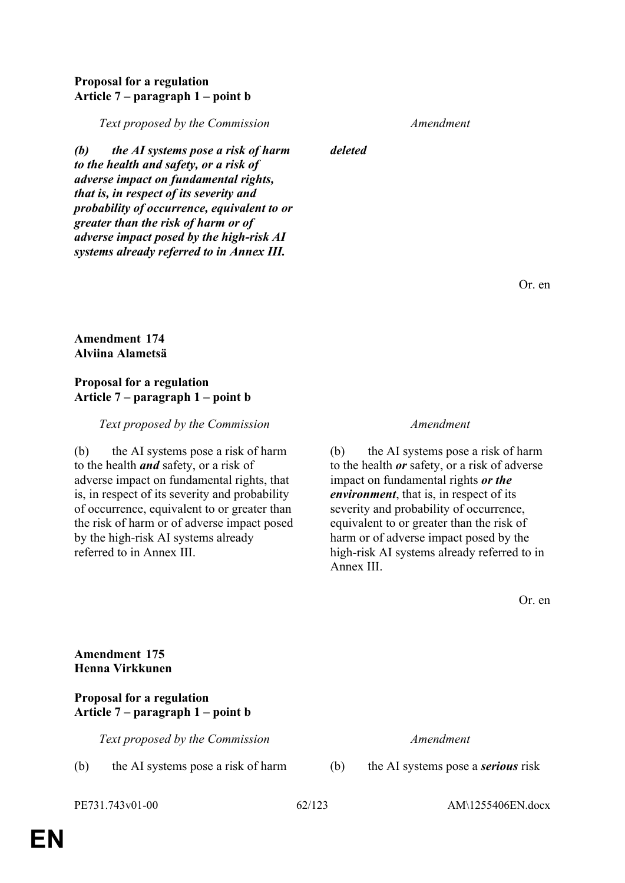**Proposal for a regulation**
**Article 7 – paragraph 1 – point b**

| *Text proposed by the Commission* | *Amendment* |
|---|---|
| ***(b) the AI systems pose a risk of harm to the health and safety, or a risk of adverse impact on fundamental rights, that is, in respect of its severity and probability of occurrence, equivalent to or greater than the risk of harm or of adverse impact posed by the high-risk AI systems already referred to in Annex III.*** | ***deleted*** |

Or. en

**Amendment 174**
**Alviina Alametsä**

**Proposal for a regulation**
**Article 7 – paragraph 1 – point b**

| *Text proposed by the Commission* | *Amendment* |
|---|---|
| (b) the AI systems pose a risk of harm to the health ***and*** safety, or a risk of adverse impact on fundamental rights, that is, in respect of its severity and probability of occurrence, equivalent to or greater than the risk of harm or of adverse impact posed by the high-risk AI systems already referred to in Annex III. | (b) the AI systems pose a risk of harm to the health ***or*** safety, or a risk of adverse impact on fundamental rights ***or the environment***, that is, in respect of its severity and probability of occurrence, equivalent to or greater than the risk of harm or of adverse impact posed by the high-risk AI systems already referred to in Annex III. |

Or. en

**Amendment 175**
**Henna Virkkunen**

**Proposal for a regulation**
**Article 7 – paragraph 1 – point b**

| *Text proposed by the Commission* | *Amendment* |
|---|---|
| (b) the AI systems pose a risk of harm | (b) the AI systems pose a ***serious*** risk |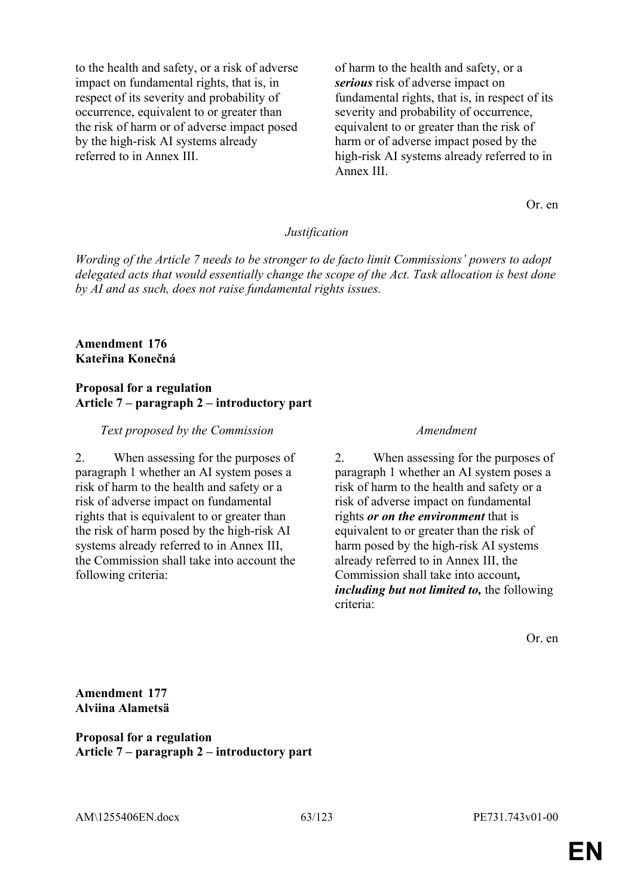| | |
|---|---|
| to the health and safety, or a risk of adverse impact on fundamental rights, that is, in respect of its severity and probability of occurrence, equivalent to or greater than the risk of harm or of adverse impact posed by the high-risk AI systems already referred to in Annex III. | of harm to the health and safety, or a ***serious*** risk of adverse impact on fundamental rights, that is, in respect of its severity and probability of occurrence, equivalent to or greater than the risk of harm or of adverse impact posed by the high-risk AI systems already referred to in Annex III. |

Or. en

*Justification*

*Wording of the Article 7 needs to be stronger to de facto limit Commissions' powers to adopt delegated acts that would essentially change the scope of the Act. Task allocation is best done by AI and as such, does not raise fundamental rights issues.*

**Amendment 176**
**Kateřina Konečná**

**Proposal for a regulation**
**Article 7 – paragraph 2 – introductory part**

| *Text proposed by the Commission* | *Amendment* |
|---|---|
| 2. When assessing for the purposes of paragraph 1 whether an AI system poses a risk of harm to the health and safety or a risk of adverse impact on fundamental rights that is equivalent to or greater than the risk of harm posed by the high-risk AI systems already referred to in Annex III, the Commission shall take into account the following criteria: | 2. When assessing for the purposes of paragraph 1 whether an AI system poses a risk of harm to the health and safety or a risk of adverse impact on fundamental rights ***or on the environment*** that is equivalent to or greater than the risk of harm posed by the high-risk AI systems already referred to in Annex III, the Commission shall take into account***, including but not limited to,*** the following criteria: |

Or. en

**Amendment 177**
**Alviina Alametsä**

**Proposal for a regulation**
**Article 7 – paragraph 2 – introductory part**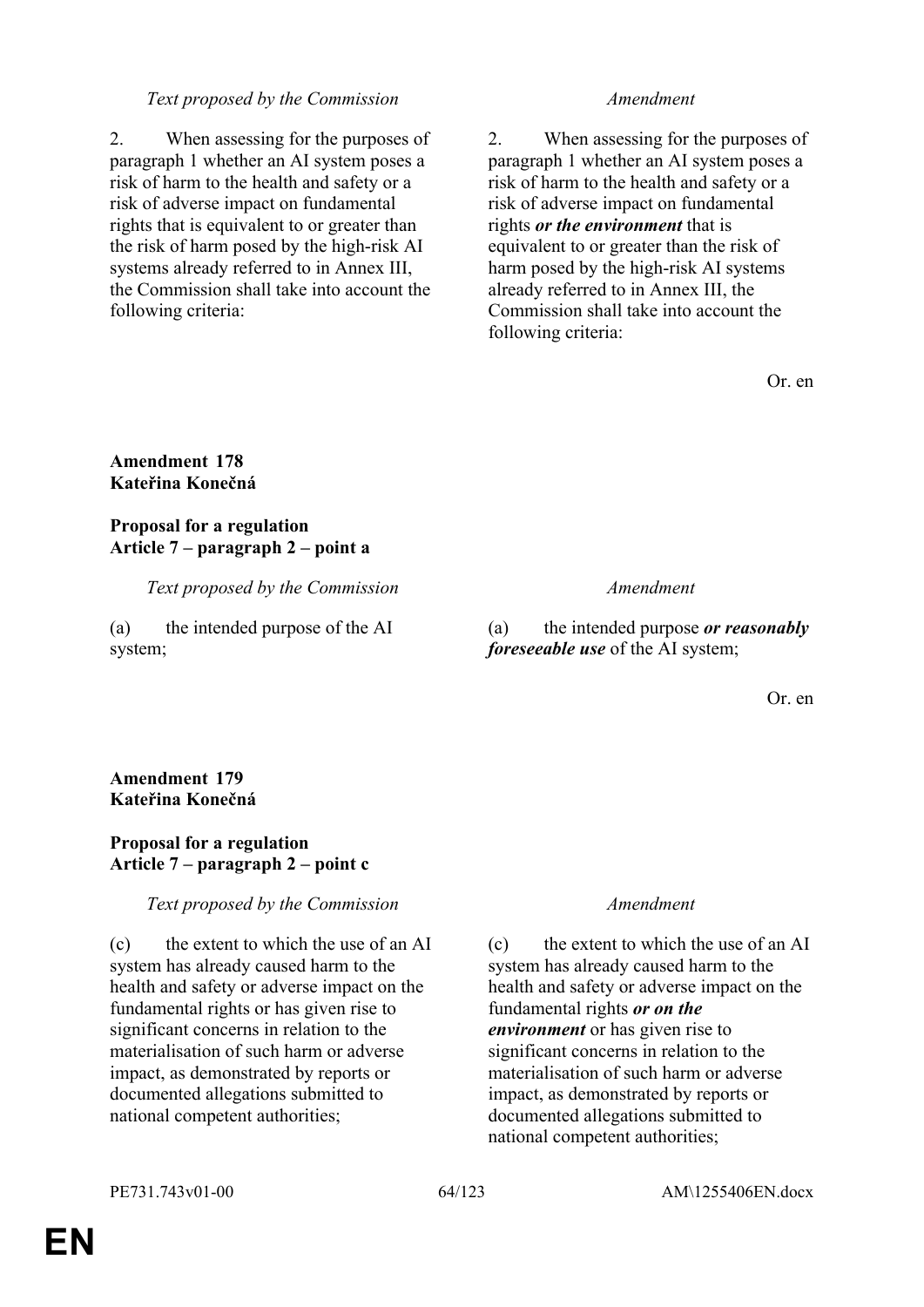| *Text proposed by the Commission* | *Amendment* |
|---|---|
| 2. When assessing for the purposes of paragraph 1 whether an AI system poses a risk of harm to the health and safety or a risk of adverse impact on fundamental rights that is equivalent to or greater than the risk of harm posed by the high-risk AI systems already referred to in Annex III, the Commission shall take into account the following criteria: | 2. When assessing for the purposes of paragraph 1 whether an AI system poses a risk of harm to the health and safety or a risk of adverse impact on fundamental rights ***or the environment*** that is equivalent to or greater than the risk of harm posed by the high-risk AI systems already referred to in Annex III, the Commission shall take into account the following criteria: |

Or. en

**Amendment 178**
**Kateřina Konečná**

**Proposal for a regulation**
**Article 7 – paragraph 2 – point a**

| *Text proposed by the Commission* | *Amendment* |
|---|---|
| (a) the intended purpose of the AI system; | (a) the intended purpose ***or reasonably foreseeable use*** of the AI system; |

Or. en

**Amendment 179**
**Kateřina Konečná**

**Proposal for a regulation**
**Article 7 – paragraph 2 – point c**

| *Text proposed by the Commission* | *Amendment* |
|---|---|
| (c) the extent to which the use of an AI system has already caused harm to the health and safety or adverse impact on the fundamental rights or has given rise to significant concerns in relation to the materialisation of such harm or adverse impact, as demonstrated by reports or documented allegations submitted to national competent authorities; | (c) the extent to which the use of an AI system has already caused harm to the health and safety or adverse impact on the fundamental rights ***or on the environment*** or has given rise to significant concerns in relation to the materialisation of such harm or adverse impact, as demonstrated by reports or documented allegations submitted to national competent authorities; |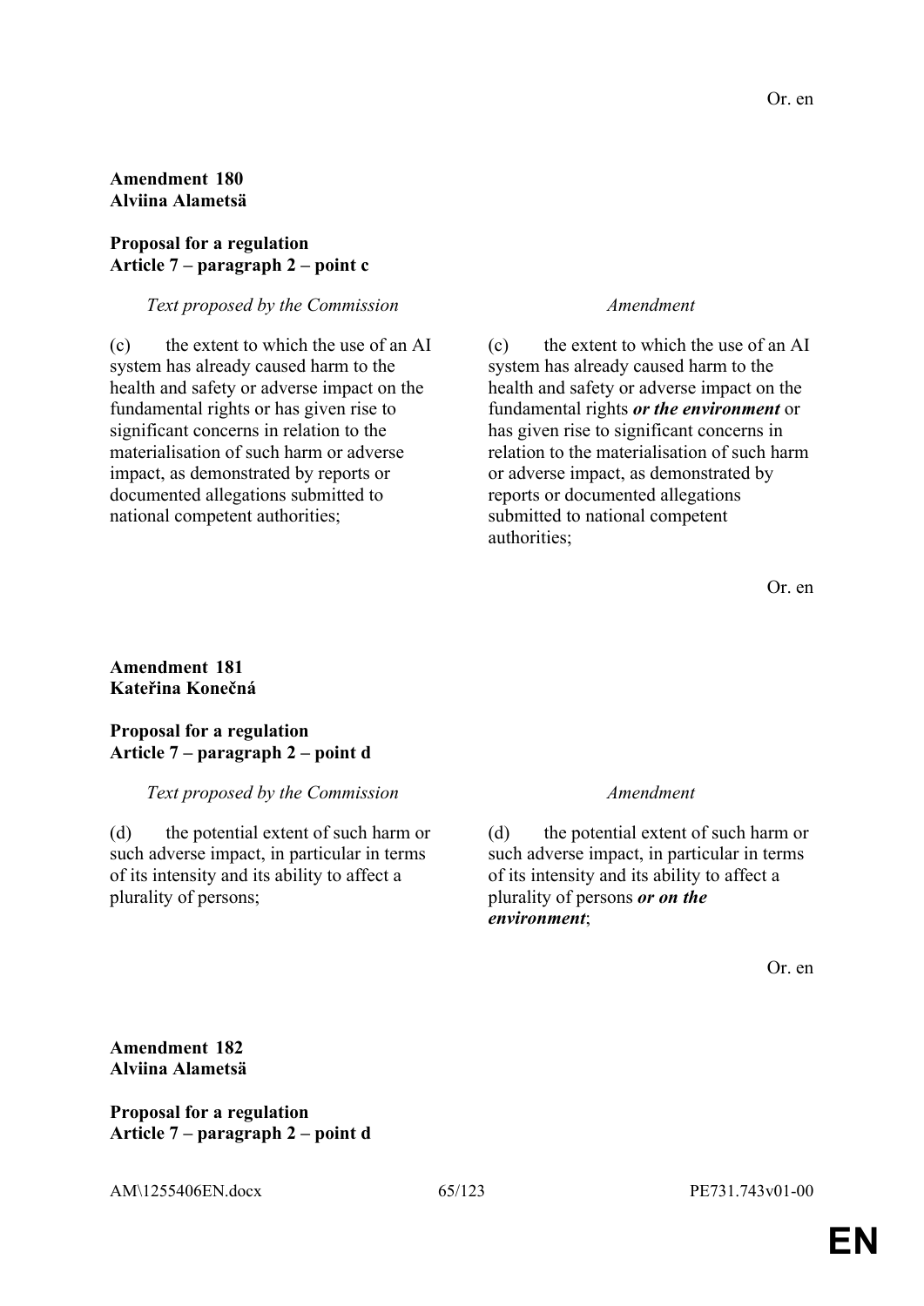Or. en

**Amendment 180**
**Alviina Alametsä**

**Proposal for a regulation**
**Article 7 – paragraph 2 – point c**

| *Text proposed by the Commission* | *Amendment* |
|---|---|
| (c) the extent to which the use of an AI system has already caused harm to the health and safety or adverse impact on the fundamental rights or has given rise to significant concerns in relation to the materialisation of such harm or adverse impact, as demonstrated by reports or documented allegations submitted to national competent authorities; | (c) the extent to which the use of an AI system has already caused harm to the health and safety or adverse impact on the fundamental rights ***or the environment*** or has given rise to significant concerns in relation to the materialisation of such harm or adverse impact, as demonstrated by reports or documented allegations submitted to national competent authorities; |

Or. en

**Amendment 181**
**Kateřina Konečná**

**Proposal for a regulation**
**Article 7 – paragraph 2 – point d**

| *Text proposed by the Commission* | *Amendment* |
|---|---|
| (d) the potential extent of such harm or such adverse impact, in particular in terms of its intensity and its ability to affect a plurality of persons; | (d) the potential extent of such harm or such adverse impact, in particular in terms of its intensity and its ability to affect a plurality of persons ***or on the environment***; |

Or. en

**Amendment 182**
**Alviina Alametsä**

**Proposal for a regulation**
**Article 7 – paragraph 2 – point d**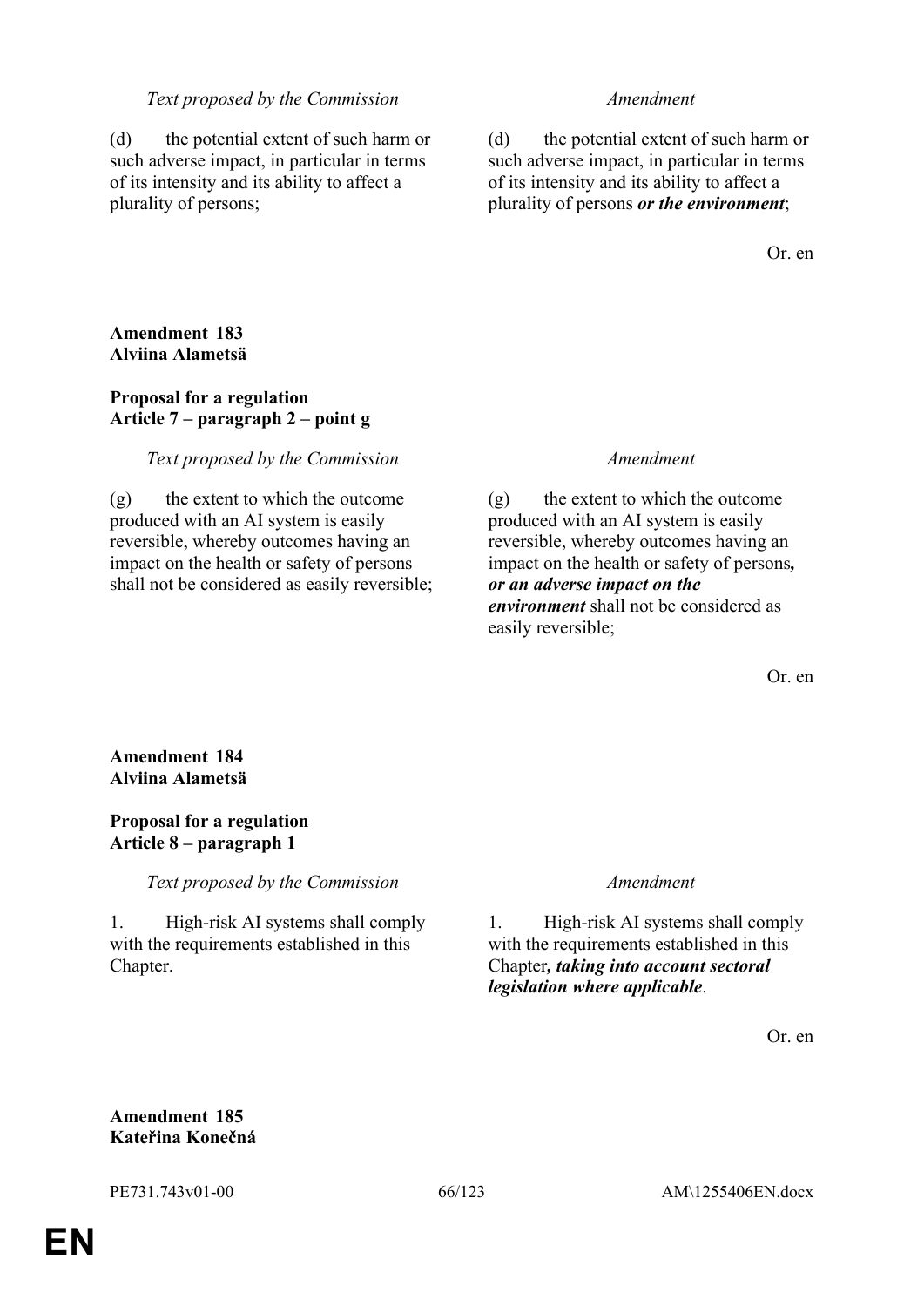| *Text proposed by the Commission* | *Amendment* |
|---|---|
| (d) the potential extent of such harm or such adverse impact, in particular in terms of its intensity and its ability to affect a plurality of persons; | (d) the potential extent of such harm or such adverse impact, in particular in terms of its intensity and its ability to affect a plurality of persons ***or the environment***; |

Or. en

**Amendment 183**
**Alviina Alametsä**

**Proposal for a regulation**
**Article 7 – paragraph 2 – point g**

| *Text proposed by the Commission* | *Amendment* |
|---|---|
| (g) the extent to which the outcome produced with an AI system is easily reversible, whereby outcomes having an impact on the health or safety of persons shall not be considered as easily reversible; | (g) the extent to which the outcome produced with an AI system is easily reversible, whereby outcomes having an impact on the health or safety of persons***, or an adverse impact on the environment*** shall not be considered as easily reversible; |

Or. en

**Amendment 184**
**Alviina Alametsä**

**Proposal for a regulation**
**Article 8 – paragraph 1**

| *Text proposed by the Commission* | *Amendment* |
|---|---|
| 1. High-risk AI systems shall comply with the requirements established in this Chapter. | 1. High-risk AI systems shall comply with the requirements established in this Chapter***, taking into account sectoral legislation where applicable***. |

Or. en

**Amendment 185**
**Kateřina Konečná**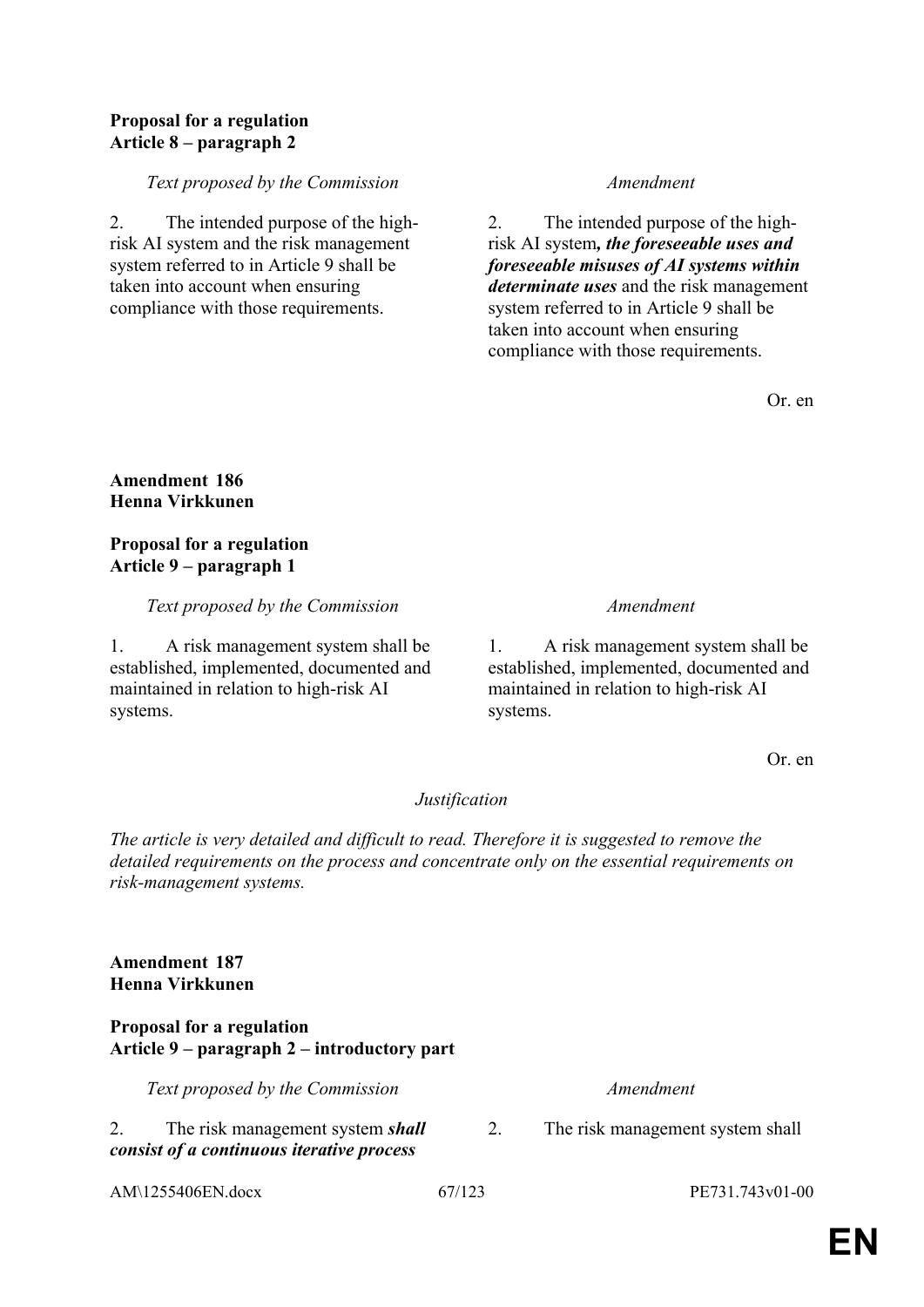**Proposal for a regulation**
**Article 8 – paragraph 2**

| *Text proposed by the Commission* | *Amendment* |
|---|---|
| 2. The intended purpose of the high-risk AI system and the risk management system referred to in Article 9 shall be taken into account when ensuring compliance with those requirements. | 2. The intended purpose of the high-risk AI system***, the foreseeable uses and foreseeable misuses of AI systems within determinate uses*** and the risk management system referred to in Article 9 shall be taken into account when ensuring compliance with those requirements. |

Or. en

**Amendment 186**
**Henna Virkkunen**

**Proposal for a regulation**
**Article 9 – paragraph 1**

| *Text proposed by the Commission* | *Amendment* |
|---|---|
| 1. A risk management system shall be established, implemented, documented and maintained in relation to high-risk AI systems. | 1. A risk management system shall be established, implemented, documented and maintained in relation to high-risk AI systems. |

Or. en

*Justification*

*The article is very detailed and difficult to read. Therefore it is suggested to remove the detailed requirements on the process and concentrate only on the essential requirements on risk-management systems.*

**Amendment 187**
**Henna Virkkunen**

**Proposal for a regulation**
**Article 9 – paragraph 2 – introductory part**

| *Text proposed by the Commission* | *Amendment* |
|---|---|
| 2. The risk management system ***shall consist of a continuous iterative process*** | 2. The risk management system shall |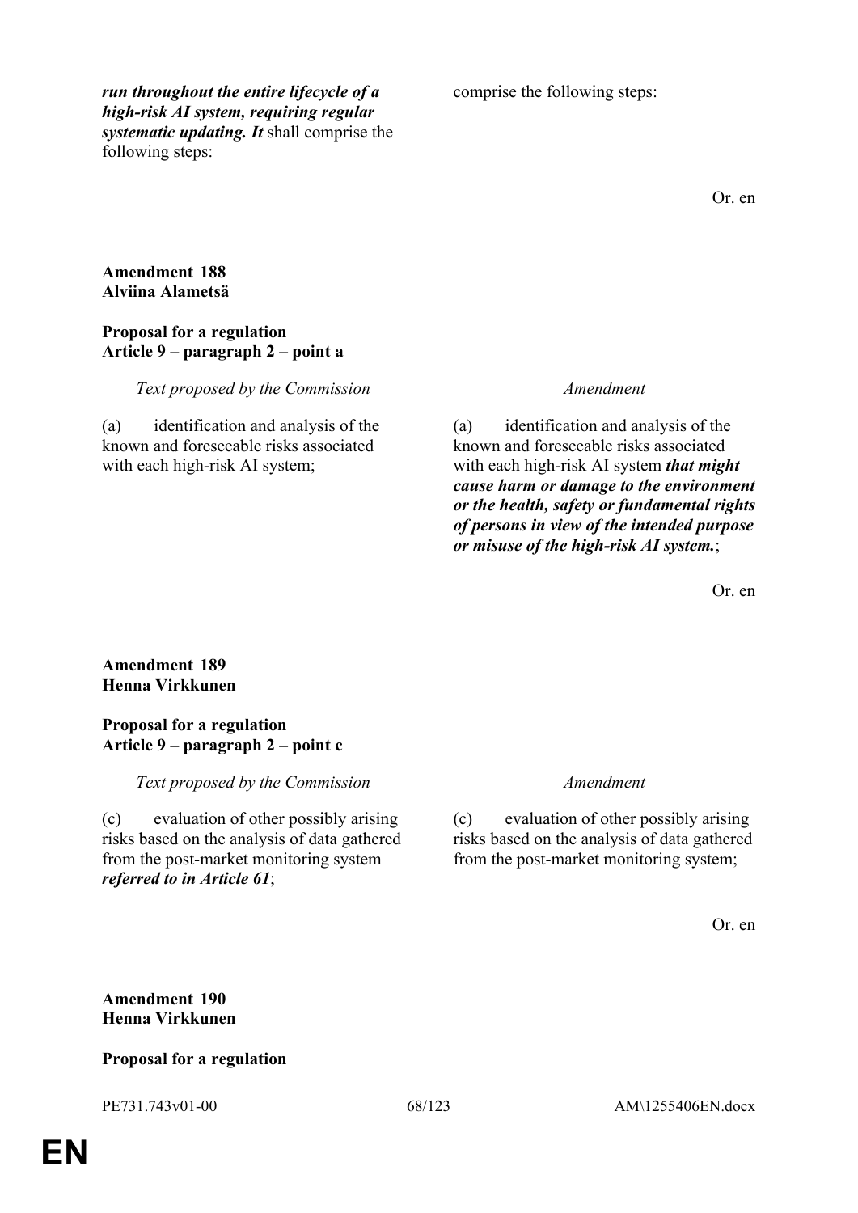| | |
|---|---|
| ***run throughout the entire lifecycle of a high-risk AI system, requiring regular systematic updating. It*** shall comprise the following steps: | comprise the following steps: |

Or. en

**Amendment 188**
**Alviina Alametsä**

**Proposal for a regulation**
**Article 9 – paragraph 2 – point a**

| *Text proposed by the Commission* | *Amendment* |
|---|---|
| (a) identification and analysis of the known and foreseeable risks associated with each high-risk AI system; | (a) identification and analysis of the known and foreseeable risks associated with each high-risk AI system ***that might cause harm or damage to the environment or the health, safety or fundamental rights of persons in view of the intended purpose or misuse of the high-risk AI system.***; |

Or. en

**Amendment 189**
**Henna Virkkunen**

**Proposal for a regulation**
**Article 9 – paragraph 2 – point c**

| *Text proposed by the Commission* | *Amendment* |
|---|---|
| (c) evaluation of other possibly arising risks based on the analysis of data gathered from the post-market monitoring system ***referred to in Article 61***; | (c) evaluation of other possibly arising risks based on the analysis of data gathered from the post-market monitoring system; |

Or. en

**Amendment 190**
**Henna Virkkunen**

**Proposal for a regulation**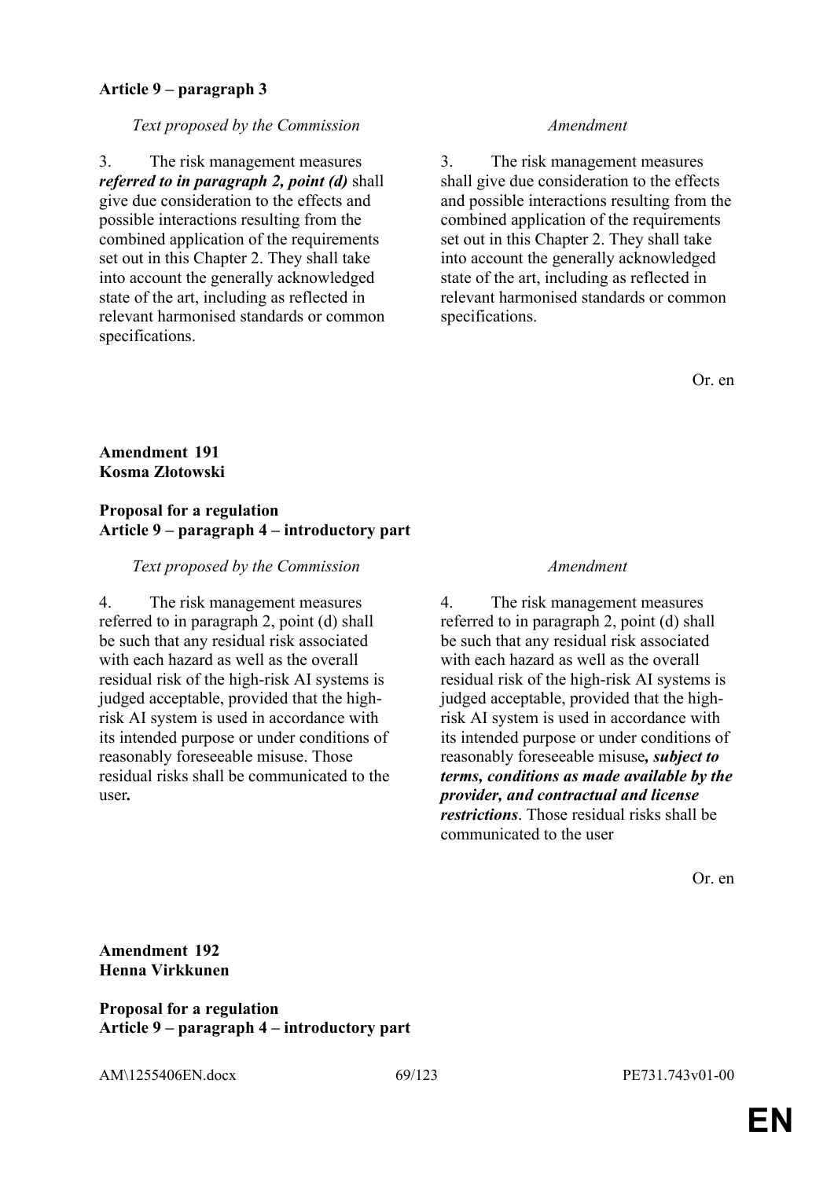**Article 9 – paragraph 3**

| *Text proposed by the Commission* | *Amendment* |
|---|---|
| 3. The risk management measures ***referred to in paragraph 2, point (d)*** shall give due consideration to the effects and possible interactions resulting from the combined application of the requirements set out in this Chapter 2. They shall take into account the generally acknowledged state of the art, including as reflected in relevant harmonised standards or common specifications. | 3. The risk management measures shall give due consideration to the effects and possible interactions resulting from the combined application of the requirements set out in this Chapter 2. They shall take into account the generally acknowledged state of the art, including as reflected in relevant harmonised standards or common specifications. |

Or. en

**Amendment 191**
**Kosma Złotowski**

**Proposal for a regulation**
**Article 9 – paragraph 4 – introductory part**

| *Text proposed by the Commission* | *Amendment* |
|---|---|
| 4. The risk management measures referred to in paragraph 2, point (d) shall be such that any residual risk associated with each hazard as well as the overall residual risk of the high-risk AI systems is judged acceptable, provided that the high-risk AI system is used in accordance with its intended purpose or under conditions of reasonably foreseeable misuse. Those residual risks shall be communicated to the user***.*** | 4. The risk management measures referred to in paragraph 2, point (d) shall be such that any residual risk associated with each hazard as well as the overall residual risk of the high-risk AI systems is judged acceptable, provided that the high-risk AI system is used in accordance with its intended purpose or under conditions of reasonably foreseeable misuse***, subject to terms, conditions as made available by the provider, and contractual and license restrictions***. Those residual risks shall be communicated to the user |

Or. en

**Amendment 192**
**Henna Virkkunen**

**Proposal for a regulation**
**Article 9 – paragraph 4 – introductory part**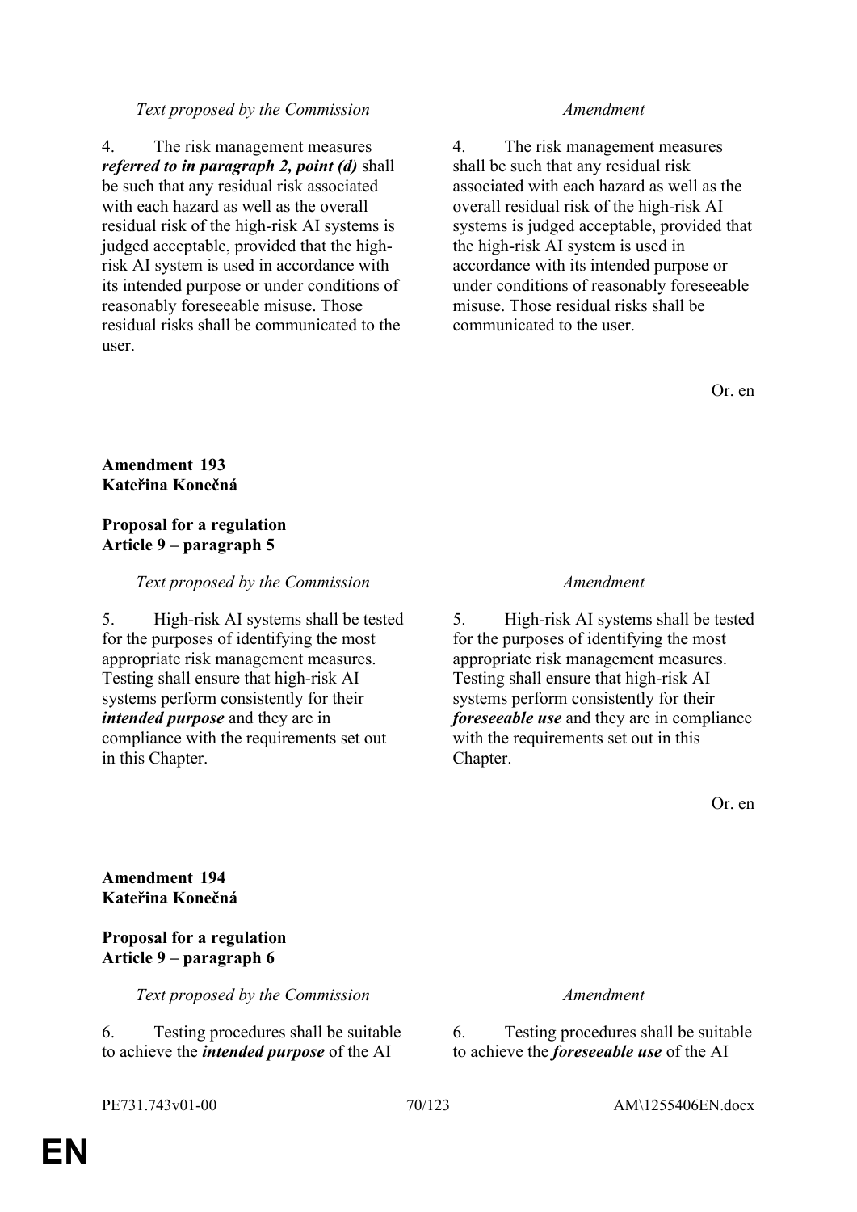| *Text proposed by the Commission* | *Amendment* |
|---|---|
| 4. The risk management measures ***referred to in paragraph 2, point (d)*** shall be such that any residual risk associated with each hazard as well as the overall residual risk of the high-risk AI systems is judged acceptable, provided that the high-risk AI system is used in accordance with its intended purpose or under conditions of reasonably foreseeable misuse. Those residual risks shall be communicated to the user. | 4. The risk management measures shall be such that any residual risk associated with each hazard as well as the overall residual risk of the high-risk AI systems is judged acceptable, provided that the high-risk AI system is used in accordance with its intended purpose or under conditions of reasonably foreseeable misuse. Those residual risks shall be communicated to the user. |

Or. en

**Amendment 193**
**Kateřina Konečná**

**Proposal for a regulation**
**Article 9 – paragraph 5**

| *Text proposed by the Commission* | *Amendment* |
|---|---|
| 5. High-risk AI systems shall be tested for the purposes of identifying the most appropriate risk management measures. Testing shall ensure that high-risk AI systems perform consistently for their ***intended purpose*** and they are in compliance with the requirements set out in this Chapter. | 5. High-risk AI systems shall be tested for the purposes of identifying the most appropriate risk management measures. Testing shall ensure that high-risk AI systems perform consistently for their ***foreseeable use*** and they are in compliance with the requirements set out in this Chapter. |

Or. en

**Amendment 194**
**Kateřina Konečná**

**Proposal for a regulation**
**Article 9 – paragraph 6**

| *Text proposed by the Commission* | *Amendment* |
|---|---|
| 6. Testing procedures shall be suitable to achieve the ***intended purpose*** of the AI | 6. Testing procedures shall be suitable to achieve the ***foreseeable use*** of the AI |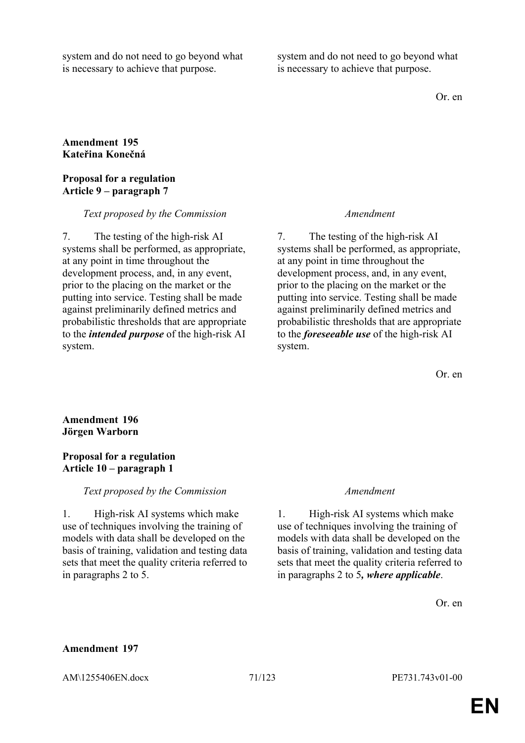| | |
|---|---|
| system and do not need to go beyond what is necessary to achieve that purpose. | system and do not need to go beyond what is necessary to achieve that purpose. |

Or. en

**Amendment 195**
**Kateřina Konečná**

**Proposal for a regulation**
**Article 9 – paragraph 7**

| *Text proposed by the Commission* | *Amendment* |
|---|---|
| 7. The testing of the high-risk AI systems shall be performed, as appropriate, at any point in time throughout the development process, and, in any event, prior to the placing on the market or the putting into service. Testing shall be made against preliminarily defined metrics and probabilistic thresholds that are appropriate to the ***intended purpose*** of the high-risk AI system. | 7. The testing of the high-risk AI systems shall be performed, as appropriate, at any point in time throughout the development process, and, in any event, prior to the placing on the market or the putting into service. Testing shall be made against preliminarily defined metrics and probabilistic thresholds that are appropriate to the ***foreseeable use*** of the high-risk AI system. |

Or. en

**Amendment 196**
**Jörgen Warborn**

**Proposal for a regulation**
**Article 10 – paragraph 1**

| *Text proposed by the Commission* | *Amendment* |
|---|---|
| 1. High-risk AI systems which make use of techniques involving the training of models with data shall be developed on the basis of training, validation and testing data sets that meet the quality criteria referred to in paragraphs 2 to 5. | 1. High-risk AI systems which make use of techniques involving the training of models with data shall be developed on the basis of training, validation and testing data sets that meet the quality criteria referred to in paragraphs 2 to 5***, where applicable***. |

Or. en

**Amendment 197**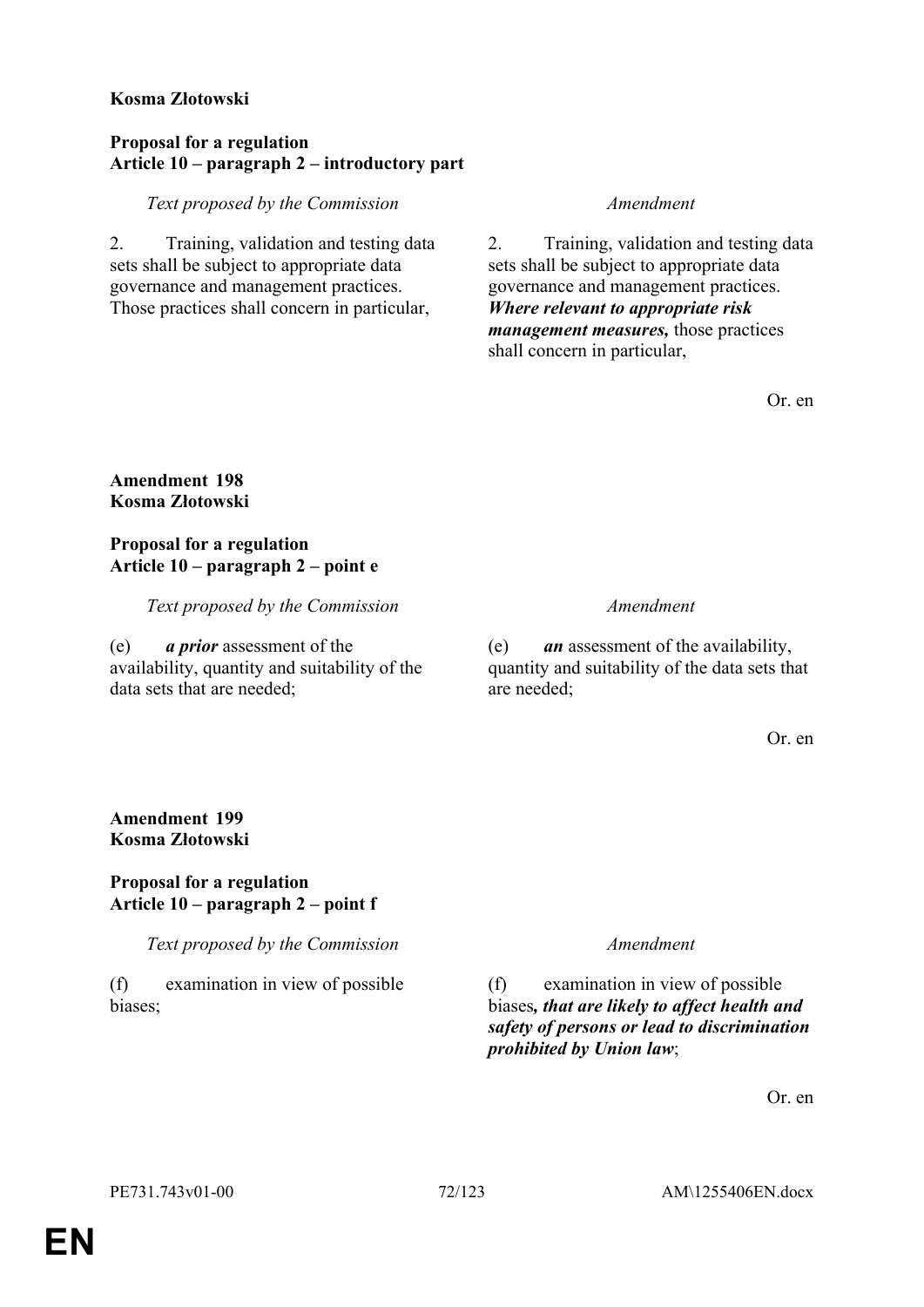**Kosma Złotowski**

**Proposal for a regulation**
**Article 10 – paragraph 2 – introductory part**

| *Text proposed by the Commission* | *Amendment* |
|---|---|
| 2. Training, validation and testing data sets shall be subject to appropriate data governance and management practices. Those practices shall concern in particular, | 2. Training, validation and testing data sets shall be subject to appropriate data governance and management practices. ***Where relevant to appropriate risk management measures,*** those practices shall concern in particular, |

Or. en

**Amendment 198**
**Kosma Złotowski**

**Proposal for a regulation**
**Article 10 – paragraph 2 – point e**

| *Text proposed by the Commission* | *Amendment* |
|---|---|
| (e) ***a prior*** assessment of the availability, quantity and suitability of the data sets that are needed; | (e) ***an*** assessment of the availability, quantity and suitability of the data sets that are needed; |

Or. en

**Amendment 199**
**Kosma Złotowski**

**Proposal for a regulation**
**Article 10 – paragraph 2 – point f**

| *Text proposed by the Commission* | *Amendment* |
|---|---|
| (f) examination in view of possible biases; | (f) examination in view of possible biases***, that are likely to affect health and safety of persons or lead to discrimination prohibited by Union law***; |

Or. en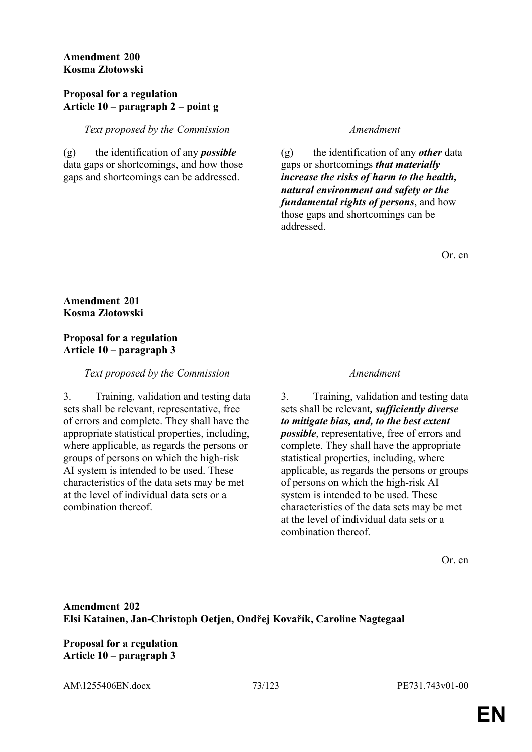**Amendment 200**
**Kosma Złotowski**

**Proposal for a regulation**
**Article 10 – paragraph 2 – point g**

| *Text proposed by the Commission* | *Amendment* |
|---|---|
| (g) the identification of any ***possible*** data gaps or shortcomings, and how those gaps and shortcomings can be addressed. | (g) the identification of any ***other*** data gaps or shortcomings ***that materially increase the risks of harm to the health, natural environment and safety or the fundamental rights of persons***, and how those gaps and shortcomings can be addressed. |

Or. en

**Amendment 201**
**Kosma Złotowski**

**Proposal for a regulation**
**Article 10 – paragraph 3**

| *Text proposed by the Commission* | *Amendment* |
|---|---|
| 3. Training, validation and testing data sets shall be relevant, representative, free of errors and complete. They shall have the appropriate statistical properties, including, where applicable, as regards the persons or groups of persons on which the high-risk AI system is intended to be used. These characteristics of the data sets may be met at the level of individual data sets or a combination thereof. | 3. Training, validation and testing data sets shall be relevant***, sufficiently diverse to mitigate bias, and, to the best extent possible***, representative, free of errors and complete. They shall have the appropriate statistical properties, including, where applicable, as regards the persons or groups of persons on which the high-risk AI system is intended to be used. These characteristics of the data sets may be met at the level of individual data sets or a combination thereof. |

Or. en

**Amendment 202**
**Elsi Katainen, Jan-Christoph Oetjen, Ondřej Kovařík, Caroline Nagtegaal**

**Proposal for a regulation**
**Article 10 – paragraph 3**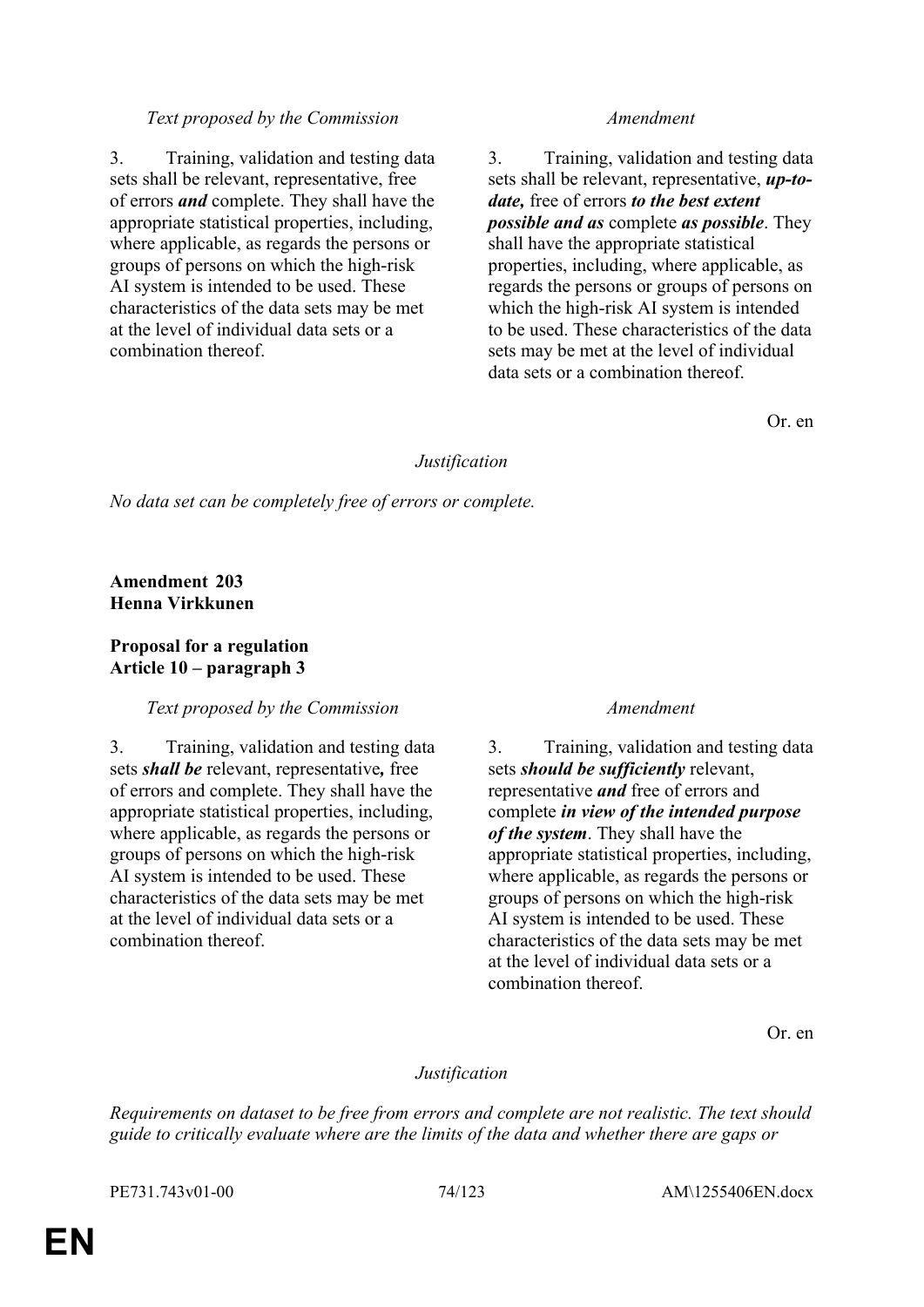| *Text proposed by the Commission* | *Amendment* |
|---|---|
| 3. Training, validation and testing data sets shall be relevant, representative, free of errors ***and*** complete. They shall have the appropriate statistical properties, including, where applicable, as regards the persons or groups of persons on which the high-risk AI system is intended to be used. These characteristics of the data sets may be met at the level of individual data sets or a combination thereof. | 3. Training, validation and testing data sets shall be relevant, representative, ***up-to-date,*** free of errors ***to the best extent possible and as*** complete ***as possible***. They shall have the appropriate statistical properties, including, where applicable, as regards the persons or groups of persons on which the high-risk AI system is intended to be used. These characteristics of the data sets may be met at the level of individual data sets or a combination thereof. |

Or. en

*Justification*

*No data set can be completely free of errors or complete.*

**Amendment 203**
**Henna Virkkunen**

**Proposal for a regulation**
**Article 10 – paragraph 3**

| *Text proposed by the Commission* | *Amendment* |
|---|---|
| 3. Training, validation and testing data sets ***shall be*** relevant, representative***,*** free of errors and complete. They shall have the appropriate statistical properties, including, where applicable, as regards the persons or groups of persons on which the high-risk AI system is intended to be used. These characteristics of the data sets may be met at the level of individual data sets or a combination thereof. | 3. Training, validation and testing data sets ***should be sufficiently*** relevant, representative ***and*** free of errors and complete ***in view of the intended purpose of the system***. They shall have the appropriate statistical properties, including, where applicable, as regards the persons or groups of persons on which the high-risk AI system is intended to be used. These characteristics of the data sets may be met at the level of individual data sets or a combination thereof. |

Or. en

*Justification*

*Requirements on dataset to be free from errors and complete are not realistic. The text should guide to critically evaluate where are the limits of the data and whether there are gaps or*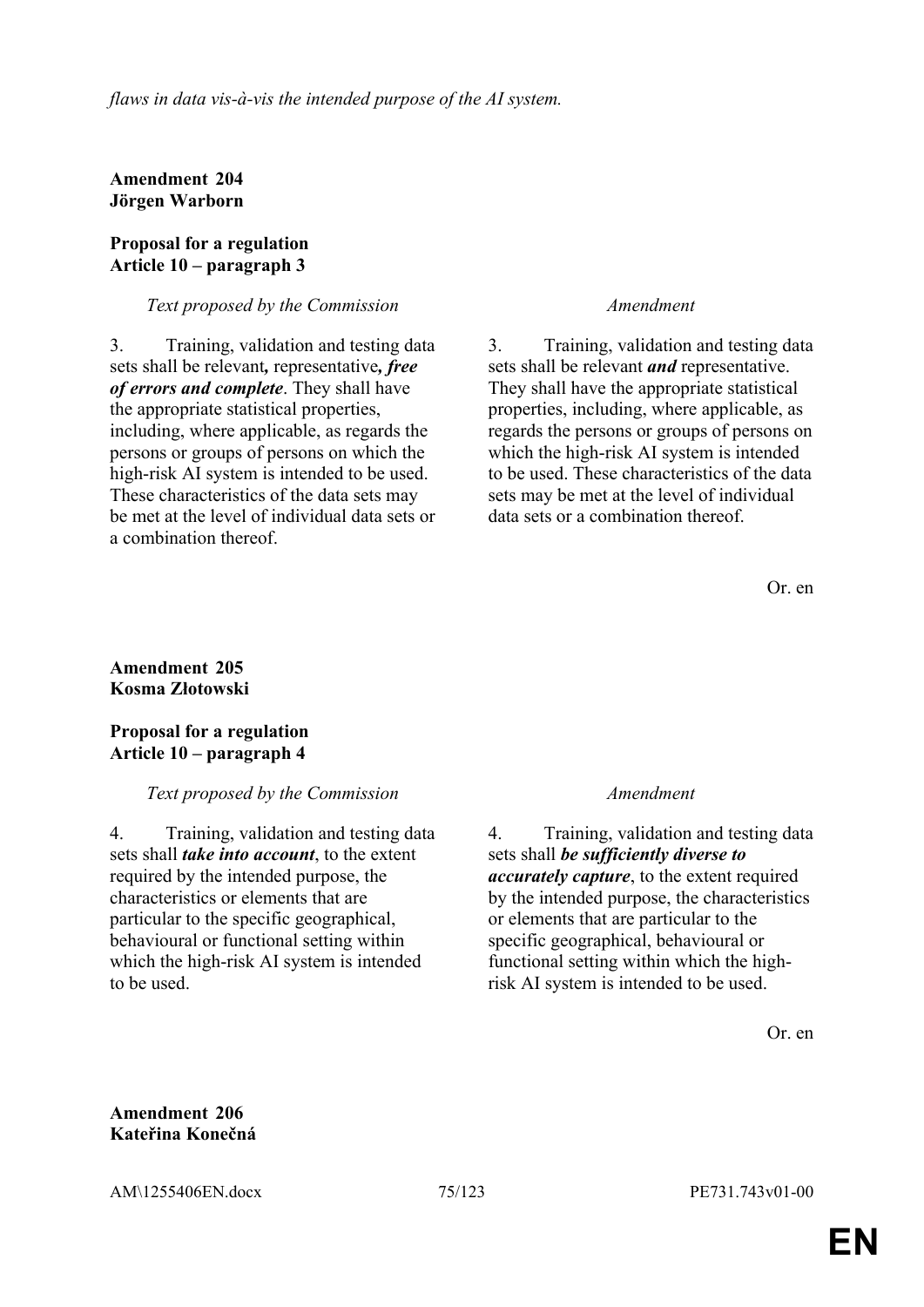*flaws in data vis-à-vis the intended purpose of the AI system.*

**Amendment 204**
**Jörgen Warborn**

**Proposal for a regulation**
**Article 10 – paragraph 3**

| *Text proposed by the Commission* | *Amendment* |
|---|---|
| 3. Training, validation and testing data sets shall be relevant**,** representative***, free of errors and complete***. They shall have the appropriate statistical properties, including, where applicable, as regards the persons or groups of persons on which the high-risk AI system is intended to be used. These characteristics of the data sets may be met at the level of individual data sets or a combination thereof. | 3. Training, validation and testing data sets shall be relevant ***and*** representative. They shall have the appropriate statistical properties, including, where applicable, as regards the persons or groups of persons on which the high-risk AI system is intended to be used. These characteristics of the data sets may be met at the level of individual data sets or a combination thereof. |

Or. en

**Amendment 205**
**Kosma Złotowski**

**Proposal for a regulation**
**Article 10 – paragraph 4**

| *Text proposed by the Commission* | *Amendment* |
|---|---|
| 4. Training, validation and testing data sets shall ***take into account***, to the extent required by the intended purpose, the characteristics or elements that are particular to the specific geographical, behavioural or functional setting within which the high-risk AI system is intended to be used. | 4. Training, validation and testing data sets shall ***be sufficiently diverse to accurately capture***, to the extent required by the intended purpose, the characteristics or elements that are particular to the specific geographical, behavioural or functional setting within which the high-risk AI system is intended to be used. |

Or. en

**Amendment 206**
**Kateřina Konečná**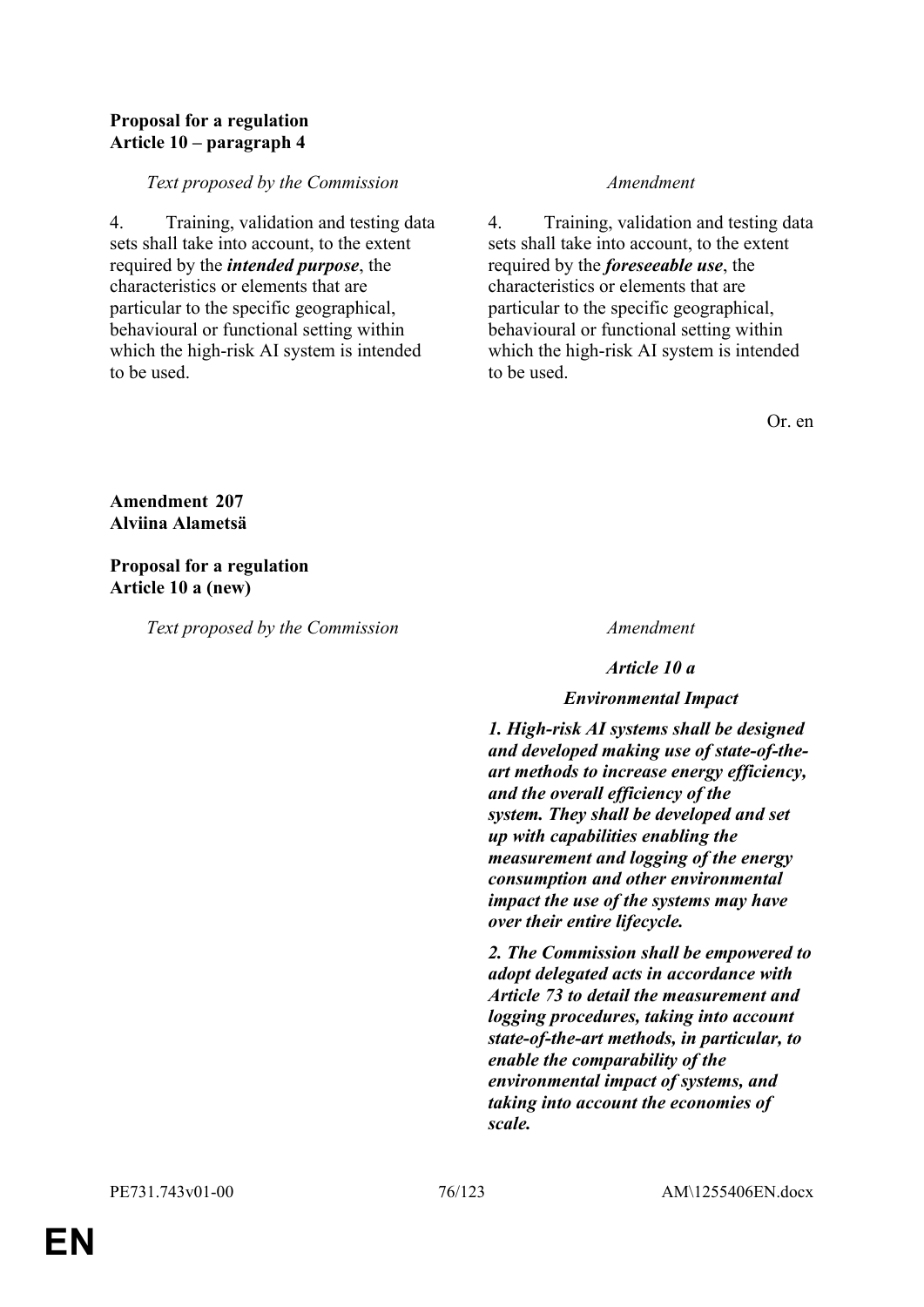**Proposal for a regulation**
**Article 10 – paragraph 4**

| *Text proposed by the Commission* | *Amendment* |
|---|---|
| 4. Training, validation and testing data sets shall take into account, to the extent required by the ***intended purpose***, the characteristics or elements that are particular to the specific geographical, behavioural or functional setting within which the high-risk AI system is intended to be used. | 4. Training, validation and testing data sets shall take into account, to the extent required by the ***foreseeable use***, the characteristics or elements that are particular to the specific geographical, behavioural or functional setting within which the high-risk AI system is intended to be used. |

Or. en

**Amendment 207**
**Alviina Alametsä**

**Proposal for a regulation**
**Article 10 a (new)**

| *Text proposed by the Commission* | *Amendment* |
|---|---|
| | ***Article 10 a*** |
| | ***Environmental Impact*** |
| | ***1. High-risk AI systems shall be designed and developed making use of state-of-the-art methods to increase energy efficiency, and the overall efficiency of the system. They shall be developed and set up with capabilities enabling the measurement and logging of the energy consumption and other environmental impact the use of the systems may have over their entire lifecycle.*** |
| | ***2. The Commission shall be empowered to adopt delegated acts in accordance with Article 73 to detail the measurement and logging procedures, taking into account state-of-the-art methods, in particular, to enable the comparability of the environmental impact of systems, and taking into account the economies of scale.*** |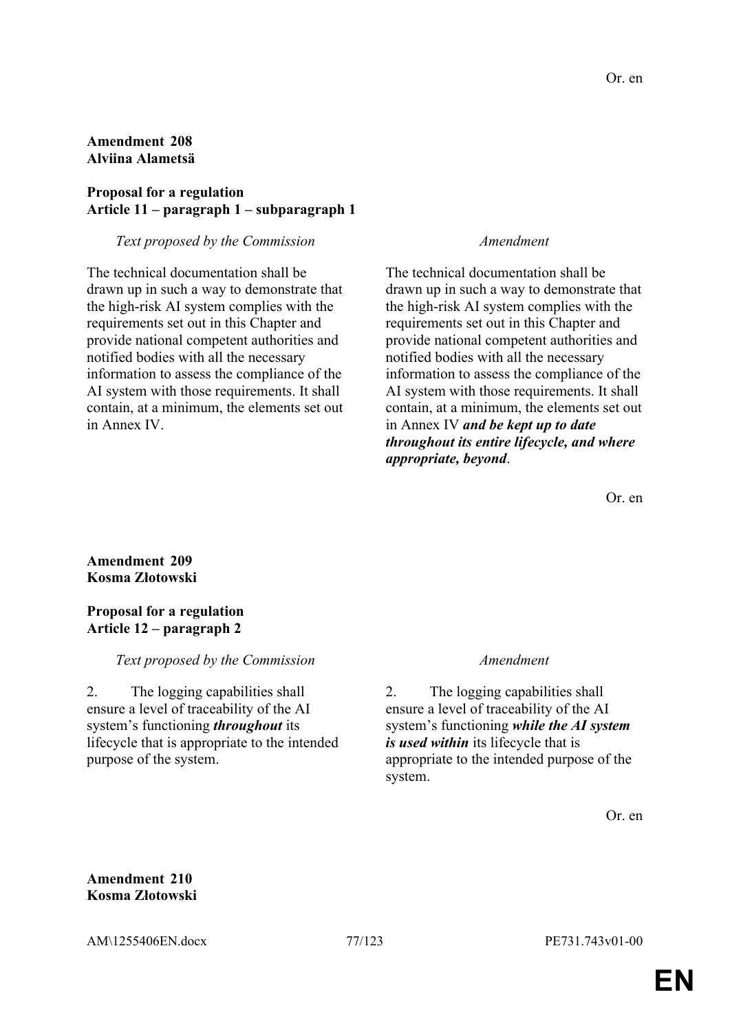Or. en

**Amendment 208**
**Alviina Alametsä**

**Proposal for a regulation**
**Article 11 – paragraph 1 – subparagraph 1**

| *Text proposed by the Commission* | *Amendment* |
|---|---|
| The technical documentation shall be drawn up in such a way to demonstrate that the high-risk AI system complies with the requirements set out in this Chapter and provide national competent authorities and notified bodies with all the necessary information to assess the compliance of the AI system with those requirements. It shall contain, at a minimum, the elements set out in Annex IV. | The technical documentation shall be drawn up in such a way to demonstrate that the high-risk AI system complies with the requirements set out in this Chapter and provide national competent authorities and notified bodies with all the necessary information to assess the compliance of the AI system with those requirements. It shall contain, at a minimum, the elements set out in Annex IV ***and be kept up to date throughout its entire lifecycle, and where appropriate, beyond***. |

Or. en

**Amendment 209**
**Kosma Złotowski**

**Proposal for a regulation**
**Article 12 – paragraph 2**

| *Text proposed by the Commission* | *Amendment* |
|---|---|
| 2. The logging capabilities shall ensure a level of traceability of the AI system's functioning ***throughout*** its lifecycle that is appropriate to the intended purpose of the system. | 2. The logging capabilities shall ensure a level of traceability of the AI system's functioning ***while the AI system is used within*** its lifecycle that is appropriate to the intended purpose of the system. |

Or. en

**Amendment 210**
**Kosma Złotowski**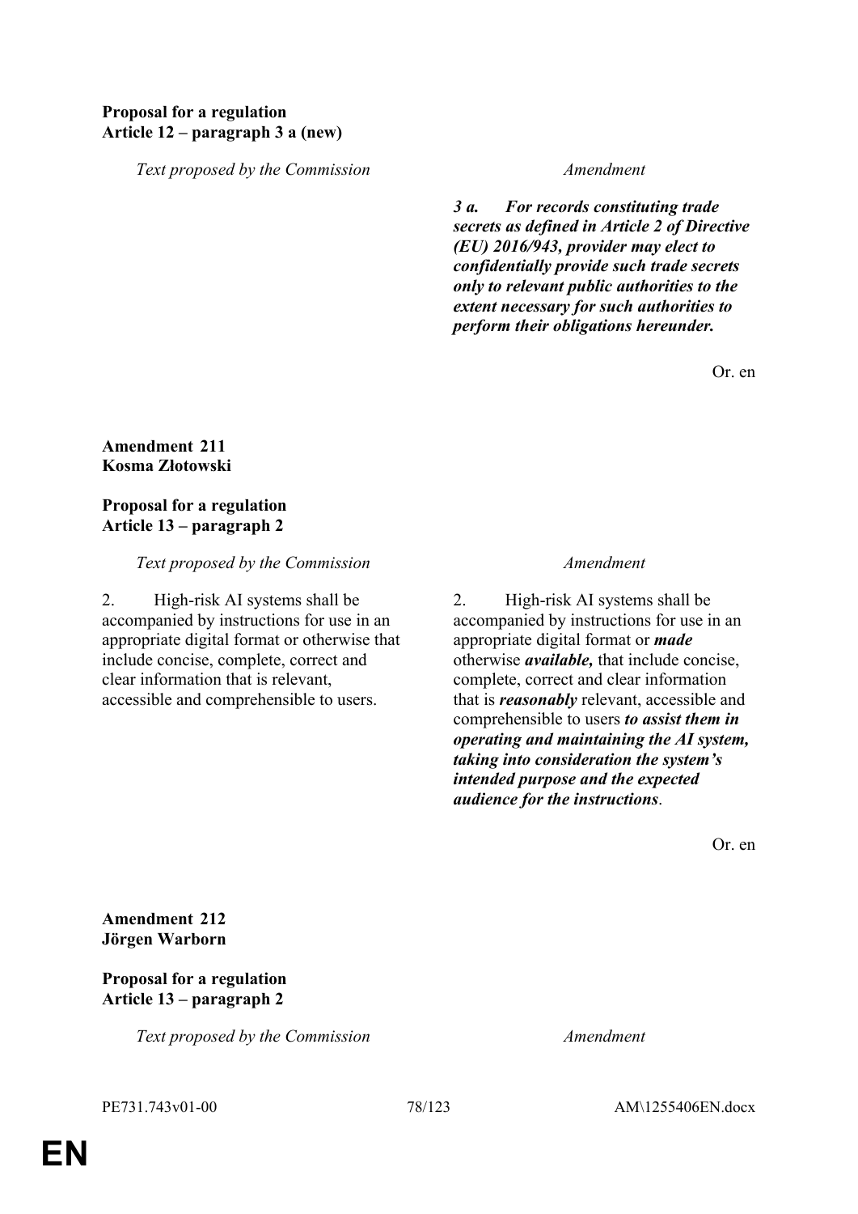**Proposal for a regulation**
**Article 12 – paragraph 3 a (new)**

| *Text proposed by the Commission* | *Amendment* |
|---|---|
| | ***3 a. For records constituting trade secrets as defined in Article 2 of Directive (EU) 2016/943, provider may elect to confidentially provide such trade secrets only to relevant public authorities to the extent necessary for such authorities to perform their obligations hereunder.*** |

Or. en

**Amendment 211**
**Kosma Złotowski**

**Proposal for a regulation**
**Article 13 – paragraph 2**

| *Text proposed by the Commission* | *Amendment* |
|---|---|
| 2. High-risk AI systems shall be accompanied by instructions for use in an appropriate digital format or otherwise that include concise, complete, correct and clear information that is relevant, accessible and comprehensible to users. | 2. High-risk AI systems shall be accompanied by instructions for use in an appropriate digital format or ***made*** otherwise ***available,*** that include concise, complete, correct and clear information that is ***reasonably*** relevant, accessible and comprehensible to users ***to assist them in operating and maintaining the AI system, taking into consideration the system's intended purpose and the expected audience for the instructions***. |

Or. en

**Amendment 212**
**Jörgen Warborn**

**Proposal for a regulation**
**Article 13 – paragraph 2**

| *Text proposed by the Commission* | *Amendment* |
|---|---|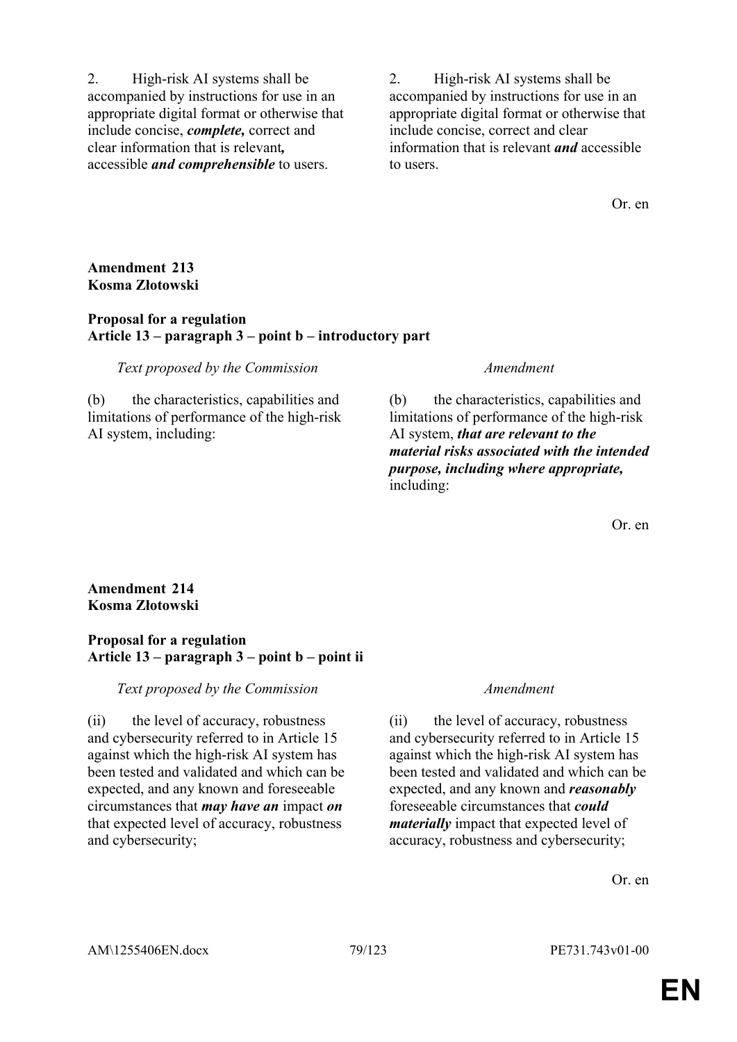| | |
|---|---|
| 2. High-risk AI systems shall be accompanied by instructions for use in an appropriate digital format or otherwise that include concise, ***complete,*** correct and clear information that is relevant***,*** accessible ***and comprehensible*** to users. | 2. High-risk AI systems shall be accompanied by instructions for use in an appropriate digital format or otherwise that include concise, correct and clear information that is relevant ***and*** accessible to users. |

Or. en

**Amendment 213**
**Kosma Złotowski**

**Proposal for a regulation**
**Article 13 – paragraph 3 – point b – introductory part**

| *Text proposed by the Commission* | *Amendment* |
|---|---|
| (b) the characteristics, capabilities and limitations of performance of the high-risk AI system, including: | (b) the characteristics, capabilities and limitations of performance of the high-risk AI system, ***that are relevant to the material risks associated with the intended purpose, including where appropriate,*** including: |

Or. en

**Amendment 214**
**Kosma Złotowski**

**Proposal for a regulation**
**Article 13 – paragraph 3 – point b – point ii**

| *Text proposed by the Commission* | *Amendment* |
|---|---|
| (ii) the level of accuracy, robustness and cybersecurity referred to in Article 15 against which the high-risk AI system has been tested and validated and which can be expected, and any known and foreseeable circumstances that ***may have an*** impact ***on*** that expected level of accuracy, robustness and cybersecurity; | (ii) the level of accuracy, robustness and cybersecurity referred to in Article 15 against which the high-risk AI system has been tested and validated and which can be expected, and any known and ***reasonably*** foreseeable circumstances that ***could materially*** impact that expected level of accuracy, robustness and cybersecurity; |

Or. en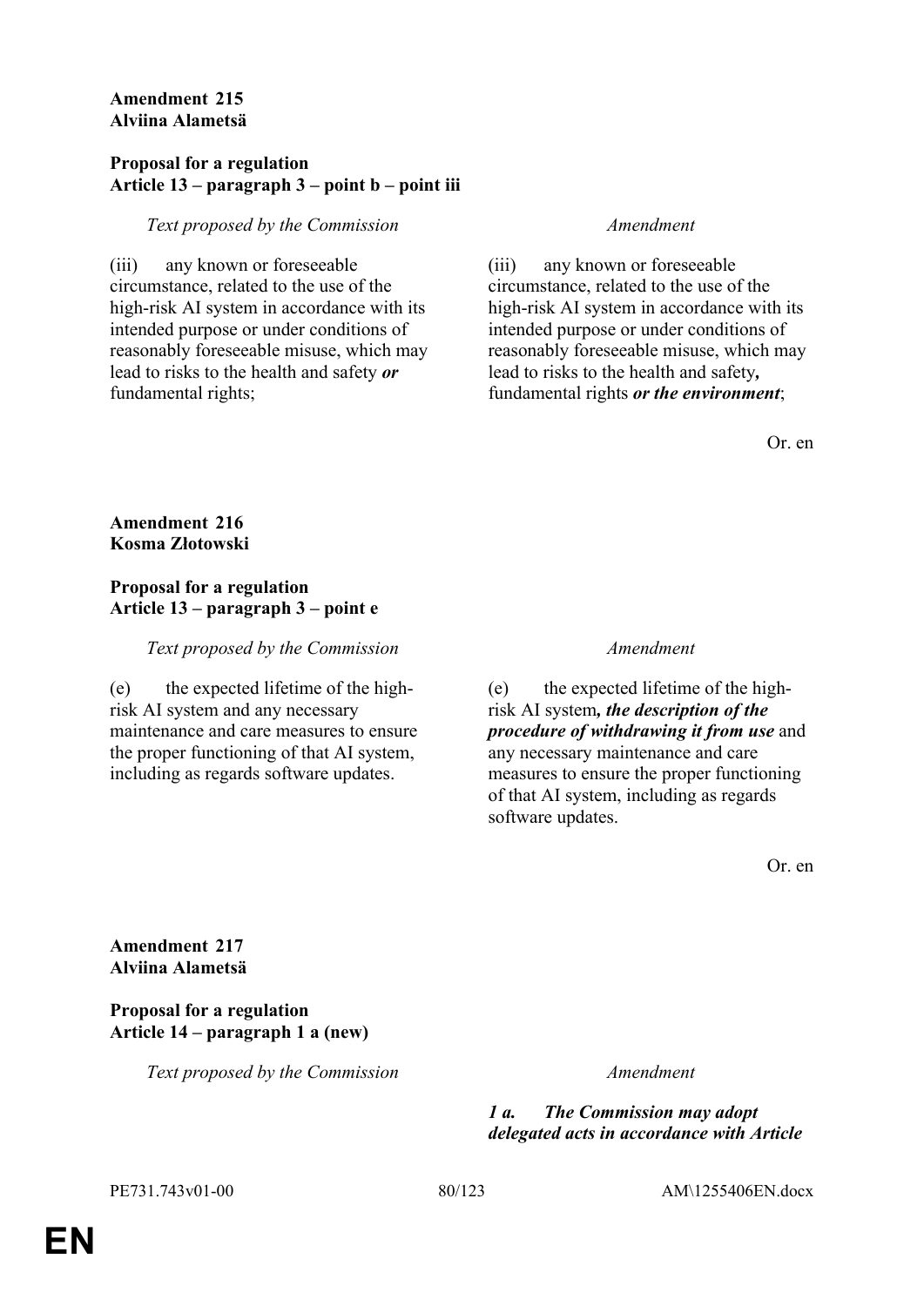**Amendment 215**
**Alviina Alametsä**

**Proposal for a regulation**
**Article 13 – paragraph 3 – point b – point iii**

| *Text proposed by the Commission* | *Amendment* |
|---|---|
| (iii) any known or foreseeable circumstance, related to the use of the high-risk AI system in accordance with its intended purpose or under conditions of reasonably foreseeable misuse, which may lead to risks to the health and safety ***or*** fundamental rights; | (iii) any known or foreseeable circumstance, related to the use of the high-risk AI system in accordance with its intended purpose or under conditions of reasonably foreseeable misuse, which may lead to risks to the health and safety***,*** fundamental rights ***or the environment***; |

Or. en

**Amendment 216**
**Kosma Złotowski**

**Proposal for a regulation**
**Article 13 – paragraph 3 – point e**

| *Text proposed by the Commission* | *Amendment* |
|---|---|
| (e) the expected lifetime of the high-risk AI system and any necessary maintenance and care measures to ensure the proper functioning of that AI system, including as regards software updates. | (e) the expected lifetime of the high-risk AI system***, the description of the procedure of withdrawing it from use*** and any necessary maintenance and care measures to ensure the proper functioning of that AI system, including as regards software updates. |

Or. en

**Amendment 217**
**Alviina Alametsä**

**Proposal for a regulation**
**Article 14 – paragraph 1 a (new)**

| *Text proposed by the Commission* | *Amendment* |
|---|---|
| | ***1 a. The Commission may adopt delegated acts in accordance with Article*** |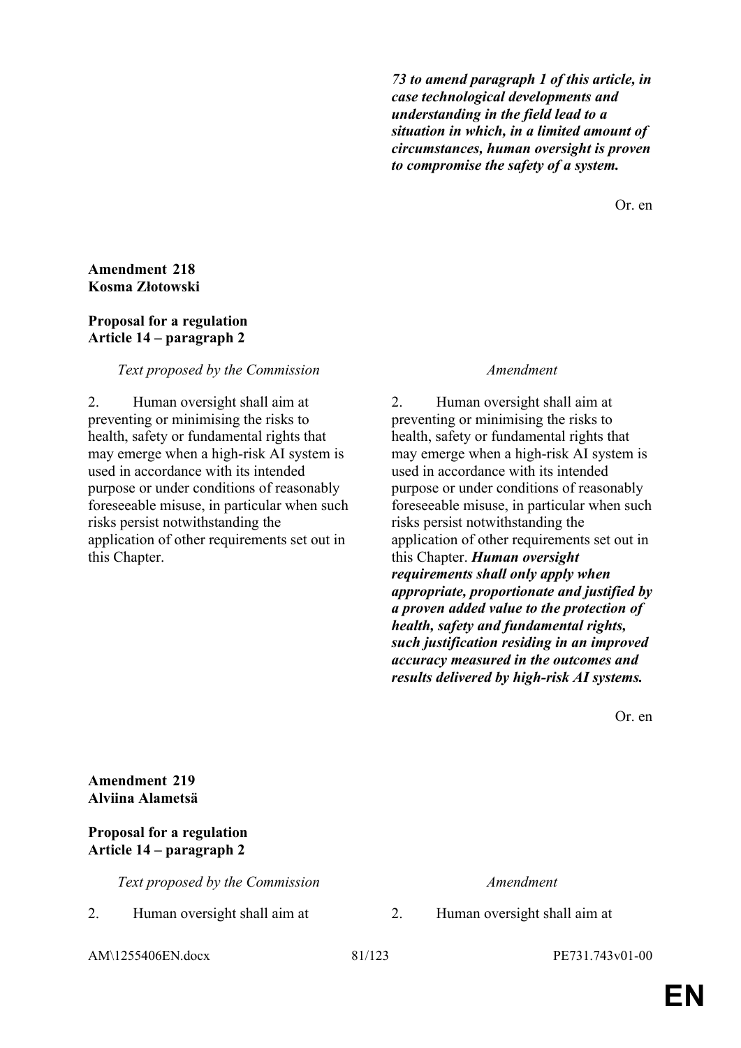***73 to amend paragraph 1 of this article, in case technological developments and understanding in the field lead to a situation in which, in a limited amount of circumstances, human oversight is proven to compromise the safety of a system.***

Or. en

**Amendment 218**
**Kosma Złotowski**

**Proposal for a regulation**
**Article 14 – paragraph 2**

| *Text proposed by the Commission* | *Amendment* |
|---|---|
| 2. Human oversight shall aim at preventing or minimising the risks to health, safety or fundamental rights that may emerge when a high-risk AI system is used in accordance with its intended purpose or under conditions of reasonably foreseeable misuse, in particular when such risks persist notwithstanding the application of other requirements set out in this Chapter. | 2. Human oversight shall aim at preventing or minimising the risks to health, safety or fundamental rights that may emerge when a high-risk AI system is used in accordance with its intended purpose or under conditions of reasonably foreseeable misuse, in particular when such risks persist notwithstanding the application of other requirements set out in this Chapter. ***Human oversight requirements shall only apply when appropriate, proportionate and justified by a proven added value to the protection of health, safety and fundamental rights, such justification residing in an improved accuracy measured in the outcomes and results delivered by high-risk AI systems.*** |

Or. en

**Amendment 219**
**Alviina Alametsä**

**Proposal for a regulation**
**Article 14 – paragraph 2**

| *Text proposed by the Commission* | *Amendment* |
|---|---|
| 2. Human oversight shall aim at | 2. Human oversight shall aim at |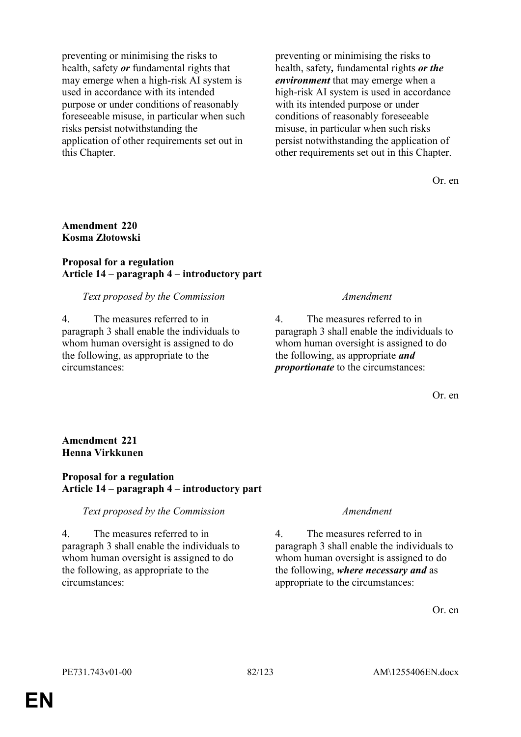| | |
|---|---|
| preventing or minimising the risks to health, safety ***or*** fundamental rights that may emerge when a high-risk AI system is used in accordance with its intended purpose or under conditions of reasonably foreseeable misuse, in particular when such risks persist notwithstanding the application of other requirements set out in this Chapter. | preventing or minimising the risks to health, safety***,*** fundamental rights ***or the environment*** that may emerge when a high-risk AI system is used in accordance with its intended purpose or under conditions of reasonably foreseeable misuse, in particular when such risks persist notwithstanding the application of other requirements set out in this Chapter. |

Or. en

**Amendment 220**
**Kosma Złotowski**

**Proposal for a regulation**
**Article 14 – paragraph 4 – introductory part**

| *Text proposed by the Commission* | *Amendment* |
|---|---|
| 4. The measures referred to in paragraph 3 shall enable the individuals to whom human oversight is assigned to do the following, as appropriate to the circumstances: | 4. The measures referred to in paragraph 3 shall enable the individuals to whom human oversight is assigned to do the following, as appropriate ***and proportionate*** to the circumstances: |

Or. en

**Amendment 221**
**Henna Virkkunen**

**Proposal for a regulation**
**Article 14 – paragraph 4 – introductory part**

| *Text proposed by the Commission* | *Amendment* |
|---|---|
| 4. The measures referred to in paragraph 3 shall enable the individuals to whom human oversight is assigned to do the following, as appropriate to the circumstances: | 4. The measures referred to in paragraph 3 shall enable the individuals to whom human oversight is assigned to do the following, ***where necessary and*** as appropriate to the circumstances: |

Or. en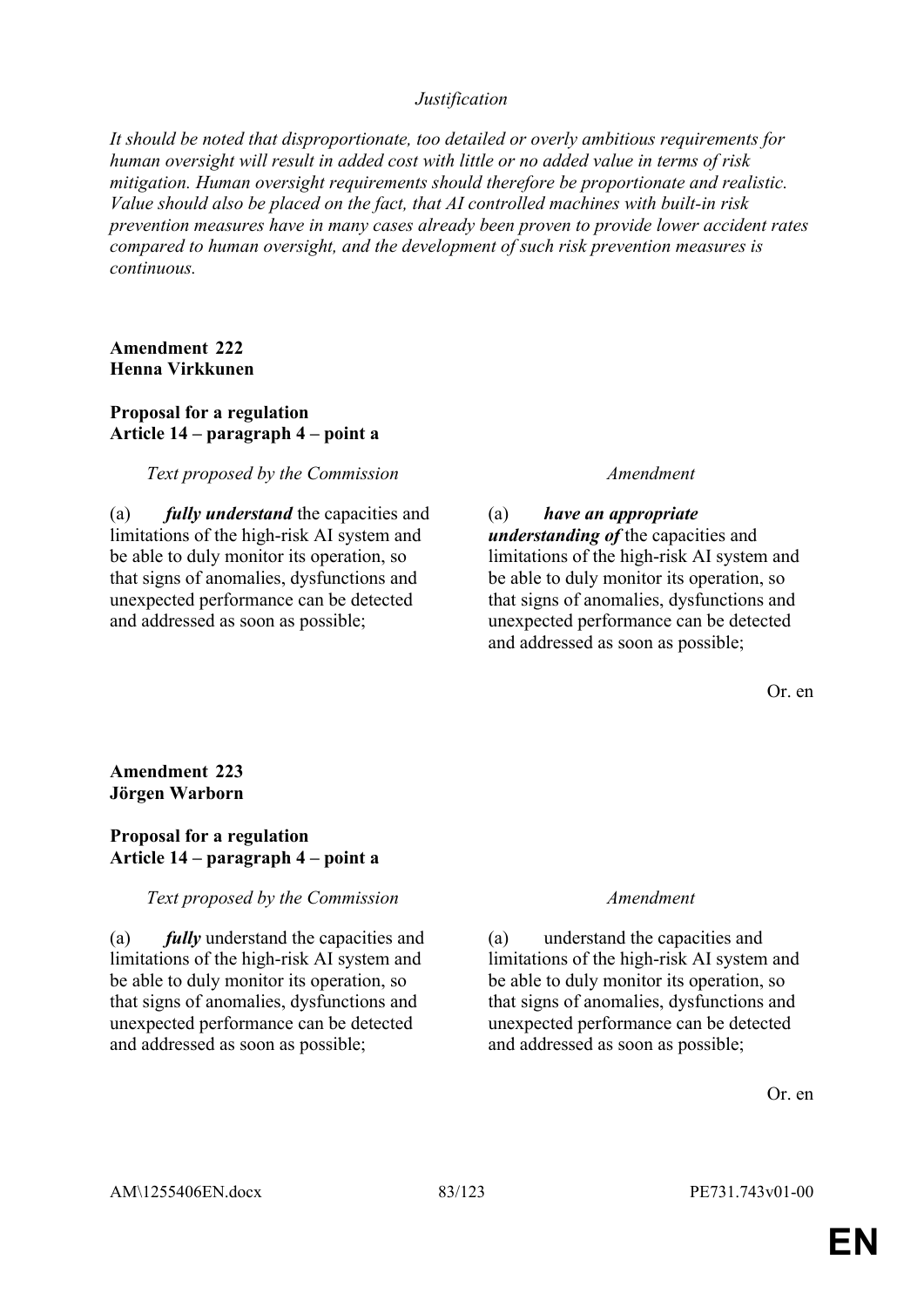*Justification*

*It should be noted that disproportionate, too detailed or overly ambitious requirements for human oversight will result in added cost with little or no added value in terms of risk mitigation. Human oversight requirements should therefore be proportionate and realistic. Value should also be placed on the fact, that AI controlled machines with built-in risk prevention measures have in many cases already been proven to provide lower accident rates compared to human oversight, and the development of such risk prevention measures is continuous.*

**Amendment 222**
**Henna Virkkunen**

**Proposal for a regulation**
**Article 14 – paragraph 4 – point a**

| *Text proposed by the Commission* | *Amendment* |
|---|---|
| (a) ***fully understand*** the capacities and limitations of the high-risk AI system and be able to duly monitor its operation, so that signs of anomalies, dysfunctions and unexpected performance can be detected and addressed as soon as possible; | (a) ***have an appropriate understanding of*** the capacities and limitations of the high-risk AI system and be able to duly monitor its operation, so that signs of anomalies, dysfunctions and unexpected performance can be detected and addressed as soon as possible; |

Or. en

**Amendment 223**
**Jörgen Warborn**

**Proposal for a regulation**
**Article 14 – paragraph 4 – point a**

| *Text proposed by the Commission* | *Amendment* |
|---|---|
| (a) ***fully*** understand the capacities and limitations of the high-risk AI system and be able to duly monitor its operation, so that signs of anomalies, dysfunctions and unexpected performance can be detected and addressed as soon as possible; | (a) understand the capacities and limitations of the high-risk AI system and be able to duly monitor its operation, so that signs of anomalies, dysfunctions and unexpected performance can be detected and addressed as soon as possible; |

Or. en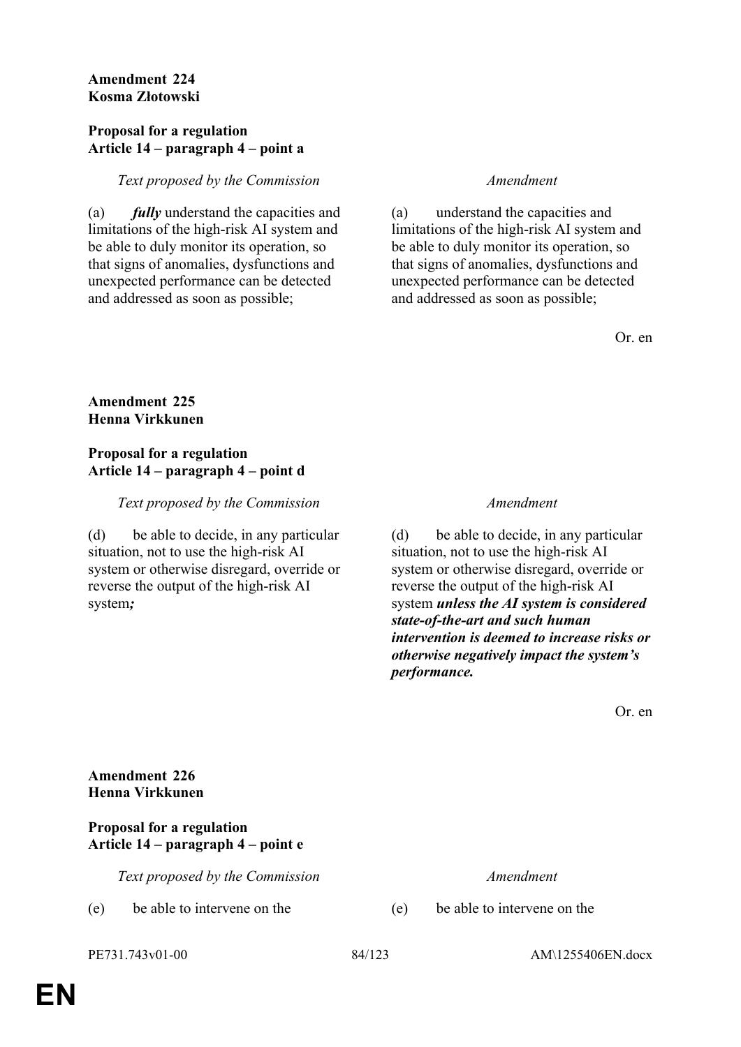**Amendment 224**
**Kosma Złotowski**

**Proposal for a regulation**
**Article 14 – paragraph 4 – point a**

| *Text proposed by the Commission* | *Amendment* |
|---|---|
| (a) ***fully*** understand the capacities and limitations of the high-risk AI system and be able to duly monitor its operation, so that signs of anomalies, dysfunctions and unexpected performance can be detected and addressed as soon as possible; | (a) understand the capacities and limitations of the high-risk AI system and be able to duly monitor its operation, so that signs of anomalies, dysfunctions and unexpected performance can be detected and addressed as soon as possible; |

Or. en

**Amendment 225**
**Henna Virkkunen**

**Proposal for a regulation**
**Article 14 – paragraph 4 – point d**

| *Text proposed by the Commission* | *Amendment* |
|---|---|
| (d) be able to decide, in any particular situation, not to use the high-risk AI system or otherwise disregard, override or reverse the output of the high-risk AI system***;*** | (d) be able to decide, in any particular situation, not to use the high-risk AI system or otherwise disregard, override or reverse the output of the high-risk AI system ***unless the AI system is considered state-of-the-art and such human intervention is deemed to increase risks or otherwise negatively impact the system's performance.*** |

Or. en

**Amendment 226**
**Henna Virkkunen**

**Proposal for a regulation**
**Article 14 – paragraph 4 – point e**

| *Text proposed by the Commission* | *Amendment* |
|---|---|
| (e) be able to intervene on the | (e) be able to intervene on the |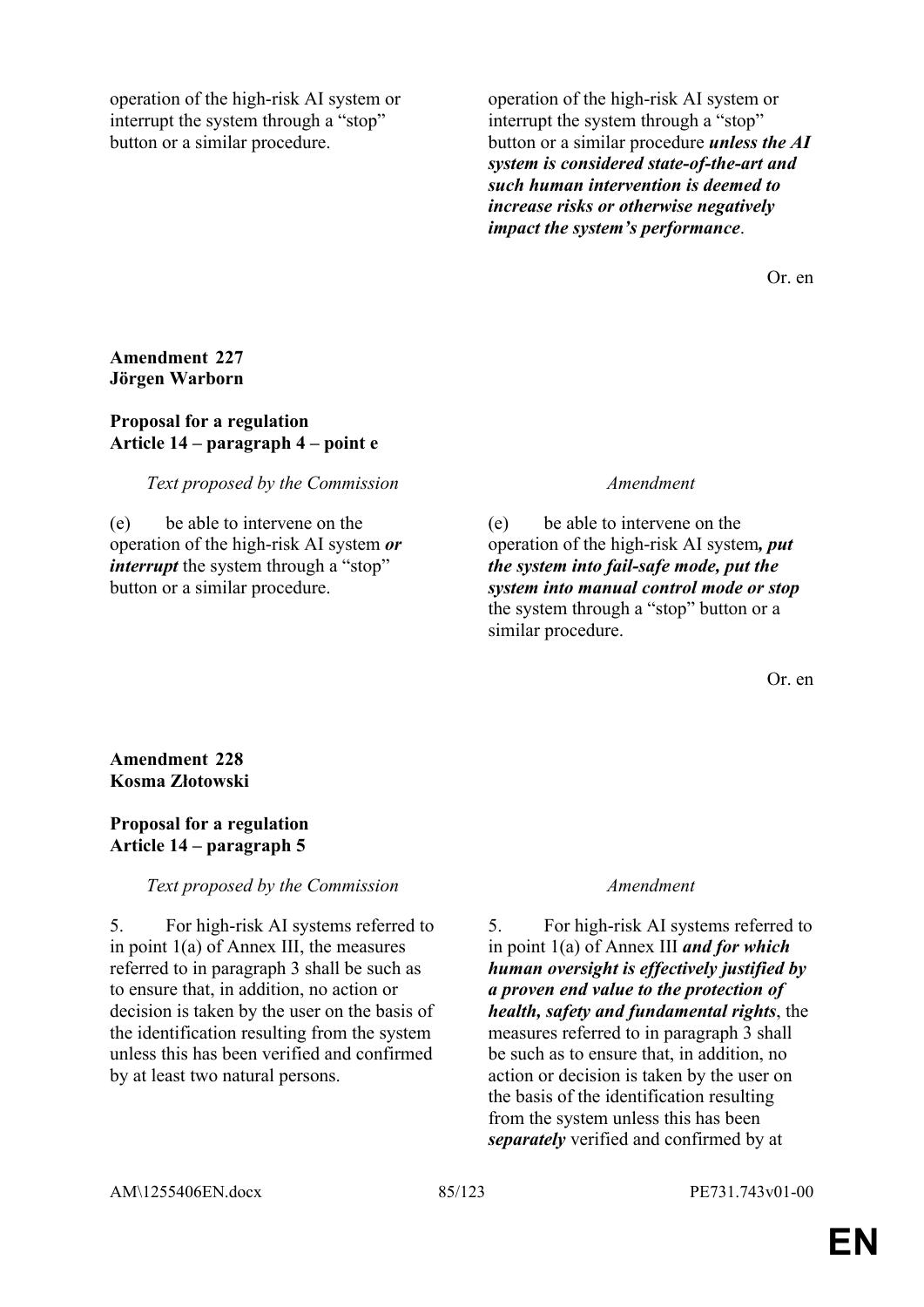| | |
|---|---|
| operation of the high-risk AI system or interrupt the system through a “stop” button or a similar procedure. | operation of the high-risk AI system or interrupt the system through a “stop” button or a similar procedure ***unless the AI system is considered state-of-the-art and such human intervention is deemed to increase risks or otherwise negatively impact the system’s performance***. |

Or. en

**Amendment 227**
**Jörgen Warborn**

**Proposal for a regulation**
**Article 14 – paragraph 4 – point e**

| *Text proposed by the Commission* | *Amendment* |
|---|---|
| (e) be able to intervene on the operation of the high-risk AI system ***or interrupt*** the system through a “stop” button or a similar procedure. | (e) be able to intervene on the operation of the high-risk AI system***, put the system into fail-safe mode, put the system into manual control mode or stop*** the system through a “stop” button or a similar procedure. |

Or. en

**Amendment 228**
**Kosma Złotowski**

**Proposal for a regulation**
**Article 14 – paragraph 5**

| *Text proposed by the Commission* | *Amendment* |
|---|---|
| 5. For high-risk AI systems referred to in point 1(a) of Annex III, the measures referred to in paragraph 3 shall be such as to ensure that, in addition, no action or decision is taken by the user on the basis of the identification resulting from the system unless this has been verified and confirmed by at least two natural persons. | 5. For high-risk AI systems referred to in point 1(a) of Annex III ***and for which human oversight is effectively justified by a proven end value to the protection of health, safety and fundamental rights***, the measures referred to in paragraph 3 shall be such as to ensure that, in addition, no action or decision is taken by the user on the basis of the identification resulting from the system unless this has been ***separately*** verified and confirmed by at |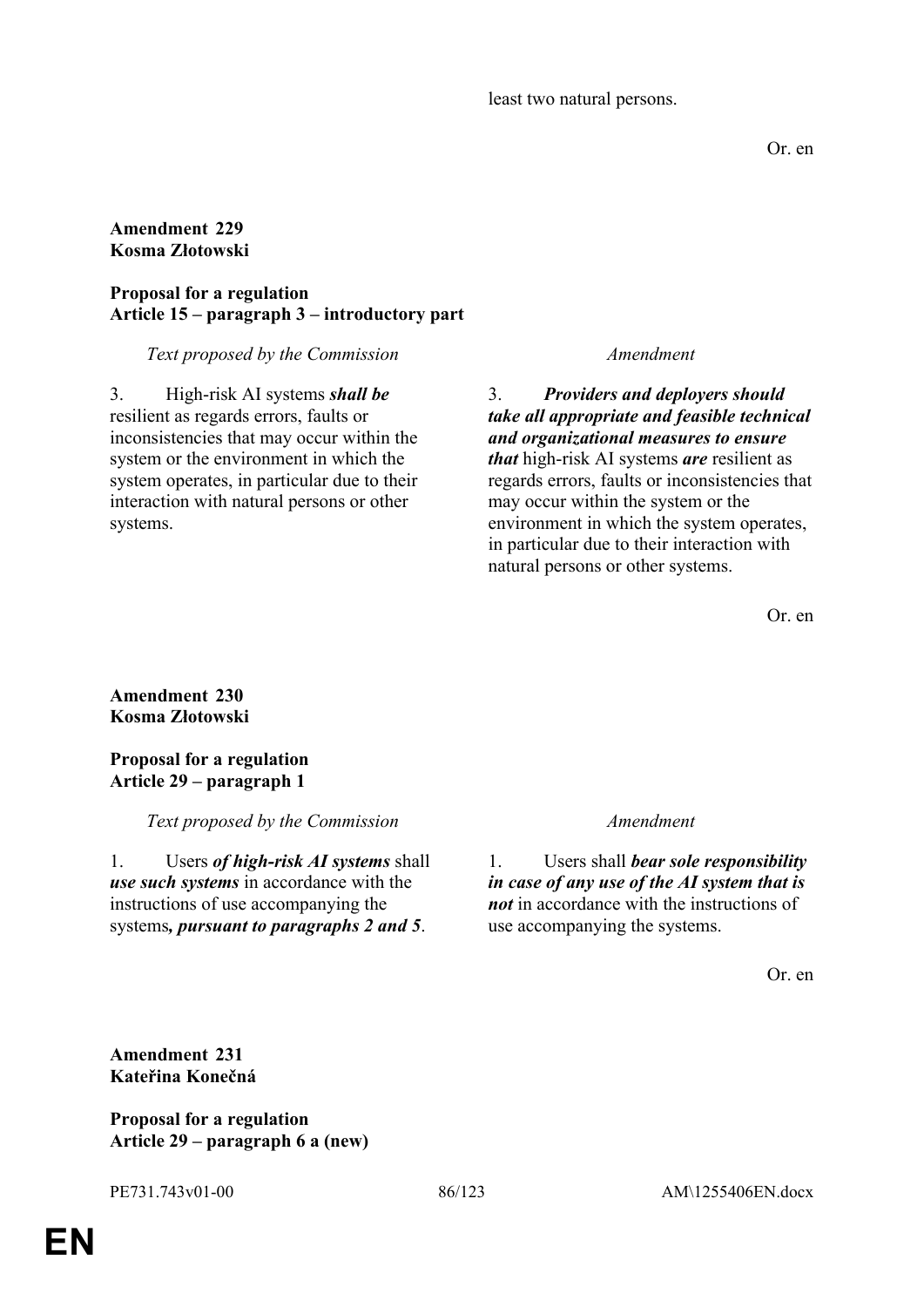least two natural persons.

Or. en

**Amendment 229**
**Kosma Złotowski**

**Proposal for a regulation**
**Article 15 – paragraph 3 – introductory part**

| *Text proposed by the Commission* | *Amendment* |
|---|---|
| 3. High-risk AI systems ***shall be*** resilient as regards errors, faults or inconsistencies that may occur within the system or the environment in which the system operates, in particular due to their interaction with natural persons or other systems. | 3. ***Providers and deployers should take all appropriate and feasible technical and organizational measures to ensure that*** high-risk AI systems ***are*** resilient as regards errors, faults or inconsistencies that may occur within the system or the environment in which the system operates, in particular due to their interaction with natural persons or other systems. |

Or. en

**Amendment 230**
**Kosma Złotowski**

**Proposal for a regulation**
**Article 29 – paragraph 1**

| *Text proposed by the Commission* | *Amendment* |
|---|---|
| 1. Users ***of high-risk AI systems*** shall ***use such systems*** in accordance with the instructions of use accompanying the systems***, pursuant to paragraphs 2 and 5***. | 1. Users shall ***bear sole responsibility in case of any use of the AI system that is not*** in accordance with the instructions of use accompanying the systems. |

Or. en

**Amendment 231**
**Kateřina Konečná**

**Proposal for a regulation**
**Article 29 – paragraph 6 a (new)**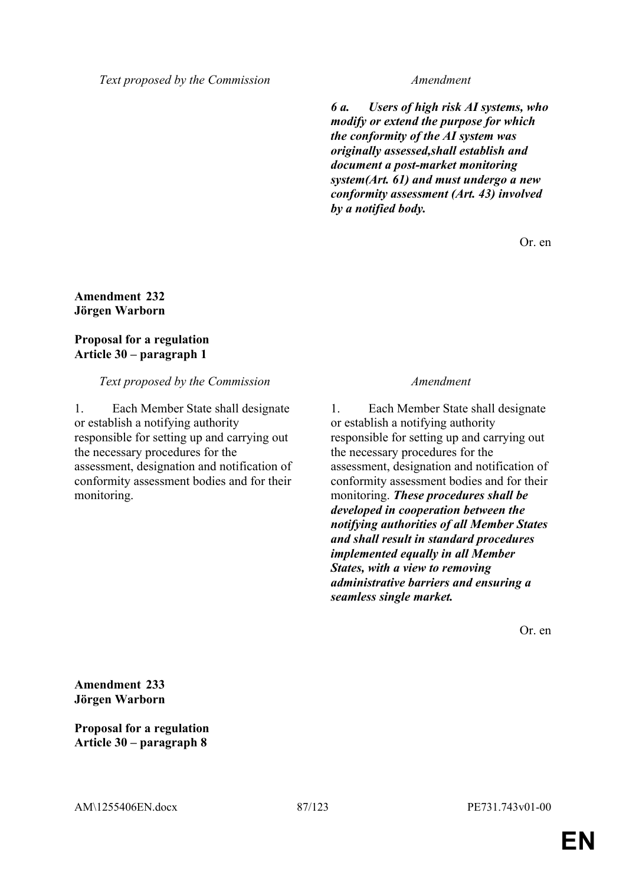| *Text proposed by the Commission* | *Amendment* |
|---|---|
| | ***6 a. Users of high risk AI systems, who modify or extend the purpose for which the conformity of the AI system was originally assessed,shall establish and document a post-market monitoring system(Art. 61) and must undergo a new conformity assessment (Art. 43) involved by a notified body.*** |

Or. en

**Amendment 232**
**Jörgen Warborn**

**Proposal for a regulation**
**Article 30 – paragraph 1**

| *Text proposed by the Commission* | *Amendment* |
|---|---|
| 1. Each Member State shall designate or establish a notifying authority responsible for setting up and carrying out the necessary procedures for the assessment, designation and notification of conformity assessment bodies and for their monitoring. | 1. Each Member State shall designate or establish a notifying authority responsible for setting up and carrying out the necessary procedures for the assessment, designation and notification of conformity assessment bodies and for their monitoring. ***These procedures shall be developed in cooperation between the notifying authorities of all Member States and shall result in standard procedures implemented equally in all Member States, with a view to removing administrative barriers and ensuring a seamless single market.*** |

Or. en

**Amendment 233**
**Jörgen Warborn**

**Proposal for a regulation**
**Article 30 – paragraph 8**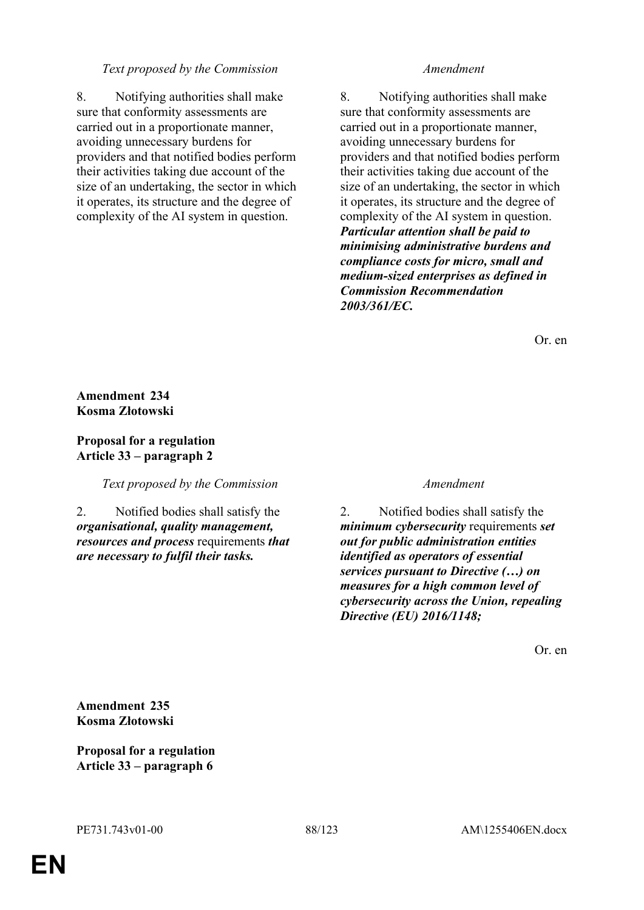| Text proposed by the Commission | Amendment |
|---|---|
| 8. Notifying authorities shall make sure that conformity assessments are carried out in a proportionate manner, avoiding unnecessary burdens for providers and that notified bodies perform their activities taking due account of the size of an undertaking, the sector in which it operates, its structure and the degree of complexity of the AI system in question. | 8. Notifying authorities shall make sure that conformity assessments are carried out in a proportionate manner, avoiding unnecessary burdens for providers and that notified bodies perform their activities taking due account of the size of an undertaking, the sector in which it operates, its structure and the degree of complexity of the AI system in question. ***Particular attention shall be paid to minimising administrative burdens and compliance costs for micro, small and medium-sized enterprises as defined in Commission Recommendation 2003/361/EC.*** |

Or. en

**Amendment 234**
**Kosma Złotowski**

**Proposal for a regulation**
**Article 33 – paragraph 2**

| Text proposed by the Commission | Amendment |
|---|---|
| 2. Notified bodies shall satisfy the ***organisational, quality management, resources and process*** requirements ***that are necessary to fulfil their tasks.*** | 2. Notified bodies shall satisfy the ***minimum cybersecurity*** requirements ***set out for public administration entities identified as operators of essential services pursuant to Directive (…) on measures for a high common level of cybersecurity across the Union, repealing Directive (EU) 2016/1148;*** |

Or. en

**Amendment 235**
**Kosma Złotowski**

**Proposal for a regulation**
**Article 33 – paragraph 6**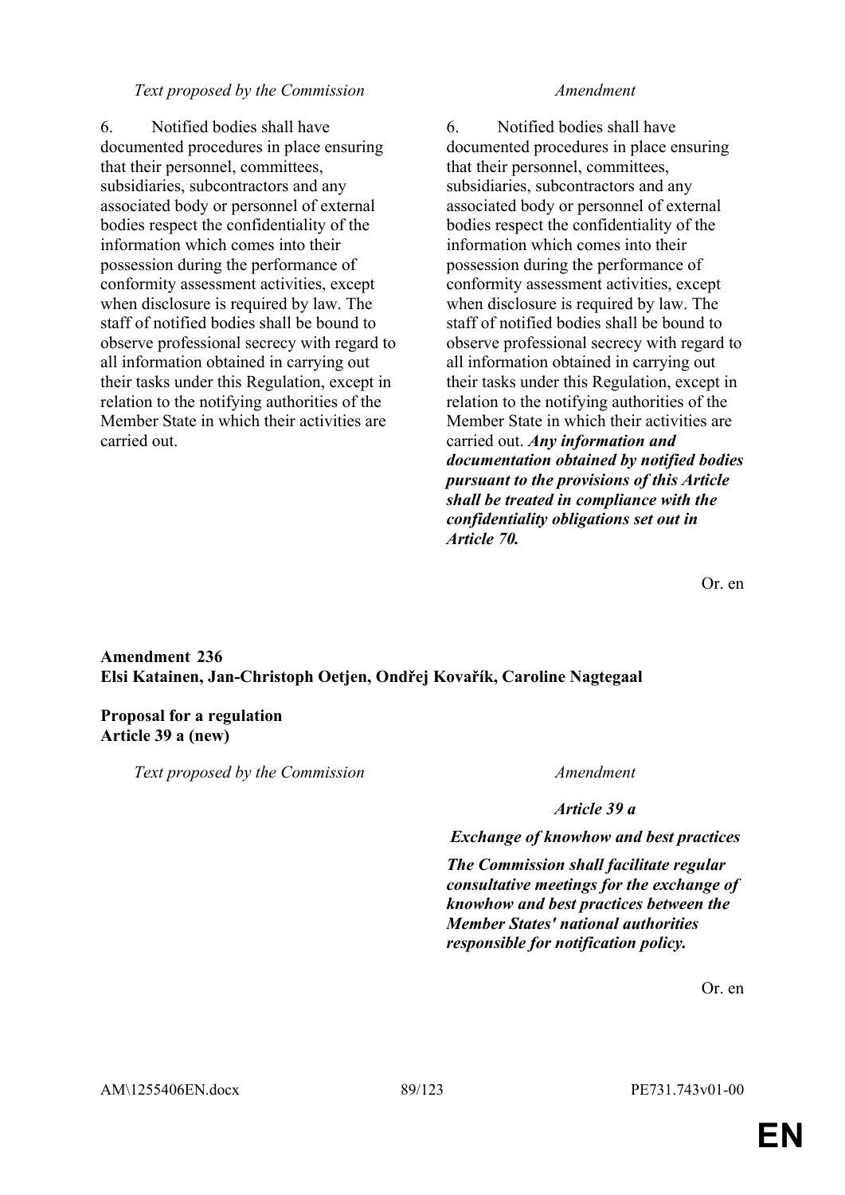| *Text proposed by the Commission* | *Amendment* |
|---|---|
| 6. Notified bodies shall have documented procedures in place ensuring that their personnel, committees, subsidiaries, subcontractors and any associated body or personnel of external bodies respect the confidentiality of the information which comes into their possession during the performance of conformity assessment activities, except when disclosure is required by law. The staff of notified bodies shall be bound to observe professional secrecy with regard to all information obtained in carrying out their tasks under this Regulation, except in relation to the notifying authorities of the Member State in which their activities are carried out. | 6. Notified bodies shall have documented procedures in place ensuring that their personnel, committees, subsidiaries, subcontractors and any associated body or personnel of external bodies respect the confidentiality of the information which comes into their possession during the performance of conformity assessment activities, except when disclosure is required by law. The staff of notified bodies shall be bound to observe professional secrecy with regard to all information obtained in carrying out their tasks under this Regulation, except in relation to the notifying authorities of the Member State in which their activities are carried out. ***Any information and documentation obtained by notified bodies pursuant to the provisions of this Article shall be treated in compliance with the confidentiality obligations set out in Article 70.*** |

Or. en

**Amendment 236**
**Elsi Katainen, Jan-Christoph Oetjen, Ondřej Kovařík, Caroline Nagtegaal**

**Proposal for a regulation**
**Article 39 a (new)**

| *Text proposed by the Commission* | *Amendment* |
|---|---|
| | ***Article 39 a*** |
| | ***Exchange of knowhow and best practices*** |
| | ***The Commission shall facilitate regular consultative meetings for the exchange of knowhow and best practices between the Member States' national authorities responsible for notification policy.*** |

Or. en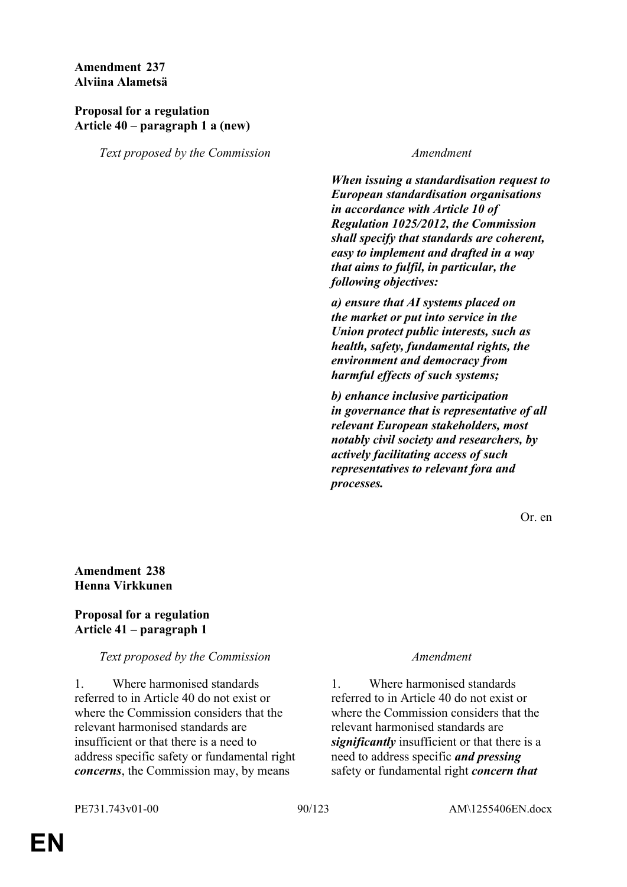**Amendment 237**
**Alviina Alametsä**

**Proposal for a regulation**
**Article 40 – paragraph 1 a (new)**

| *Text proposed by the Commission* | *Amendment* |
| --- | --- |
| | ***When issuing a standardisation request to European standardisation organisations in accordance with Article 10 of Regulation 1025/2012, the Commission shall specify that standards are coherent, easy to implement and drafted in a way that aims to fulfil, in particular, the following objectives:*** |
| | ***a) ensure that AI systems placed on the market or put into service in the Union protect public interests, such as health, safety, fundamental rights, the environment and democracy from harmful effects of such systems;*** |
| | ***b) enhance inclusive participation in governance that is representative of all relevant European stakeholders, most notably civil society and researchers, by actively facilitating access of such representatives to relevant fora and processes.*** |

Or. en

**Amendment 238**
**Henna Virkkunen**

**Proposal for a regulation**
**Article 41 – paragraph 1**

| *Text proposed by the Commission* | *Amendment* |
| --- | --- |
| 1. Where harmonised standards referred to in Article 40 do not exist or where the Commission considers that the relevant harmonised standards are insufficient or that there is a need to address specific safety or fundamental right ***concerns***, the Commission may, by means | 1. Where harmonised standards referred to in Article 40 do not exist or where the Commission considers that the relevant harmonised standards are ***significantly*** insufficient or that there is a need to address specific ***and pressing*** safety or fundamental right ***concern that*** |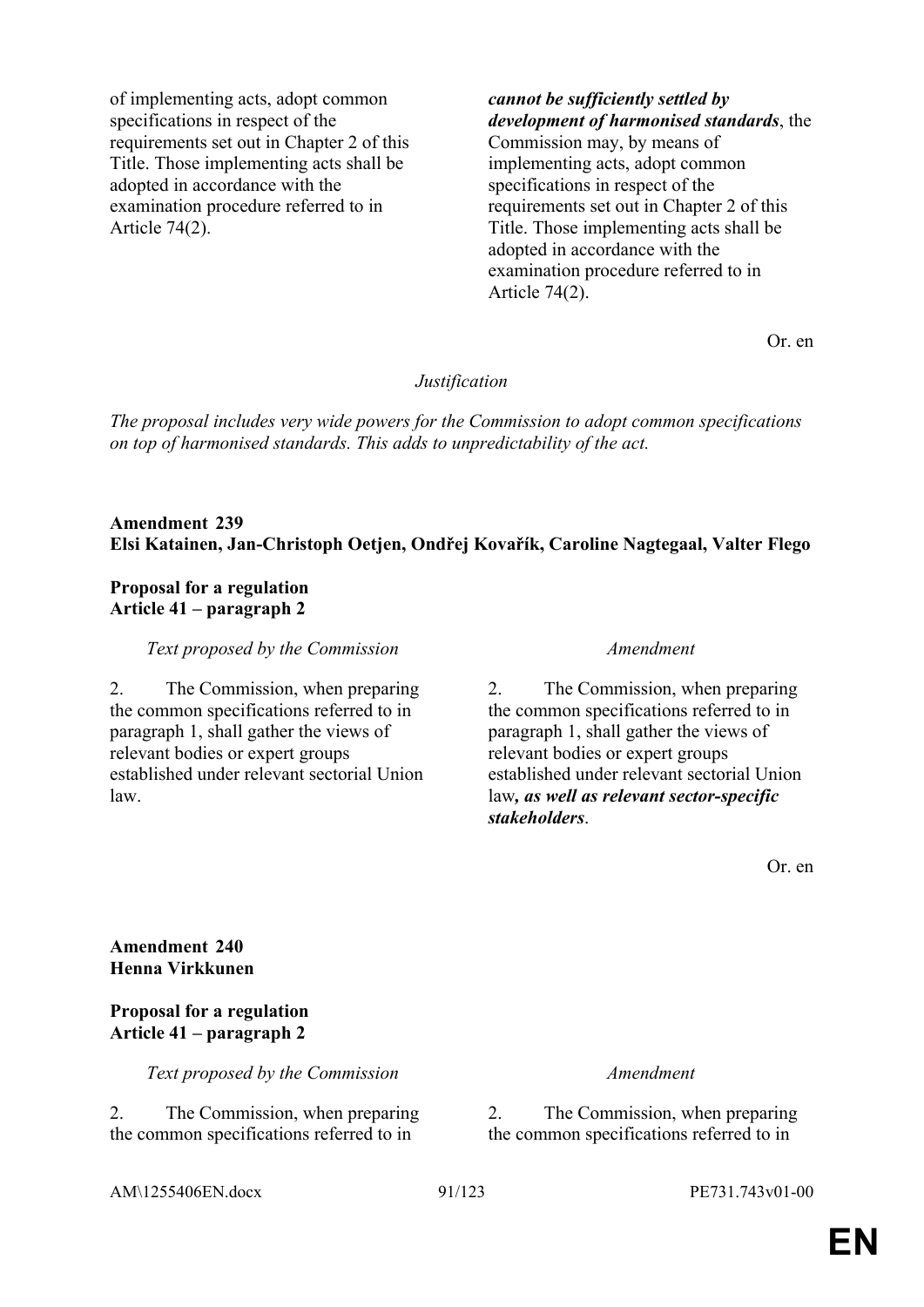| | |
|---|---|
| of implementing acts, adopt common specifications in respect of the requirements set out in Chapter 2 of this Title. Those implementing acts shall be adopted in accordance with the examination procedure referred to in Article 74(2). | ***cannot be sufficiently settled by development of harmonised standards***, the Commission may, by means of implementing acts, adopt common specifications in respect of the requirements set out in Chapter 2 of this Title. Those implementing acts shall be adopted in accordance with the examination procedure referred to in Article 74(2). |

Or. en

*Justification*

*The proposal includes very wide powers for the Commission to adopt common specifications on top of harmonised standards. This adds to unpredictability of the act.*

**Amendment 239**
**Elsi Katainen, Jan-Christoph Oetjen, Ondřej Kovařík, Caroline Nagtegaal, Valter Flego**

**Proposal for a regulation**
**Article 41 – paragraph 2**

| *Text proposed by the Commission* | *Amendment* |
|---|---|
| 2. The Commission, when preparing the common specifications referred to in paragraph 1, shall gather the views of relevant bodies or expert groups established under relevant sectorial Union law. | 2. The Commission, when preparing the common specifications referred to in paragraph 1, shall gather the views of relevant bodies or expert groups established under relevant sectorial Union law***, as well as relevant sector-specific stakeholders***. |

Or. en

**Amendment 240**
**Henna Virkkunen**

**Proposal for a regulation**
**Article 41 – paragraph 2**

| *Text proposed by the Commission* | *Amendment* |
|---|---|
| 2. The Commission, when preparing the common specifications referred to in | 2. The Commission, when preparing the common specifications referred to in |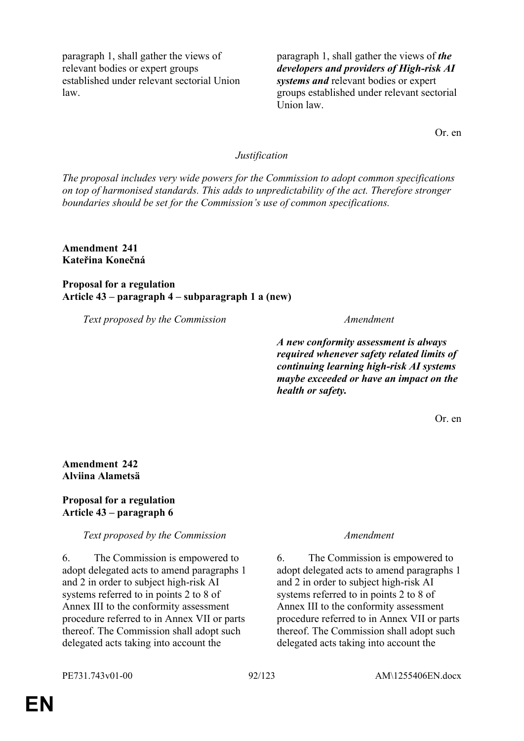| Text proposed by the Commission | Amendment |
|---|---|
| paragraph 1, shall gather the views of relevant bodies or expert groups established under relevant sectorial Union law. | paragraph 1, shall gather the views of ***the developers and providers of High-risk AI systems and*** relevant bodies or expert groups established under relevant sectorial Union law. |

Or. en

*Justification*

*The proposal includes very wide powers for the Commission to adopt common specifications on top of harmonised standards. This adds to unpredictability of the act. Therefore stronger boundaries should be set for the Commission's use of common specifications.*

**Amendment 241**
**Kateřina Konečná**

**Proposal for a regulation**
**Article 43 – paragraph 4 – subparagraph 1 a (new)**

| Text proposed by the Commission | Amendment |
|---|---|
| | ***A new conformity assessment is always required whenever safety related limits of continuing learning high-risk AI systems maybe exceeded or have an impact on the health or safety.*** |

Or. en

**Amendment 242**
**Alviina Alametsä**

**Proposal for a regulation**
**Article 43 – paragraph 6**

| Text proposed by the Commission | Amendment |
|---|---|
| 6. The Commission is empowered to adopt delegated acts to amend paragraphs 1 and 2 in order to subject high-risk AI systems referred to in points 2 to 8 of Annex III to the conformity assessment procedure referred to in Annex VII or parts thereof. The Commission shall adopt such delegated acts taking into account the | 6. The Commission is empowered to adopt delegated acts to amend paragraphs 1 and 2 in order to subject high-risk AI systems referred to in points 2 to 8 of Annex III to the conformity assessment procedure referred to in Annex VII or parts thereof. The Commission shall adopt such delegated acts taking into account the |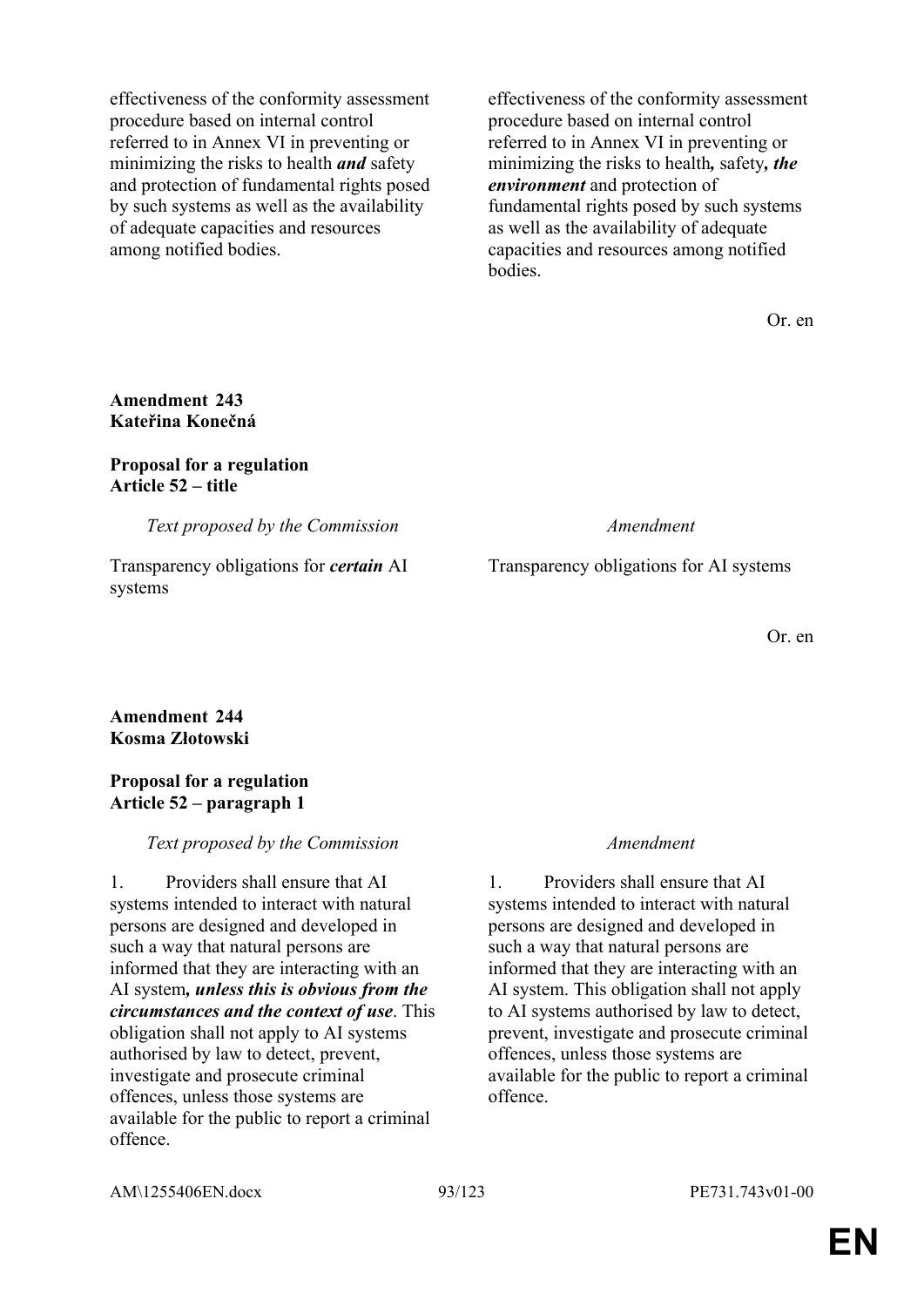| | |
|---|---|
| effectiveness of the conformity assessment procedure based on internal control referred to in Annex VI in preventing or minimizing the risks to health ***and*** safety and protection of fundamental rights posed by such systems as well as the availability of adequate capacities and resources among notified bodies. | effectiveness of the conformity assessment procedure based on internal control referred to in Annex VI in preventing or minimizing the risks to health***,*** safety***, the environment*** and protection of fundamental rights posed by such systems as well as the availability of adequate capacities and resources among notified bodies. |

Or. en

**Amendment 243**
**Kateřina Konečná**

**Proposal for a regulation**
**Article 52 – title**

| *Text proposed by the Commission* | *Amendment* |
|---|---|
| Transparency obligations for ***certain*** AI systems | Transparency obligations for AI systems |

Or. en

**Amendment 244**
**Kosma Złotowski**

**Proposal for a regulation**
**Article 52 – paragraph 1**

| *Text proposed by the Commission* | *Amendment* |
|---|---|
| 1. Providers shall ensure that AI systems intended to interact with natural persons are designed and developed in such a way that natural persons are informed that they are interacting with an AI system***, unless this is obvious from the circumstances and the context of use***. This obligation shall not apply to AI systems authorised by law to detect, prevent, investigate and prosecute criminal offences, unless those systems are available for the public to report a criminal offence. | 1. Providers shall ensure that AI systems intended to interact with natural persons are designed and developed in such a way that natural persons are informed that they are interacting with an AI system. This obligation shall not apply to AI systems authorised by law to detect, prevent, investigate and prosecute criminal offences, unless those systems are available for the public to report a criminal offence. |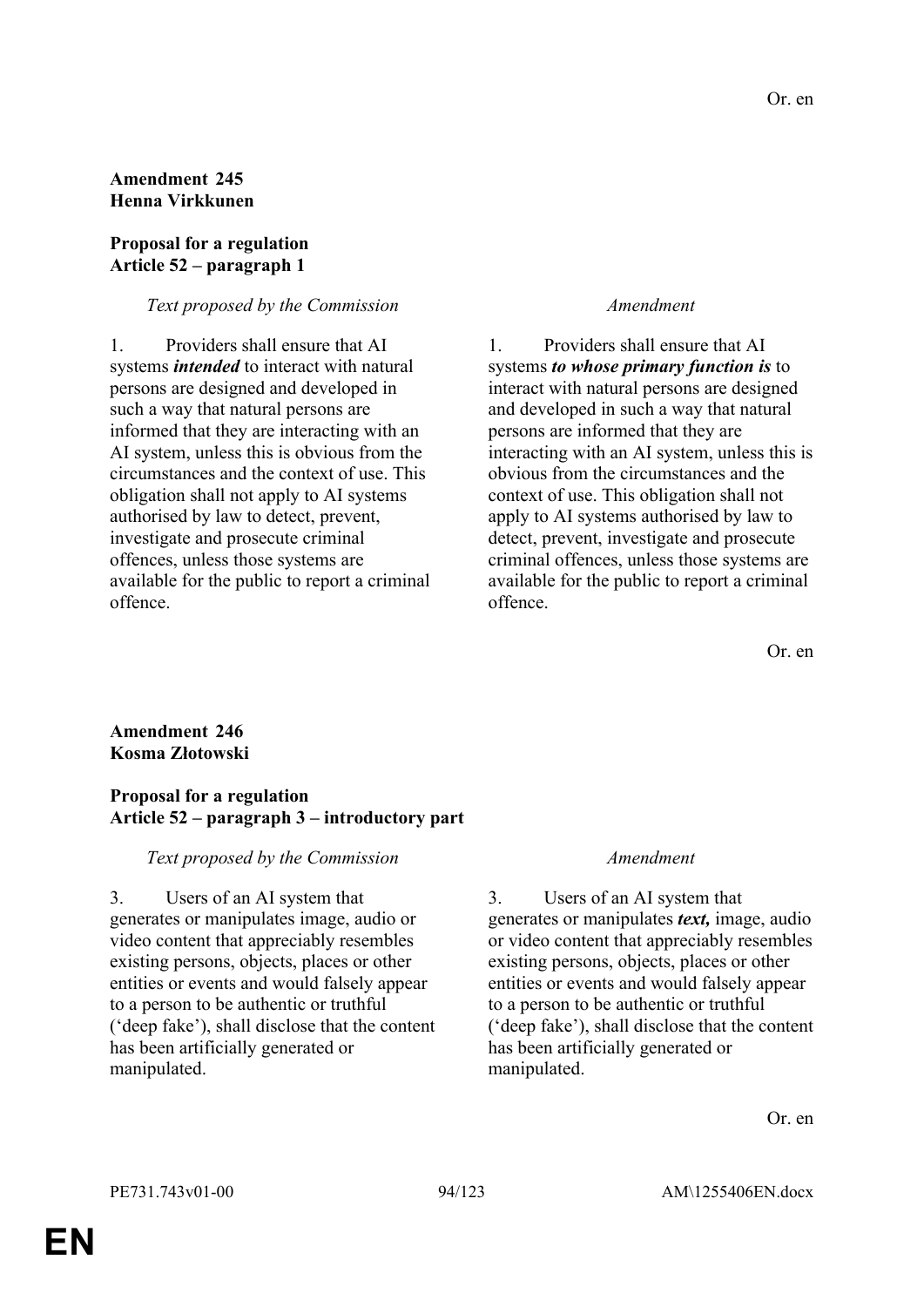Or. en

**Amendment 245**
**Henna Virkkunen**

**Proposal for a regulation**
**Article 52 – paragraph 1**

| *Text proposed by the Commission* | *Amendment* |
|---|---|
| 1. Providers shall ensure that AI systems ***intended*** to interact with natural persons are designed and developed in such a way that natural persons are informed that they are interacting with an AI system, unless this is obvious from the circumstances and the context of use. This obligation shall not apply to AI systems authorised by law to detect, prevent, investigate and prosecute criminal offences, unless those systems are available for the public to report a criminal offence. | 1. Providers shall ensure that AI systems ***to whose primary function is*** to interact with natural persons are designed and developed in such a way that natural persons are informed that they are interacting with an AI system, unless this is obvious from the circumstances and the context of use. This obligation shall not apply to AI systems authorised by law to detect, prevent, investigate and prosecute criminal offences, unless those systems are available for the public to report a criminal offence. |

Or. en

**Amendment 246**
**Kosma Złotowski**

**Proposal for a regulation**
**Article 52 – paragraph 3 – introductory part**

| *Text proposed by the Commission* | *Amendment* |
|---|---|
| 3. Users of an AI system that generates or manipulates image, audio or video content that appreciably resembles existing persons, objects, places or other entities or events and would falsely appear to a person to be authentic or truthful ('deep fake'), shall disclose that the content has been artificially generated or manipulated. | 3. Users of an AI system that generates or manipulates ***text,*** image, audio or video content that appreciably resembles existing persons, objects, places or other entities or events and would falsely appear to a person to be authentic or truthful ('deep fake'), shall disclose that the content has been artificially generated or manipulated. |

Or. en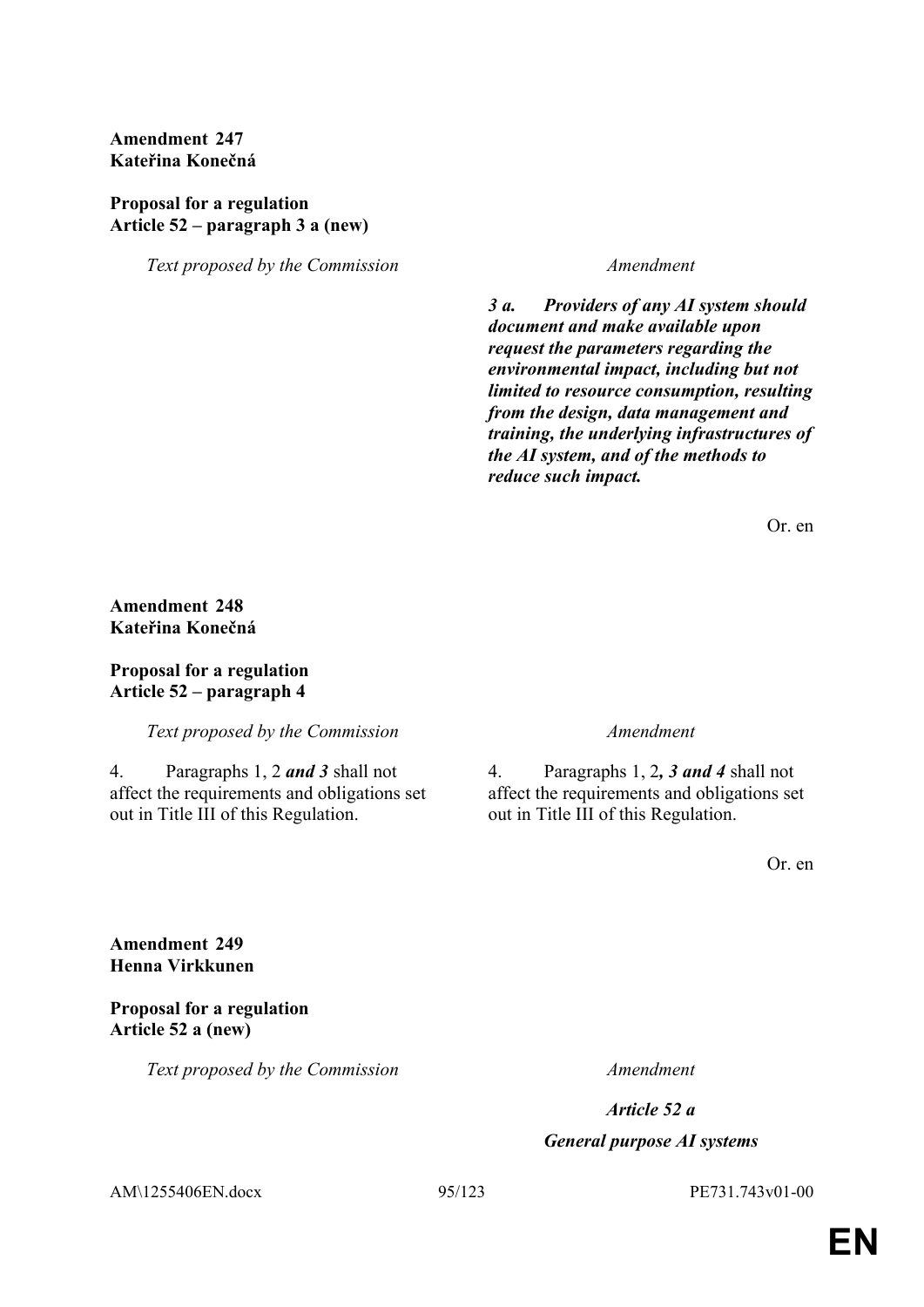**Amendment 247**
**Kateřina Konečná**

**Proposal for a regulation**
**Article 52 – paragraph 3 a (new)**

| *Text proposed by the Commission* | *Amendment* |
| --- | --- |
| | ***3 a. Providers of any AI system should document and make available upon request the parameters regarding the environmental impact, including but not limited to resource consumption, resulting from the design, data management and training, the underlying infrastructures of the AI system, and of the methods to reduce such impact.*** |

Or. en

**Amendment 248**
**Kateřina Konečná**

**Proposal for a regulation**
**Article 52 – paragraph 4**

| *Text proposed by the Commission* | *Amendment* |
| --- | --- |
| 4. Paragraphs 1, 2 ***and 3*** shall not affect the requirements and obligations set out in Title III of this Regulation. | 4. Paragraphs 1, 2***, 3 and 4*** shall not affect the requirements and obligations set out in Title III of this Regulation. |

Or. en

**Amendment 249**
**Henna Virkkunen**

**Proposal for a regulation**
**Article 52 a (new)**

| *Text proposed by the Commission* | *Amendment* |
| --- | --- |
| | ***Article 52 a*** |
| | ***General purpose AI systems*** |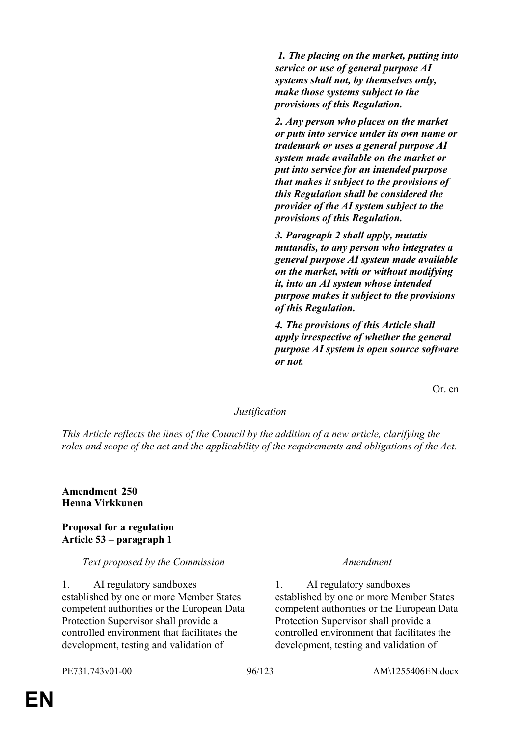| | |
|---|---|
| | ***1. The placing on the market, putting into service or use of general purpose AI systems shall not, by themselves only, make those systems subject to the provisions of this Regulation.*** |
| | ***2. Any person who places on the market or puts into service under its own name or trademark or uses a general purpose AI system made available on the market or put into service for an intended purpose that makes it subject to the provisions of this Regulation shall be considered the provider of the AI system subject to the provisions of this Regulation.*** |
| | ***3. Paragraph 2 shall apply, mutatis mutandis, to any person who integrates a general purpose AI system made available on the market, with or without modifying it, into an AI system whose intended purpose makes it subject to the provisions of this Regulation.*** |
| | ***4. The provisions of this Article shall apply irrespective of whether the general purpose AI system is open source software or not.*** |

Or. en

*Justification*

*This Article reflects the lines of the Council by the addition of a new article, clarifying the roles and scope of the act and the applicability of the requirements and obligations of the Act.*

**Amendment 250**
**Henna Virkkunen**

**Proposal for a regulation**
**Article 53 – paragraph 1**

| *Text proposed by the Commission* | *Amendment* |
|---|---|
| 1. AI regulatory sandboxes established by one or more Member States competent authorities or the European Data Protection Supervisor shall provide a controlled environment that facilitates the development, testing and validation of | 1. AI regulatory sandboxes established by one or more Member States competent authorities or the European Data Protection Supervisor shall provide a controlled environment that facilitates the development, testing and validation of |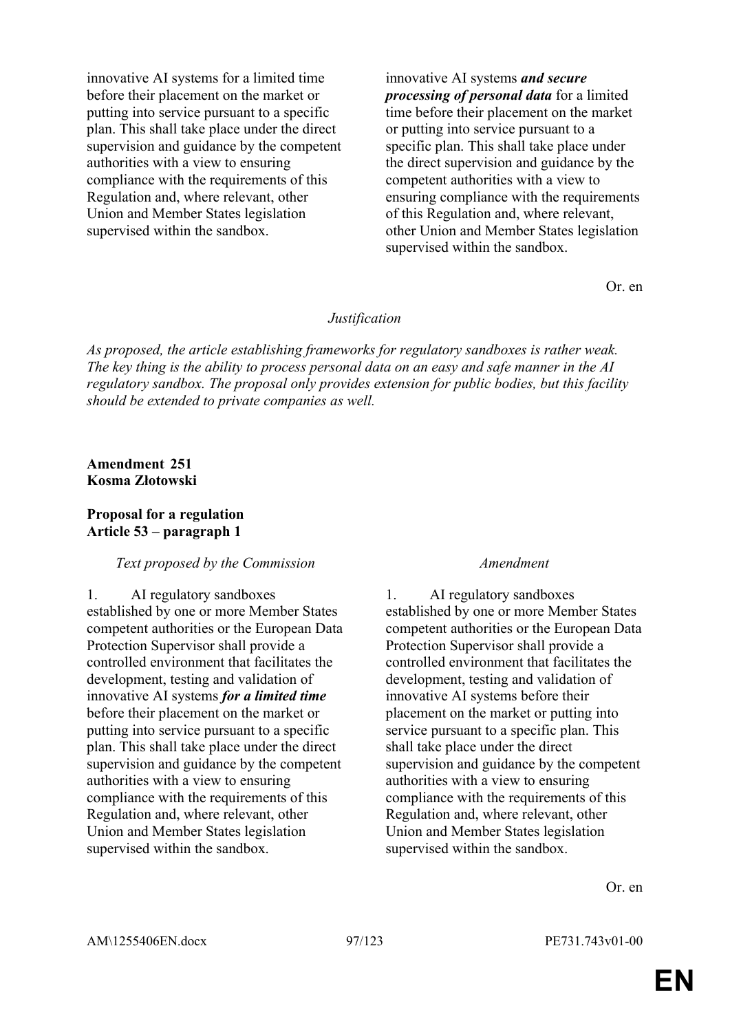| | |
|---|---|
| innovative AI systems for a limited time before their placement on the market or putting into service pursuant to a specific plan. This shall take place under the direct supervision and guidance by the competent authorities with a view to ensuring compliance with the requirements of this Regulation and, where relevant, other Union and Member States legislation supervised within the sandbox. | innovative AI systems ***and secure processing of personal data*** for a limited time before their placement on the market or putting into service pursuant to a specific plan. This shall take place under the direct supervision and guidance by the competent authorities with a view to ensuring compliance with the requirements of this Regulation and, where relevant, other Union and Member States legislation supervised within the sandbox. |

Or. en

*Justification*

*As proposed, the article establishing frameworks for regulatory sandboxes is rather weak. The key thing is the ability to process personal data on an easy and safe manner in the AI regulatory sandbox. The proposal only provides extension for public bodies, but this facility should be extended to private companies as well.*

**Amendment 251**
**Kosma Złotowski**

**Proposal for a regulation**
**Article 53 – paragraph 1**

| *Text proposed by the Commission* | *Amendment* |
|---|---|
| 1. AI regulatory sandboxes established by one or more Member States competent authorities or the European Data Protection Supervisor shall provide a controlled environment that facilitates the development, testing and validation of innovative AI systems ***for a limited time*** before their placement on the market or putting into service pursuant to a specific plan. This shall take place under the direct supervision and guidance by the competent authorities with a view to ensuring compliance with the requirements of this Regulation and, where relevant, other Union and Member States legislation supervised within the sandbox. | 1. AI regulatory sandboxes established by one or more Member States competent authorities or the European Data Protection Supervisor shall provide a controlled environment that facilitates the development, testing and validation of innovative AI systems before their placement on the market or putting into service pursuant to a specific plan. This shall take place under the direct supervision and guidance by the competent authorities with a view to ensuring compliance with the requirements of this Regulation and, where relevant, other Union and Member States legislation supervised within the sandbox. |

Or. en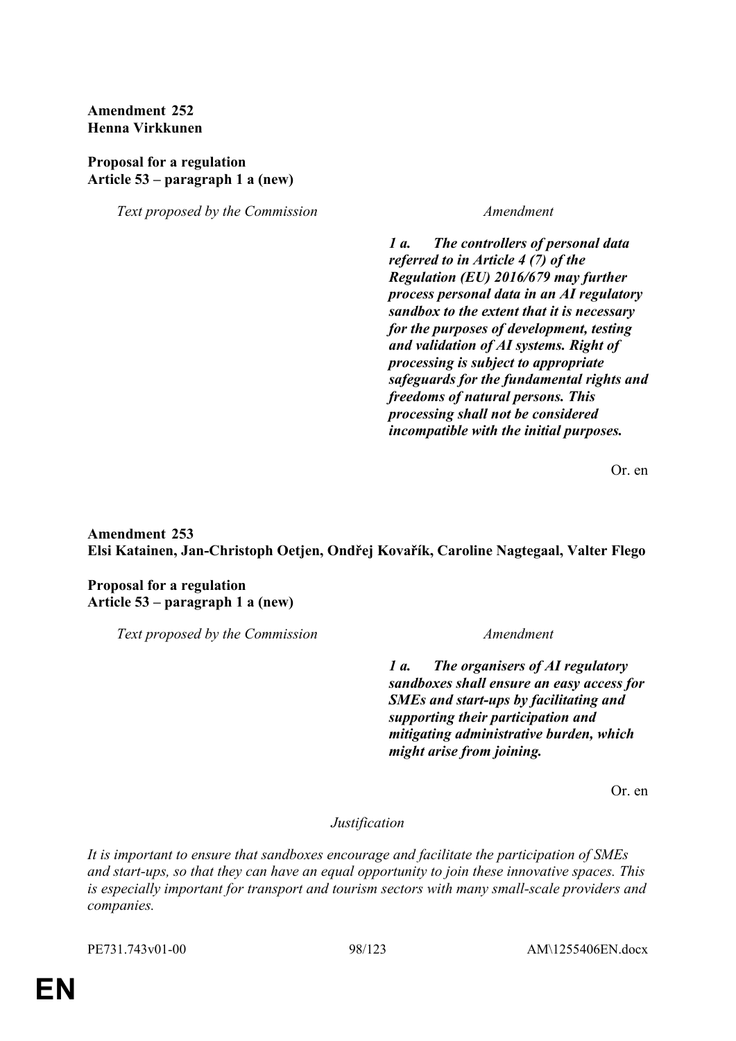**Amendment 252**
**Henna Virkkunen**

**Proposal for a regulation**
**Article 53 – paragraph 1 a (new)**

| *Text proposed by the Commission* | *Amendment* |
|---|---|
| | ***1 a. The controllers of personal data referred to in Article 4 (7) of the Regulation (EU) 2016/679 may further process personal data in an AI regulatory sandbox to the extent that it is necessary for the purposes of development, testing and validation of AI systems. Right of processing is subject to appropriate safeguards for the fundamental rights and freedoms of natural persons. This processing shall not be considered incompatible with the initial purposes.*** |

Or. en

**Amendment 253**
**Elsi Katainen, Jan-Christoph Oetjen, Ondřej Kovařík, Caroline Nagtegaal, Valter Flego**

**Proposal for a regulation**
**Article 53 – paragraph 1 a (new)**

| *Text proposed by the Commission* | *Amendment* |
|---|---|
| | ***1 a. The organisers of AI regulatory sandboxes shall ensure an easy access for SMEs and start-ups by facilitating and supporting their participation and mitigating administrative burden, which might arise from joining.*** |

Or. en

*Justification*

*It is important to ensure that sandboxes encourage and facilitate the participation of SMEs and start-ups, so that they can have an equal opportunity to join these innovative spaces. This is especially important for transport and tourism sectors with many small-scale providers and companies.*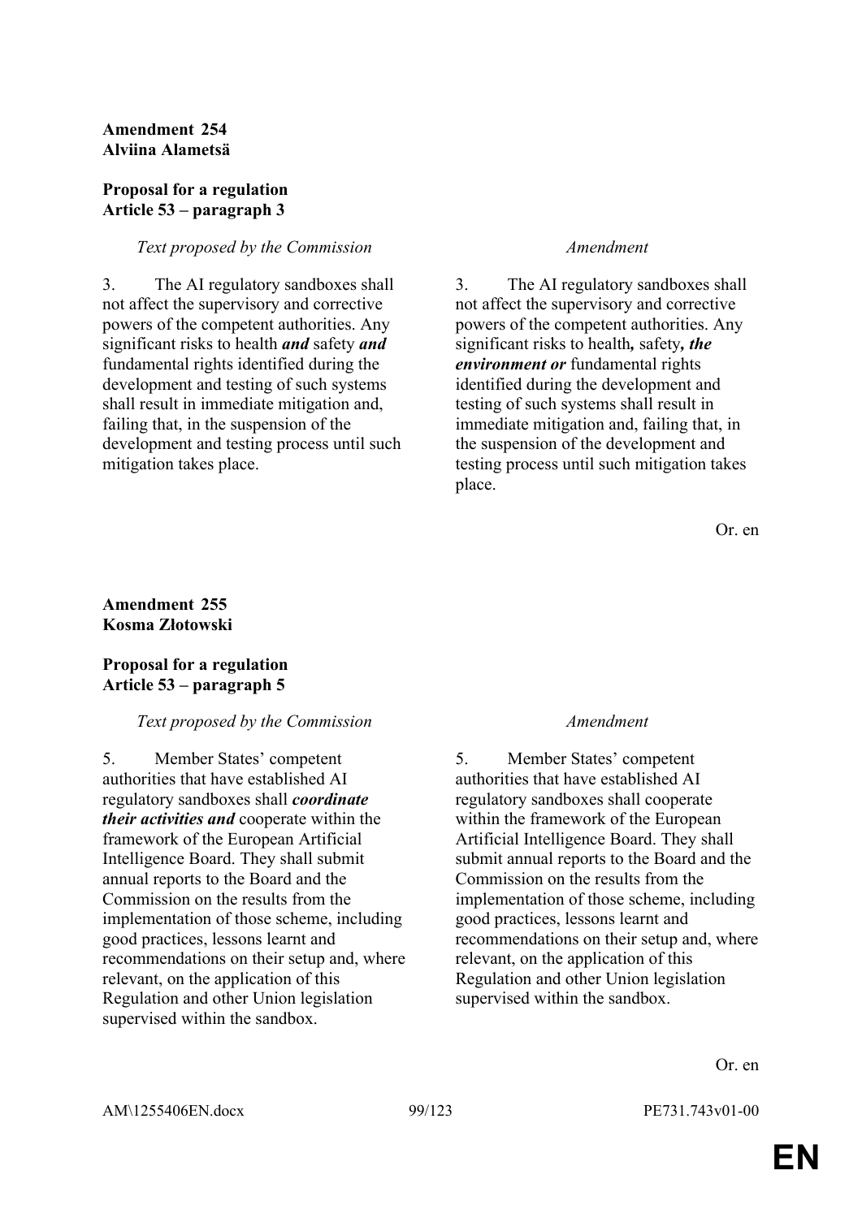**Amendment 254**
**Alviina Alametsä**

**Proposal for a regulation**
**Article 53 – paragraph 3**

| *Text proposed by the Commission* | *Amendment* |
|---|---|
| 3. The AI regulatory sandboxes shall not affect the supervisory and corrective powers of the competent authorities. Any significant risks to health ***and*** safety ***and*** fundamental rights identified during the development and testing of such systems shall result in immediate mitigation and, failing that, in the suspension of the development and testing process until such mitigation takes place. | 3. The AI regulatory sandboxes shall not affect the supervisory and corrective powers of the competent authorities. Any significant risks to health***,*** safety***, the environment or*** fundamental rights identified during the development and testing of such systems shall result in immediate mitigation and, failing that, in the suspension of the development and testing process until such mitigation takes place. |

Or. en

**Amendment 255**
**Kosma Złotowski**

**Proposal for a regulation**
**Article 53 – paragraph 5**

| *Text proposed by the Commission* | *Amendment* |
|---|---|
| 5. Member States' competent authorities that have established AI regulatory sandboxes shall ***coordinate their activities and*** cooperate within the framework of the European Artificial Intelligence Board. They shall submit annual reports to the Board and the Commission on the results from the implementation of those scheme, including good practices, lessons learnt and recommendations on their setup and, where relevant, on the application of this Regulation and other Union legislation supervised within the sandbox. | 5. Member States' competent authorities that have established AI regulatory sandboxes shall cooperate within the framework of the European Artificial Intelligence Board. They shall submit annual reports to the Board and the Commission on the results from the implementation of those scheme, including good practices, lessons learnt and recommendations on their setup and, where relevant, on the application of this Regulation and other Union legislation supervised within the sandbox. |

Or. en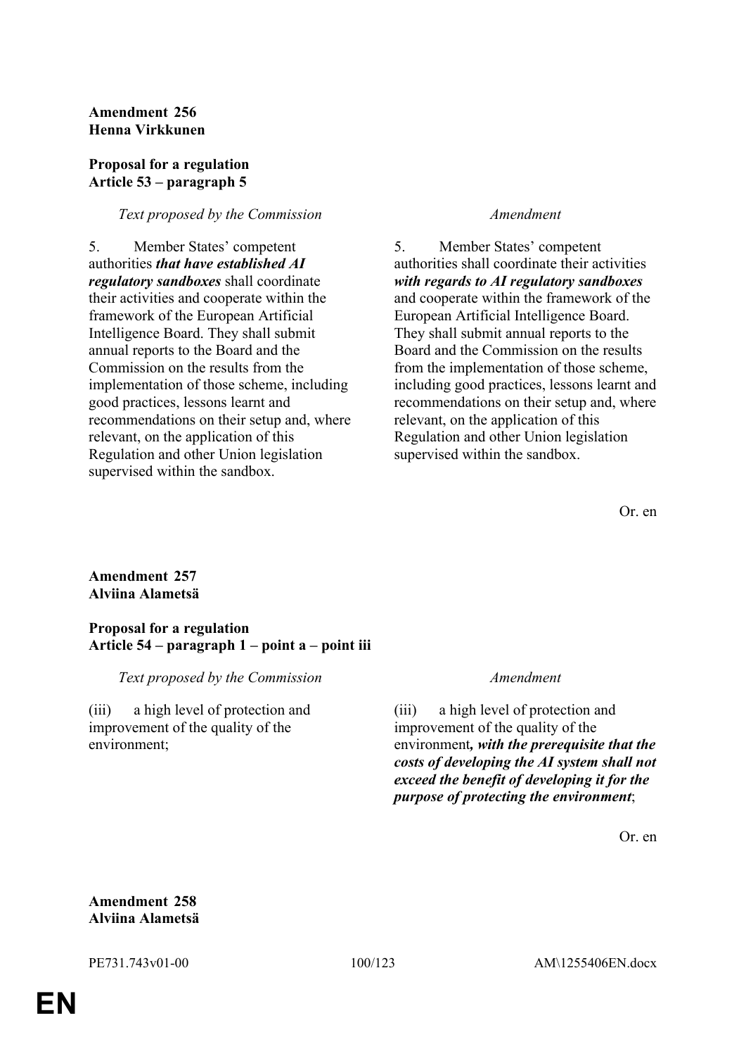**Amendment 256**
**Henna Virkkunen**

**Proposal for a regulation**
**Article 53 – paragraph 5**

| *Text proposed by the Commission* | *Amendment* |
| --- | --- |
| 5. Member States' competent authorities ***that have established AI regulatory sandboxes*** shall coordinate their activities and cooperate within the framework of the European Artificial Intelligence Board. They shall submit annual reports to the Board and the Commission on the results from the implementation of those scheme, including good practices, lessons learnt and recommendations on their setup and, where relevant, on the application of this Regulation and other Union legislation supervised within the sandbox. | 5. Member States' competent authorities shall coordinate their activities ***with regards to AI regulatory sandboxes*** and cooperate within the framework of the European Artificial Intelligence Board. They shall submit annual reports to the Board and the Commission on the results from the implementation of those scheme, including good practices, lessons learnt and recommendations on their setup and, where relevant, on the application of this Regulation and other Union legislation supervised within the sandbox. |

Or. en

**Amendment 257**
**Alviina Alametsä**

**Proposal for a regulation**
**Article 54 – paragraph 1 – point a – point iii**

| *Text proposed by the Commission* | *Amendment* |
| --- | --- |
| (iii) a high level of protection and improvement of the quality of the environment; | (iii) a high level of protection and improvement of the quality of the environment***, with the prerequisite that the costs of developing the AI system shall not exceed the benefit of developing it for the purpose of protecting the environment***; |

Or. en

**Amendment 258**
**Alviina Alametsä**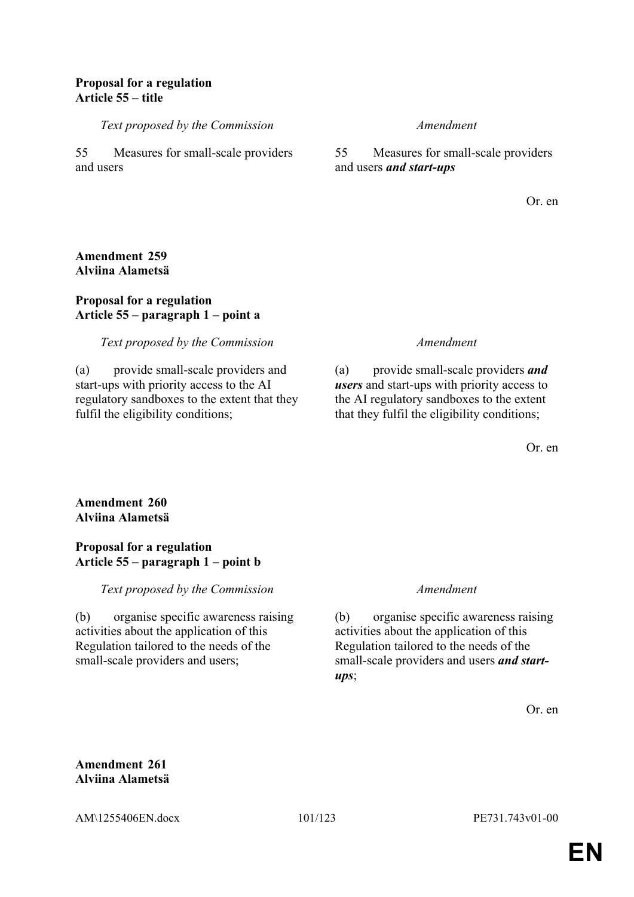**Proposal for a regulation**
**Article 55 – title**

| *Text proposed by the Commission* | *Amendment* |
|---|---|
| 55 Measures for small-scale providers and users | 55 Measures for small-scale providers and users ***and start-ups*** |

Or. en

**Amendment 259**
**Alviina Alametsä**

**Proposal for a regulation**
**Article 55 – paragraph 1 – point a**

| *Text proposed by the Commission* | *Amendment* |
|---|---|
| (a) provide small-scale providers and start-ups with priority access to the AI regulatory sandboxes to the extent that they fulfil the eligibility conditions; | (a) provide small-scale providers ***and users*** and start-ups with priority access to the AI regulatory sandboxes to the extent that they fulfil the eligibility conditions; |

Or. en

**Amendment 260**
**Alviina Alametsä**

**Proposal for a regulation**
**Article 55 – paragraph 1 – point b**

| *Text proposed by the Commission* | *Amendment* |
|---|---|
| (b) organise specific awareness raising activities about the application of this Regulation tailored to the needs of the small-scale providers and users; | (b) organise specific awareness raising activities about the application of this Regulation tailored to the needs of the small-scale providers and users ***and start-ups***; |

Or. en

**Amendment 261**
**Alviina Alametsä**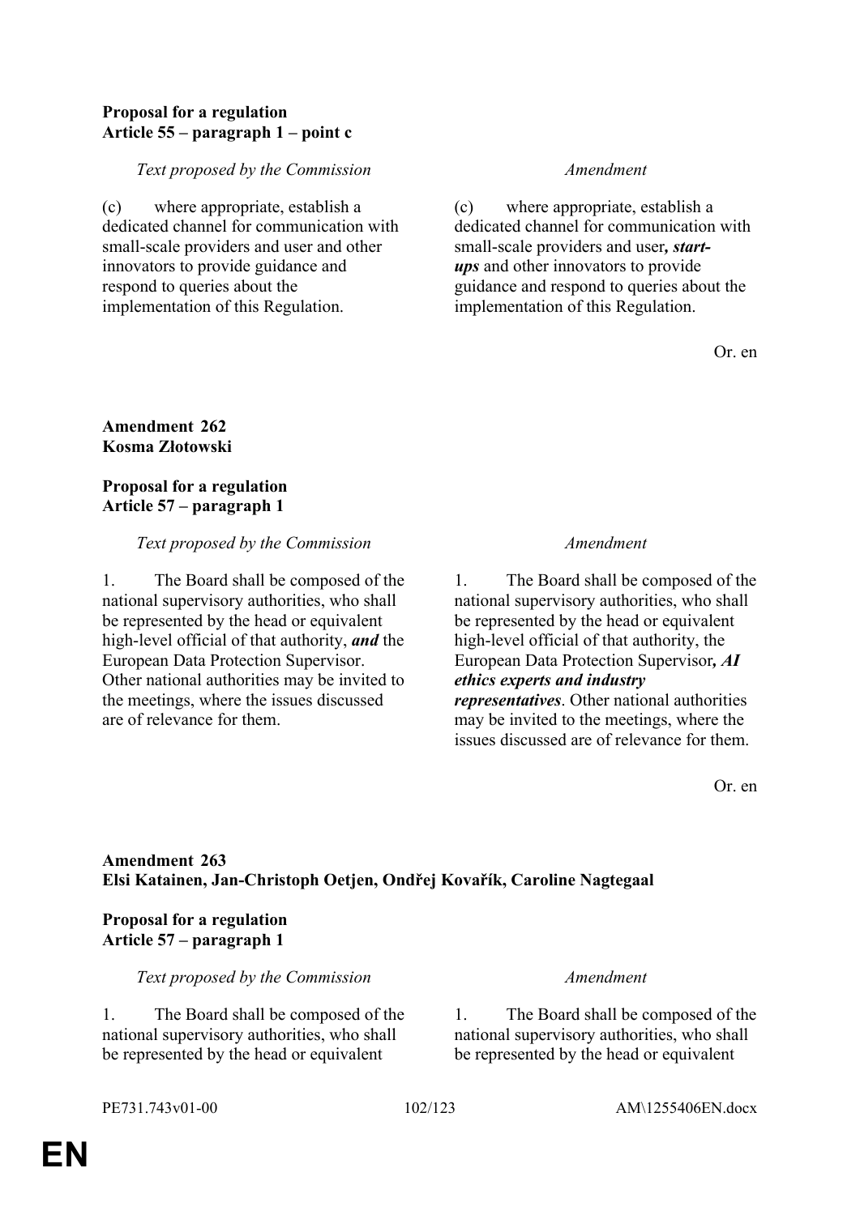**Proposal for a regulation**
**Article 55 – paragraph 1 – point c**

| *Text proposed by the Commission* | *Amendment* |
|---|---|
| (c) where appropriate, establish a dedicated channel for communication with small-scale providers and user and other innovators to provide guidance and respond to queries about the implementation of this Regulation. | (c) where appropriate, establish a dedicated channel for communication with small-scale providers and user***, start-ups*** and other innovators to provide guidance and respond to queries about the implementation of this Regulation. |

Or. en

**Amendment 262**
**Kosma Złotowski**

**Proposal for a regulation**
**Article 57 – paragraph 1**

| *Text proposed by the Commission* | *Amendment* |
|---|---|
| 1. The Board shall be composed of the national supervisory authorities, who shall be represented by the head or equivalent high-level official of that authority, ***and*** the European Data Protection Supervisor. Other national authorities may be invited to the meetings, where the issues discussed are of relevance for them. | 1. The Board shall be composed of the national supervisory authorities, who shall be represented by the head or equivalent high-level official of that authority, the European Data Protection Supervisor***, AI ethics experts and industry representatives***. Other national authorities may be invited to the meetings, where the issues discussed are of relevance for them. |

Or. en

**Amendment 263**
**Elsi Katainen, Jan-Christoph Oetjen, Ondřej Kovařík, Caroline Nagtegaal**

**Proposal for a regulation**
**Article 57 – paragraph 1**

| *Text proposed by the Commission* | *Amendment* |
|---|---|
| 1. The Board shall be composed of the national supervisory authorities, who shall be represented by the head or equivalent | 1. The Board shall be composed of the national supervisory authorities, who shall be represented by the head or equivalent |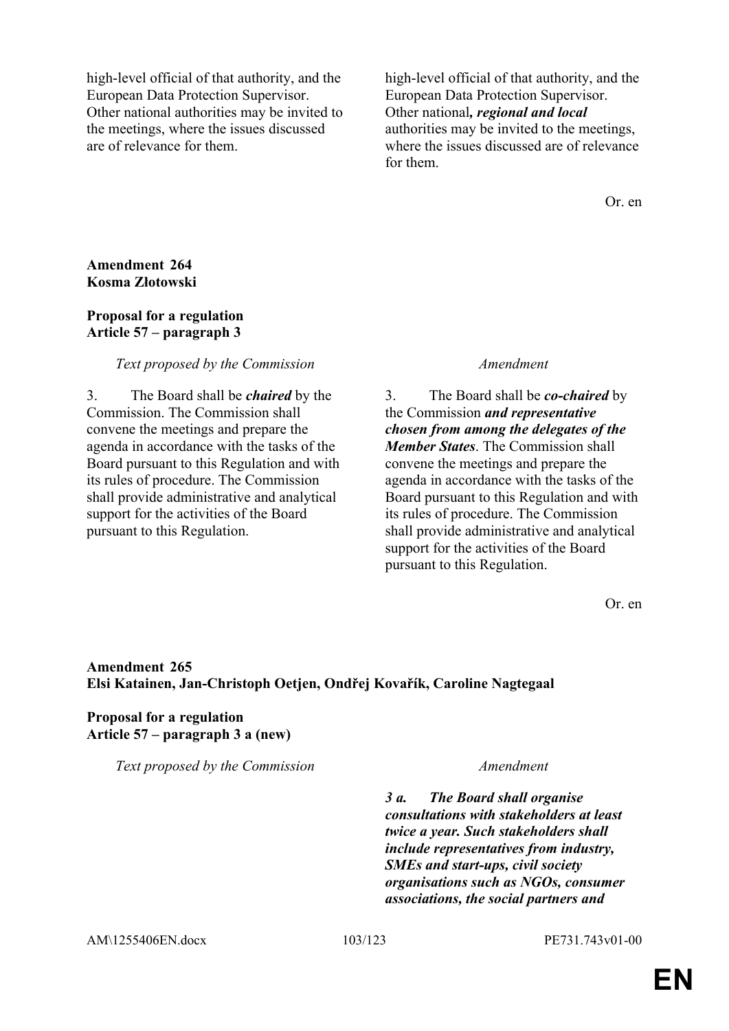| | |
|---|---|
| high-level official of that authority, and the European Data Protection Supervisor. Other national authorities may be invited to the meetings, where the issues discussed are of relevance for them. | high-level official of that authority, and the European Data Protection Supervisor. Other national***, regional and local*** authorities may be invited to the meetings, where the issues discussed are of relevance for them. |

Or. en

**Amendment 264**
**Kosma Złotowski**

**Proposal for a regulation**
**Article 57 – paragraph 3**

| *Text proposed by the Commission* | *Amendment* |
|---|---|
| 3. The Board shall be ***chaired*** by the Commission. The Commission shall convene the meetings and prepare the agenda in accordance with the tasks of the Board pursuant to this Regulation and with its rules of procedure. The Commission shall provide administrative and analytical support for the activities of the Board pursuant to this Regulation. | 3. The Board shall be ***co-chaired*** by the Commission ***and representative chosen from among the delegates of the Member States***. The Commission shall convene the meetings and prepare the agenda in accordance with the tasks of the Board pursuant to this Regulation and with its rules of procedure. The Commission shall provide administrative and analytical support for the activities of the Board pursuant to this Regulation. |

Or. en

**Amendment 265**
**Elsi Katainen, Jan-Christoph Oetjen, Ondřej Kovařík, Caroline Nagtegaal**

**Proposal for a regulation**
**Article 57 – paragraph 3 a (new)**

| *Text proposed by the Commission* | *Amendment* |
|---|---|
| | ***3 a. The Board shall organise consultations with stakeholders at least twice a year. Such stakeholders shall include representatives from industry, SMEs and start-ups, civil society organisations such as NGOs, consumer associations, the social partners and*** |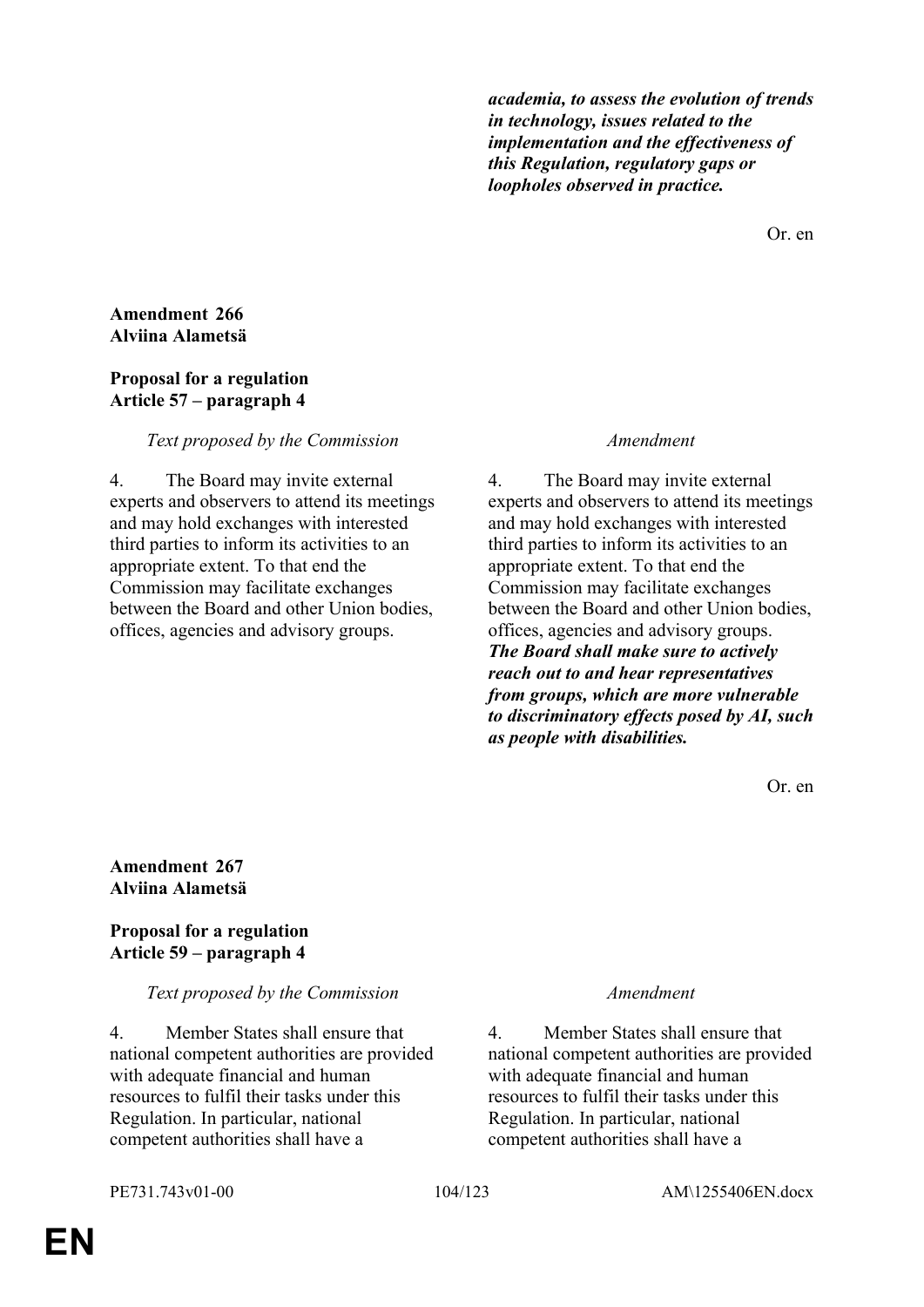| | |
|---|---|
| | ***academia, to assess the evolution of trends in technology, issues related to the implementation and the effectiveness of this Regulation, regulatory gaps or loopholes observed in practice.*** |

Or. en

**Amendment 266**
**Alviina Alametsä**

**Proposal for a regulation**
**Article 57 – paragraph 4**

| *Text proposed by the Commission* | *Amendment* |
|---|---|
| 4. The Board may invite external experts and observers to attend its meetings and may hold exchanges with interested third parties to inform its activities to an appropriate extent. To that end the Commission may facilitate exchanges between the Board and other Union bodies, offices, agencies and advisory groups. | 4. The Board may invite external experts and observers to attend its meetings and may hold exchanges with interested third parties to inform its activities to an appropriate extent. To that end the Commission may facilitate exchanges between the Board and other Union bodies, offices, agencies and advisory groups. ***The Board shall make sure to actively reach out to and hear representatives from groups, which are more vulnerable to discriminatory effects posed by AI, such as people with disabilities.*** |

Or. en

**Amendment 267**
**Alviina Alametsä**

**Proposal for a regulation**
**Article 59 – paragraph 4**

| *Text proposed by the Commission* | *Amendment* |
|---|---|
| 4. Member States shall ensure that national competent authorities are provided with adequate financial and human resources to fulfil their tasks under this Regulation. In particular, national competent authorities shall have a | 4. Member States shall ensure that national competent authorities are provided with adequate financial and human resources to fulfil their tasks under this Regulation. In particular, national competent authorities shall have a |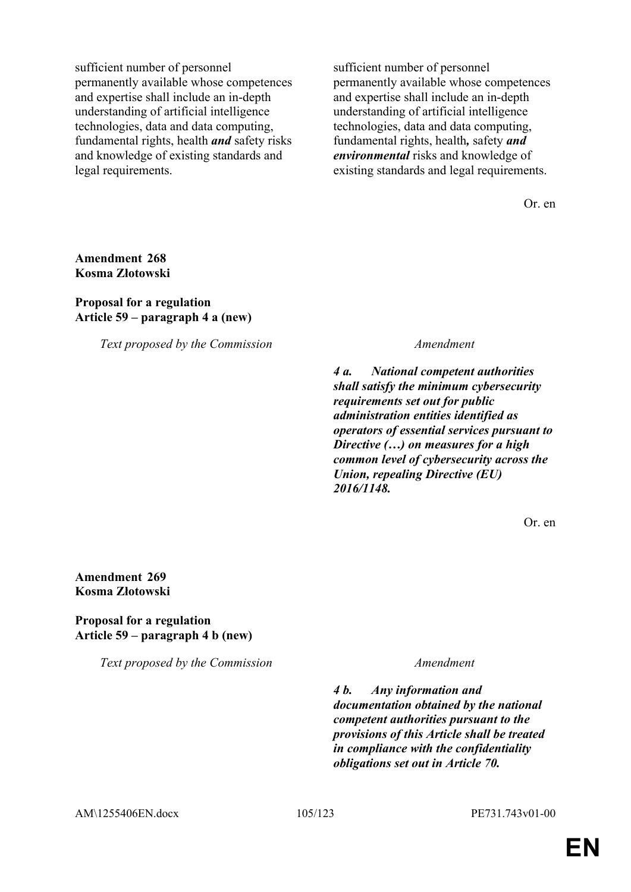| | |
|---|---|
| sufficient number of personnel permanently available whose competences and expertise shall include an in-depth understanding of artificial intelligence technologies, data and data computing, fundamental rights, health ***and*** safety risks and knowledge of existing standards and legal requirements. | sufficient number of personnel permanently available whose competences and expertise shall include an in-depth understanding of artificial intelligence technologies, data and data computing, fundamental rights, health***,*** safety ***and environmental*** risks and knowledge of existing standards and legal requirements. |

Or. en

**Amendment 268**
**Kosma Złotowski**

**Proposal for a regulation**
**Article 59 – paragraph 4 a (new)**

| *Text proposed by the Commission* | *Amendment* |
|---|---|
| | ***4 a. National competent authorities shall satisfy the minimum cybersecurity requirements set out for public administration entities identified as operators of essential services pursuant to Directive (…) on measures for a high common level of cybersecurity across the Union, repealing Directive (EU) 2016/1148.*** |

Or. en

**Amendment 269**
**Kosma Złotowski**

**Proposal for a regulation**
**Article 59 – paragraph 4 b (new)**

| *Text proposed by the Commission* | *Amendment* |
|---|---|
| | ***4 b. Any information and documentation obtained by the national competent authorities pursuant to the provisions of this Article shall be treated in compliance with the confidentiality obligations set out in Article 70.*** |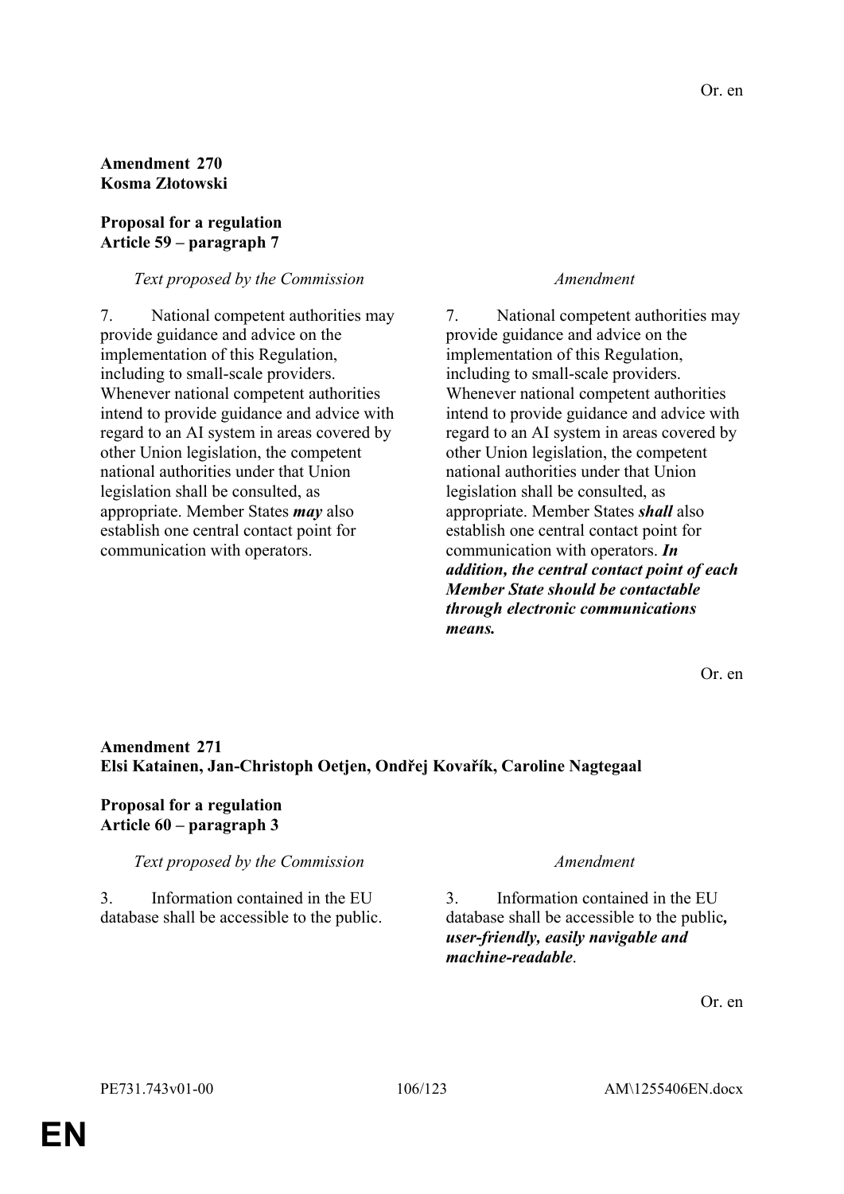Or. en

**Amendment 270**
**Kosma Złotowski**

**Proposal for a regulation**
**Article 59 – paragraph 7**

| *Text proposed by the Commission* | *Amendment* |
| --- | --- |
| 7. National competent authorities may provide guidance and advice on the implementation of this Regulation, including to small-scale providers. Whenever national competent authorities intend to provide guidance and advice with regard to an AI system in areas covered by other Union legislation, the competent national authorities under that Union legislation shall be consulted, as appropriate. Member States ***may*** also establish one central contact point for communication with operators. | 7. National competent authorities may provide guidance and advice on the implementation of this Regulation, including to small-scale providers. Whenever national competent authorities intend to provide guidance and advice with regard to an AI system in areas covered by other Union legislation, the competent national authorities under that Union legislation shall be consulted, as appropriate. Member States ***shall*** also establish one central contact point for communication with operators. ***In addition, the central contact point of each Member State should be contactable through electronic communications means.*** |

Or. en

**Amendment 271**
**Elsi Katainen, Jan-Christoph Oetjen, Ondřej Kovařík, Caroline Nagtegaal**

**Proposal for a regulation**
**Article 60 – paragraph 3**

| *Text proposed by the Commission* | *Amendment* |
| --- | --- |
| 3. Information contained in the EU database shall be accessible to the public. | 3. Information contained in the EU database shall be accessible to the public***, user-friendly, easily navigable and machine-readable***. |

Or. en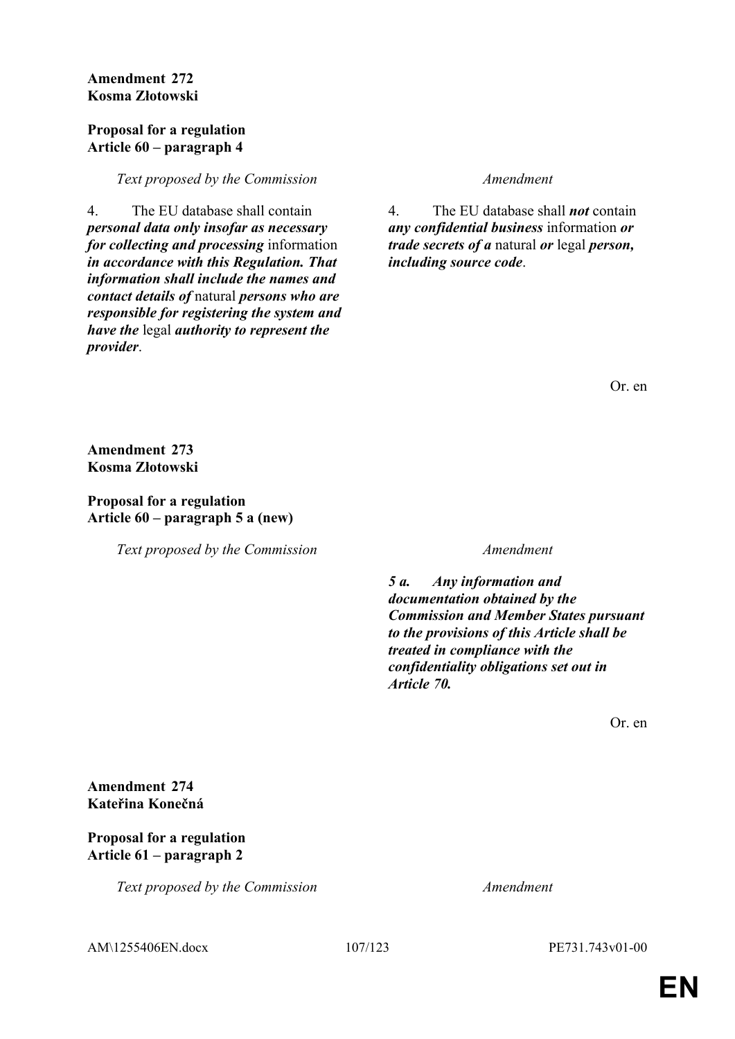**Amendment 272**
**Kosma Złotowski**

**Proposal for a regulation**
**Article 60 – paragraph 4**

| *Text proposed by the Commission* | *Amendment* |
|---|---|
| 4. The EU database shall contain ***personal data only insofar as necessary for collecting and processing*** information ***in accordance with this Regulation. That information shall include the names and contact details of*** natural ***persons who are responsible for registering the system and have the*** legal ***authority to represent the provider***. | 4. The EU database shall ***not*** contain ***any confidential business*** information ***or trade secrets of a*** natural ***or*** legal ***person, including source code***. |

Or. en

**Amendment 273**
**Kosma Złotowski**

**Proposal for a regulation**
**Article 60 – paragraph 5 a (new)**

| *Text proposed by the Commission* | *Amendment* |
|---|---|
| | ***5 a. Any information and documentation obtained by the Commission and Member States pursuant to the provisions of this Article shall be treated in compliance with the confidentiality obligations set out in Article 70.*** |

Or. en

**Amendment 274**
**Kateřina Konečná**

**Proposal for a regulation**
**Article 61 – paragraph 2**

| *Text proposed by the Commission* | *Amendment* |
|---|---|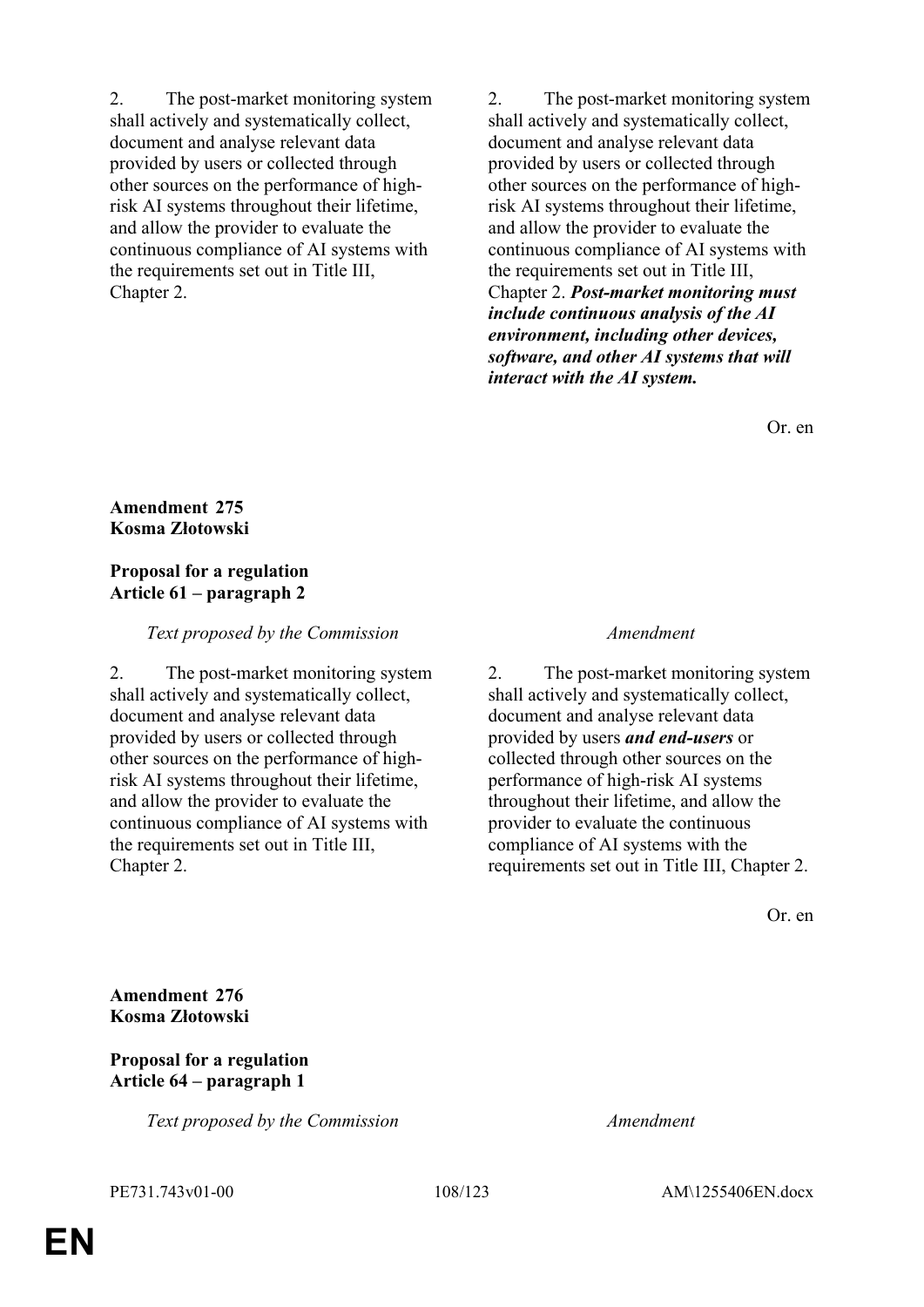| | |
|---|---|
| 2. The post-market monitoring system shall actively and systematically collect, document and analyse relevant data provided by users or collected through other sources on the performance of high-risk AI systems throughout their lifetime, and allow the provider to evaluate the continuous compliance of AI systems with the requirements set out in Title III, Chapter 2. | 2. The post-market monitoring system shall actively and systematically collect, document and analyse relevant data provided by users or collected through other sources on the performance of high-risk AI systems throughout their lifetime, and allow the provider to evaluate the continuous compliance of AI systems with the requirements set out in Title III, Chapter 2. ***Post-market monitoring must include continuous analysis of the AI environment, including other devices, software, and other AI systems that will interact with the AI system.*** |

Or. en

**Amendment 275**
**Kosma Złotowski**

**Proposal for a regulation**
**Article 61 – paragraph 2**

| *Text proposed by the Commission* | *Amendment* |
|---|---|
| 2. The post-market monitoring system shall actively and systematically collect, document and analyse relevant data provided by users or collected through other sources on the performance of high-risk AI systems throughout their lifetime, and allow the provider to evaluate the continuous compliance of AI systems with the requirements set out in Title III, Chapter 2. | 2. The post-market monitoring system shall actively and systematically collect, document and analyse relevant data provided by users ***and end-users*** or collected through other sources on the performance of high-risk AI systems throughout their lifetime, and allow the provider to evaluate the continuous compliance of AI systems with the requirements set out in Title III, Chapter 2. |

Or. en

**Amendment 276**
**Kosma Złotowski**

**Proposal for a regulation**
**Article 64 – paragraph 1**

| *Text proposed by the Commission* | *Amendment* |
|---|---|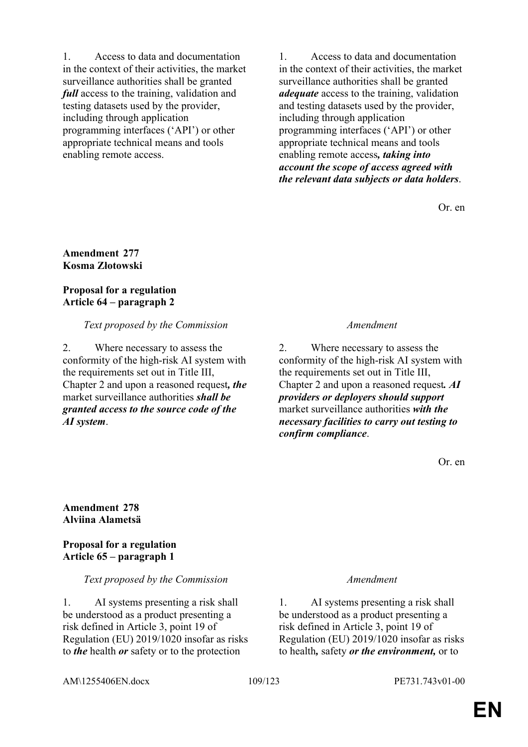| | |
|---|---|
| 1. Access to data and documentation in the context of their activities, the market surveillance authorities shall be granted ***full*** access to the training, validation and testing datasets used by the provider, including through application programming interfaces ('API') or other appropriate technical means and tools enabling remote access. | 1. Access to data and documentation in the context of their activities, the market surveillance authorities shall be granted ***adequate*** access to the training, validation and testing datasets used by the provider, including through application programming interfaces ('API') or other appropriate technical means and tools enabling remote access***, taking into account the scope of access agreed with the relevant data subjects or data holders***. |

Or. en

**Amendment 277**
**Kosma Złotowski**

**Proposal for a regulation**
**Article 64 – paragraph 2**

| *Text proposed by the Commission* | *Amendment* |
|---|---|
| 2. Where necessary to assess the conformity of the high-risk AI system with the requirements set out in Title III, Chapter 2 and upon a reasoned request***, the*** market surveillance authorities ***shall be granted access to the source code of the AI system***. | 2. Where necessary to assess the conformity of the high-risk AI system with the requirements set out in Title III, Chapter 2 and upon a reasoned request***. AI providers or deployers should support*** market surveillance authorities ***with the necessary facilities to carry out testing to confirm compliance***. |

Or. en

**Amendment 278**
**Alviina Alametsä**

**Proposal for a regulation**
**Article 65 – paragraph 1**

| *Text proposed by the Commission* | *Amendment* |
|---|---|
| 1. AI systems presenting a risk shall be understood as a product presenting a risk defined in Article 3, point 19 of Regulation (EU) 2019/1020 insofar as risks to ***the*** health ***or*** safety or to the protection | 1. AI systems presenting a risk shall be understood as a product presenting a risk defined in Article 3, point 19 of Regulation (EU) 2019/1020 insofar as risks to health***,*** safety ***or the environment,*** or to |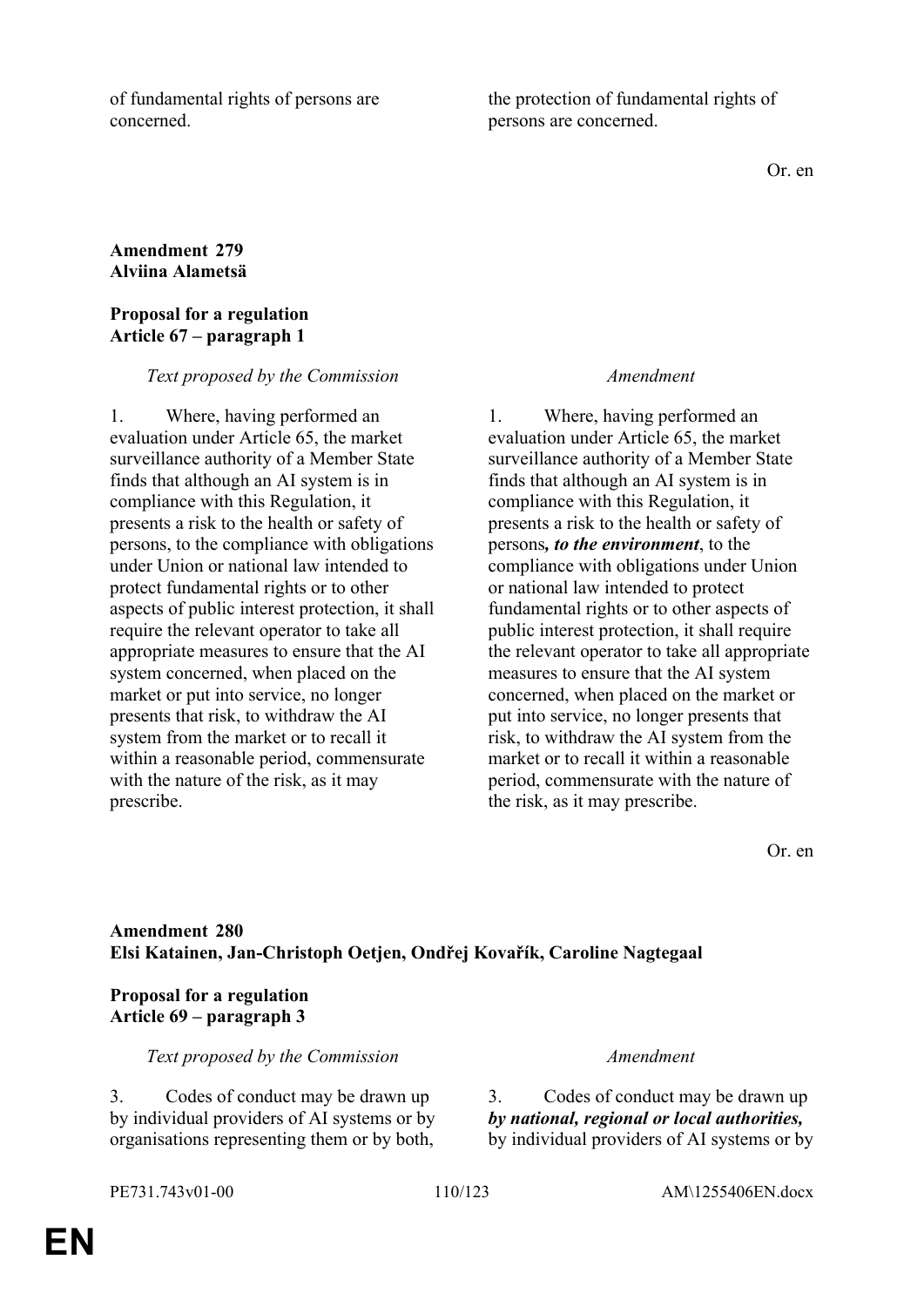| | |
|---|---|
| of fundamental rights of persons are concerned. | the protection of fundamental rights of persons are concerned. |

Or. en

**Amendment 279**
**Alviina Alametsä**

**Proposal for a regulation**
**Article 67 – paragraph 1**

| *Text proposed by the Commission* | *Amendment* |
|---|---|
| 1. Where, having performed an evaluation under Article 65, the market surveillance authority of a Member State finds that although an AI system is in compliance with this Regulation, it presents a risk to the health or safety of persons, to the compliance with obligations under Union or national law intended to protect fundamental rights or to other aspects of public interest protection, it shall require the relevant operator to take all appropriate measures to ensure that the AI system concerned, when placed on the market or put into service, no longer presents that risk, to withdraw the AI system from the market or to recall it within a reasonable period, commensurate with the nature of the risk, as it may prescribe. | 1. Where, having performed an evaluation under Article 65, the market surveillance authority of a Member State finds that although an AI system is in compliance with this Regulation, it presents a risk to the health or safety of persons***, to the environment***, to the compliance with obligations under Union or national law intended to protect fundamental rights or to other aspects of public interest protection, it shall require the relevant operator to take all appropriate measures to ensure that the AI system concerned, when placed on the market or put into service, no longer presents that risk, to withdraw the AI system from the market or to recall it within a reasonable period, commensurate with the nature of the risk, as it may prescribe. |

Or. en

**Amendment 280**
**Elsi Katainen, Jan-Christoph Oetjen, Ondřej Kovařík, Caroline Nagtegaal**

**Proposal for a regulation**
**Article 69 – paragraph 3**

| *Text proposed by the Commission* | *Amendment* |
|---|---|
| 3. Codes of conduct may be drawn up by individual providers of AI systems or by organisations representing them or by both, | 3. Codes of conduct may be drawn up ***by national, regional or local authorities,*** by individual providers of AI systems or by |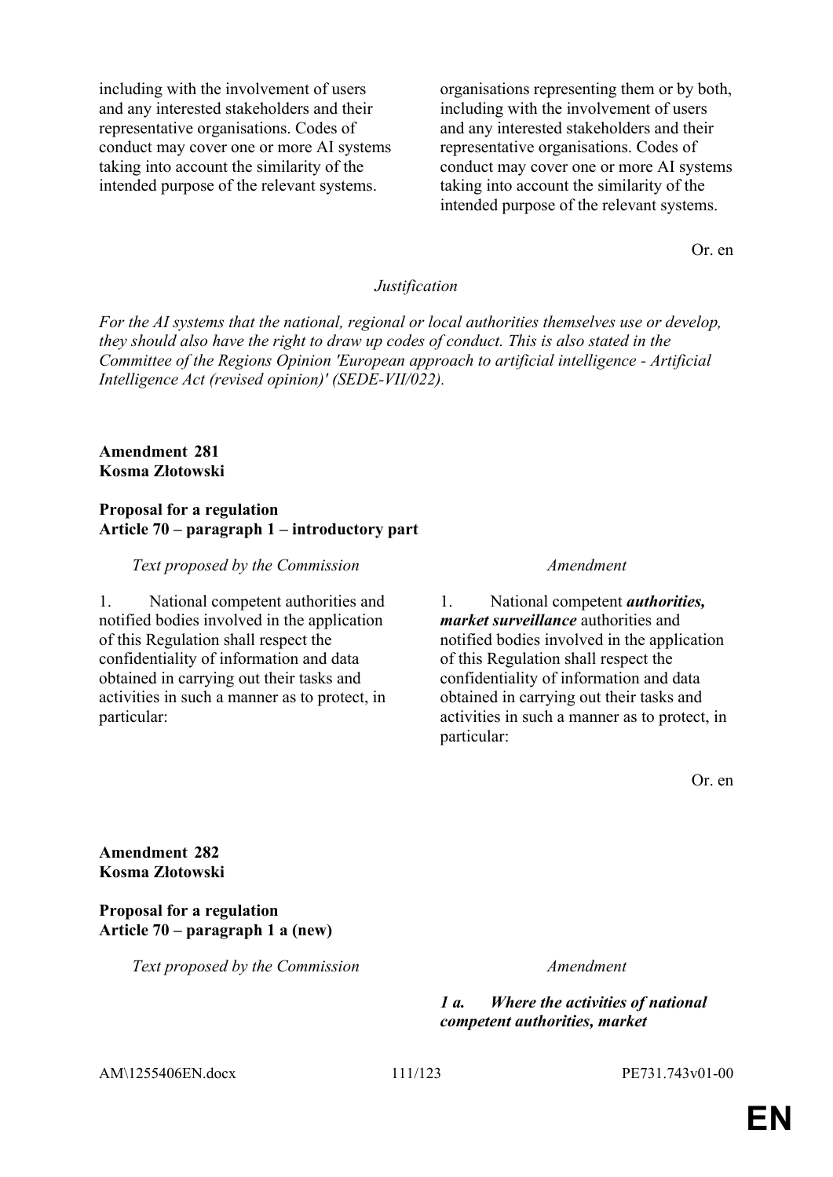| | |
|---|---|
| including with the involvement of users and any interested stakeholders and their representative organisations. Codes of conduct may cover one or more AI systems taking into account the similarity of the intended purpose of the relevant systems. | organisations representing them or by both, including with the involvement of users and any interested stakeholders and their representative organisations. Codes of conduct may cover one or more AI systems taking into account the similarity of the intended purpose of the relevant systems. |

Or. en

*Justification*

*For the AI systems that the national, regional or local authorities themselves use or develop, they should also have the right to draw up codes of conduct. This is also stated in the Committee of the Regions Opinion 'European approach to artificial intelligence - Artificial Intelligence Act (revised opinion)' (SEDE-VII/022).*

**Amendment 281**
**Kosma Złotowski**

**Proposal for a regulation**
**Article 70 – paragraph 1 – introductory part**

| *Text proposed by the Commission* | *Amendment* |
|---|---|
| 1. National competent authorities and notified bodies involved in the application of this Regulation shall respect the confidentiality of information and data obtained in carrying out their tasks and activities in such a manner as to protect, in particular: | 1. National competent ***authorities, market surveillance*** authorities and notified bodies involved in the application of this Regulation shall respect the confidentiality of information and data obtained in carrying out their tasks and activities in such a manner as to protect, in particular: |

Or. en

**Amendment 282**
**Kosma Złotowski**

**Proposal for a regulation**
**Article 70 – paragraph 1 a (new)**

| *Text proposed by the Commission* | *Amendment* |
|---|---|
| | ***1 a. Where the activities of national competent authorities, market*** |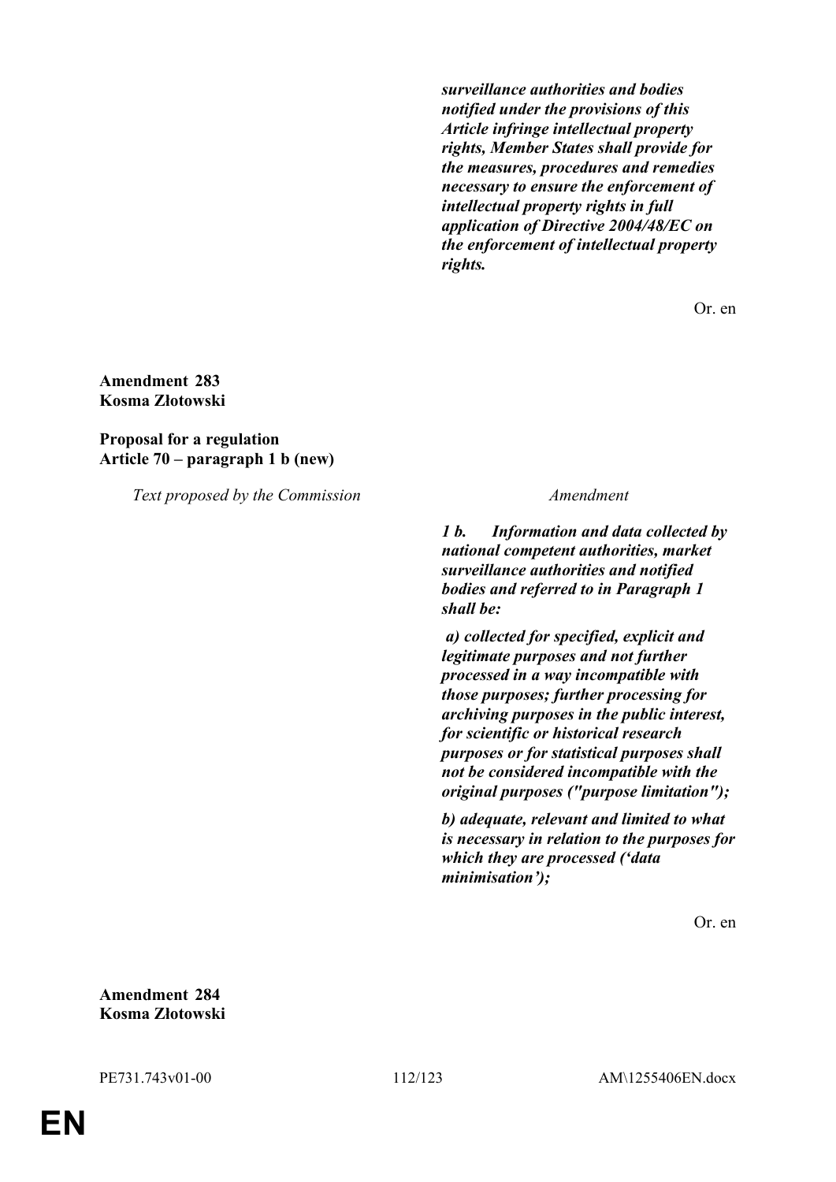*surveillance authorities and bodies notified under the provisions of this Article infringe intellectual property rights, Member States shall provide for the measures, procedures and remedies necessary to ensure the enforcement of intellectual property rights in full application of Directive 2004/48/EC on the enforcement of intellectual property rights.*

Or. en

**Amendment 283**
**Kosma Złotowski**

**Proposal for a regulation**
**Article 70 – paragraph 1 b (new)**

| *Text proposed by the Commission* | *Amendment* |
|---|---|
| | ***1 b. Information and data collected by national competent authorities, market surveillance authorities and notified bodies and referred to in Paragraph 1 shall be:*** |
| | ***a) collected for specified, explicit and legitimate purposes and not further processed in a way incompatible with those purposes; further processing for archiving purposes in the public interest, for scientific or historical research purposes or for statistical purposes shall not be considered incompatible with the original purposes ("purpose limitation");*** |
| | ***b) adequate, relevant and limited to what is necessary in relation to the purposes for which they are processed ('data minimisation');*** |

Or. en

**Amendment 284**
**Kosma Złotowski**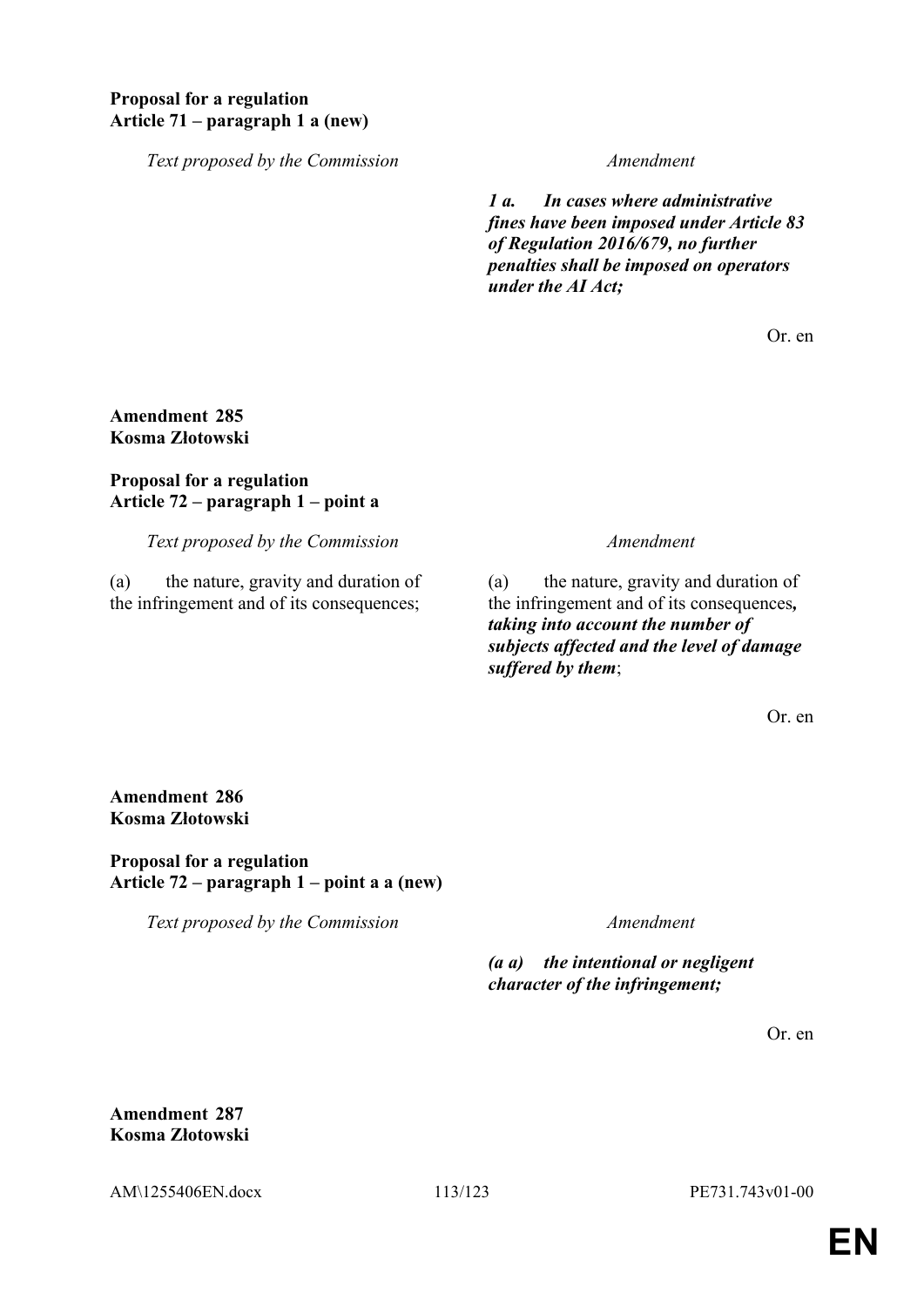**Proposal for a regulation**
**Article 71 – paragraph 1 a (new)**

| Text proposed by the Commission | Amendment |
|---|---|
| | ***1 a. In cases where administrative fines have been imposed under Article 83 of Regulation 2016/679, no further penalties shall be imposed on operators under the AI Act;*** |

Or. en

**Amendment 285**
**Kosma Złotowski**

**Proposal for a regulation**
**Article 72 – paragraph 1 – point a**

| Text proposed by the Commission | Amendment |
|---|---|
| (a) the nature, gravity and duration of the infringement and of its consequences; | (a) the nature, gravity and duration of the infringement and of its consequences***, taking into account the number of subjects affected and the level of damage suffered by them***; |

Or. en

**Amendment 286**
**Kosma Złotowski**

**Proposal for a regulation**
**Article 72 – paragraph 1 – point a a (new)**

| Text proposed by the Commission | Amendment |
|---|---|
| | ***(a a) the intentional or negligent character of the infringement;*** |

Or. en

**Amendment 287**
**Kosma Złotowski**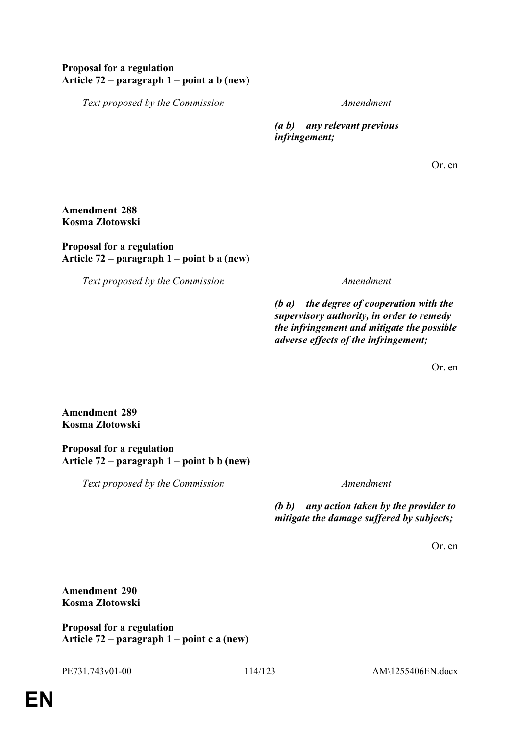**Proposal for a regulation**
**Article 72 – paragraph 1 – point a b (new)**

| Text proposed by the Commission | Amendment |
|---|---|
| | ***(a b) any relevant previous infringement;*** |

Or. en

**Amendment 288**
**Kosma Złotowski**

**Proposal for a regulation**
**Article 72 – paragraph 1 – point b a (new)**

| Text proposed by the Commission | Amendment |
|---|---|
| | ***(b a) the degree of cooperation with the supervisory authority, in order to remedy the infringement and mitigate the possible adverse effects of the infringement;*** |

Or. en

**Amendment 289**
**Kosma Złotowski**

**Proposal for a regulation**
**Article 72 – paragraph 1 – point b b (new)**

| Text proposed by the Commission | Amendment |
|---|---|
| | ***(b b) any action taken by the provider to mitigate the damage suffered by subjects;*** |

Or. en

**Amendment 290**
**Kosma Złotowski**

**Proposal for a regulation**
**Article 72 – paragraph 1 – point c a (new)**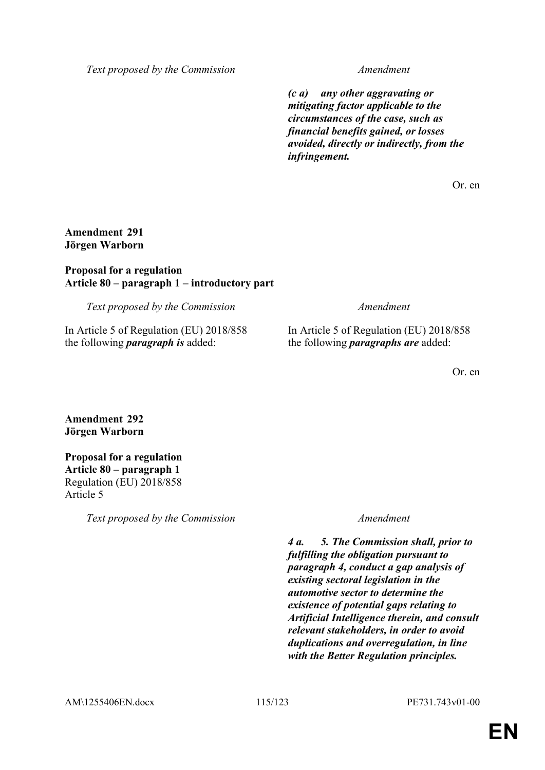| *Text proposed by the Commission* | *Amendment* |
| --- | --- |
| | ***(c a) any other aggravating or mitigating factor applicable to the circumstances of the case, such as financial benefits gained, or losses avoided, directly or indirectly, from the infringement.*** |

Or. en

**Amendment 291**
**Jörgen Warborn**

**Proposal for a regulation**
**Article 80 – paragraph 1 – introductory part**

| *Text proposed by the Commission* | *Amendment* |
| --- | --- |
| In Article 5 of Regulation (EU) 2018/858 the following ***paragraph is*** added: | In Article 5 of Regulation (EU) 2018/858 the following ***paragraphs are*** added: |

Or. en

**Amendment 292**
**Jörgen Warborn**

**Proposal for a regulation**
**Article 80 – paragraph 1**
Regulation (EU) 2018/858
Article 5

| *Text proposed by the Commission* | *Amendment* |
| --- | --- |
| | ***4 a. 5. The Commission shall, prior to fulfilling the obligation pursuant to paragraph 4, conduct a gap analysis of existing sectoral legislation in the automotive sector to determine the existence of potential gaps relating to Artificial Intelligence therein, and consult relevant stakeholders, in order to avoid duplications and overregulation, in line with the Better Regulation principles.*** |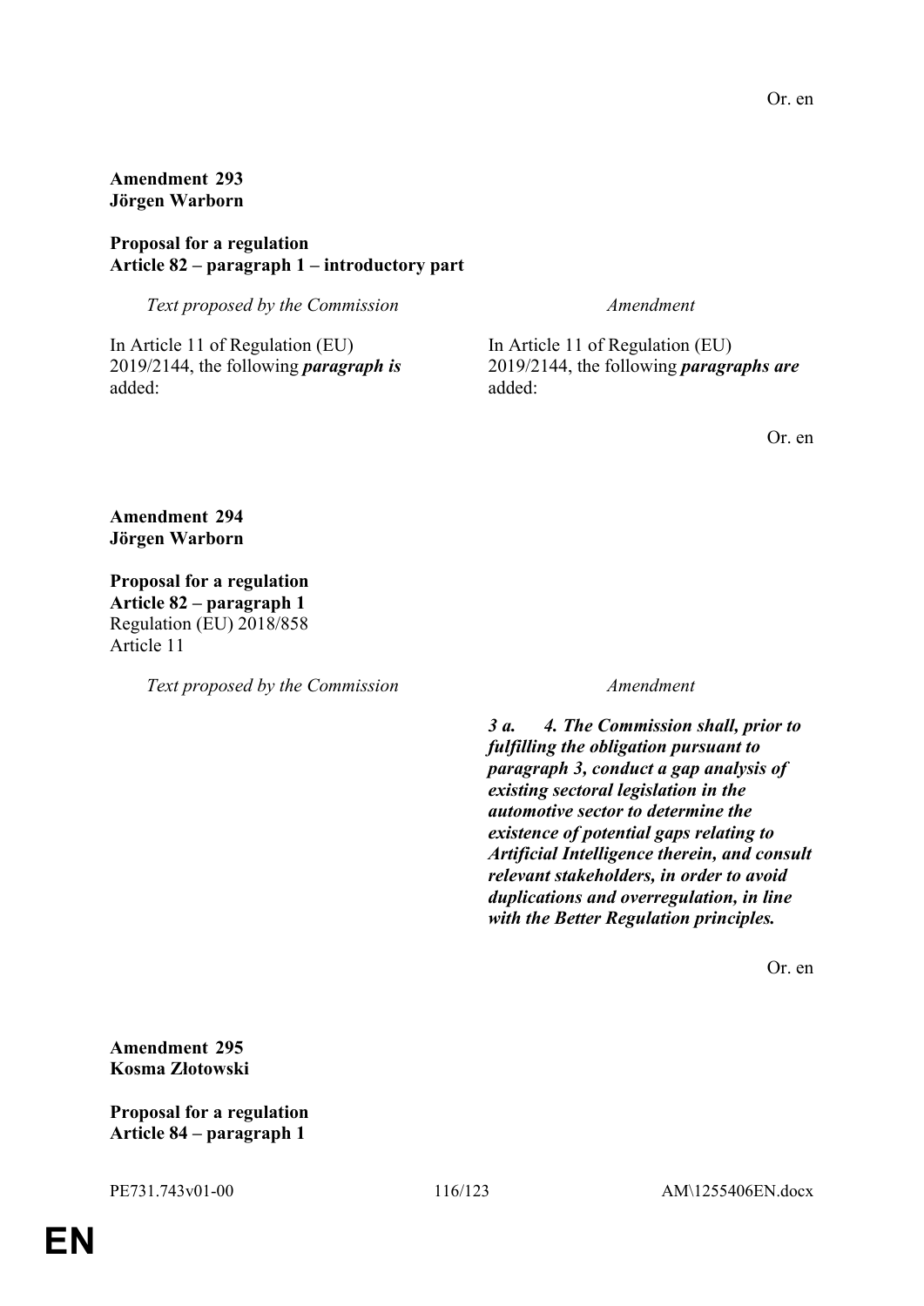Or. en

**Amendment 293**
**Jörgen Warborn**

**Proposal for a regulation**
**Article 82 – paragraph 1 – introductory part**

| *Text proposed by the Commission* | *Amendment* |
|---|---|
| In Article 11 of Regulation (EU) 2019/2144, the following ***paragraph is*** added: | In Article 11 of Regulation (EU) 2019/2144, the following ***paragraphs are*** added: |

Or. en

**Amendment 294**
**Jörgen Warborn**

**Proposal for a regulation**
**Article 82 – paragraph 1**
Regulation (EU) 2018/858
Article 11

| *Text proposed by the Commission* | *Amendment* |
|---|---|
| | ***3 a. 4. The Commission shall, prior to fulfilling the obligation pursuant to paragraph 3, conduct a gap analysis of existing sectoral legislation in the automotive sector to determine the existence of potential gaps relating to Artificial Intelligence therein, and consult relevant stakeholders, in order to avoid duplications and overregulation, in line with the Better Regulation principles.*** |

Or. en

**Amendment 295**
**Kosma Złotowski**

**Proposal for a regulation**
**Article 84 – paragraph 1**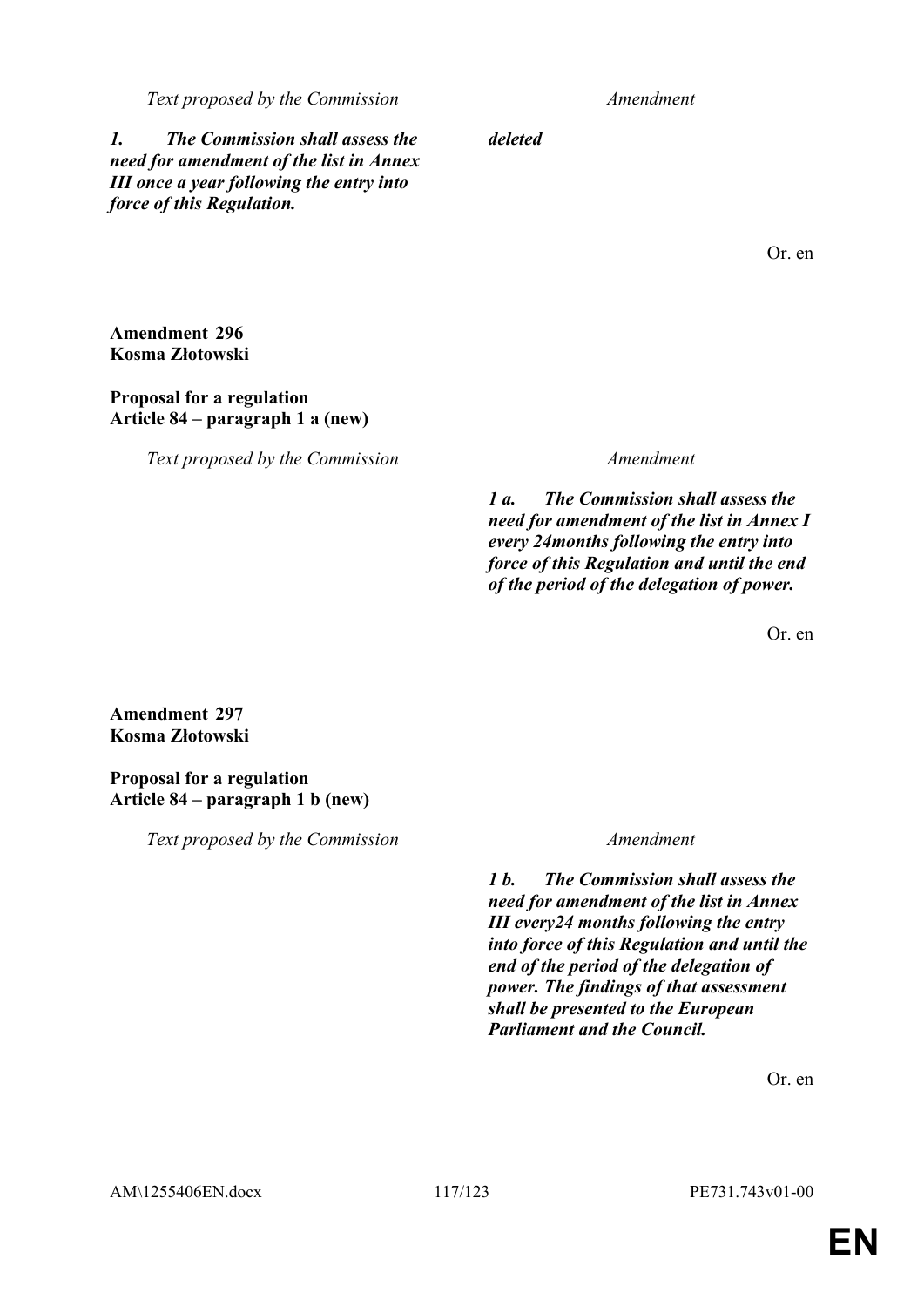| Text proposed by the Commission | Amendment |
|---|---|
| ***1. The Commission shall assess the need for amendment of the list in Annex III once a year following the entry into force of this Regulation.*** | ***deleted*** |

Or. en

**Amendment 296**
**Kosma Złotowski**

**Proposal for a regulation**
**Article 84 – paragraph 1 a (new)**

| Text proposed by the Commission | Amendment |
|---|---|
| | ***1 a. The Commission shall assess the need for amendment of the list in Annex I every 24months following the entry into force of this Regulation and until the end of the period of the delegation of power.*** |

Or. en

**Amendment 297**
**Kosma Złotowski**

**Proposal for a regulation**
**Article 84 – paragraph 1 b (new)**

| Text proposed by the Commission | Amendment |
|---|---|
| | ***1 b. The Commission shall assess the need for amendment of the list in Annex III every24 months following the entry into force of this Regulation and until the end of the period of the delegation of power. The findings of that assessment shall be presented to the European Parliament and the Council.*** |

Or. en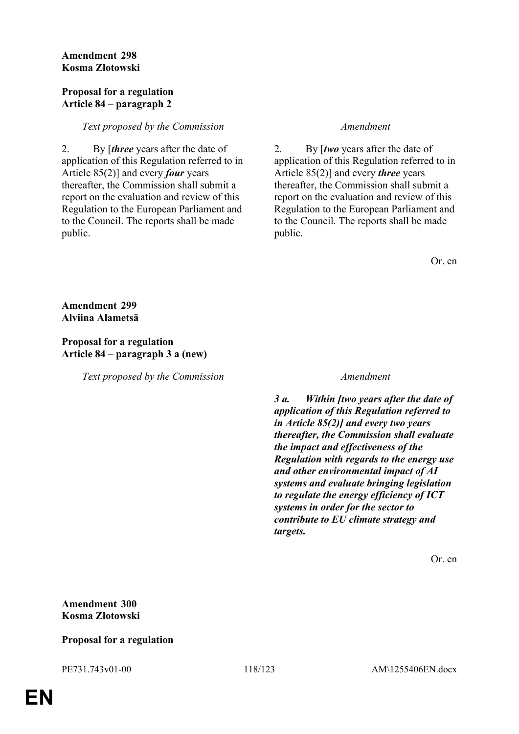**Amendment 298**
**Kosma Złotowski**

**Proposal for a regulation**
**Article 84 – paragraph 2**

| *Text proposed by the Commission* | *Amendment* |
| --- | --- |
| 2. By [***three*** years after the date of application of this Regulation referred to in Article 85(2)] and every ***four*** years thereafter, the Commission shall submit a report on the evaluation and review of this Regulation to the European Parliament and to the Council. The reports shall be made public. | 2. By [***two*** years after the date of application of this Regulation referred to in Article 85(2)] and every ***three*** years thereafter, the Commission shall submit a report on the evaluation and review of this Regulation to the European Parliament and to the Council. The reports shall be made public. |

Or. en

**Amendment 299**
**Alviina Alametsä**

**Proposal for a regulation**
**Article 84 – paragraph 3 a (new)**

| *Text proposed by the Commission* | *Amendment* |
| --- | --- |
| | ***3 a. Within [two years after the date of application of this Regulation referred to in Article 85(2)] and every two years thereafter, the Commission shall evaluate the impact and effectiveness of the Regulation with regards to the energy use and other environmental impact of AI systems and evaluate bringing legislation to regulate the energy efficiency of ICT systems in order for the sector to contribute to EU climate strategy and targets.*** |

Or. en

**Amendment 300**
**Kosma Złotowski**

**Proposal for a regulation**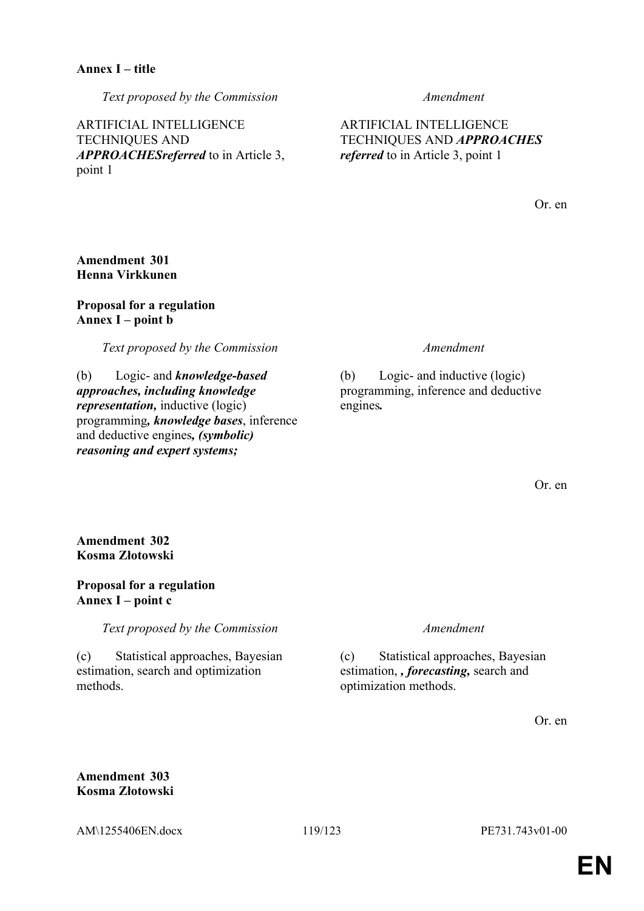**Annex I – title**

| *Text proposed by the Commission* | *Amendment* |
|---|---|
| ARTIFICIAL INTELLIGENCE TECHNIQUES AND ***APPROACHESreferred*** to in Article 3, point 1 | ARTIFICIAL INTELLIGENCE TECHNIQUES AND ***APPROACHES referred*** to in Article 3, point 1 |

Or. en

**Amendment 301**
**Henna Virkkunen**

**Proposal for a regulation**
**Annex I – point b**

| *Text proposed by the Commission* | *Amendment* |
|---|---|
| (b) Logic- and ***knowledge-based approaches, including knowledge representation,*** inductive (logic) programming***, knowledge bases***, inference and deductive engines***, (symbolic) reasoning and expert systems;*** | (b) Logic- and inductive (logic) programming, inference and deductive engines***.*** |

Or. en

**Amendment 302**
**Kosma Złotowski**

**Proposal for a regulation**
**Annex I – point c**

| *Text proposed by the Commission* | *Amendment* |
|---|---|
| (c) Statistical approaches, Bayesian estimation, search and optimization methods. | (c) Statistical approaches, Bayesian estimation, ***, forecasting,*** search and optimization methods. |

Or. en

**Amendment 303**
**Kosma Złotowski**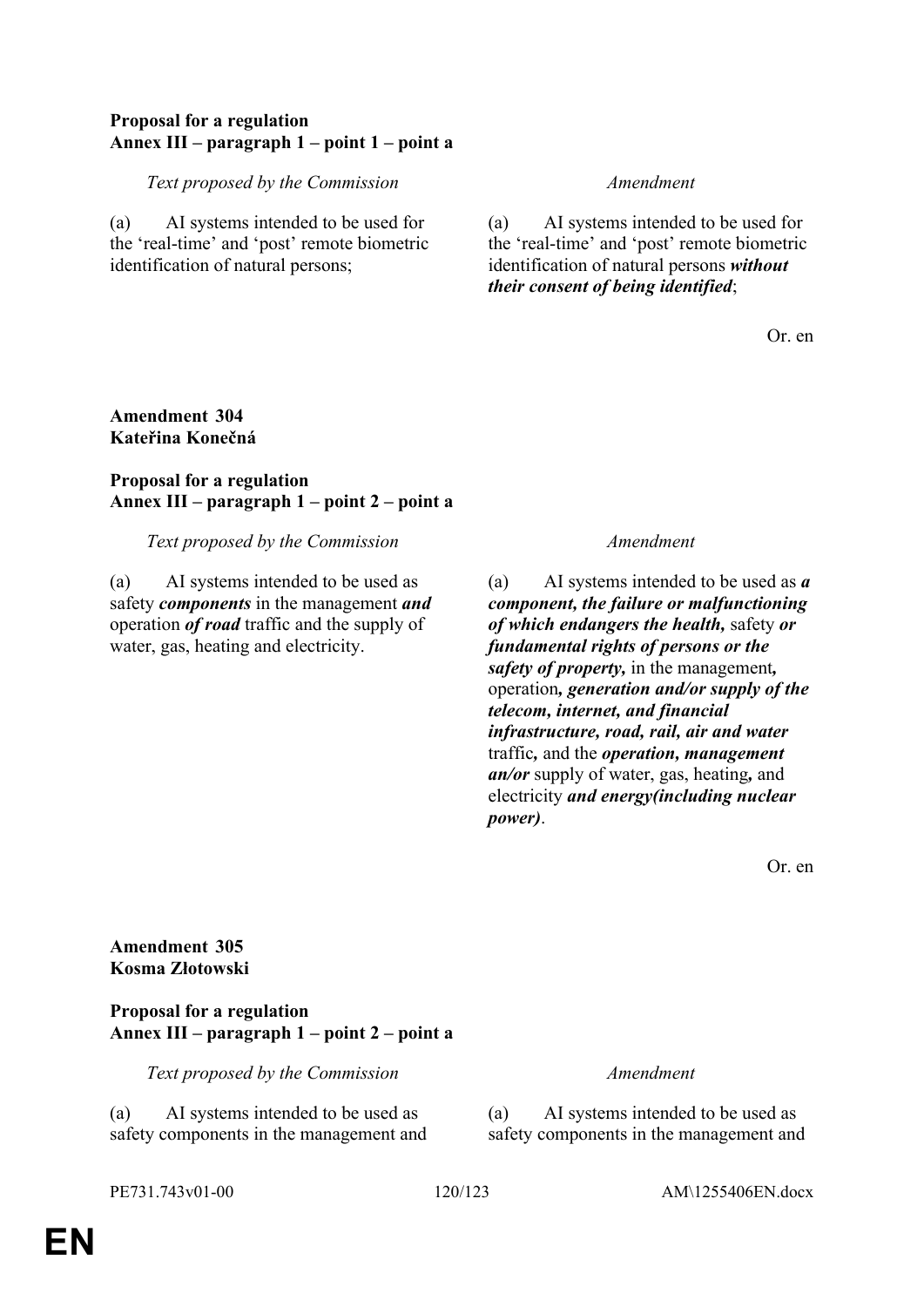**Proposal for a regulation**
**Annex III – paragraph 1 – point 1 – point a**

| *Text proposed by the Commission* | *Amendment* |
|---|---|
| (a) AI systems intended to be used for the 'real-time' and 'post' remote biometric identification of natural persons; | (a) AI systems intended to be used for the 'real-time' and 'post' remote biometric identification of natural persons ***without their consent of being identified***; |

Or. en

**Amendment 304**
**Kateřina Konečná**

**Proposal for a regulation**
**Annex III – paragraph 1 – point 2 – point a**

| *Text proposed by the Commission* | *Amendment* |
|---|---|
| (a) AI systems intended to be used as safety ***components*** in the management ***and*** operation ***of road*** traffic and the supply of water, gas, heating and electricity. | (a) AI systems intended to be used as ***a component, the failure or malfunctioning of which endangers the health,*** safety ***or fundamental rights of persons or the safety of property,*** in the management***,*** operation***, generation and/or supply of the telecom, internet, and financial infrastructure, road, rail, air and water*** traffic***,*** and the ***operation, management an/or*** supply of water, gas, heating***,*** and electricity ***and energy(including nuclear power)***. |

Or. en

**Amendment 305**
**Kosma Złotowski**

**Proposal for a regulation**
**Annex III – paragraph 1 – point 2 – point a**

| *Text proposed by the Commission* | *Amendment* |
|---|---|
| (a) AI systems intended to be used as safety components in the management and | (a) AI systems intended to be used as safety components in the management and |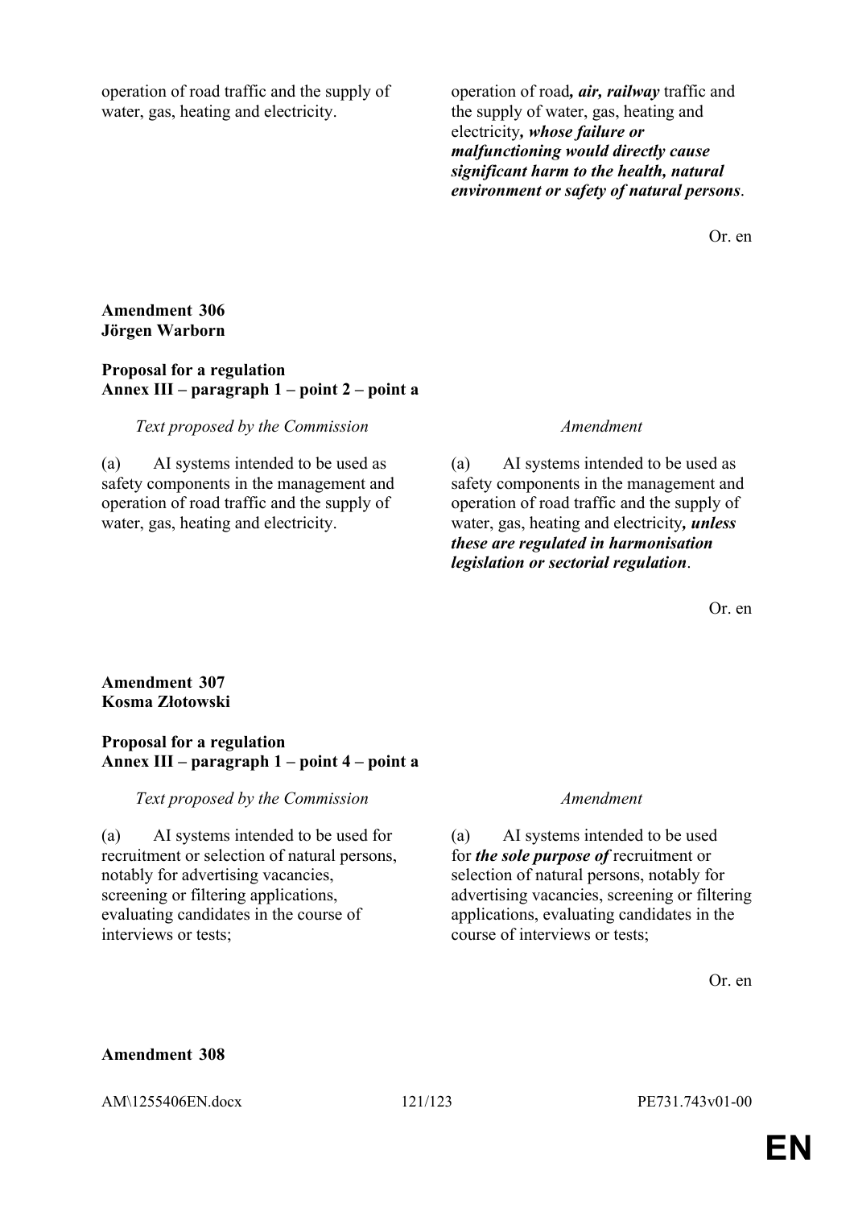| | |
|---|---|
| operation of road traffic and the supply of water, gas, heating and electricity. | operation of road***, air, railway*** traffic and the supply of water, gas, heating and electricity***, whose failure or malfunctioning would directly cause significant harm to the health, natural environment or safety of natural persons***. |

Or. en

**Amendment 306**
**Jörgen Warborn**

**Proposal for a regulation**
**Annex III – paragraph 1 – point 2 – point a**

| *Text proposed by the Commission* | *Amendment* |
|---|---|
| (a) AI systems intended to be used as safety components in the management and operation of road traffic and the supply of water, gas, heating and electricity. | (a) AI systems intended to be used as safety components in the management and operation of road traffic and the supply of water, gas, heating and electricity***, unless these are regulated in harmonisation legislation or sectorial regulation***. |

Or. en

**Amendment 307**
**Kosma Złotowski**

**Proposal for a regulation**
**Annex III – paragraph 1 – point 4 – point a**

| *Text proposed by the Commission* | *Amendment* |
|---|---|
| (a) AI systems intended to be used for recruitment or selection of natural persons, notably for advertising vacancies, screening or filtering applications, evaluating candidates in the course of interviews or tests; | (a) AI systems intended to be used for ***the sole purpose of*** recruitment or selection of natural persons, notably for advertising vacancies, screening or filtering applications, evaluating candidates in the course of interviews or tests; |

Or. en

**Amendment 308**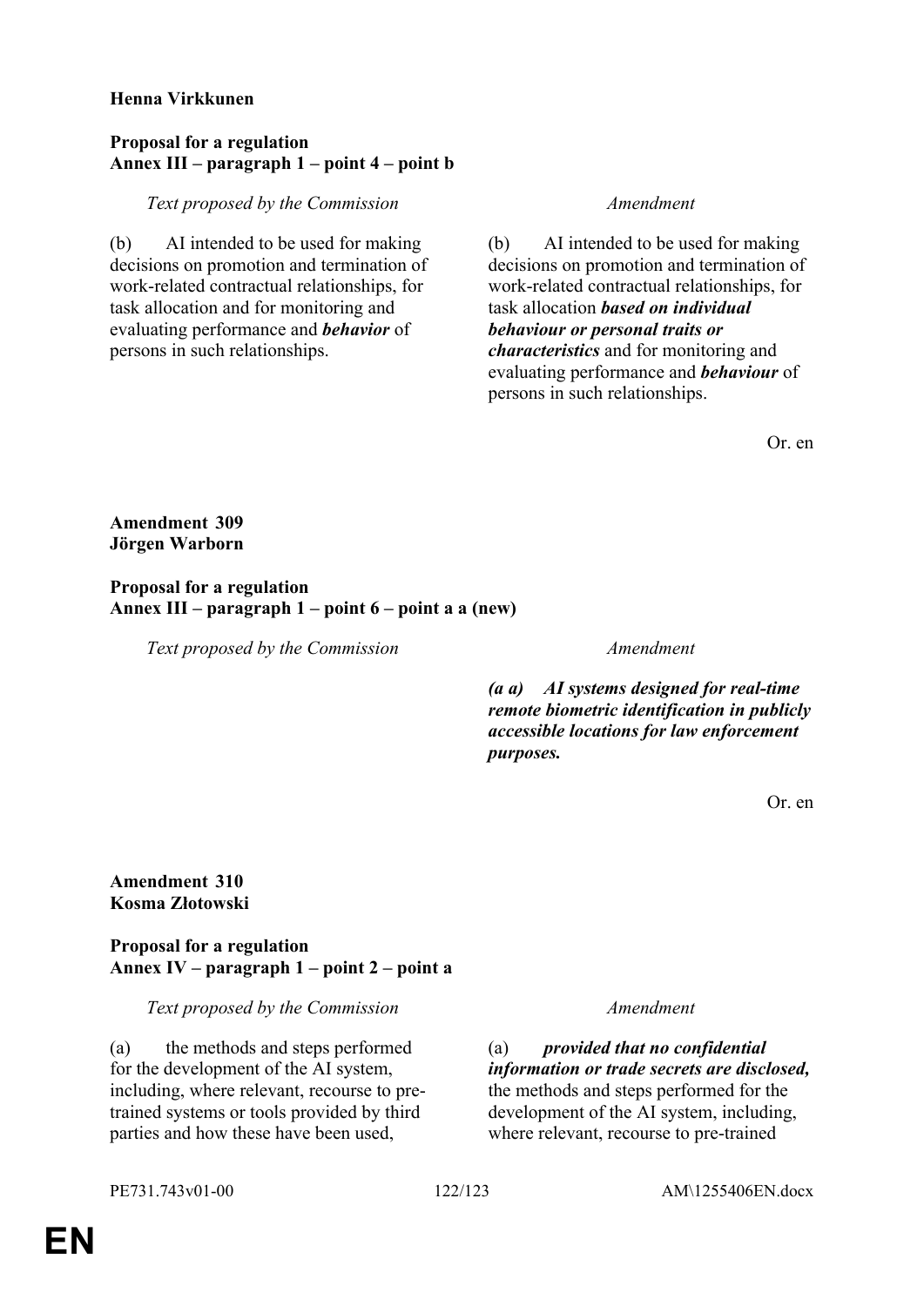**Henna Virkkunen**

**Proposal for a regulation**
**Annex III – paragraph 1 – point 4 – point b**

| *Text proposed by the Commission* | *Amendment* |
|---|---|
| (b) AI intended to be used for making decisions on promotion and termination of work-related contractual relationships, for task allocation and for monitoring and evaluating performance and ***behavior*** of persons in such relationships. | (b) AI intended to be used for making decisions on promotion and termination of work-related contractual relationships, for task allocation ***based on individual behaviour or personal traits or characteristics*** and for monitoring and evaluating performance and ***behaviour*** of persons in such relationships. |

Or. en

**Amendment 309**
**Jörgen Warborn**

**Proposal for a regulation**
**Annex III – paragraph 1 – point 6 – point a a (new)**

| *Text proposed by the Commission* | *Amendment* |
|---|---|
| | ***(a a) AI systems designed for real-time remote biometric identification in publicly accessible locations for law enforcement purposes.*** |

Or. en

**Amendment 310**
**Kosma Złotowski**

**Proposal for a regulation**
**Annex IV – paragraph 1 – point 2 – point a**

| *Text proposed by the Commission* | *Amendment* |
|---|---|
| (a) the methods and steps performed for the development of the AI system, including, where relevant, recourse to pre-trained systems or tools provided by third parties and how these have been used, | (a) ***provided that no confidential information or trade secrets are disclosed,*** the methods and steps performed for the development of the AI system, including, where relevant, recourse to pre-trained |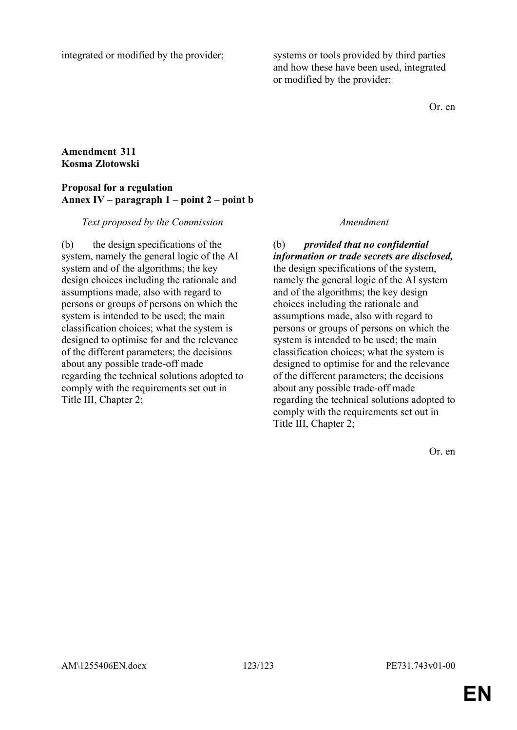| | |
|---|---|
| integrated or modified by the provider; | systems or tools provided by third parties and how these have been used, integrated or modified by the provider; |

Or. en

**Amendment 311**
**Kosma Złotowski**

**Proposal for a regulation**
**Annex IV – paragraph 1 – point 2 – point b**

| *Text proposed by the Commission* | *Amendment* |
|---|---|
| (b) the design specifications of the system, namely the general logic of the AI system and of the algorithms; the key design choices including the rationale and assumptions made, also with regard to persons or groups of persons on which the system is intended to be used; the main classification choices; what the system is designed to optimise for and the relevance of the different parameters; the decisions about any possible trade-off made regarding the technical solutions adopted to comply with the requirements set out in Title III, Chapter 2; | (b) ***provided that no confidential information or trade secrets are disclosed,*** the design specifications of the system, namely the general logic of the AI system and of the algorithms; the key design choices including the rationale and assumptions made, also with regard to persons or groups of persons on which the system is intended to be used; the main classification choices; what the system is designed to optimise for and the relevance of the different parameters; the decisions about any possible trade-off made regarding the technical solutions adopted to comply with the requirements set out in Title III, Chapter 2; |

Or. en